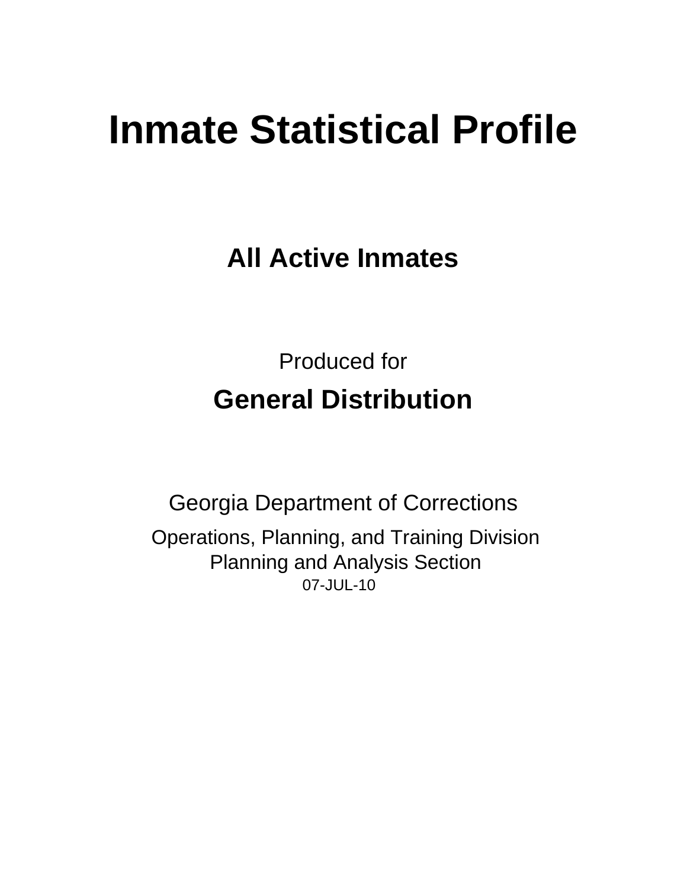# Inmate Statistical Profile

## All Active Inmates

Produced for

## General Distribution

Georgia Department of Corrections

Operations, Planning, and Training Division
Planning and Analysis Section
07-JUL-10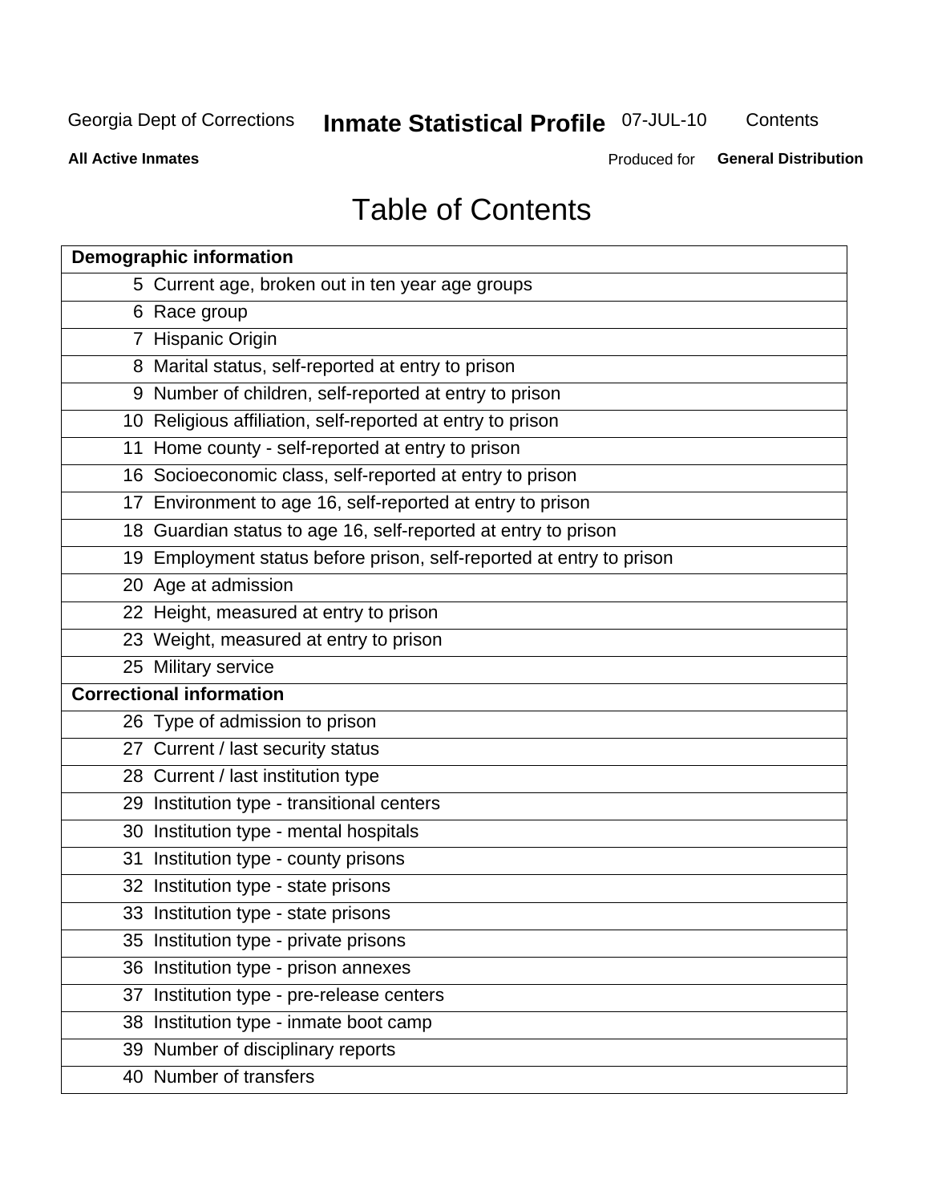# Table of Contents

| Demographic information | |
|---|---|
| 5 | Current age, broken out in ten year age groups |
| 6 | Race group |
| 7 | Hispanic Origin |
| 8 | Marital status, self-reported at entry to prison |
| 9 | Number of children, self-reported at entry to prison |
| 10 | Religious affiliation, self-reported at entry to prison |
| 11 | Home county - self-reported at entry to prison |
| 16 | Socioeconomic class, self-reported at entry to prison |
| 17 | Environment to age 16, self-reported at entry to prison |
| 18 | Guardian status to age 16, self-reported at entry to prison |
| 19 | Employment status before prison, self-reported at entry to prison |
| 20 | Age at admission |
| 22 | Height, measured at entry to prison |
| 23 | Weight, measured at entry to prison |
| 25 | Military service |
| **Correctional information** | |
| 26 | Type of admission to prison |
| 27 | Current / last security status |
| 28 | Current / last institution type |
| 29 | Institution type - transitional centers |
| 30 | Institution type - mental hospitals |
| 31 | Institution type - county prisons |
| 32 | Institution type - state prisons |
| 33 | Institution type - state prisons |
| 35 | Institution type - private prisons |
| 36 | Institution type - prison annexes |
| 37 | Institution type - pre-release centers |
| 38 | Institution type - inmate boot camp |
| 39 | Number of disciplinary reports |
| 40 | Number of transfers |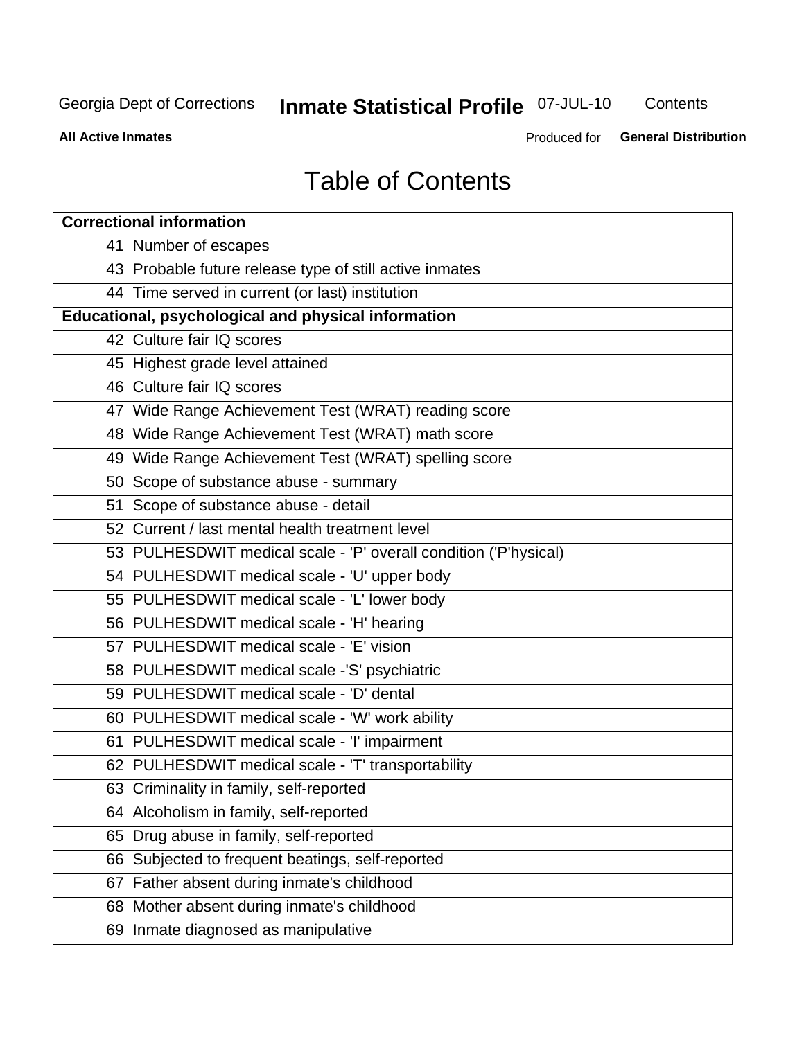# Table of Contents

| Correctional information |
| --- |
| 41 Number of escapes |
| 43 Probable future release type of still active inmates |
| 44 Time served in current (or last) institution |
| **Educational, psychological and physical information** |
| 42 Culture fair IQ scores |
| 45 Highest grade level attained |
| 46 Culture fair IQ scores |
| 47 Wide Range Achievement Test (WRAT) reading score |
| 48 Wide Range Achievement Test (WRAT) math score |
| 49 Wide Range Achievement Test (WRAT) spelling score |
| 50 Scope of substance abuse - summary |
| 51 Scope of substance abuse - detail |
| 52 Current / last mental health treatment level |
| 53 PULHESDWIT medical scale - 'P' overall condition ('P'hysical) |
| 54 PULHESDWIT medical scale - 'U' upper body |
| 55 PULHESDWIT medical scale - 'L' lower body |
| 56 PULHESDWIT medical scale - 'H' hearing |
| 57 PULHESDWIT medical scale - 'E' vision |
| 58 PULHESDWIT medical scale -'S' psychiatric |
| 59 PULHESDWIT medical scale - 'D' dental |
| 60 PULHESDWIT medical scale - 'W' work ability |
| 61 PULHESDWIT medical scale - 'I' impairment |
| 62 PULHESDWIT medical scale - 'T' transportability |
| 63 Criminality in family, self-reported |
| 64 Alcoholism in family, self-reported |
| 65 Drug abuse in family, self-reported |
| 66 Subjected to frequent beatings, self-reported |
| 67 Father absent during inmate's childhood |
| 68 Mother absent during inmate's childhood |
| 69 Inmate diagnosed as manipulative |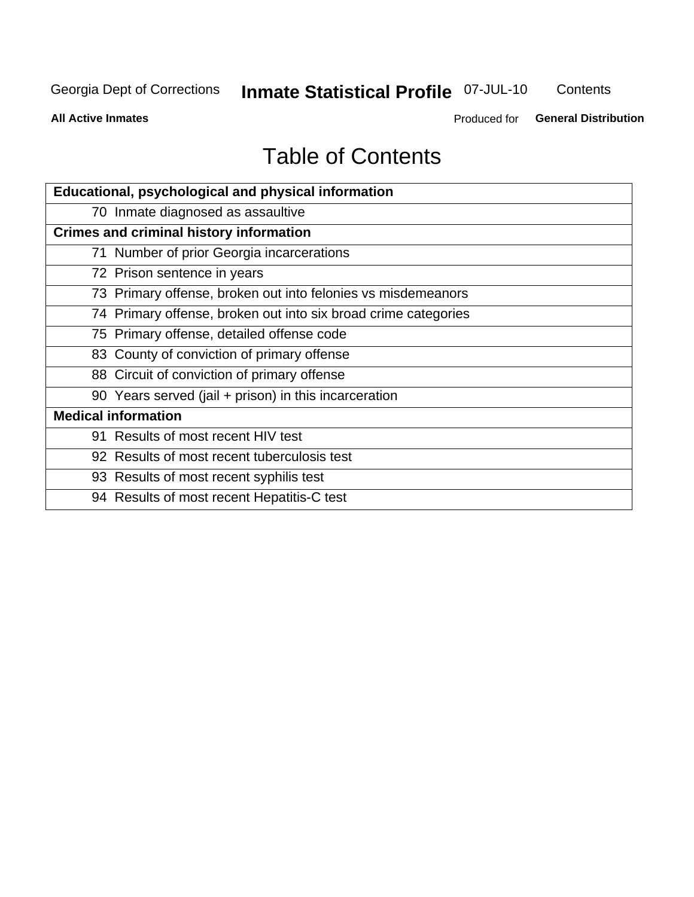# Table of Contents

| Educational, psychological and physical information |
|---|
| 70 Inmate diagnosed as assaultive |
| **Crimes and criminal history information** |
| 71 Number of prior Georgia incarcerations |
| 72 Prison sentence in years |
| 73 Primary offense, broken out into felonies vs misdemeanors |
| 74 Primary offense, broken out into six broad crime categories |
| 75 Primary offense, detailed offense code |
| 83 County of conviction of primary offense |
| 88 Circuit of conviction of primary offense |
| 90 Years served (jail + prison) in this incarceration |
| **Medical information** |
| 91 Results of most recent HIV test |
| 92 Results of most recent tuberculosis test |
| 93 Results of most recent syphilis test |
| 94 Results of most recent Hepatitis-C test |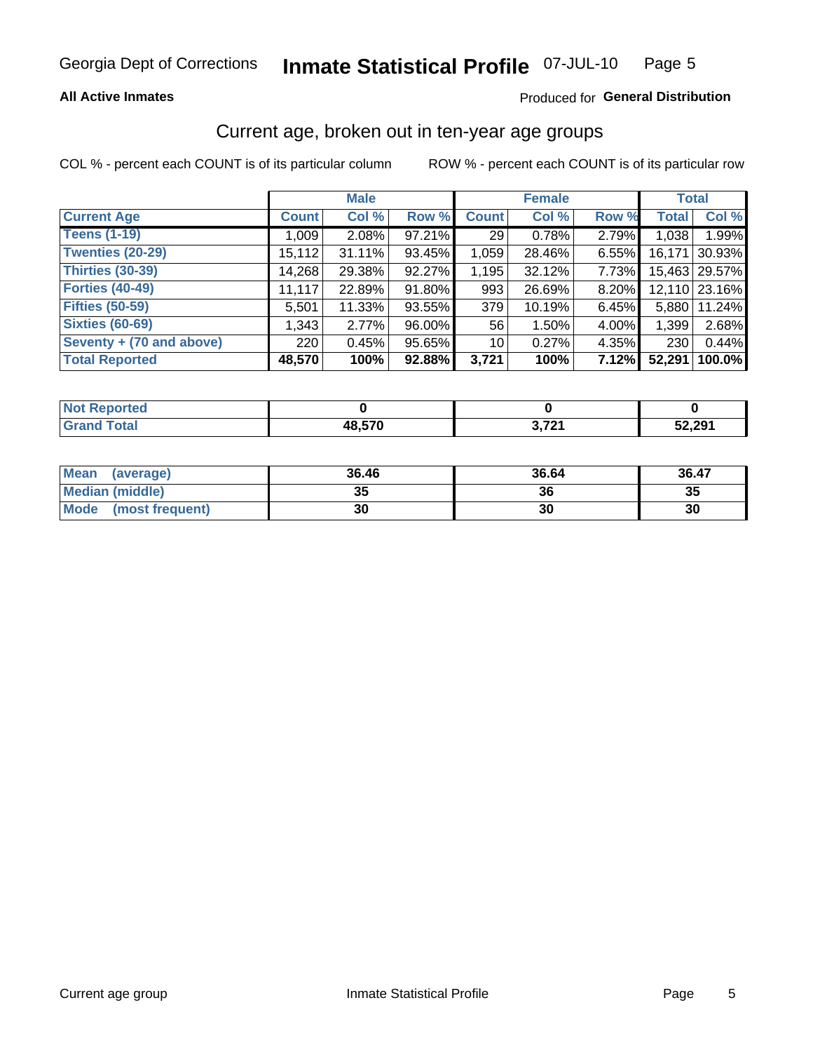Georgia Dept of Corrections **Inmate Statistical Profile** 07-JUL-10

**All Active Inmates**

Produced for **General Distribution**

## Current age, broken out in ten-year age groups

COL % - percent each COUNT is of its particular column

ROW % - percent each COUNT is of its particular row

| | Male | | | Female | | | Total | |
|---|---|---|---|---|---|---|---|---|
| **Current Age** | **Count** | **Col %** | **Row %** | **Count** | **Col %** | **Row %** | **Total** | **Col %** |
| **Teens (1-19)** | 1,009 | 2.08% | 97.21% | 29 | 0.78% | 2.79% | 1,038 | 1.99% |
| **Twenties (20-29)** | 15,112 | 31.11% | 93.45% | 1,059 | 28.46% | 6.55% | 16,171 | 30.93% |
| **Thirties (30-39)** | 14,268 | 29.38% | 92.27% | 1,195 | 32.12% | 7.73% | 15,463 | 29.57% |
| **Forties (40-49)** | 11,117 | 22.89% | 91.80% | 993 | 26.69% | 8.20% | 12,110 | 23.16% |
| **Fifties (50-59)** | 5,501 | 11.33% | 93.55% | 379 | 10.19% | 6.45% | 5,880 | 11.24% |
| **Sixties (60-69)** | 1,343 | 2.77% | 96.00% | 56 | 1.50% | 4.00% | 1,399 | 2.68% |
| **Seventy + (70 and above)** | 220 | 0.45% | 95.65% | 10 | 0.27% | 4.35% | 230 | 0.44% |
| **Total Reported** | **48,570** | **100%** | **92.88%** | **3,721** | **100%** | **7.12%** | **52,291** | **100.0%** |

| | Male | Female | Total |
|---|---|---|---|
| **Not Reported** | **0** | **0** | **0** |
| **Grand Total** | **48,570** | **3,721** | **52,291** |

| | Male | Female | Total |
|---|---|---|---|
| **Mean (average)** | **36.46** | **36.64** | **36.47** |
| **Median (middle)** | **35** | **36** | **35** |
| **Mode (most frequent)** | **30** | **30** | **30** |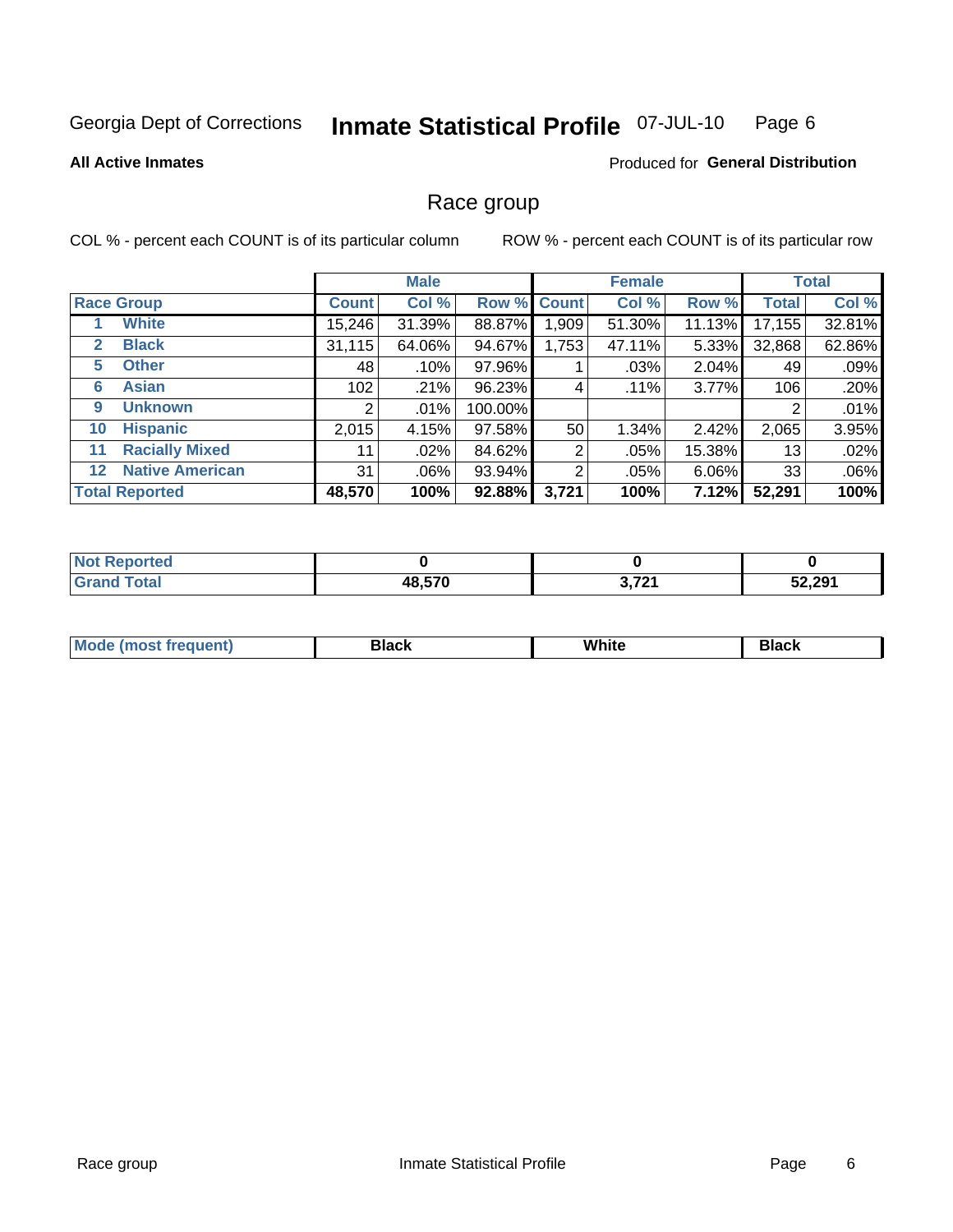Georgia Dept of Corrections **Inmate Statistical Profile** 07-JUL-10

**All Active Inmates**

Produced for **General Distribution**

## Race group

COL % - percent each COUNT is of its particular column

ROW % - percent each COUNT is of its particular row

| | | Male | | | Female | | | Total | |
|---|---|---|---|---|---|---|---|---|---|
| **Race Group** | | **Count** | **Col %** | **Row %** | **Count** | **Col %** | **Row %** | **Total** | **Col %** |
| 1 | **White** | 15,246 | 31.39% | 88.87% | 1,909 | 51.30% | 11.13% | 17,155 | 32.81% |
| 2 | **Black** | 31,115 | 64.06% | 94.67% | 1,753 | 47.11% | 5.33% | 32,868 | 62.86% |
| 5 | **Other** | 48 | .10% | 97.96% | 1 | .03% | 2.04% | 49 | .09% |
| 6 | **Asian** | 102 | .21% | 96.23% | 4 | .11% | 3.77% | 106 | .20% |
| 9 | **Unknown** | 2 | .01% | 100.00% | | | | 2 | .01% |
| 10 | **Hispanic** | 2,015 | 4.15% | 97.58% | 50 | 1.34% | 2.42% | 2,065 | 3.95% |
| 11 | **Racially Mixed** | 11 | .02% | 84.62% | 2 | .05% | 15.38% | 13 | .02% |
| 12 | **Native American** | 31 | .06% | 93.94% | 2 | .05% | 6.06% | 33 | .06% |
| **Total Reported** | | **48,570** | **100%** | **92.88%** | **3,721** | **100%** | **7.12%** | **52,291** | **100%** |

| | Male | Female | Total |
|---|---|---|---|
| **Not Reported** | **0** | **0** | **0** |
| **Grand Total** | **48,570** | **3,721** | **52,291** |

| | Male | Female | Total |
|---|---|---|---|
| **Mode (most frequent)** | **Black** | **White** | **Black** |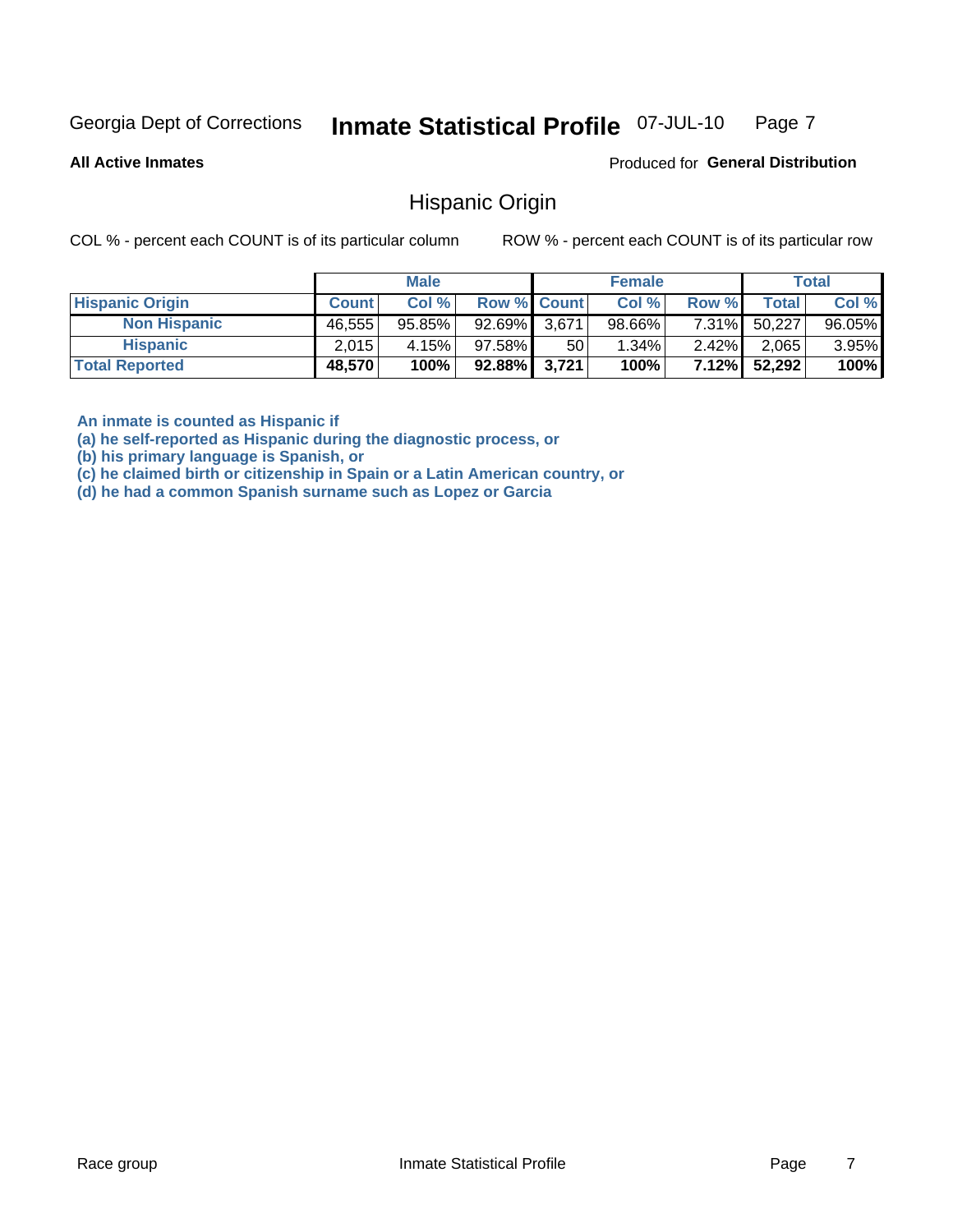Georgia Dept of Corrections **Inmate Statistical Profile** 07-JUL-10

**All Active Inmates**

Produced for **General Distribution**

## Hispanic Origin

COL % - percent each COUNT is of its particular column ROW % - percent each COUNT is of its particular row

| | Male | | | Female | | | Total | |
|---|---|---|---|---|---|---|---|---|
| **Hispanic Origin** | **Count** | **Col %** | **Row %** | **Count** | **Col %** | **Row %** | **Total** | **Col %** |
| **Non Hispanic** | 46,555 | 95.85% | 92.69% | 3,671 | 98.66% | 7.31% | 50,227 | 96.05% |
| **Hispanic** | 2,015 | 4.15% | 97.58% | 50 | 1.34% | 2.42% | 2,065 | 3.95% |
| **Total Reported** | **48,570** | **100%** | **92.88%** | **3,721** | **100%** | **7.12%** | **52,292** | **100%** |

**An inmate is counted as Hispanic if**
**(a) he self-reported as Hispanic during the diagnostic process, or**
**(b) his primary language is Spanish, or**
**(c) he claimed birth or citizenship in Spain or a Latin American country, or**
**(d) he had a common Spanish surname such as Lopez or Garcia**

Race group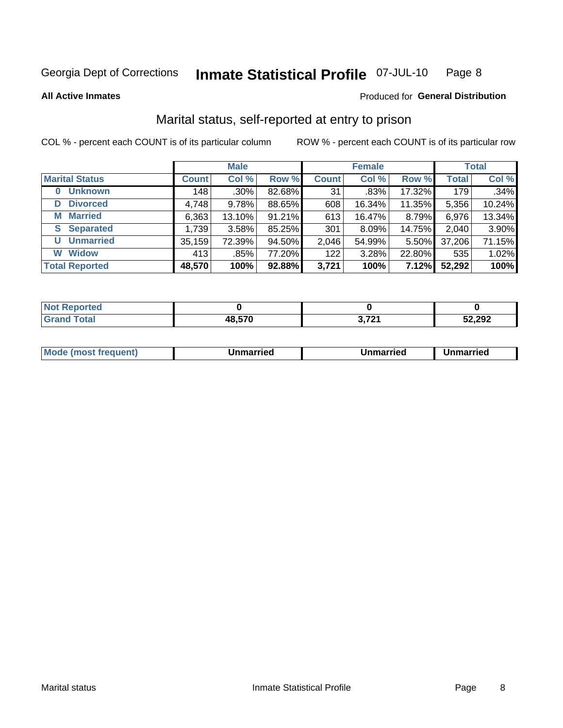Georgia Dept of Corrections **Inmate Statistical Profile** 07-JUL-10

**All Active Inmates**

Produced for **General Distribution**

## Marital status, self-reported at entry to prison

COL % - percent each COUNT is of its particular column

ROW % - percent each COUNT is of its particular row

| | Male | | | Female | | | Total | |
|---|---|---|---|---|---|---|---|---|
| **Marital Status** | **Count** | **Col %** | **Row %** | **Count** | **Col %** | **Row %** | **Total** | **Col %** |
| **0 Unknown** | 148 | .30% | 82.68% | 31 | .83% | 17.32% | 179 | .34% |
| **D Divorced** | 4,748 | 9.78% | 88.65% | 608 | 16.34% | 11.35% | 5,356 | 10.24% |
| **M Married** | 6,363 | 13.10% | 91.21% | 613 | 16.47% | 8.79% | 6,976 | 13.34% |
| **S Separated** | 1,739 | 3.58% | 85.25% | 301 | 8.09% | 14.75% | 2,040 | 3.90% |
| **U Unmarried** | 35,159 | 72.39% | 94.50% | 2,046 | 54.99% | 5.50% | 37,206 | 71.15% |
| **W Widow** | 413 | .85% | 77.20% | 122 | 3.28% | 22.80% | 535 | 1.02% |
| **Total Reported** | **48,570** | **100%** | **92.88%** | **3,721** | **100%** | **7.12%** | **52,292** | **100%** |

| | Male | Female | Total |
|---|---|---|---|
| **Not Reported** | **0** | **0** | **0** |
| **Grand Total** | **48,570** | **3,721** | **52,292** |

| | Male | Female | Total |
|---|---|---|---|
| **Mode (most frequent)** | **Unmarried** | **Unmarried** | **Unmarried** |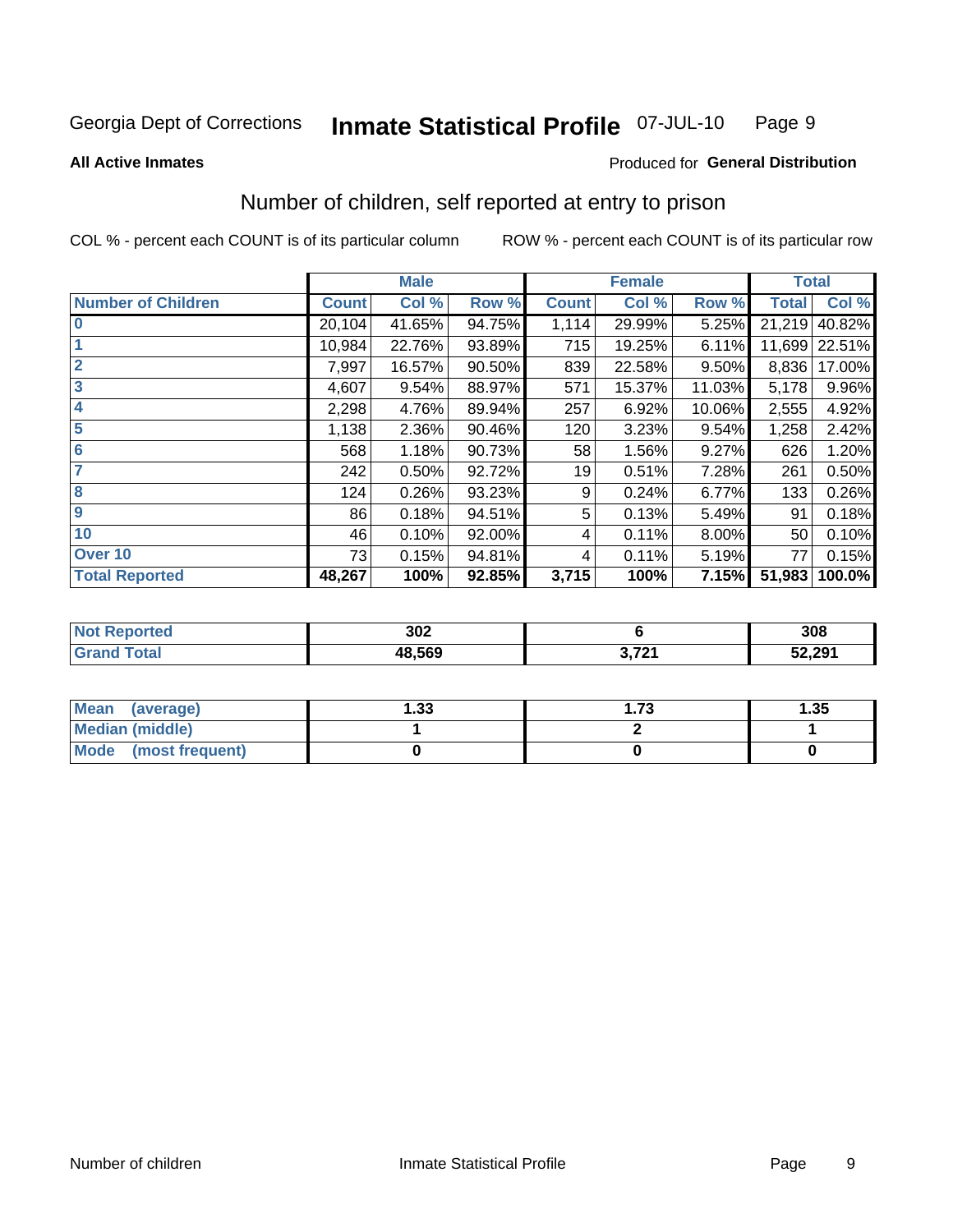Georgia Dept of Corrections **Inmate Statistical Profile** 07-JUL-10

**All Active Inmates**

Produced for **General Distribution**

## Number of children, self reported at entry to prison

COL % - percent each COUNT is of its particular column

ROW % - percent each COUNT is of its particular row

| | Male | | | Female | | | Total | |
|---|---|---|---|---|---|---|---|---|
| **Number of Children** | **Count** | **Col %** | **Row %** | **Count** | **Col %** | **Row %** | **Total** | **Col %** |
| **0** | 20,104 | 41.65% | 94.75% | 1,114 | 29.99% | 5.25% | 21,219 | 40.82% |
| **1** | 10,984 | 22.76% | 93.89% | 715 | 19.25% | 6.11% | 11,699 | 22.51% |
| **2** | 7,997 | 16.57% | 90.50% | 839 | 22.58% | 9.50% | 8,836 | 17.00% |
| **3** | 4,607 | 9.54% | 88.97% | 571 | 15.37% | 11.03% | 5,178 | 9.96% |
| **4** | 2,298 | 4.76% | 89.94% | 257 | 6.92% | 10.06% | 2,555 | 4.92% |
| **5** | 1,138 | 2.36% | 90.46% | 120 | 3.23% | 9.54% | 1,258 | 2.42% |
| **6** | 568 | 1.18% | 90.73% | 58 | 1.56% | 9.27% | 626 | 1.20% |
| **7** | 242 | 0.50% | 92.72% | 19 | 0.51% | 7.28% | 261 | 0.50% |
| **8** | 124 | 0.26% | 93.23% | 9 | 0.24% | 6.77% | 133 | 0.26% |
| **9** | 86 | 0.18% | 94.51% | 5 | 0.13% | 5.49% | 91 | 0.18% |
| **10** | 46 | 0.10% | 92.00% | 4 | 0.11% | 8.00% | 50 | 0.10% |
| **Over 10** | 73 | 0.15% | 94.81% | 4 | 0.11% | 5.19% | 77 | 0.15% |
| **Total Reported** | **48,267** | **100%** | **92.85%** | **3,715** | **100%** | **7.15%** | **51,983** | **100.0%** |

| | Male | Female | Total |
|---|---|---|---|
| **Not Reported** | **302** | **6** | **308** |
| **Grand Total** | **48,569** | **3,721** | **52,291** |

| | Male | Female | Total |
|---|---|---|---|
| **Mean (average)** | **1.33** | **1.73** | **1.35** |
| **Median (middle)** | **1** | **2** | **1** |
| **Mode (most frequent)** | **0** | **0** | **0** |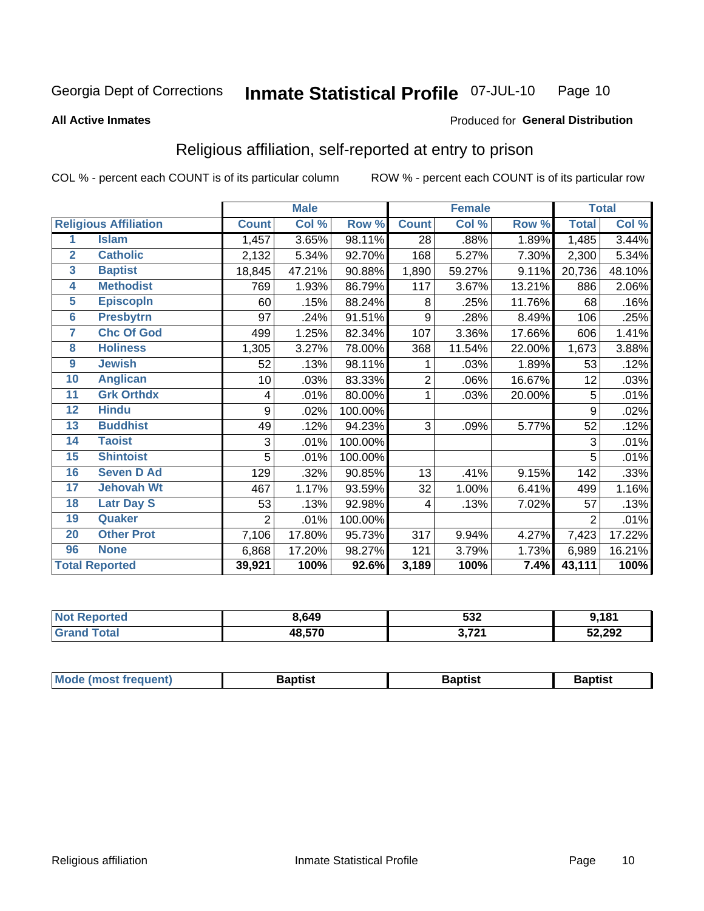Georgia Dept of Corrections **Inmate Statistical Profile** 07-JUL-10

**All Active Inmates**

Produced for **General Distribution**

## Religious affiliation, self-reported at entry to prison

COL % - percent each COUNT is of its particular column ROW % - percent each COUNT is of its particular row

| | | Male | | | Female | | | Total | |
|---|---|---|---|---|---|---|---|---|---|
| **Religious Affiliation** | | **Count** | **Col %** | **Row %** | **Count** | **Col %** | **Row %** | **Total** | **Col %** |
| 1 | Islam | 1,457 | 3.65% | 98.11% | 28 | .88% | 1.89% | 1,485 | 3.44% |
| 2 | Catholic | 2,132 | 5.34% | 92.70% | 168 | 5.27% | 7.30% | 2,300 | 5.34% |
| 3 | Baptist | 18,845 | 47.21% | 90.88% | 1,890 | 59.27% | 9.11% | 20,736 | 48.10% |
| 4 | Methodist | 769 | 1.93% | 86.79% | 117 | 3.67% | 13.21% | 886 | 2.06% |
| 5 | Episcopln | 60 | .15% | 88.24% | 8 | .25% | 11.76% | 68 | .16% |
| 6 | Presbytrn | 97 | .24% | 91.51% | 9 | .28% | 8.49% | 106 | .25% |
| 7 | Chc Of God | 499 | 1.25% | 82.34% | 107 | 3.36% | 17.66% | 606 | 1.41% |
| 8 | Holiness | 1,305 | 3.27% | 78.00% | 368 | 11.54% | 22.00% | 1,673 | 3.88% |
| 9 | Jewish | 52 | .13% | 98.11% | 1 | .03% | 1.89% | 53 | .12% |
| 10 | Anglican | 10 | .03% | 83.33% | 2 | .06% | 16.67% | 12 | .03% |
| 11 | Grk Orthdx | 4 | .01% | 80.00% | 1 | .03% | 20.00% | 5 | .01% |
| 12 | Hindu | 9 | .02% | 100.00% | | | | 9 | .02% |
| 13 | Buddhist | 49 | .12% | 94.23% | 3 | .09% | 5.77% | 52 | .12% |
| 14 | Taoist | 3 | .01% | 100.00% | | | | 3 | .01% |
| 15 | Shintoist | 5 | .01% | 100.00% | | | | 5 | .01% |
| 16 | Seven D Ad | 129 | .32% | 90.85% | 13 | .41% | 9.15% | 142 | .33% |
| 17 | Jehovah Wt | 467 | 1.17% | 93.59% | 32 | 1.00% | 6.41% | 499 | 1.16% |
| 18 | Latr Day S | 53 | .13% | 92.98% | 4 | .13% | 7.02% | 57 | .13% |
| 19 | Quaker | 2 | .01% | 100.00% | | | | 2 | .01% |
| 20 | Other Prot | 7,106 | 17.80% | 95.73% | 317 | 9.94% | 4.27% | 7,423 | 17.22% |
| 96 | None | 6,868 | 17.20% | 98.27% | 121 | 3.79% | 1.73% | 6,989 | 16.21% |
| **Total Reported** | | **39,921** | **100%** | **92.6%** | **3,189** | **100%** | **7.4%** | **43,111** | **100%** |

| | Male | Female | Total |
|---|---|---|---|
| **Not Reported** | **8,649** | **532** | **9,181** |
| **Grand Total** | **48,570** | **3,721** | **52,292** |

| | Male | Female | Total |
|---|---|---|---|
| **Mode (most frequent)** | **Baptist** | **Baptist** | **Baptist** |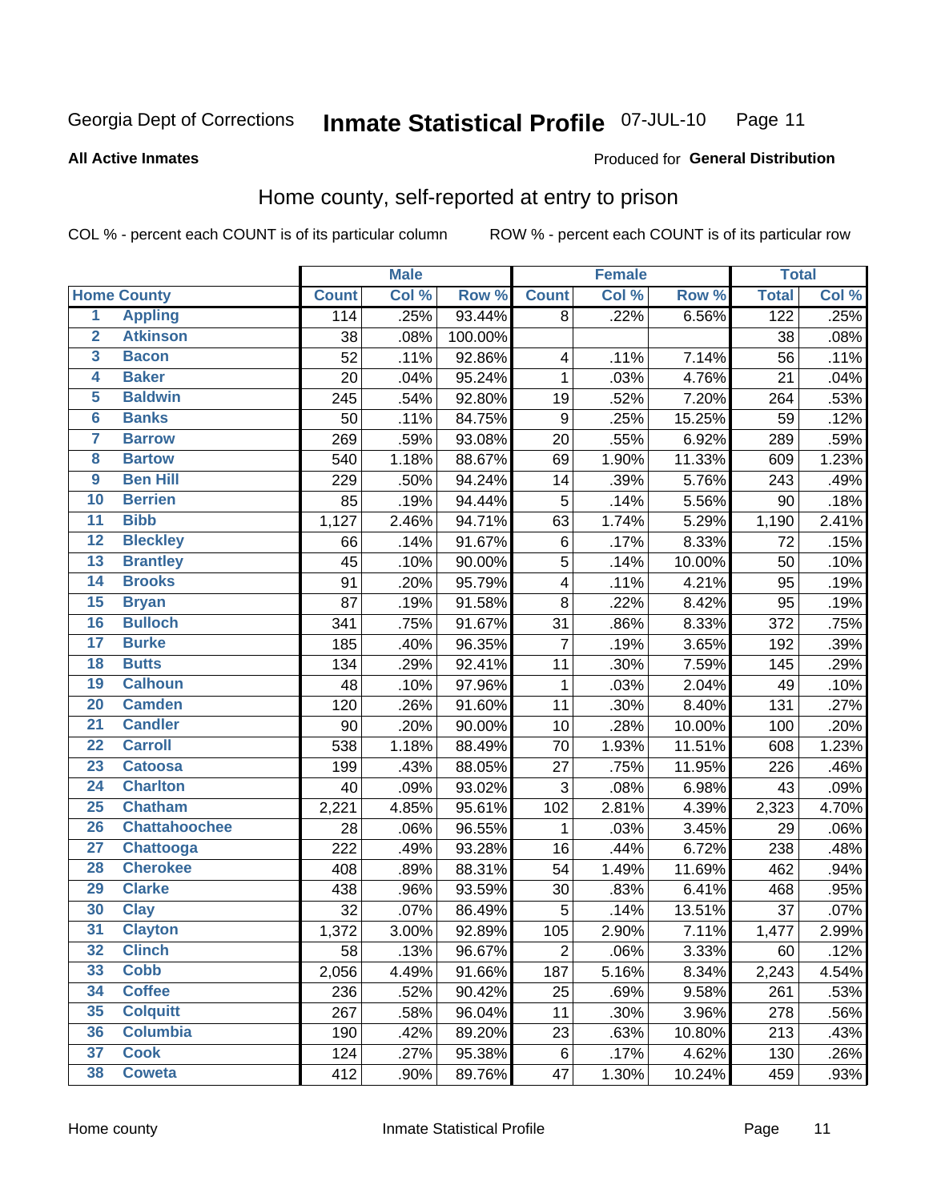Georgia Dept of Corrections **Inmate Statistical Profile** 07-JUL-10

**All Active Inmates**

Produced for **General Distribution**

## Home county, self-reported at entry to prison

COL % - percent each COUNT is of its particular column ROW % - percent each COUNT is of its particular row

| | | Male | | | Female | | | Total | |
|---|---|---|---|---|---|---|---|---|---|
| **Home County** | | **Count** | **Col %** | **Row %** | **Count** | **Col %** | **Row %** | **Total** | **Col %** |
| 1 | Appling | 114 | .25% | 93.44% | 8 | .22% | 6.56% | 122 | .25% |
| 2 | Atkinson | 38 | .08% | 100.00% | | | | 38 | .08% |
| 3 | Bacon | 52 | .11% | 92.86% | 4 | .11% | 7.14% | 56 | .11% |
| 4 | Baker | 20 | .04% | 95.24% | 1 | .03% | 4.76% | 21 | .04% |
| 5 | Baldwin | 245 | .54% | 92.80% | 19 | .52% | 7.20% | 264 | .53% |
| 6 | Banks | 50 | .11% | 84.75% | 9 | .25% | 15.25% | 59 | .12% |
| 7 | Barrow | 269 | .59% | 93.08% | 20 | .55% | 6.92% | 289 | .59% |
| 8 | Bartow | 540 | 1.18% | 88.67% | 69 | 1.90% | 11.33% | 609 | 1.23% |
| 9 | Ben Hill | 229 | .50% | 94.24% | 14 | .39% | 5.76% | 243 | .49% |
| 10 | Berrien | 85 | .19% | 94.44% | 5 | .14% | 5.56% | 90 | .18% |
| 11 | Bibb | 1,127 | 2.46% | 94.71% | 63 | 1.74% | 5.29% | 1,190 | 2.41% |
| 12 | Bleckley | 66 | .14% | 91.67% | 6 | .17% | 8.33% | 72 | .15% |
| 13 | Brantley | 45 | .10% | 90.00% | 5 | .14% | 10.00% | 50 | .10% |
| 14 | Brooks | 91 | .20% | 95.79% | 4 | .11% | 4.21% | 95 | .19% |
| 15 | Bryan | 87 | .19% | 91.58% | 8 | .22% | 8.42% | 95 | .19% |
| 16 | Bulloch | 341 | .75% | 91.67% | 31 | .86% | 8.33% | 372 | .75% |
| 17 | Burke | 185 | .40% | 96.35% | 7 | .19% | 3.65% | 192 | .39% |
| 18 | Butts | 134 | .29% | 92.41% | 11 | .30% | 7.59% | 145 | .29% |
| 19 | Calhoun | 48 | .10% | 97.96% | 1 | .03% | 2.04% | 49 | .10% |
| 20 | Camden | 120 | .26% | 91.60% | 11 | .30% | 8.40% | 131 | .27% |
| 21 | Candler | 90 | .20% | 90.00% | 10 | .28% | 10.00% | 100 | .20% |
| 22 | Carroll | 538 | 1.18% | 88.49% | 70 | 1.93% | 11.51% | 608 | 1.23% |
| 23 | Catoosa | 199 | .43% | 88.05% | 27 | .75% | 11.95% | 226 | .46% |
| 24 | Charlton | 40 | .09% | 93.02% | 3 | .08% | 6.98% | 43 | .09% |
| 25 | Chatham | 2,221 | 4.85% | 95.61% | 102 | 2.81% | 4.39% | 2,323 | 4.70% |
| 26 | Chattahoochee | 28 | .06% | 96.55% | 1 | .03% | 3.45% | 29 | .06% |
| 27 | Chattooga | 222 | .49% | 93.28% | 16 | .44% | 6.72% | 238 | .48% |
| 28 | Cherokee | 408 | .89% | 88.31% | 54 | 1.49% | 11.69% | 462 | .94% |
| 29 | Clarke | 438 | .96% | 93.59% | 30 | .83% | 6.41% | 468 | .95% |
| 30 | Clay | 32 | .07% | 86.49% | 5 | .14% | 13.51% | 37 | .07% |
| 31 | Clayton | 1,372 | 3.00% | 92.89% | 105 | 2.90% | 7.11% | 1,477 | 2.99% |
| 32 | Clinch | 58 | .13% | 96.67% | 2 | .06% | 3.33% | 60 | .12% |
| 33 | Cobb | 2,056 | 4.49% | 91.66% | 187 | 5.16% | 8.34% | 2,243 | 4.54% |
| 34 | Coffee | 236 | .52% | 90.42% | 25 | .69% | 9.58% | 261 | .53% |
| 35 | Colquitt | 267 | .58% | 96.04% | 11 | .30% | 3.96% | 278 | .56% |
| 36 | Columbia | 190 | .42% | 89.20% | 23 | .63% | 10.80% | 213 | .43% |
| 37 | Cook | 124 | .27% | 95.38% | 6 | .17% | 4.62% | 130 | .26% |
| 38 | Coweta | 412 | .90% | 89.76% | 47 | 1.30% | 10.24% | 459 | .93% |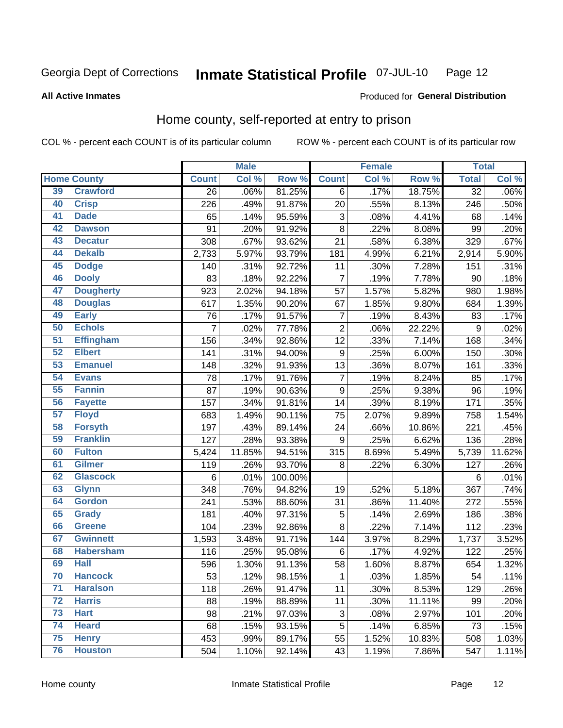Georgia Dept of Corrections **Inmate Statistical Profile** 07-JUL-10

**All Active Inmates**

Produced for **General Distribution**

## Home county, self-reported at entry to prison

COL % - percent each COUNT is of its particular column ROW % - percent each COUNT is of its particular row

| Home County | | Male | | | Female | | | Total | |
|---|---|---|---|---|---|---|---|---|---|
| | | Count | Col % | Row % | Count | Col % | Row % | Total | Col % |
| 39 | Crawford | 26 | .06% | 81.25% | 6 | .17% | 18.75% | 32 | .06% |
| 40 | Crisp | 226 | .49% | 91.87% | 20 | .55% | 8.13% | 246 | .50% |
| 41 | Dade | 65 | .14% | 95.59% | 3 | .08% | 4.41% | 68 | .14% |
| 42 | Dawson | 91 | .20% | 91.92% | 8 | .22% | 8.08% | 99 | .20% |
| 43 | Decatur | 308 | .67% | 93.62% | 21 | .58% | 6.38% | 329 | .67% |
| 44 | Dekalb | 2,733 | 5.97% | 93.79% | 181 | 4.99% | 6.21% | 2,914 | 5.90% |
| 45 | Dodge | 140 | .31% | 92.72% | 11 | .30% | 7.28% | 151 | .31% |
| 46 | Dooly | 83 | .18% | 92.22% | 7 | .19% | 7.78% | 90 | .18% |
| 47 | Dougherty | 923 | 2.02% | 94.18% | 57 | 1.57% | 5.82% | 980 | 1.98% |
| 48 | Douglas | 617 | 1.35% | 90.20% | 67 | 1.85% | 9.80% | 684 | 1.39% |
| 49 | Early | 76 | .17% | 91.57% | 7 | .19% | 8.43% | 83 | .17% |
| 50 | Echols | 7 | .02% | 77.78% | 2 | .06% | 22.22% | 9 | .02% |
| 51 | Effingham | 156 | .34% | 92.86% | 12 | .33% | 7.14% | 168 | .34% |
| 52 | Elbert | 141 | .31% | 94.00% | 9 | .25% | 6.00% | 150 | .30% |
| 53 | Emanuel | 148 | .32% | 91.93% | 13 | .36% | 8.07% | 161 | .33% |
| 54 | Evans | 78 | .17% | 91.76% | 7 | .19% | 8.24% | 85 | .17% |
| 55 | Fannin | 87 | .19% | 90.63% | 9 | .25% | 9.38% | 96 | .19% |
| 56 | Fayette | 157 | .34% | 91.81% | 14 | .39% | 8.19% | 171 | .35% |
| 57 | Floyd | 683 | 1.49% | 90.11% | 75 | 2.07% | 9.89% | 758 | 1.54% |
| 58 | Forsyth | 197 | .43% | 89.14% | 24 | .66% | 10.86% | 221 | .45% |
| 59 | Franklin | 127 | .28% | 93.38% | 9 | .25% | 6.62% | 136 | .28% |
| 60 | Fulton | 5,424 | 11.85% | 94.51% | 315 | 8.69% | 5.49% | 5,739 | 11.62% |
| 61 | Gilmer | 119 | .26% | 93.70% | 8 | .22% | 6.30% | 127 | .26% |
| 62 | Glascock | 6 | .01% | 100.00% | | | | 6 | .01% |
| 63 | Glynn | 348 | .76% | 94.82% | 19 | .52% | 5.18% | 367 | .74% |
| 64 | Gordon | 241 | .53% | 88.60% | 31 | .86% | 11.40% | 272 | .55% |
| 65 | Grady | 181 | .40% | 97.31% | 5 | .14% | 2.69% | 186 | .38% |
| 66 | Greene | 104 | .23% | 92.86% | 8 | .22% | 7.14% | 112 | .23% |
| 67 | Gwinnett | 1,593 | 3.48% | 91.71% | 144 | 3.97% | 8.29% | 1,737 | 3.52% |
| 68 | Habersham | 116 | .25% | 95.08% | 6 | .17% | 4.92% | 122 | .25% |
| 69 | Hall | 596 | 1.30% | 91.13% | 58 | 1.60% | 8.87% | 654 | 1.32% |
| 70 | Hancock | 53 | .12% | 98.15% | 1 | .03% | 1.85% | 54 | .11% |
| 71 | Haralson | 118 | .26% | 91.47% | 11 | .30% | 8.53% | 129 | .26% |
| 72 | Harris | 88 | .19% | 88.89% | 11 | .30% | 11.11% | 99 | .20% |
| 73 | Hart | 98 | .21% | 97.03% | 3 | .08% | 2.97% | 101 | .20% |
| 74 | Heard | 68 | .15% | 93.15% | 5 | .14% | 6.85% | 73 | .15% |
| 75 | Henry | 453 | .99% | 89.17% | 55 | 1.52% | 10.83% | 508 | 1.03% |
| 76 | Houston | 504 | 1.10% | 92.14% | 43 | 1.19% | 7.86% | 547 | 1.11% |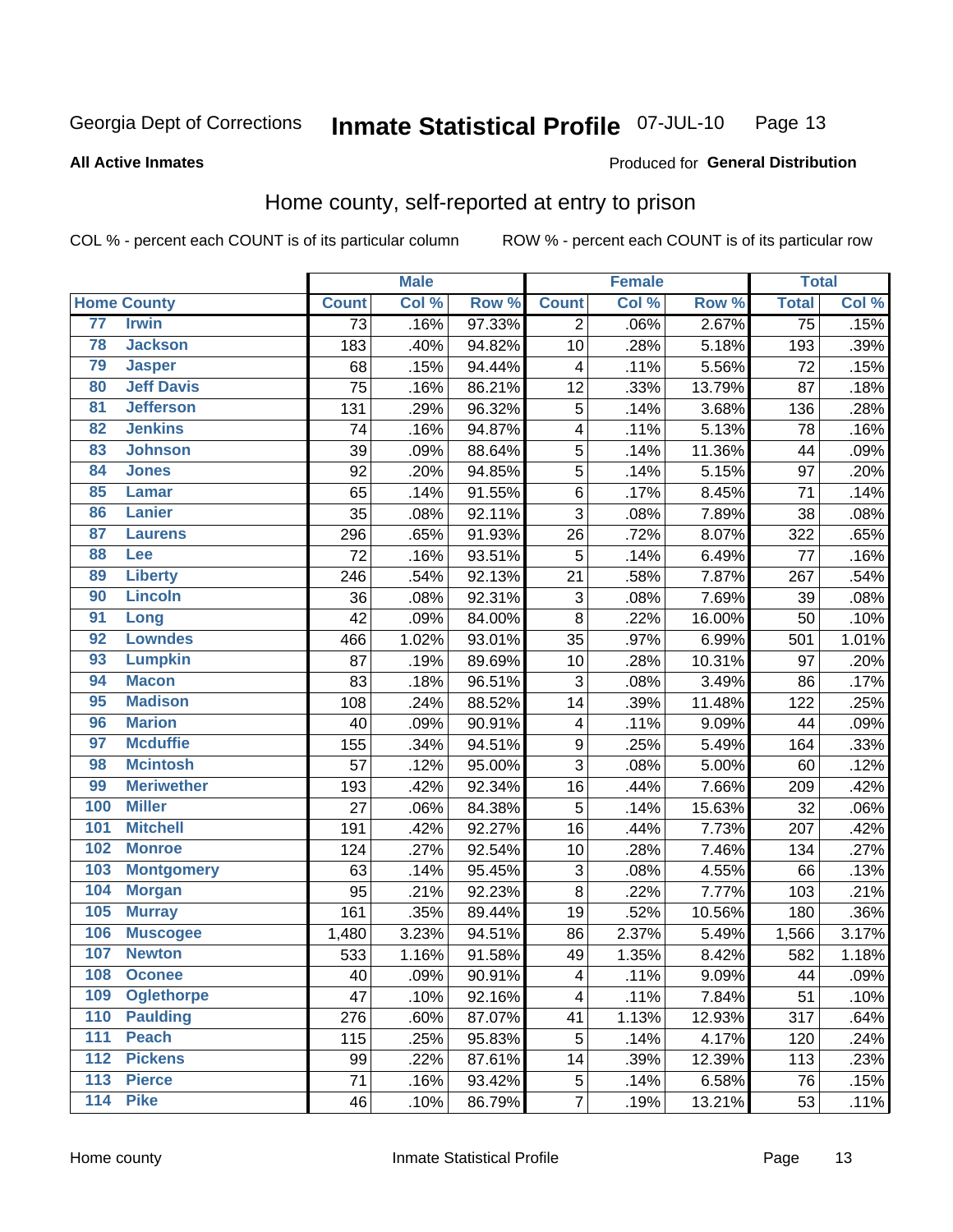Georgia Dept of Corrections **Inmate Statistical Profile** 07-JUL-10

**All Active Inmates**

Produced for **General Distribution**

## Home county, self-reported at entry to prison

COL % - percent each COUNT is of its particular column ROW % - percent each COUNT is of its particular row

| Home County | | Male | | | Female | | | Total | |
|---|---|---|---|---|---|---|---|---|---|
| | | Count | Col % | Row % | Count | Col % | Row % | Total | Col % |
| 77 | Irwin | 73 | .16% | 97.33% | 2 | .06% | 2.67% | 75 | .15% |
| 78 | Jackson | 183 | .40% | 94.82% | 10 | .28% | 5.18% | 193 | .39% |
| 79 | Jasper | 68 | .15% | 94.44% | 4 | .11% | 5.56% | 72 | .15% |
| 80 | Jeff Davis | 75 | .16% | 86.21% | 12 | .33% | 13.79% | 87 | .18% |
| 81 | Jefferson | 131 | .29% | 96.32% | 5 | .14% | 3.68% | 136 | .28% |
| 82 | Jenkins | 74 | .16% | 94.87% | 4 | .11% | 5.13% | 78 | .16% |
| 83 | Johnson | 39 | .09% | 88.64% | 5 | .14% | 11.36% | 44 | .09% |
| 84 | Jones | 92 | .20% | 94.85% | 5 | .14% | 5.15% | 97 | .20% |
| 85 | Lamar | 65 | .14% | 91.55% | 6 | .17% | 8.45% | 71 | .14% |
| 86 | Lanier | 35 | .08% | 92.11% | 3 | .08% | 7.89% | 38 | .08% |
| 87 | Laurens | 296 | .65% | 91.93% | 26 | .72% | 8.07% | 322 | .65% |
| 88 | Lee | 72 | .16% | 93.51% | 5 | .14% | 6.49% | 77 | .16% |
| 89 | Liberty | 246 | .54% | 92.13% | 21 | .58% | 7.87% | 267 | .54% |
| 90 | Lincoln | 36 | .08% | 92.31% | 3 | .08% | 7.69% | 39 | .08% |
| 91 | Long | 42 | .09% | 84.00% | 8 | .22% | 16.00% | 50 | .10% |
| 92 | Lowndes | 466 | 1.02% | 93.01% | 35 | .97% | 6.99% | 501 | 1.01% |
| 93 | Lumpkin | 87 | .19% | 89.69% | 10 | .28% | 10.31% | 97 | .20% |
| 94 | Macon | 83 | .18% | 96.51% | 3 | .08% | 3.49% | 86 | .17% |
| 95 | Madison | 108 | .24% | 88.52% | 14 | .39% | 11.48% | 122 | .25% |
| 96 | Marion | 40 | .09% | 90.91% | 4 | .11% | 9.09% | 44 | .09% |
| 97 | Mcduffie | 155 | .34% | 94.51% | 9 | .25% | 5.49% | 164 | .33% |
| 98 | Mcintosh | 57 | .12% | 95.00% | 3 | .08% | 5.00% | 60 | .12% |
| 99 | Meriwether | 193 | .42% | 92.34% | 16 | .44% | 7.66% | 209 | .42% |
| 100 | Miller | 27 | .06% | 84.38% | 5 | .14% | 15.63% | 32 | .06% |
| 101 | Mitchell | 191 | .42% | 92.27% | 16 | .44% | 7.73% | 207 | .42% |
| 102 | Monroe | 124 | .27% | 92.54% | 10 | .28% | 7.46% | 134 | .27% |
| 103 | Montgomery | 63 | .14% | 95.45% | 3 | .08% | 4.55% | 66 | .13% |
| 104 | Morgan | 95 | .21% | 92.23% | 8 | .22% | 7.77% | 103 | .21% |
| 105 | Murray | 161 | .35% | 89.44% | 19 | .52% | 10.56% | 180 | .36% |
| 106 | Muscogee | 1,480 | 3.23% | 94.51% | 86 | 2.37% | 5.49% | 1,566 | 3.17% |
| 107 | Newton | 533 | 1.16% | 91.58% | 49 | 1.35% | 8.42% | 582 | 1.18% |
| 108 | Oconee | 40 | .09% | 90.91% | 4 | .11% | 9.09% | 44 | .09% |
| 109 | Oglethorpe | 47 | .10% | 92.16% | 4 | .11% | 7.84% | 51 | .10% |
| 110 | Paulding | 276 | .60% | 87.07% | 41 | 1.13% | 12.93% | 317 | .64% |
| 111 | Peach | 115 | .25% | 95.83% | 5 | .14% | 4.17% | 120 | .24% |
| 112 | Pickens | 99 | .22% | 87.61% | 14 | .39% | 12.39% | 113 | .23% |
| 113 | Pierce | 71 | .16% | 93.42% | 5 | .14% | 6.58% | 76 | .15% |
| 114 | Pike | 46 | .10% | 86.79% | 7 | .19% | 13.21% | 53 | .11% |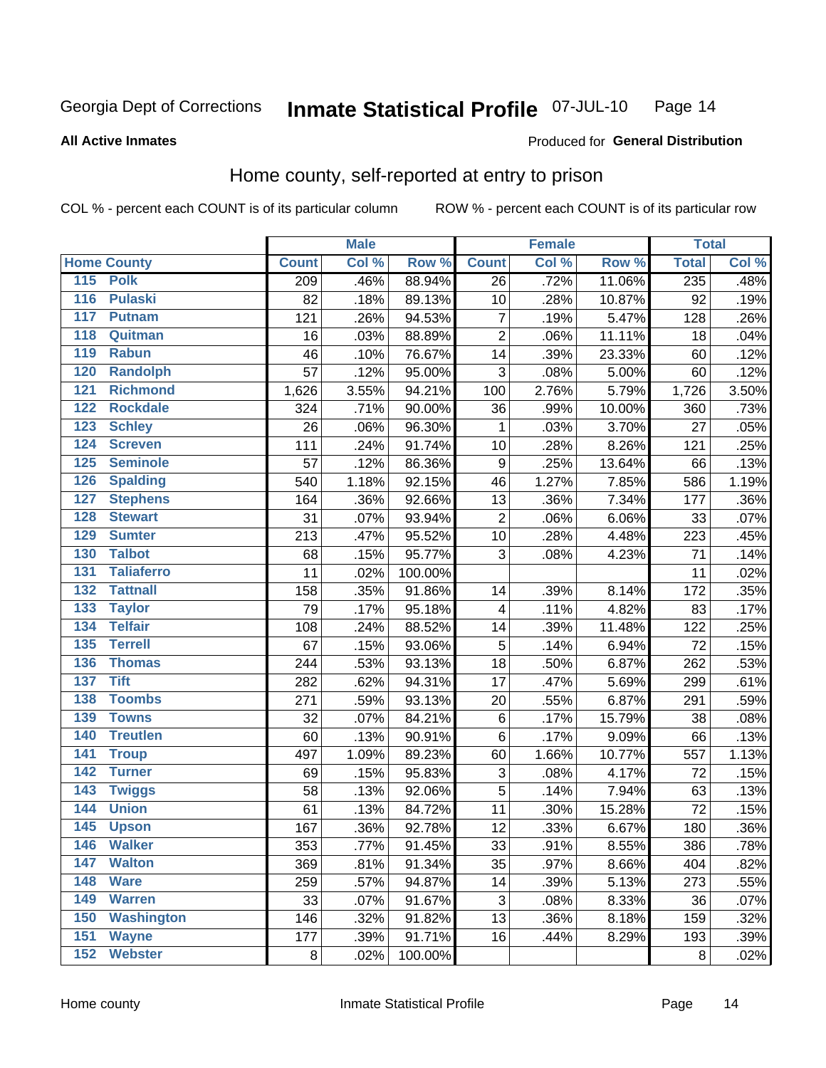Georgia Dept of Corrections **Inmate Statistical Profile** 07-JUL-10

**All Active Inmates**

Produced for **General Distribution**

## Home county, self-reported at entry to prison

COL % - percent each COUNT is of its particular column ROW % - percent each COUNT is of its particular row

| Home County | | Male | | | Female | | | Total | |
|---|---|---|---|---|---|---|---|---|---|
| | | Count | Col % | Row % | Count | Col % | Row % | Total | Col % |
| 115 | Polk | 209 | .46% | 88.94% | 26 | .72% | 11.06% | 235 | .48% |
| 116 | Pulaski | 82 | .18% | 89.13% | 10 | .28% | 10.87% | 92 | .19% |
| 117 | Putnam | 121 | .26% | 94.53% | 7 | .19% | 5.47% | 128 | .26% |
| 118 | Quitman | 16 | .03% | 88.89% | 2 | .06% | 11.11% | 18 | .04% |
| 119 | Rabun | 46 | .10% | 76.67% | 14 | .39% | 23.33% | 60 | .12% |
| 120 | Randolph | 57 | .12% | 95.00% | 3 | .08% | 5.00% | 60 | .12% |
| 121 | Richmond | 1,626 | 3.55% | 94.21% | 100 | 2.76% | 5.79% | 1,726 | 3.50% |
| 122 | Rockdale | 324 | .71% | 90.00% | 36 | .99% | 10.00% | 360 | .73% |
| 123 | Schley | 26 | .06% | 96.30% | 1 | .03% | 3.70% | 27 | .05% |
| 124 | Screven | 111 | .24% | 91.74% | 10 | .28% | 8.26% | 121 | .25% |
| 125 | Seminole | 57 | .12% | 86.36% | 9 | .25% | 13.64% | 66 | .13% |
| 126 | Spalding | 540 | 1.18% | 92.15% | 46 | 1.27% | 7.85% | 586 | 1.19% |
| 127 | Stephens | 164 | .36% | 92.66% | 13 | .36% | 7.34% | 177 | .36% |
| 128 | Stewart | 31 | .07% | 93.94% | 2 | .06% | 6.06% | 33 | .07% |
| 129 | Sumter | 213 | .47% | 95.52% | 10 | .28% | 4.48% | 223 | .45% |
| 130 | Talbot | 68 | .15% | 95.77% | 3 | .08% | 4.23% | 71 | .14% |
| 131 | Taliaferro | 11 | .02% | 100.00% | | | | 11 | .02% |
| 132 | Tattnall | 158 | .35% | 91.86% | 14 | .39% | 8.14% | 172 | .35% |
| 133 | Taylor | 79 | .17% | 95.18% | 4 | .11% | 4.82% | 83 | .17% |
| 134 | Telfair | 108 | .24% | 88.52% | 14 | .39% | 11.48% | 122 | .25% |
| 135 | Terrell | 67 | .15% | 93.06% | 5 | .14% | 6.94% | 72 | .15% |
| 136 | Thomas | 244 | .53% | 93.13% | 18 | .50% | 6.87% | 262 | .53% |
| 137 | Tift | 282 | .62% | 94.31% | 17 | .47% | 5.69% | 299 | .61% |
| 138 | Toombs | 271 | .59% | 93.13% | 20 | .55% | 6.87% | 291 | .59% |
| 139 | Towns | 32 | .07% | 84.21% | 6 | .17% | 15.79% | 38 | .08% |
| 140 | Treutlen | 60 | .13% | 90.91% | 6 | .17% | 9.09% | 66 | .13% |
| 141 | Troup | 497 | 1.09% | 89.23% | 60 | 1.66% | 10.77% | 557 | 1.13% |
| 142 | Turner | 69 | .15% | 95.83% | 3 | .08% | 4.17% | 72 | .15% |
| 143 | Twiggs | 58 | .13% | 92.06% | 5 | .14% | 7.94% | 63 | .13% |
| 144 | Union | 61 | .13% | 84.72% | 11 | .30% | 15.28% | 72 | .15% |
| 145 | Upson | 167 | .36% | 92.78% | 12 | .33% | 6.67% | 180 | .36% |
| 146 | Walker | 353 | .77% | 91.45% | 33 | .91% | 8.55% | 386 | .78% |
| 147 | Walton | 369 | .81% | 91.34% | 35 | .97% | 8.66% | 404 | .82% |
| 148 | Ware | 259 | .57% | 94.87% | 14 | .39% | 5.13% | 273 | .55% |
| 149 | Warren | 33 | .07% | 91.67% | 3 | .08% | 8.33% | 36 | .07% |
| 150 | Washington | 146 | .32% | 91.82% | 13 | .36% | 8.18% | 159 | .32% |
| 151 | Wayne | 177 | .39% | 91.71% | 16 | .44% | 8.29% | 193 | .39% |
| 152 | Webster | 8 | .02% | 100.00% | | | | 8 | .02% |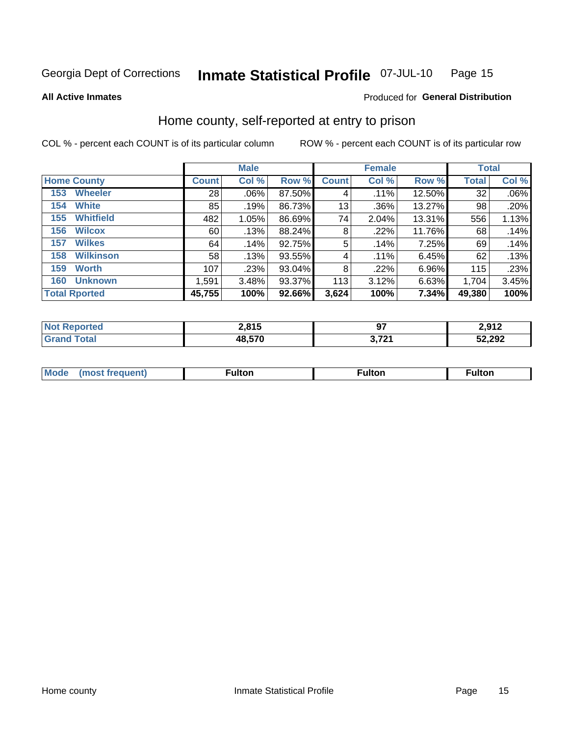Georgia Dept of Corrections **Inmate Statistical Profile** 07-JUL-10

**All Active Inmates**

Produced for **General Distribution**

## Home county, self-reported at entry to prison

COL % - percent each COUNT is of its particular column

ROW % - percent each COUNT is of its particular row

| | Male | | | Female | | | Total | |
|---|---|---|---|---|---|---|---|---|
| **Home County** | **Count** | **Col %** | **Row %** | **Count** | **Col %** | **Row %** | **Total** | **Col %** |
| 153 Wheeler | 28 | .06% | 87.50% | 4 | .11% | 12.50% | 32 | .06% |
| 154 White | 85 | .19% | 86.73% | 13 | .36% | 13.27% | 98 | .20% |
| 155 Whitfield | 482 | 1.05% | 86.69% | 74 | 2.04% | 13.31% | 556 | 1.13% |
| 156 Wilcox | 60 | .13% | 88.24% | 8 | .22% | 11.76% | 68 | .14% |
| 157 Wilkes | 64 | .14% | 92.75% | 5 | .14% | 7.25% | 69 | .14% |
| 158 Wilkinson | 58 | .13% | 93.55% | 4 | .11% | 6.45% | 62 | .13% |
| 159 Worth | 107 | .23% | 93.04% | 8 | .22% | 6.96% | 115 | .23% |
| 160 Unknown | 1,591 | 3.48% | 93.37% | 113 | 3.12% | 6.63% | 1,704 | 3.45% |
| **Total Rported** | **45,755** | **100%** | **92.66%** | **3,624** | **100%** | **7.34%** | **49,380** | **100%** |

| | Male | Female | Total |
|---|---|---|---|
| Not Reported | 2,815 | 97 | 2,912 |
| Grand Total | 48,570 | 3,721 | 52,292 |

| | Male | Female | Total |
|---|---|---|---|
| Mode (most frequent) | Fulton | Fulton | Fulton |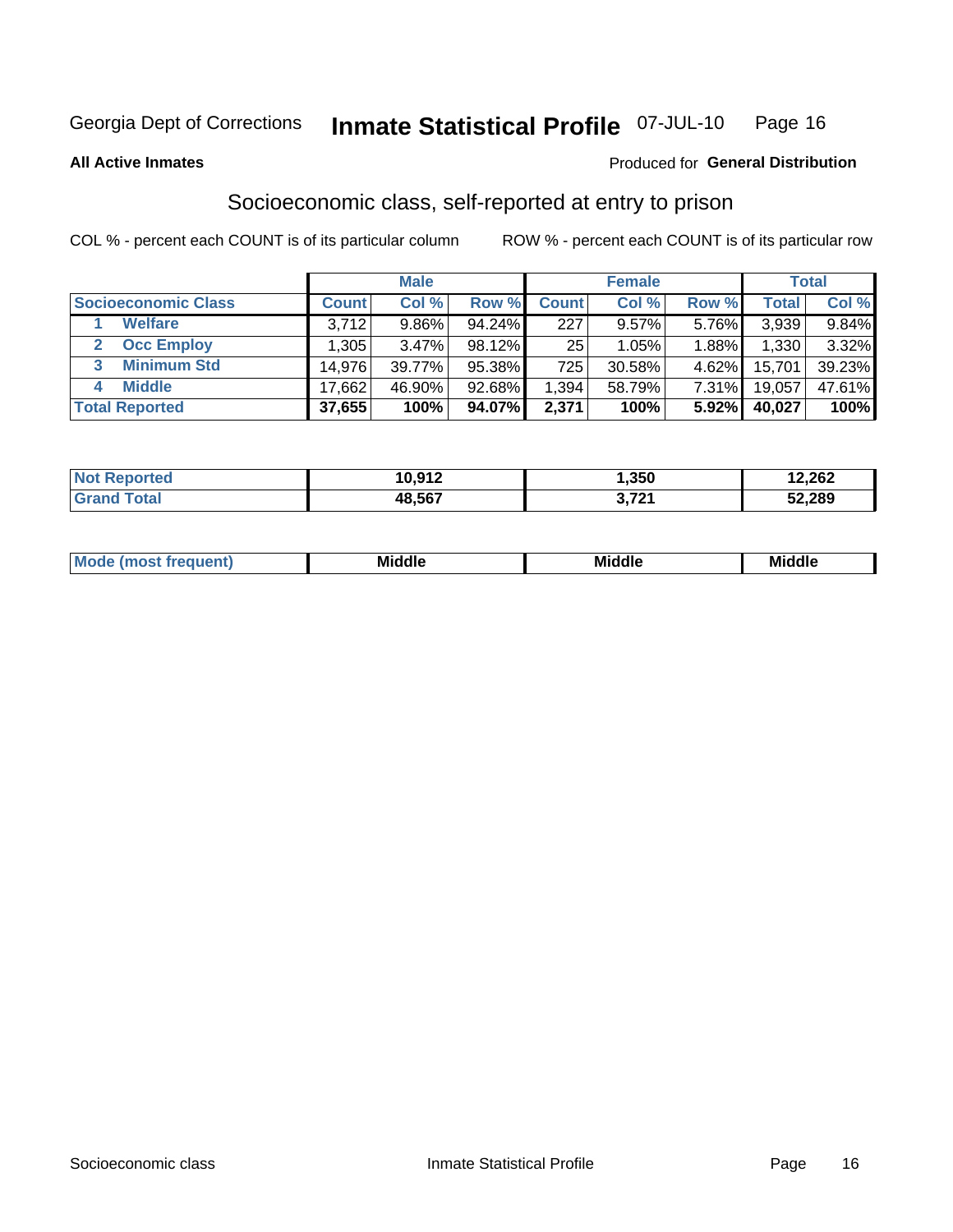Georgia Dept of Corrections **Inmate Statistical Profile** 07-JUL-10

**All Active Inmates**

Produced for **General Distribution**

## Socioeconomic class, self-reported at entry to prison

COL % - percent each COUNT is of its particular column

ROW % - percent each COUNT is of its particular row

| | Male | | | Female | | | Total | |
|---|---|---|---|---|---|---|---|---|
| Socioeconomic Class | Count | Col % | Row % | Count | Col % | Row % | Total | Col % |
| 1 Welfare | 3,712 | 9.86% | 94.24% | 227 | 9.57% | 5.76% | 3,939 | 9.84% |
| 2 Occ Employ | 1,305 | 3.47% | 98.12% | 25 | 1.05% | 1.88% | 1,330 | 3.32% |
| 3 Minimum Std | 14,976 | 39.77% | 95.38% | 725 | 30.58% | 4.62% | 15,701 | 39.23% |
| 4 Middle | 17,662 | 46.90% | 92.68% | 1,394 | 58.79% | 7.31% | 19,057 | 47.61% |
| **Total Reported** | **37,655** | **100%** | **94.07%** | **2,371** | **100%** | **5.92%** | **40,027** | **100%** |

| | Male | Female | Total |
|---|---|---|---|
| Not Reported | 10,912 | 1,350 | 12,262 |
| Grand Total | 48,567 | 3,721 | 52,289 |

| | Male | Female | Total |
|---|---|---|---|
| Mode (most frequent) | Middle | Middle | Middle |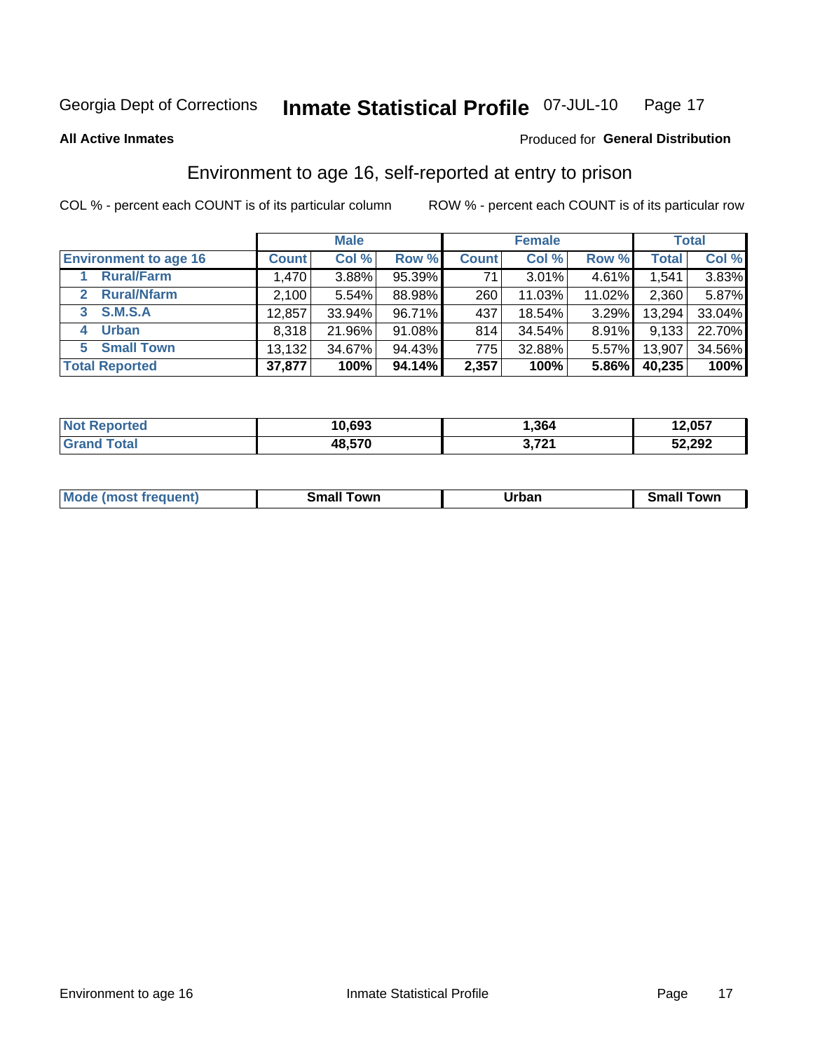Georgia Dept of Corrections **Inmate Statistical Profile** 07-JUL-10

**All Active Inmates**

Produced for **General Distribution**

## Environment to age 16, self-reported at entry to prison

COL % - percent each COUNT is of its particular column

ROW % - percent each COUNT is of its particular row

| | Male | | | Female | | | Total | |
|---|---|---|---|---|---|---|---|---|
| **Environment to age 16** | **Count** | **Col %** | **Row %** | **Count** | **Col %** | **Row %** | **Total** | **Col %** |
| 1 **Rural/Farm** | 1,470 | 3.88% | 95.39% | 71 | 3.01% | 4.61% | 1,541 | 3.83% |
| 2 **Rural/Nfarm** | 2,100 | 5.54% | 88.98% | 260 | 11.03% | 11.02% | 2,360 | 5.87% |
| 3 **S.M.S.A** | 12,857 | 33.94% | 96.71% | 437 | 18.54% | 3.29% | 13,294 | 33.04% |
| 4 **Urban** | 8,318 | 21.96% | 91.08% | 814 | 34.54% | 8.91% | 9,133 | 22.70% |
| 5 **Small Town** | 13,132 | 34.67% | 94.43% | 775 | 32.88% | 5.57% | 13,907 | 34.56% |
| **Total Reported** | **37,877** | **100%** | **94.14%** | **2,357** | **100%** | **5.86%** | **40,235** | **100%** |

| | Male | Female | Total |
|---|---|---|---|
| **Not Reported** | **10,693** | **1,364** | **12,057** |
| **Grand Total** | **48,570** | **3,721** | **52,292** |

| | Male | Female | Total |
|---|---|---|---|
| **Mode (most frequent)** | **Small Town** | **Urban** | **Small Town** |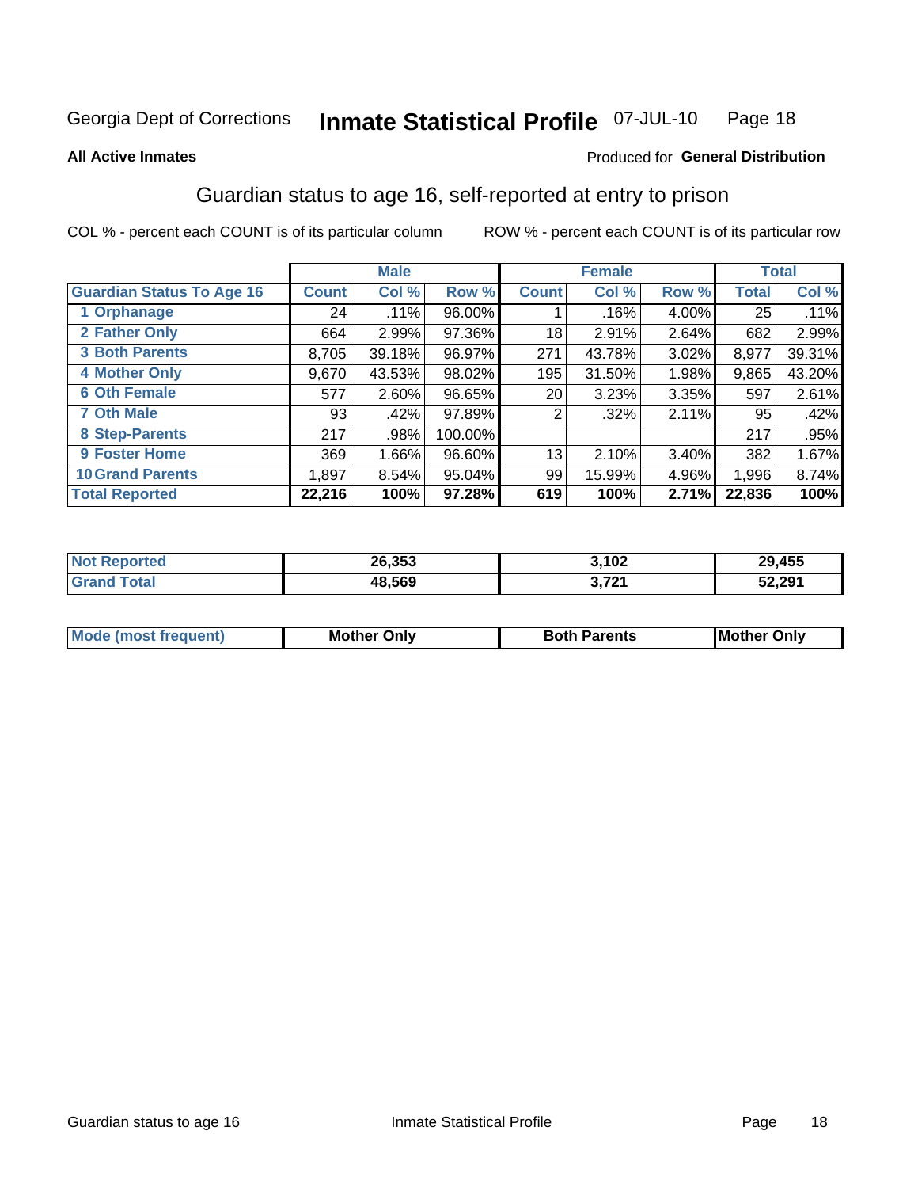Georgia Dept of Corrections **Inmate Statistical Profile** 07-JUL-10

**All Active Inmates**

Produced for **General Distribution**

## Guardian status to age 16, self-reported at entry to prison

COL % - percent each COUNT is of its particular column ROW % - percent each COUNT is of its particular row

| | Male | | | Female | | | Total | |
|---|---|---|---|---|---|---|---|---|
| **Guardian Status To Age 16** | **Count** | **Col %** | **Row %** | **Count** | **Col %** | **Row %** | **Total** | **Col %** |
| 1 Orphanage | 24 | .11% | 96.00% | 1 | .16% | 4.00% | 25 | .11% |
| 2 Father Only | 664 | 2.99% | 97.36% | 18 | 2.91% | 2.64% | 682 | 2.99% |
| 3 Both Parents | 8,705 | 39.18% | 96.97% | 271 | 43.78% | 3.02% | 8,977 | 39.31% |
| 4 Mother Only | 9,670 | 43.53% | 98.02% | 195 | 31.50% | 1.98% | 9,865 | 43.20% |
| 6 Oth Female | 577 | 2.60% | 96.65% | 20 | 3.23% | 3.35% | 597 | 2.61% |
| 7 Oth Male | 93 | .42% | 97.89% | 2 | .32% | 2.11% | 95 | .42% |
| 8 Step-Parents | 217 | .98% | 100.00% | | | | 217 | .95% |
| 9 Foster Home | 369 | 1.66% | 96.60% | 13 | 2.10% | 3.40% | 382 | 1.67% |
| 10 Grand Parents | 1,897 | 8.54% | 95.04% | 99 | 15.99% | 4.96% | 1,996 | 8.74% |
| **Total Reported** | **22,216** | **100%** | **97.28%** | **619** | **100%** | **2.71%** | **22,836** | **100%** |

| | Male | Female | Total |
|---|---|---|---|
| **Not Reported** | **26,353** | **3,102** | **29,455** |
| **Grand Total** | **48,569** | **3,721** | **52,291** |

| | Male | Female | Total |
|---|---|---|---|
| **Mode (most frequent)** | **Mother Only** | **Both Parents** | **Mother Only** |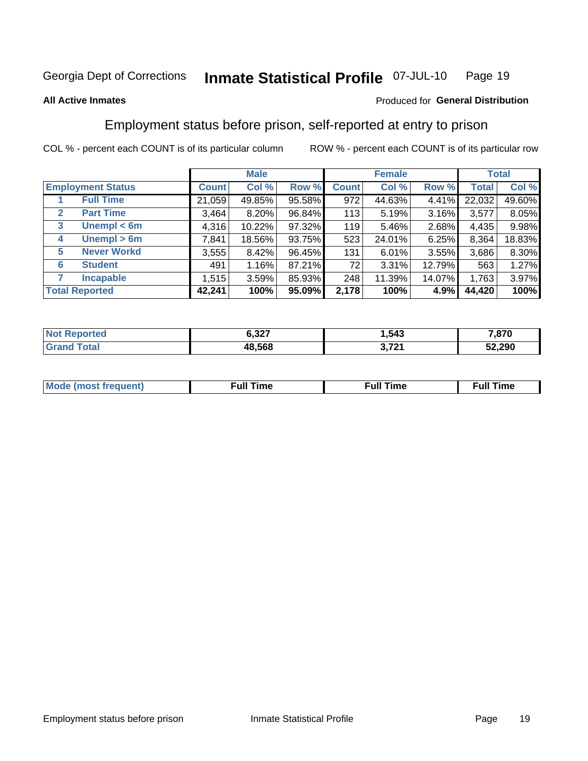Georgia Dept of Corrections **Inmate Statistical Profile** 07-JUL-10

**All Active Inmates**

Produced for **General Distribution**

## Employment status before prison, self-reported at entry to prison

COL % - percent each COUNT is of its particular column ROW % - percent each COUNT is of its particular row

| | | Male | | | Female | | | Total | |
|---|---|---|---|---|---|---|---|---|---|
| **Employment Status** | | **Count** | **Col %** | **Row %** | **Count** | **Col %** | **Row %** | **Total** | **Col %** |
| 1 | **Full Time** | 21,059 | 49.85% | 95.58% | 972 | 44.63% | 4.41% | 22,032 | 49.60% |
| 2 | **Part Time** | 3,464 | 8.20% | 96.84% | 113 | 5.19% | 3.16% | 3,577 | 8.05% |
| 3 | **Unempl < 6m** | 4,316 | 10.22% | 97.32% | 119 | 5.46% | 2.68% | 4,435 | 9.98% |
| 4 | **Unempl > 6m** | 7,841 | 18.56% | 93.75% | 523 | 24.01% | 6.25% | 8,364 | 18.83% |
| 5 | **Never Workd** | 3,555 | 8.42% | 96.45% | 131 | 6.01% | 3.55% | 3,686 | 8.30% |
| 6 | **Student** | 491 | 1.16% | 87.21% | 72 | 3.31% | 12.79% | 563 | 1.27% |
| 7 | **Incapable** | 1,515 | 3.59% | 85.93% | 248 | 11.39% | 14.07% | 1,763 | 3.97% |
| **Total Reported** | | **42,241** | **100%** | **95.09%** | **2,178** | **100%** | **4.9%** | **44,420** | **100%** |

| | Male | Female | Total |
|---|---|---|---|
| **Not Reported** | **6,327** | **1,543** | **7,870** |
| **Grand Total** | **48,568** | **3,721** | **52,290** |

| | Male | Female | Total |
|---|---|---|---|
| **Mode (most frequent)** | **Full Time** | **Full Time** | **Full Time** |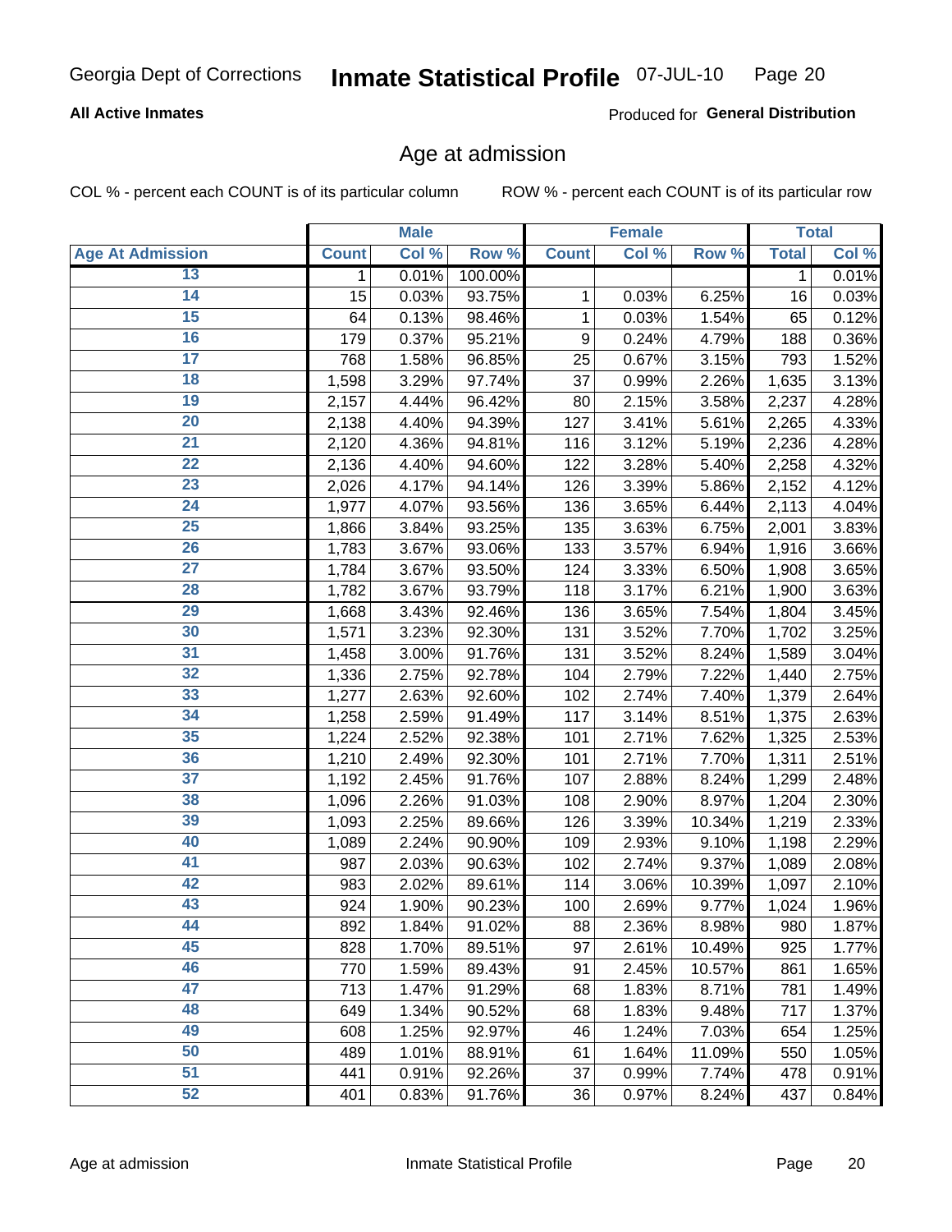Georgia Dept of Corrections **Inmate Statistical Profile** 07-JUL-10

**All Active Inmates**

Produced for **General Distribution**

## Age at admission

COL % - percent each COUNT is of its particular column

ROW % - percent each COUNT is of its particular row

| | Male | | | Female | | | Total | |
|---|---|---|---|---|---|---|---|---|
| **Age At Admission** | **Count** | **Col %** | **Row %** | **Count** | **Col %** | **Row %** | **Total** | **Col %** |
| 13 | 1 | 0.01% | 100.00% | | | | 1 | 0.01% |
| 14 | 15 | 0.03% | 93.75% | 1 | 0.03% | 6.25% | 16 | 0.03% |
| 15 | 64 | 0.13% | 98.46% | 1 | 0.03% | 1.54% | 65 | 0.12% |
| 16 | 179 | 0.37% | 95.21% | 9 | 0.24% | 4.79% | 188 | 0.36% |
| 17 | 768 | 1.58% | 96.85% | 25 | 0.67% | 3.15% | 793 | 1.52% |
| 18 | 1,598 | 3.29% | 97.74% | 37 | 0.99% | 2.26% | 1,635 | 3.13% |
| 19 | 2,157 | 4.44% | 96.42% | 80 | 2.15% | 3.58% | 2,237 | 4.28% |
| 20 | 2,138 | 4.40% | 94.39% | 127 | 3.41% | 5.61% | 2,265 | 4.33% |
| 21 | 2,120 | 4.36% | 94.81% | 116 | 3.12% | 5.19% | 2,236 | 4.28% |
| 22 | 2,136 | 4.40% | 94.60% | 122 | 3.28% | 5.40% | 2,258 | 4.32% |
| 23 | 2,026 | 4.17% | 94.14% | 126 | 3.39% | 5.86% | 2,152 | 4.12% |
| 24 | 1,977 | 4.07% | 93.56% | 136 | 3.65% | 6.44% | 2,113 | 4.04% |
| 25 | 1,866 | 3.84% | 93.25% | 135 | 3.63% | 6.75% | 2,001 | 3.83% |
| 26 | 1,783 | 3.67% | 93.06% | 133 | 3.57% | 6.94% | 1,916 | 3.66% |
| 27 | 1,784 | 3.67% | 93.50% | 124 | 3.33% | 6.50% | 1,908 | 3.65% |
| 28 | 1,782 | 3.67% | 93.79% | 118 | 3.17% | 6.21% | 1,900 | 3.63% |
| 29 | 1,668 | 3.43% | 92.46% | 136 | 3.65% | 7.54% | 1,804 | 3.45% |
| 30 | 1,571 | 3.23% | 92.30% | 131 | 3.52% | 7.70% | 1,702 | 3.25% |
| 31 | 1,458 | 3.00% | 91.76% | 131 | 3.52% | 8.24% | 1,589 | 3.04% |
| 32 | 1,336 | 2.75% | 92.78% | 104 | 2.79% | 7.22% | 1,440 | 2.75% |
| 33 | 1,277 | 2.63% | 92.60% | 102 | 2.74% | 7.40% | 1,379 | 2.64% |
| 34 | 1,258 | 2.59% | 91.49% | 117 | 3.14% | 8.51% | 1,375 | 2.63% |
| 35 | 1,224 | 2.52% | 92.38% | 101 | 2.71% | 7.62% | 1,325 | 2.53% |
| 36 | 1,210 | 2.49% | 92.30% | 101 | 2.71% | 7.70% | 1,311 | 2.51% |
| 37 | 1,192 | 2.45% | 91.76% | 107 | 2.88% | 8.24% | 1,299 | 2.48% |
| 38 | 1,096 | 2.26% | 91.03% | 108 | 2.90% | 8.97% | 1,204 | 2.30% |
| 39 | 1,093 | 2.25% | 89.66% | 126 | 3.39% | 10.34% | 1,219 | 2.33% |
| 40 | 1,089 | 2.24% | 90.90% | 109 | 2.93% | 9.10% | 1,198 | 2.29% |
| 41 | 987 | 2.03% | 90.63% | 102 | 2.74% | 9.37% | 1,089 | 2.08% |
| 42 | 983 | 2.02% | 89.61% | 114 | 3.06% | 10.39% | 1,097 | 2.10% |
| 43 | 924 | 1.90% | 90.23% | 100 | 2.69% | 9.77% | 1,024 | 1.96% |
| 44 | 892 | 1.84% | 91.02% | 88 | 2.36% | 8.98% | 980 | 1.87% |
| 45 | 828 | 1.70% | 89.51% | 97 | 2.61% | 10.49% | 925 | 1.77% |
| 46 | 770 | 1.59% | 89.43% | 91 | 2.45% | 10.57% | 861 | 1.65% |
| 47 | 713 | 1.47% | 91.29% | 68 | 1.83% | 8.71% | 781 | 1.49% |
| 48 | 649 | 1.34% | 90.52% | 68 | 1.83% | 9.48% | 717 | 1.37% |
| 49 | 608 | 1.25% | 92.97% | 46 | 1.24% | 7.03% | 654 | 1.25% |
| 50 | 489 | 1.01% | 88.91% | 61 | 1.64% | 11.09% | 550 | 1.05% |
| 51 | 441 | 0.91% | 92.26% | 37 | 0.99% | 7.74% | 478 | 0.91% |
| 52 | 401 | 0.83% | 91.76% | 36 | 0.97% | 8.24% | 437 | 0.84% |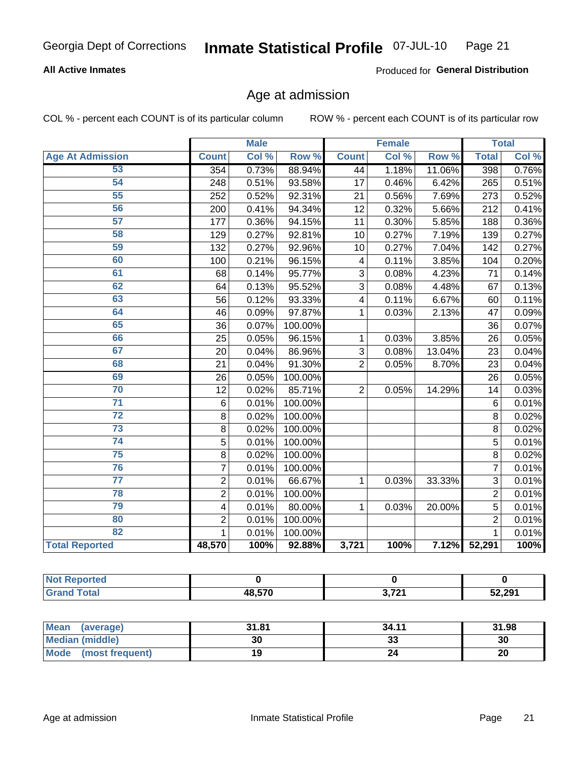Georgia Dept of Corrections **Inmate Statistical Profile** 07-JUL-10

**All Active Inmates**

Produced for **General Distribution**

## Age at admission

COL % - percent each COUNT is of its particular column

ROW % - percent each COUNT is of its particular row

| | Male | | | Female | | | Total | |
|---|---|---|---|---|---|---|---|---|
| **Age At Admission** | **Count** | **Col %** | **Row %** | **Count** | **Col %** | **Row %** | **Total** | **Col %** |
| 53 | 354 | 0.73% | 88.94% | 44 | 1.18% | 11.06% | 398 | 0.76% |
| 54 | 248 | 0.51% | 93.58% | 17 | 0.46% | 6.42% | 265 | 0.51% |
| 55 | 252 | 0.52% | 92.31% | 21 | 0.56% | 7.69% | 273 | 0.52% |
| 56 | 200 | 0.41% | 94.34% | 12 | 0.32% | 5.66% | 212 | 0.41% |
| 57 | 177 | 0.36% | 94.15% | 11 | 0.30% | 5.85% | 188 | 0.36% |
| 58 | 129 | 0.27% | 92.81% | 10 | 0.27% | 7.19% | 139 | 0.27% |
| 59 | 132 | 0.27% | 92.96% | 10 | 0.27% | 7.04% | 142 | 0.27% |
| 60 | 100 | 0.21% | 96.15% | 4 | 0.11% | 3.85% | 104 | 0.20% |
| 61 | 68 | 0.14% | 95.77% | 3 | 0.08% | 4.23% | 71 | 0.14% |
| 62 | 64 | 0.13% | 95.52% | 3 | 0.08% | 4.48% | 67 | 0.13% |
| 63 | 56 | 0.12% | 93.33% | 4 | 0.11% | 6.67% | 60 | 0.11% |
| 64 | 46 | 0.09% | 97.87% | 1 | 0.03% | 2.13% | 47 | 0.09% |
| 65 | 36 | 0.07% | 100.00% | | | | 36 | 0.07% |
| 66 | 25 | 0.05% | 96.15% | 1 | 0.03% | 3.85% | 26 | 0.05% |
| 67 | 20 | 0.04% | 86.96% | 3 | 0.08% | 13.04% | 23 | 0.04% |
| 68 | 21 | 0.04% | 91.30% | 2 | 0.05% | 8.70% | 23 | 0.04% |
| 69 | 26 | 0.05% | 100.00% | | | | 26 | 0.05% |
| 70 | 12 | 0.02% | 85.71% | 2 | 0.05% | 14.29% | 14 | 0.03% |
| 71 | 6 | 0.01% | 100.00% | | | | 6 | 0.01% |
| 72 | 8 | 0.02% | 100.00% | | | | 8 | 0.02% |
| 73 | 8 | 0.02% | 100.00% | | | | 8 | 0.02% |
| 74 | 5 | 0.01% | 100.00% | | | | 5 | 0.01% |
| 75 | 8 | 0.02% | 100.00% | | | | 8 | 0.02% |
| 76 | 7 | 0.01% | 100.00% | | | | 7 | 0.01% |
| 77 | 2 | 0.01% | 66.67% | 1 | 0.03% | 33.33% | 3 | 0.01% |
| 78 | 2 | 0.01% | 100.00% | | | | 2 | 0.01% |
| 79 | 4 | 0.01% | 80.00% | 1 | 0.03% | 20.00% | 5 | 0.01% |
| 80 | 2 | 0.01% | 100.00% | | | | 2 | 0.01% |
| 82 | 1 | 0.01% | 100.00% | | | | 1 | 0.01% |
| **Total Reported** | **48,570** | **100%** | **92.88%** | **3,721** | **100%** | **7.12%** | **52,291** | **100%** |

| | Male | Female | Total |
|---|---|---|---|
| **Not Reported** | **0** | **0** | **0** |
| **Grand Total** | **48,570** | **3,721** | **52,291** |

| | Male | Female | Total |
|---|---|---|---|
| **Mean (average)** | **31.81** | **34.11** | **31.98** |
| **Median (middle)** | **30** | **33** | **30** |
| **Mode (most frequent)** | **19** | **24** | **20** |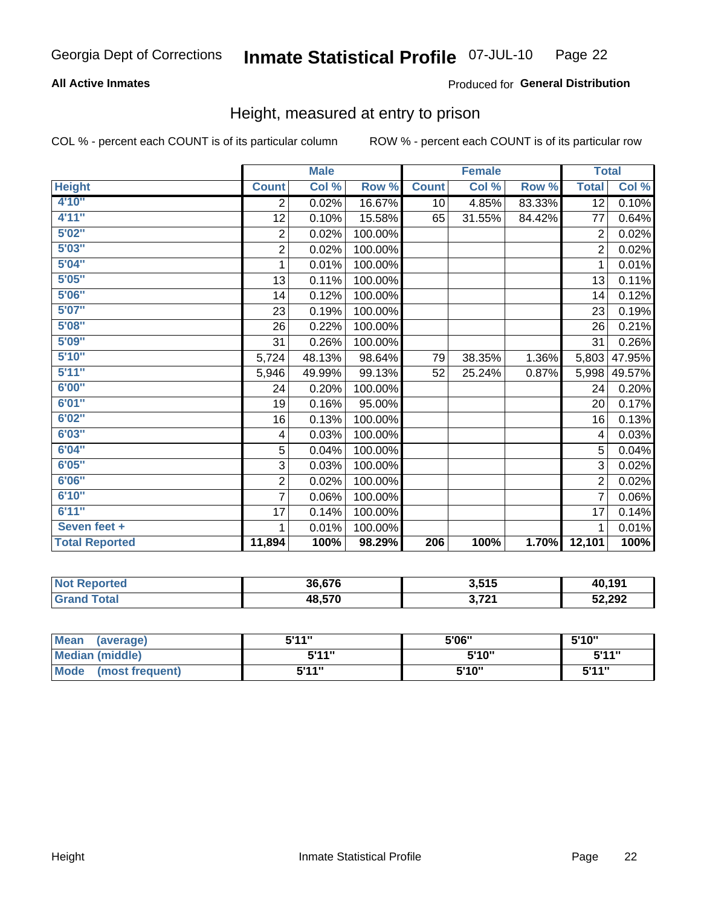Georgia Dept of Corrections **Inmate Statistical Profile** 07-JUL-10

**All Active Inmates**

Produced for **General Distribution**

## Height, measured at entry to prison

COL % - percent each COUNT is of its particular column

ROW % - percent each COUNT is of its particular row

| | Male | | | Female | | | Total | |
|---|---|---|---|---|---|---|---|---|
| **Height** | **Count** | **Col %** | **Row %** | **Count** | **Col %** | **Row %** | **Total** | **Col %** |
| 4'10" | 2 | 0.02% | 16.67% | 10 | 4.85% | 83.33% | 12 | 0.10% |
| 4'11" | 12 | 0.10% | 15.58% | 65 | 31.55% | 84.42% | 77 | 0.64% |
| 5'02" | 2 | 0.02% | 100.00% | | | | 2 | 0.02% |
| 5'03" | 2 | 0.02% | 100.00% | | | | 2 | 0.02% |
| 5'04" | 1 | 0.01% | 100.00% | | | | 1 | 0.01% |
| 5'05" | 13 | 0.11% | 100.00% | | | | 13 | 0.11% |
| 5'06" | 14 | 0.12% | 100.00% | | | | 14 | 0.12% |
| 5'07" | 23 | 0.19% | 100.00% | | | | 23 | 0.19% |
| 5'08" | 26 | 0.22% | 100.00% | | | | 26 | 0.21% |
| 5'09" | 31 | 0.26% | 100.00% | | | | 31 | 0.26% |
| 5'10" | 5,724 | 48.13% | 98.64% | 79 | 38.35% | 1.36% | 5,803 | 47.95% |
| 5'11" | 5,946 | 49.99% | 99.13% | 52 | 25.24% | 0.87% | 5,998 | 49.57% |
| 6'00" | 24 | 0.20% | 100.00% | | | | 24 | 0.20% |
| 6'01" | 19 | 0.16% | 95.00% | | | | 20 | 0.17% |
| 6'02" | 16 | 0.13% | 100.00% | | | | 16 | 0.13% |
| 6'03" | 4 | 0.03% | 100.00% | | | | 4 | 0.03% |
| 6'04" | 5 | 0.04% | 100.00% | | | | 5 | 0.04% |
| 6'05" | 3 | 0.03% | 100.00% | | | | 3 | 0.02% |
| 6'06" | 2 | 0.02% | 100.00% | | | | 2 | 0.02% |
| 6'10" | 7 | 0.06% | 100.00% | | | | 7 | 0.06% |
| 6'11" | 17 | 0.14% | 100.00% | | | | 17 | 0.14% |
| Seven feet + | 1 | 0.01% | 100.00% | | | | 1 | 0.01% |
| **Total Reported** | **11,894** | **100%** | **98.29%** | **206** | **100%** | **1.70%** | **12,101** | **100%** |

| | Male | Female | Total |
|---|---|---|---|
| Not Reported | 36,676 | 3,515 | 40,191 |
| Grand Total | 48,570 | 3,721 | 52,292 |

| | Male | Female | Total |
|---|---|---|---|
| Mean (average) | 5'11" | 5'06" | 5'10" |
| Median (middle) | 5'11" | 5'10" | 5'11" |
| Mode (most frequent) | 5'11" | 5'10" | 5'11" |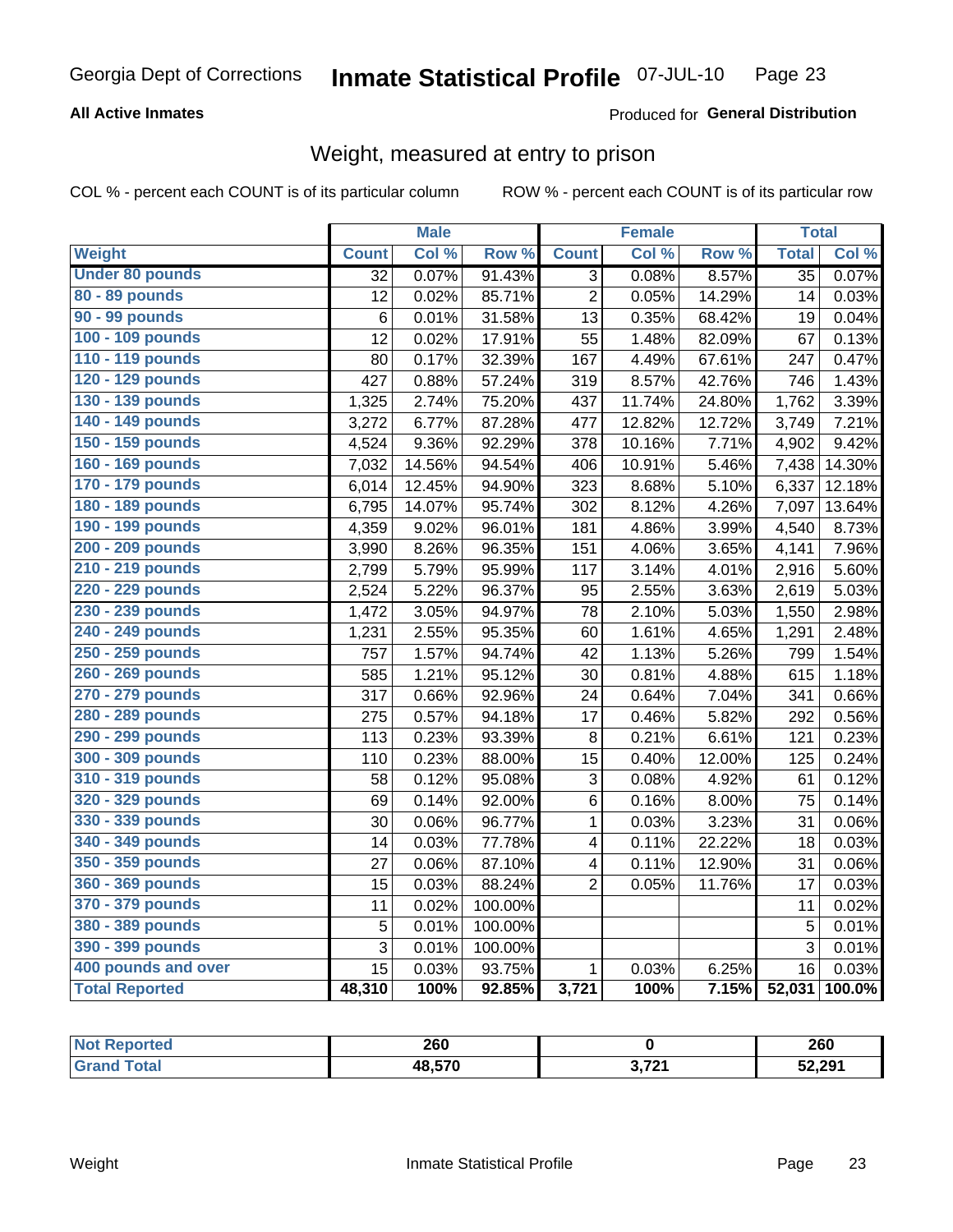Georgia Dept of Corrections **Inmate Statistical Profile** 07-JUL-10

**All Active Inmates**

Produced for **General Distribution**

## Weight, measured at entry to prison

COL % - percent each COUNT is of its particular column

ROW % - percent each COUNT is of its particular row

| | Male | | | Female | | | Total | |
|---|---|---|---|---|---|---|---|---|
| **Weight** | **Count** | **Col %** | **Row %** | **Count** | **Col %** | **Row %** | **Total** | **Col %** |
| **Under 80 pounds** | 32 | 0.07% | 91.43% | 3 | 0.08% | 8.57% | 35 | 0.07% |
| **80 - 89 pounds** | 12 | 0.02% | 85.71% | 2 | 0.05% | 14.29% | 14 | 0.03% |
| **90 - 99 pounds** | 6 | 0.01% | 31.58% | 13 | 0.35% | 68.42% | 19 | 0.04% |
| **100 - 109 pounds** | 12 | 0.02% | 17.91% | 55 | 1.48% | 82.09% | 67 | 0.13% |
| **110 - 119 pounds** | 80 | 0.17% | 32.39% | 167 | 4.49% | 67.61% | 247 | 0.47% |
| **120 - 129 pounds** | 427 | 0.88% | 57.24% | 319 | 8.57% | 42.76% | 746 | 1.43% |
| **130 - 139 pounds** | 1,325 | 2.74% | 75.20% | 437 | 11.74% | 24.80% | 1,762 | 3.39% |
| **140 - 149 pounds** | 3,272 | 6.77% | 87.28% | 477 | 12.82% | 12.72% | 3,749 | 7.21% |
| **150 - 159 pounds** | 4,524 | 9.36% | 92.29% | 378 | 10.16% | 7.71% | 4,902 | 9.42% |
| **160 - 169 pounds** | 7,032 | 14.56% | 94.54% | 406 | 10.91% | 5.46% | 7,438 | 14.30% |
| **170 - 179 pounds** | 6,014 | 12.45% | 94.90% | 323 | 8.68% | 5.10% | 6,337 | 12.18% |
| **180 - 189 pounds** | 6,795 | 14.07% | 95.74% | 302 | 8.12% | 4.26% | 7,097 | 13.64% |
| **190 - 199 pounds** | 4,359 | 9.02% | 96.01% | 181 | 4.86% | 3.99% | 4,540 | 8.73% |
| **200 - 209 pounds** | 3,990 | 8.26% | 96.35% | 151 | 4.06% | 3.65% | 4,141 | 7.96% |
| **210 - 219 pounds** | 2,799 | 5.79% | 95.99% | 117 | 3.14% | 4.01% | 2,916 | 5.60% |
| **220 - 229 pounds** | 2,524 | 5.22% | 96.37% | 95 | 2.55% | 3.63% | 2,619 | 5.03% |
| **230 - 239 pounds** | 1,472 | 3.05% | 94.97% | 78 | 2.10% | 5.03% | 1,550 | 2.98% |
| **240 - 249 pounds** | 1,231 | 2.55% | 95.35% | 60 | 1.61% | 4.65% | 1,291 | 2.48% |
| **250 - 259 pounds** | 757 | 1.57% | 94.74% | 42 | 1.13% | 5.26% | 799 | 1.54% |
| **260 - 269 pounds** | 585 | 1.21% | 95.12% | 30 | 0.81% | 4.88% | 615 | 1.18% |
| **270 - 279 pounds** | 317 | 0.66% | 92.96% | 24 | 0.64% | 7.04% | 341 | 0.66% |
| **280 - 289 pounds** | 275 | 0.57% | 94.18% | 17 | 0.46% | 5.82% | 292 | 0.56% |
| **290 - 299 pounds** | 113 | 0.23% | 93.39% | 8 | 0.21% | 6.61% | 121 | 0.23% |
| **300 - 309 pounds** | 110 | 0.23% | 88.00% | 15 | 0.40% | 12.00% | 125 | 0.24% |
| **310 - 319 pounds** | 58 | 0.12% | 95.08% | 3 | 0.08% | 4.92% | 61 | 0.12% |
| **320 - 329 pounds** | 69 | 0.14% | 92.00% | 6 | 0.16% | 8.00% | 75 | 0.14% |
| **330 - 339 pounds** | 30 | 0.06% | 96.77% | 1 | 0.03% | 3.23% | 31 | 0.06% |
| **340 - 349 pounds** | 14 | 0.03% | 77.78% | 4 | 0.11% | 22.22% | 18 | 0.03% |
| **350 - 359 pounds** | 27 | 0.06% | 87.10% | 4 | 0.11% | 12.90% | 31 | 0.06% |
| **360 - 369 pounds** | 15 | 0.03% | 88.24% | 2 | 0.05% | 11.76% | 17 | 0.03% |
| **370 - 379 pounds** | 11 | 0.02% | 100.00% | | | | 11 | 0.02% |
| **380 - 389 pounds** | 5 | 0.01% | 100.00% | | | | 5 | 0.01% |
| **390 - 399 pounds** | 3 | 0.01% | 100.00% | | | | 3 | 0.01% |
| **400 pounds and over** | 15 | 0.03% | 93.75% | 1 | 0.03% | 6.25% | 16 | 0.03% |
| **Total Reported** | **48,310** | **100%** | **92.85%** | **3,721** | **100%** | **7.15%** | **52,031** | **100.0%** |

| | Male | Female | Total |
|---|---|---|---|
| **Not Reported** | **260** | **0** | **260** |
| **Grand Total** | **48,570** | **3,721** | **52,291** |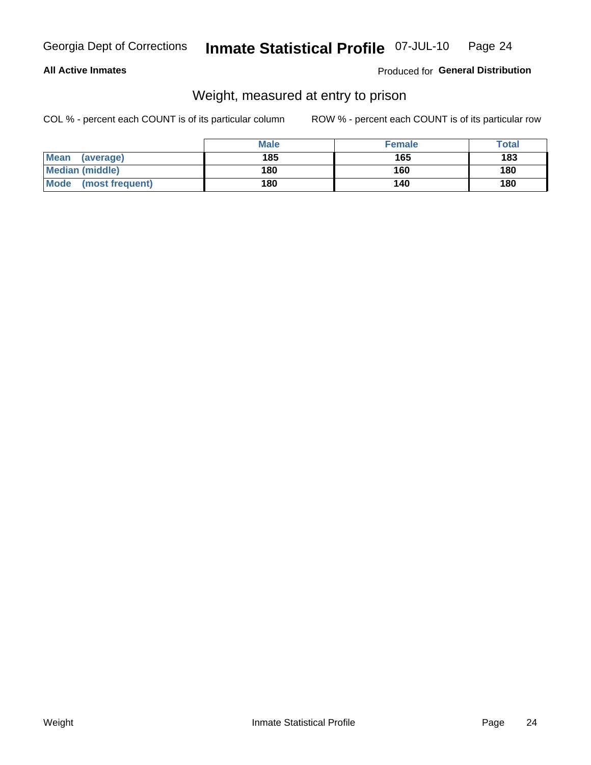Georgia Dept of Corrections **Inmate Statistical Profile** 07-JUL-10

**All Active Inmates** Produced for **General Distribution**

## Weight, measured at entry to prison

COL % - percent each COUNT is of its particular column ROW % - percent each COUNT is of its particular row

| | Male | Female | Total |
|---|---|---|---|
| **Mean (average)** | **185** | **165** | **183** |
| **Median (middle)** | **180** | **160** | **180** |
| **Mode (most frequent)** | **180** | **140** | **180** |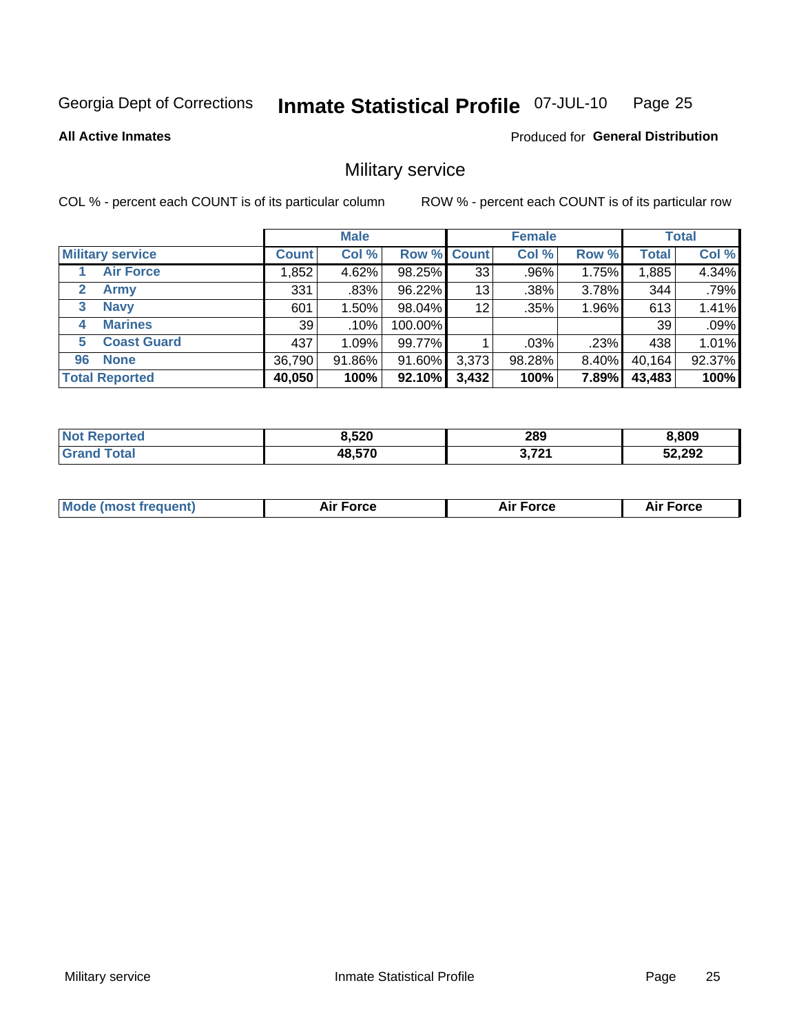Georgia Dept of Corrections **Inmate Statistical Profile** 07-JUL-10

**All Active Inmates**

Produced for **General Distribution**

## Military service

COL % - percent each COUNT is of its particular column ROW % - percent each COUNT is of its particular row

| | Male | | | Female | | | Total | |
|---|---|---|---|---|---|---|---|---|
| **Military service** | **Count** | **Col %** | **Row %** | **Count** | **Col %** | **Row %** | **Total** | **Col %** |
| 1 Air Force | 1,852 | 4.62% | 98.25% | 33 | .96% | 1.75% | 1,885 | 4.34% |
| 2 Army | 331 | .83% | 96.22% | 13 | .38% | 3.78% | 344 | .79% |
| 3 Navy | 601 | 1.50% | 98.04% | 12 | .35% | 1.96% | 613 | 1.41% |
| 4 Marines | 39 | .10% | 100.00% | | | | 39 | .09% |
| 5 Coast Guard | 437 | 1.09% | 99.77% | 1 | .03% | .23% | 438 | 1.01% |
| 96 None | 36,790 | 91.86% | 91.60% | 3,373 | 98.28% | 8.40% | 40,164 | 92.37% |
| **Total Reported** | **40,050** | **100%** | **92.10%** | **3,432** | **100%** | **7.89%** | **43,483** | **100%** |

| | Male | Female | Total |
|---|---|---|---|
| Not Reported | 8,520 | 289 | 8,809 |
| Grand Total | 48,570 | 3,721 | 52,292 |

| | Male | Female | Total |
|---|---|---|---|
| Mode (most frequent) | Air Force | Air Force | Air Force |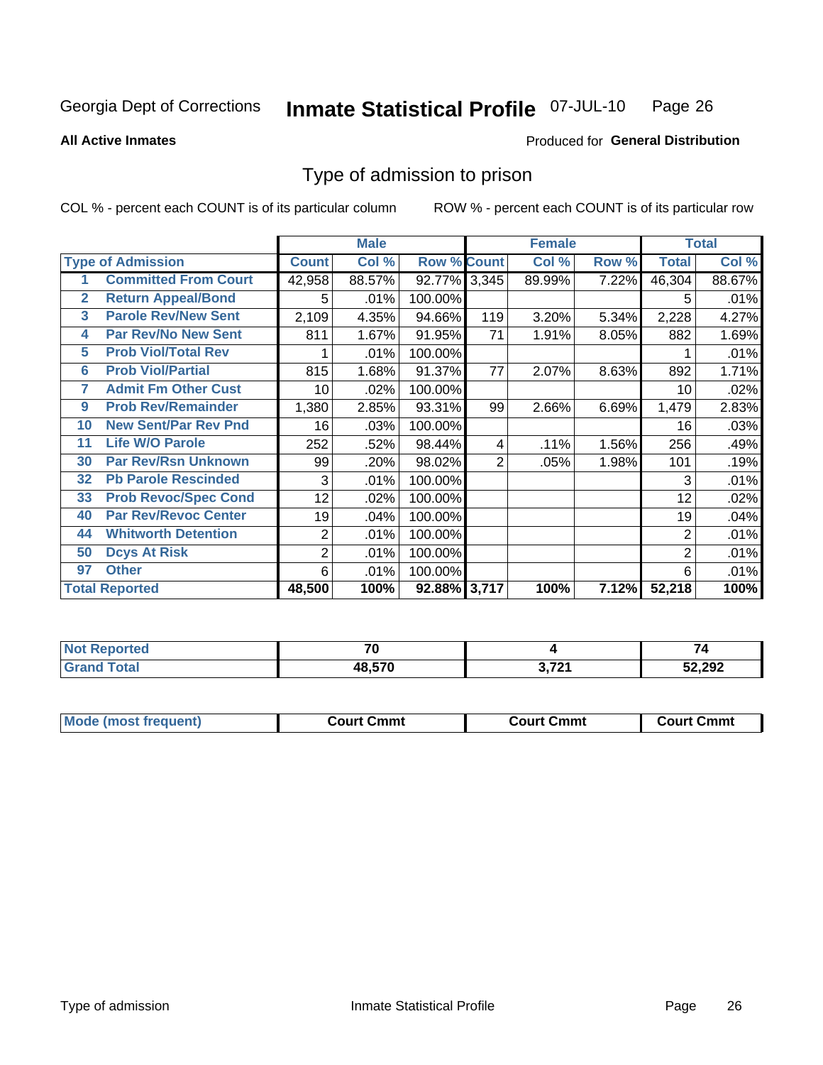Georgia Dept of Corrections **Inmate Statistical Profile** 07-JUL-10

**All Active Inmates**

Produced for **General Distribution**

## Type of admission to prison

COL % - percent each COUNT is of its particular column

ROW % - percent each COUNT is of its particular row

| Type of Admission | | Male | | | Female | | | Total | |
|---|---|---|---|---|---|---|---|---|---|
| | | Count | Col % | Row % | Count | Col % | Row % | Total | Col % |
| 1 | Committed From Court | 42,958 | 88.57% | 92.77% | 3,345 | 89.99% | 7.22% | 46,304 | 88.67% |
| 2 | Return Appeal/Bond | 5 | .01% | 100.00% | | | | 5 | .01% |
| 3 | Parole Rev/New Sent | 2,109 | 4.35% | 94.66% | 119 | 3.20% | 5.34% | 2,228 | 4.27% |
| 4 | Par Rev/No New Sent | 811 | 1.67% | 91.95% | 71 | 1.91% | 8.05% | 882 | 1.69% |
| 5 | Prob Viol/Total Rev | 1 | .01% | 100.00% | | | | 1 | .01% |
| 6 | Prob Viol/Partial | 815 | 1.68% | 91.37% | 77 | 2.07% | 8.63% | 892 | 1.71% |
| 7 | Admit Fm Other Cust | 10 | .02% | 100.00% | | | | 10 | .02% |
| 9 | Prob Rev/Remainder | 1,380 | 2.85% | 93.31% | 99 | 2.66% | 6.69% | 1,479 | 2.83% |
| 10 | New Sent/Par Rev Pnd | 16 | .03% | 100.00% | | | | 16 | .03% |
| 11 | Life W/O Parole | 252 | .52% | 98.44% | 4 | .11% | 1.56% | 256 | .49% |
| 30 | Par Rev/Rsn Unknown | 99 | .20% | 98.02% | 2 | .05% | 1.98% | 101 | .19% |
| 32 | Pb Parole Rescinded | 3 | .01% | 100.00% | | | | 3 | .01% |
| 33 | Prob Revoc/Spec Cond | 12 | .02% | 100.00% | | | | 12 | .02% |
| 40 | Par Rev/Revoc Center | 19 | .04% | 100.00% | | | | 19 | .04% |
| 44 | Whitworth Detention | 2 | .01% | 100.00% | | | | 2 | .01% |
| 50 | Dcys At Risk | 2 | .01% | 100.00% | | | | 2 | .01% |
| 97 | Other | 6 | .01% | 100.00% | | | | 6 | .01% |
| **Total Reported** | | **48,500** | **100%** | **92.88%** | **3,717** | **100%** | **7.12%** | **52,218** | **100%** |

| | Male | Female | Total |
|---|---|---|---|
| Not Reported | 70 | 4 | 74 |
| Grand Total | 48,570 | 3,721 | 52,292 |

| | Male | Female | Total |
|---|---|---|---|
| Mode (most frequent) | Court Cmmt | Court Cmmt | Court Cmmt |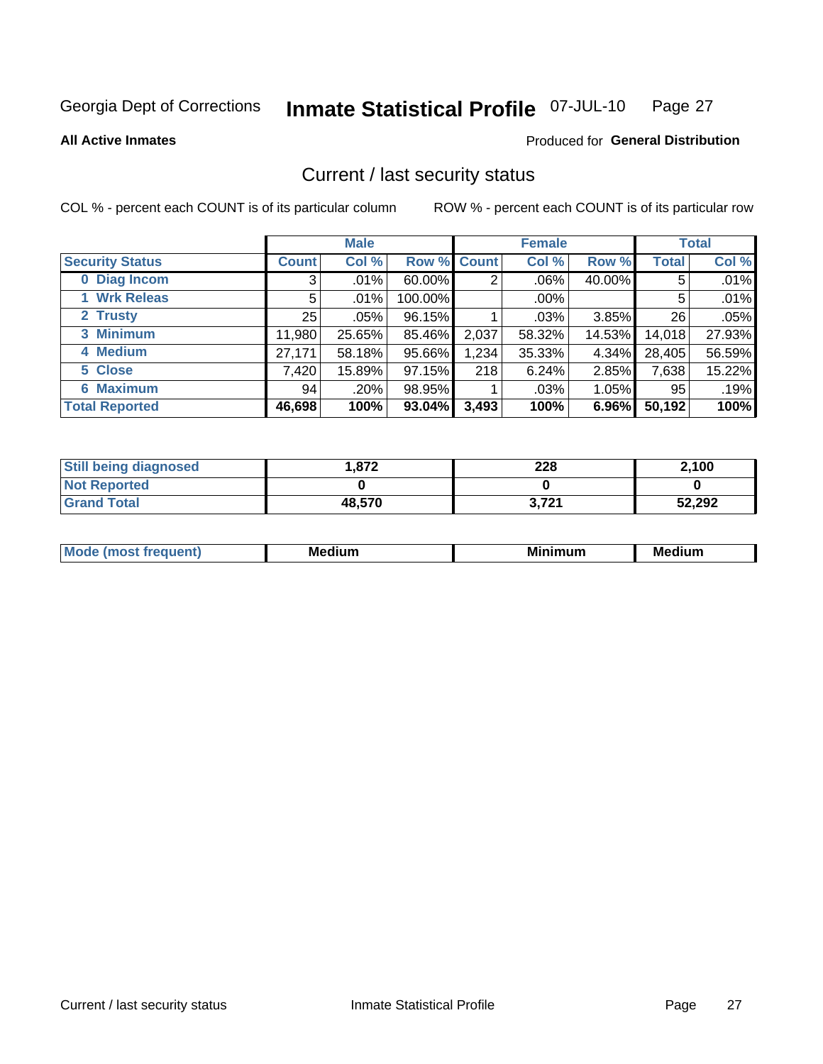Georgia Dept of Corrections **Inmate Statistical Profile** 07-JUL-10 Page 27

**All Active Inmates**

Produced for **General Distribution**

## Current / last security status

COL % - percent each COUNT is of its particular column

ROW % - percent each COUNT is of its particular row

| | Male | | | Female | | | Total | |
|---|---|---|---|---|---|---|---|---|
| **Security Status** | **Count** | **Col %** | **Row %** | **Count** | **Col %** | **Row %** | **Total** | **Col %** |
| **0 Diag Incom** | 3 | .01% | 60.00% | 2 | .06% | 40.00% | 5 | .01% |
| **1 Wrk Releas** | 5 | .01% | 100.00% | | .00% | | 5 | .01% |
| **2 Trusty** | 25 | .05% | 96.15% | 1 | .03% | 3.85% | 26 | .05% |
| **3 Minimum** | 11,980 | 25.65% | 85.46% | 2,037 | 58.32% | 14.53% | 14,018 | 27.93% |
| **4 Medium** | 27,171 | 58.18% | 95.66% | 1,234 | 35.33% | 4.34% | 28,405 | 56.59% |
| **5 Close** | 7,420 | 15.89% | 97.15% | 218 | 6.24% | 2.85% | 7,638 | 15.22% |
| **6 Maximum** | 94 | .20% | 98.95% | 1 | .03% | 1.05% | 95 | .19% |
| **Total Reported** | **46,698** | **100%** | **93.04%** | **3,493** | **100%** | **6.96%** | **50,192** | **100%** |

| | Male | Female | Total |
|---|---|---|---|
| **Still being diagnosed** | **1,872** | **228** | **2,100** |
| **Not Reported** | **0** | **0** | **0** |
| **Grand Total** | **48,570** | **3,721** | **52,292** |

| | Male | Female | Total |
|---|---|---|---|
| **Mode (most frequent)** | **Medium** | **Minimum** | **Medium** |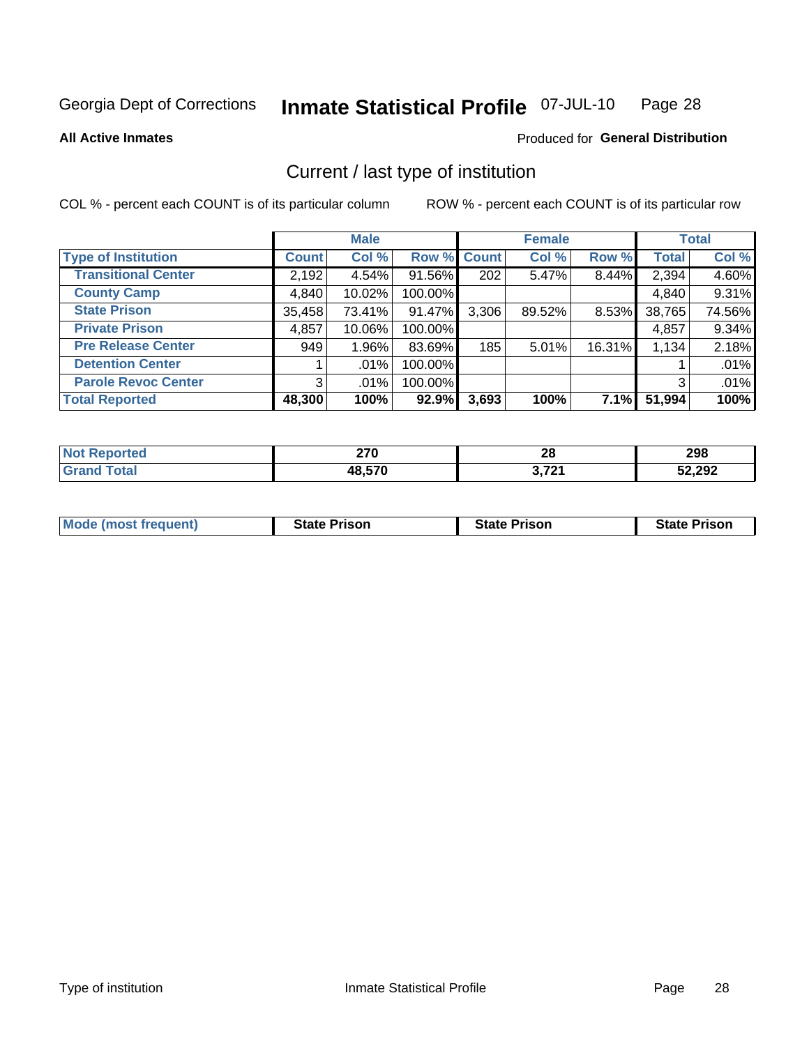Georgia Dept of Corrections **Inmate Statistical Profile** 07-JUL-10

**All Active Inmates**

Produced for **General Distribution**

## Current / last type of institution

COL % - percent each COUNT is of its particular column

ROW % - percent each COUNT is of its particular row

| | Male | | | Female | | | Total | |
|---|---|---|---|---|---|---|---|---|
| **Type of Institution** | **Count** | **Col %** | **Row %** | **Count** | **Col %** | **Row %** | **Total** | **Col %** |
| Transitional Center | 2,192 | 4.54% | 91.56% | 202 | 5.47% | 8.44% | 2,394 | 4.60% |
| County Camp | 4,840 | 10.02% | 100.00% | | | | 4,840 | 9.31% |
| State Prison | 35,458 | 73.41% | 91.47% | 3,306 | 89.52% | 8.53% | 38,765 | 74.56% |
| Private Prison | 4,857 | 10.06% | 100.00% | | | | 4,857 | 9.34% |
| Pre Release Center | 949 | 1.96% | 83.69% | 185 | 5.01% | 16.31% | 1,134 | 2.18% |
| Detention Center | 1 | .01% | 100.00% | | | | 1 | .01% |
| Parole Revoc Center | 3 | .01% | 100.00% | | | | 3 | .01% |
| **Total Reported** | **48,300** | **100%** | **92.9%** | **3,693** | **100%** | **7.1%** | **51,994** | **100%** |

| | Male | Female | Total |
|---|---|---|---|
| Not Reported | **270** | **28** | **298** |
| Grand Total | **48,570** | **3,721** | **52,292** |

| | Male | Female | Total |
|---|---|---|---|
| Mode (most frequent) | **State Prison** | **State Prison** | **State Prison** |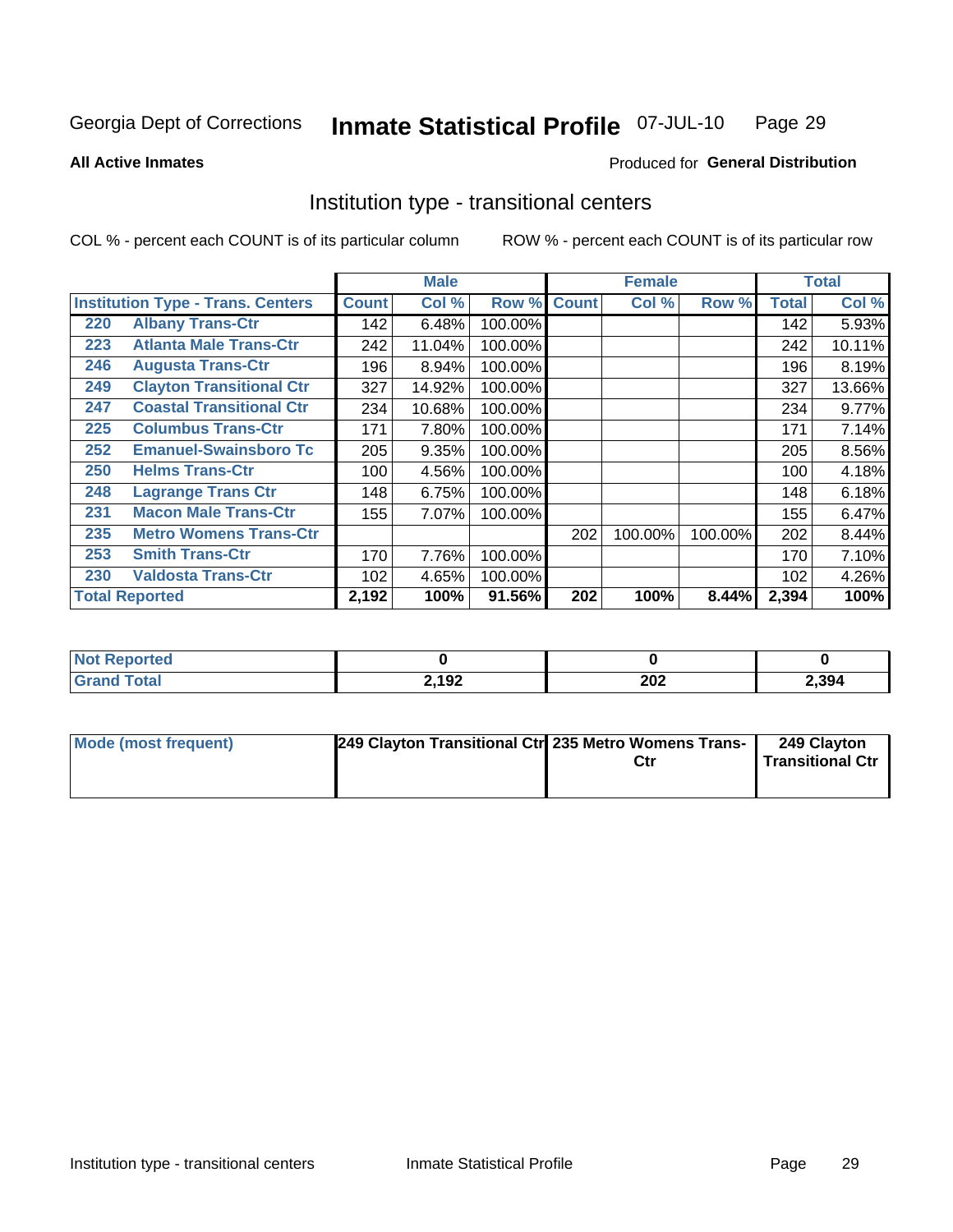Georgia Dept of Corrections **Inmate Statistical Profile** 07-JUL-10

**All Active Inmates**

Produced for **General Distribution**

## Institution type - transitional centers

COL % - percent each COUNT is of its particular column

ROW % - percent each COUNT is of its particular row

| Institution Type - Trans. Centers | | Male | | | Female | | | Total | |
|---|---|---|---|---|---|---|---|---|---|
| | | Count | Col % | Row % | Count | Col % | Row % | Total | Col % |
| 220 | Albany Trans-Ctr | 142 | 6.48% | 100.00% | | | | 142 | 5.93% |
| 223 | Atlanta Male Trans-Ctr | 242 | 11.04% | 100.00% | | | | 242 | 10.11% |
| 246 | Augusta Trans-Ctr | 196 | 8.94% | 100.00% | | | | 196 | 8.19% |
| 249 | Clayton Transitional Ctr | 327 | 14.92% | 100.00% | | | | 327 | 13.66% |
| 247 | Coastal Transitional Ctr | 234 | 10.68% | 100.00% | | | | 234 | 9.77% |
| 225 | Columbus Trans-Ctr | 171 | 7.80% | 100.00% | | | | 171 | 7.14% |
| 252 | Emanuel-Swainsboro Tc | 205 | 9.35% | 100.00% | | | | 205 | 8.56% |
| 250 | Helms Trans-Ctr | 100 | 4.56% | 100.00% | | | | 100 | 4.18% |
| 248 | Lagrange Trans Ctr | 148 | 6.75% | 100.00% | | | | 148 | 6.18% |
| 231 | Macon Male Trans-Ctr | 155 | 7.07% | 100.00% | | | | 155 | 6.47% |
| 235 | Metro Womens Trans-Ctr | | | | 202 | 100.00% | 100.00% | 202 | 8.44% |
| 253 | Smith Trans-Ctr | 170 | 7.76% | 100.00% | | | | 170 | 7.10% |
| 230 | Valdosta Trans-Ctr | 102 | 4.65% | 100.00% | | | | 102 | 4.26% |
| **Total Reported** | | **2,192** | **100%** | **91.56%** | **202** | **100%** | **8.44%** | **2,394** | **100%** |

| | Male | Female | Total |
|---|---|---|---|
| Not Reported | 0 | 0 | 0 |
| Grand Total | 2,192 | 202 | 2,394 |

| | Male | Female | Total |
|---|---|---|---|
| Mode (most frequent) | 249 Clayton Transitional Ctr | 235 Metro Womens Trans-Ctr | 249 Clayton Transitional Ctr |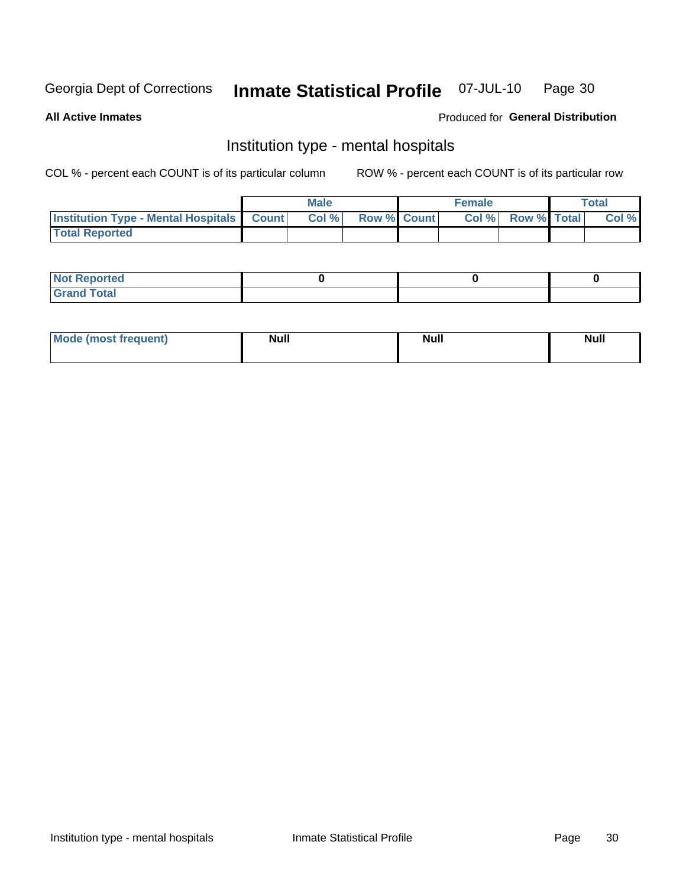Georgia Dept of Corrections **Inmate Statistical Profile** 07-JUL-10

**All Active Inmates**

Produced for **General Distribution**

## Institution type - mental hospitals

COL % - percent each COUNT is of its particular column

ROW % - percent each COUNT is of its particular row

| | Male | | | Female | | | Total | |
|---|---|---|---|---|---|---|---|---|
| **Institution Type - Mental Hospitals** | **Count** | **Col %** | **Row %** | **Count** | **Col %** | **Row %** | **Total** | **Col %** |
| **Total Reported** | | | | | | | | |

| | Male | Female | Total |
|---|---|---|---|
| **Not Reported** | 0 | 0 | 0 |
| **Grand Total** | | | |

| | Male | Female | Total |
|---|---|---|---|
| **Mode (most frequent)** | Null | Null | Null |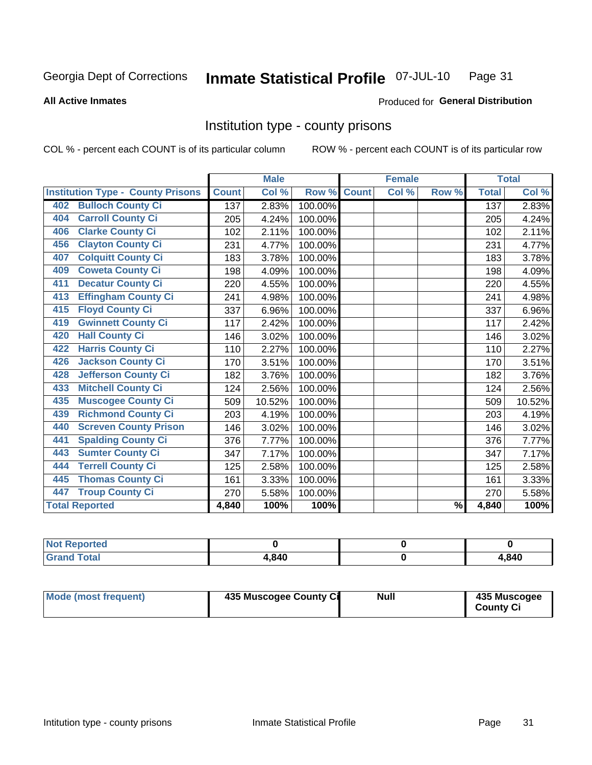Georgia Dept of Corrections **Inmate Statistical Profile** 07-JUL-10

**All Active Inmates**

Produced for **General Distribution**

## Institution type - county prisons

COL % - percent each COUNT is of its particular column

ROW % - percent each COUNT is of its particular row

| | Male | | | Female | | | Total | |
|---|---|---|---|---|---|---|---|---|
| **Institution Type - County Prisons** | **Count** | **Col %** | **Row %** | **Count** | **Col %** | **Row %** | **Total** | **Col %** |
| 402 Bulloch County Ci | 137 | 2.83% | 100.00% | | | | 137 | 2.83% |
| 404 Carroll County Ci | 205 | 4.24% | 100.00% | | | | 205 | 4.24% |
| 406 Clarke County Ci | 102 | 2.11% | 100.00% | | | | 102 | 2.11% |
| 456 Clayton County Ci | 231 | 4.77% | 100.00% | | | | 231 | 4.77% |
| 407 Colquitt County Ci | 183 | 3.78% | 100.00% | | | | 183 | 3.78% |
| 409 Coweta County Ci | 198 | 4.09% | 100.00% | | | | 198 | 4.09% |
| 411 Decatur County Ci | 220 | 4.55% | 100.00% | | | | 220 | 4.55% |
| 413 Effingham County Ci | 241 | 4.98% | 100.00% | | | | 241 | 4.98% |
| 415 Floyd County Ci | 337 | 6.96% | 100.00% | | | | 337 | 6.96% |
| 419 Gwinnett County Ci | 117 | 2.42% | 100.00% | | | | 117 | 2.42% |
| 420 Hall County Ci | 146 | 3.02% | 100.00% | | | | 146 | 3.02% |
| 422 Harris County Ci | 110 | 2.27% | 100.00% | | | | 110 | 2.27% |
| 426 Jackson County Ci | 170 | 3.51% | 100.00% | | | | 170 | 3.51% |
| 428 Jefferson County Ci | 182 | 3.76% | 100.00% | | | | 182 | 3.76% |
| 433 Mitchell County Ci | 124 | 2.56% | 100.00% | | | | 124 | 2.56% |
| 435 Muscogee County Ci | 509 | 10.52% | 100.00% | | | | 509 | 10.52% |
| 439 Richmond County Ci | 203 | 4.19% | 100.00% | | | | 203 | 4.19% |
| 440 Screven County Prison | 146 | 3.02% | 100.00% | | | | 146 | 3.02% |
| 441 Spalding County Ci | 376 | 7.77% | 100.00% | | | | 376 | 7.77% |
| 443 Sumter County Ci | 347 | 7.17% | 100.00% | | | | 347 | 7.17% |
| 444 Terrell County Ci | 125 | 2.58% | 100.00% | | | | 125 | 2.58% |
| 445 Thomas County Ci | 161 | 3.33% | 100.00% | | | | 161 | 3.33% |
| 447 Troup County Ci | 270 | 5.58% | 100.00% | | | | 270 | 5.58% |
| **Total Reported** | **4,840** | **100%** | **100%** | | | **%** | **4,840** | **100%** |

| | Male | Female | Total |
|---|---|---|---|
| **Not Reported** | **0** | **0** | **0** |
| **Grand Total** | **4,840** | **0** | **4,840** |

| | Male | Female | Total |
|---|---|---|---|
| **Mode (most frequent)** | **435 Muscogee County Ci** | **Null** | **435 Muscogee County Ci** |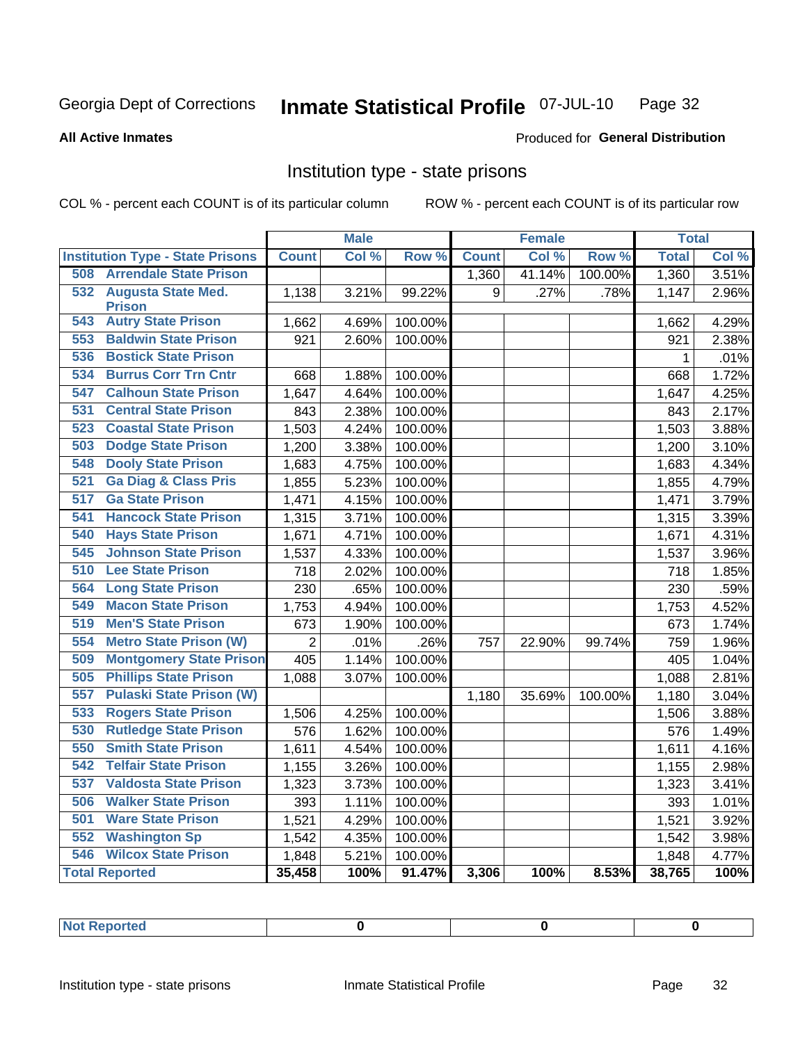Georgia Dept of Corrections **Inmate Statistical Profile** 07-JUL-10

**All Active Inmates**

Produced for **General Distribution**

## Institution type - state prisons

COL % - percent each COUNT is of its particular column    ROW % - percent each COUNT is of its particular row

| | Male | | | Female | | | Total | |
|---|---|---|---|---|---|---|---|---|
| **Institution Type - State Prisons** | **Count** | **Col %** | **Row %** | **Count** | **Col %** | **Row %** | **Total** | **Col %** |
| 508 Arrendale State Prison | | | | 1,360 | 41.14% | 100.00% | 1,360 | 3.51% |
| 532 Augusta State Med. Prison | 1,138 | 3.21% | 99.22% | 9 | .27% | .78% | 1,147 | 2.96% |
| 543 Autry State Prison | 1,662 | 4.69% | 100.00% | | | | 1,662 | 4.29% |
| 553 Baldwin State Prison | 921 | 2.60% | 100.00% | | | | 921 | 2.38% |
| 536 Bostick State Prison | | | | | | | 1 | .01% |
| 534 Burrus Corr Trn Cntr | 668 | 1.88% | 100.00% | | | | 668 | 1.72% |
| 547 Calhoun State Prison | 1,647 | 4.64% | 100.00% | | | | 1,647 | 4.25% |
| 531 Central State Prison | 843 | 2.38% | 100.00% | | | | 843 | 2.17% |
| 523 Coastal State Prison | 1,503 | 4.24% | 100.00% | | | | 1,503 | 3.88% |
| 503 Dodge State Prison | 1,200 | 3.38% | 100.00% | | | | 1,200 | 3.10% |
| 548 Dooly State Prison | 1,683 | 4.75% | 100.00% | | | | 1,683 | 4.34% |
| 521 Ga Diag & Class Pris | 1,855 | 5.23% | 100.00% | | | | 1,855 | 4.79% |
| 517 Ga State Prison | 1,471 | 4.15% | 100.00% | | | | 1,471 | 3.79% |
| 541 Hancock State Prison | 1,315 | 3.71% | 100.00% | | | | 1,315 | 3.39% |
| 540 Hays State Prison | 1,671 | 4.71% | 100.00% | | | | 1,671 | 4.31% |
| 545 Johnson State Prison | 1,537 | 4.33% | 100.00% | | | | 1,537 | 3.96% |
| 510 Lee State Prison | 718 | 2.02% | 100.00% | | | | 718 | 1.85% |
| 564 Long State Prison | 230 | .65% | 100.00% | | | | 230 | .59% |
| 549 Macon State Prison | 1,753 | 4.94% | 100.00% | | | | 1,753 | 4.52% |
| 519 Men'S State Prison | 673 | 1.90% | 100.00% | | | | 673 | 1.74% |
| 554 Metro State Prison (W) | 2 | .01% | .26% | 757 | 22.90% | 99.74% | 759 | 1.96% |
| 509 Montgomery State Prison | 405 | 1.14% | 100.00% | | | | 405 | 1.04% |
| 505 Phillips State Prison | 1,088 | 3.07% | 100.00% | | | | 1,088 | 2.81% |
| 557 Pulaski State Prison (W) | | | | 1,180 | 35.69% | 100.00% | 1,180 | 3.04% |
| 533 Rogers State Prison | 1,506 | 4.25% | 100.00% | | | | 1,506 | 3.88% |
| 530 Rutledge State Prison | 576 | 1.62% | 100.00% | | | | 576 | 1.49% |
| 550 Smith State Prison | 1,611 | 4.54% | 100.00% | | | | 1,611 | 4.16% |
| 542 Telfair State Prison | 1,155 | 3.26% | 100.00% | | | | 1,155 | 2.98% |
| 537 Valdosta State Prison | 1,323 | 3.73% | 100.00% | | | | 1,323 | 3.41% |
| 506 Walker State Prison | 393 | 1.11% | 100.00% | | | | 393 | 1.01% |
| 501 Ware State Prison | 1,521 | 4.29% | 100.00% | | | | 1,521 | 3.92% |
| 552 Washington Sp | 1,542 | 4.35% | 100.00% | | | | 1,542 | 3.98% |
| 546 Wilcox State Prison | 1,848 | 5.21% | 100.00% | | | | 1,848 | 4.77% |
| **Total Reported** | **35,458** | **100%** | **91.47%** | **3,306** | **100%** | **8.53%** | **38,765** | **100%** |

| Not Reported | 0 | 0 | 0 |
|---|---|---|---|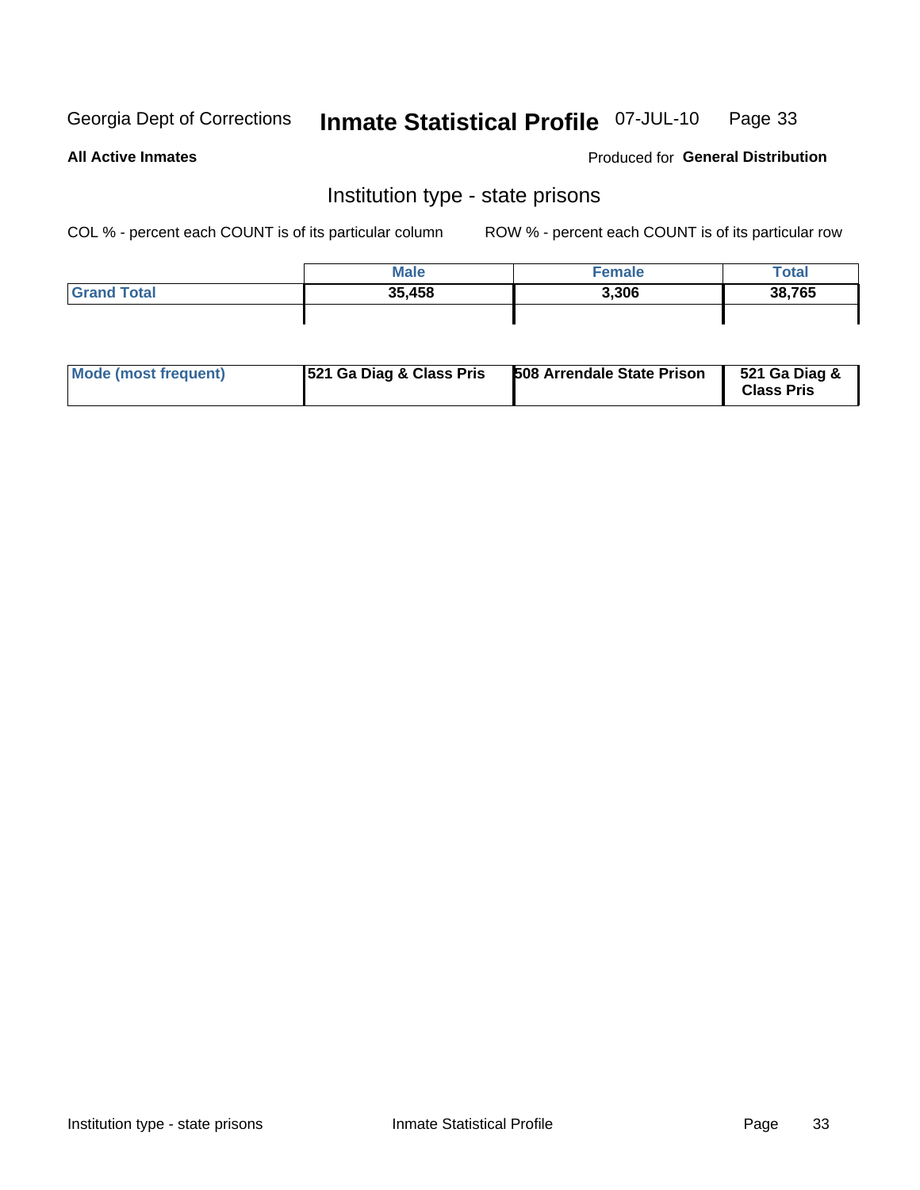## Institution type - state prisons

**All Active Inmates**

Produced for **General Distribution**

COL % - percent each COUNT is of its particular column

ROW % - percent each COUNT is of its particular row

| | Male | Female | Total |
|---|---|---|---|
| **Grand Total** | **35,458** | **3,306** | **38,765** |

| | | | |
|---|---|---|---|
| **Mode (most frequent)** | **521 Ga Diag & Class Pris** | **508 Arrendale State Prison** | **521 Ga Diag & Class Pris** |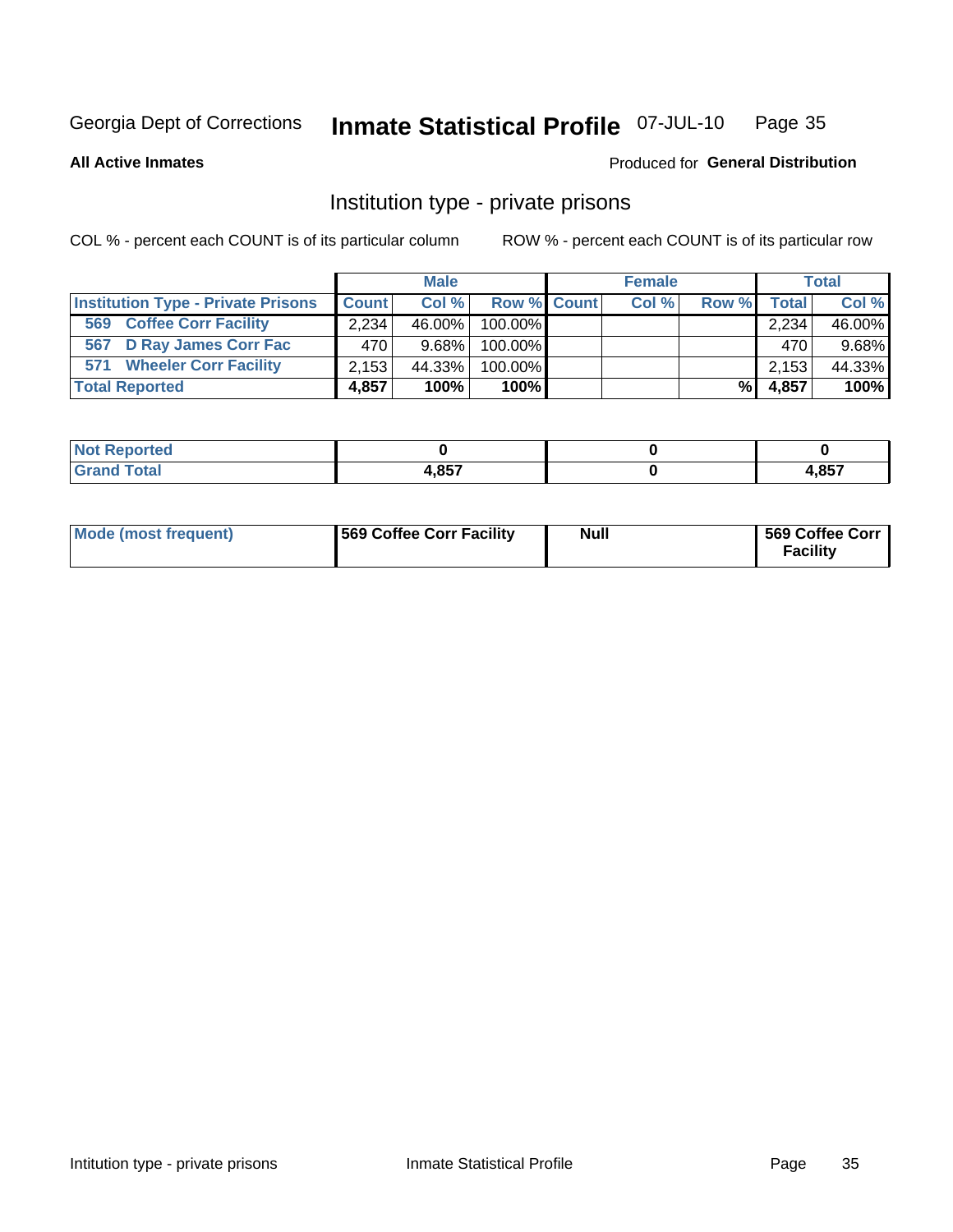Georgia Dept of Corrections **Inmate Statistical Profile** 07-JUL-10

**All Active Inmates**

Produced for **General Distribution**

## Institution type - private prisons

COL % - percent each COUNT is of its particular column

ROW % - percent each COUNT is of its particular row

| | Male | | | Female | | | Total | |
|---|---|---|---|---|---|---|---|---|
| **Institution Type - Private Prisons** | **Count** | **Col %** | **Row %** | **Count** | **Col %** | **Row %** | **Total** | **Col %** |
| **569 Coffee Corr Facility** | 2,234 | 46.00% | 100.00% | | | | 2,234 | 46.00% |
| **567 D Ray James Corr Fac** | 470 | 9.68% | 100.00% | | | | 470 | 9.68% |
| **571 Wheeler Corr Facility** | 2,153 | 44.33% | 100.00% | | | | 2,153 | 44.33% |
| **Total Reported** | **4,857** | **100%** | **100%** | | | **%** | **4,857** | **100%** |

| | Male | Female | Total |
|---|---|---|---|
| **Not Reported** | **0** | **0** | **0** |
| **Grand Total** | **4,857** | **0** | **4,857** |

| | Male | Female | Total |
|---|---|---|---|
| **Mode (most frequent)** | **569 Coffee Corr Facility** | **Null** | **569 Coffee Corr Facility** |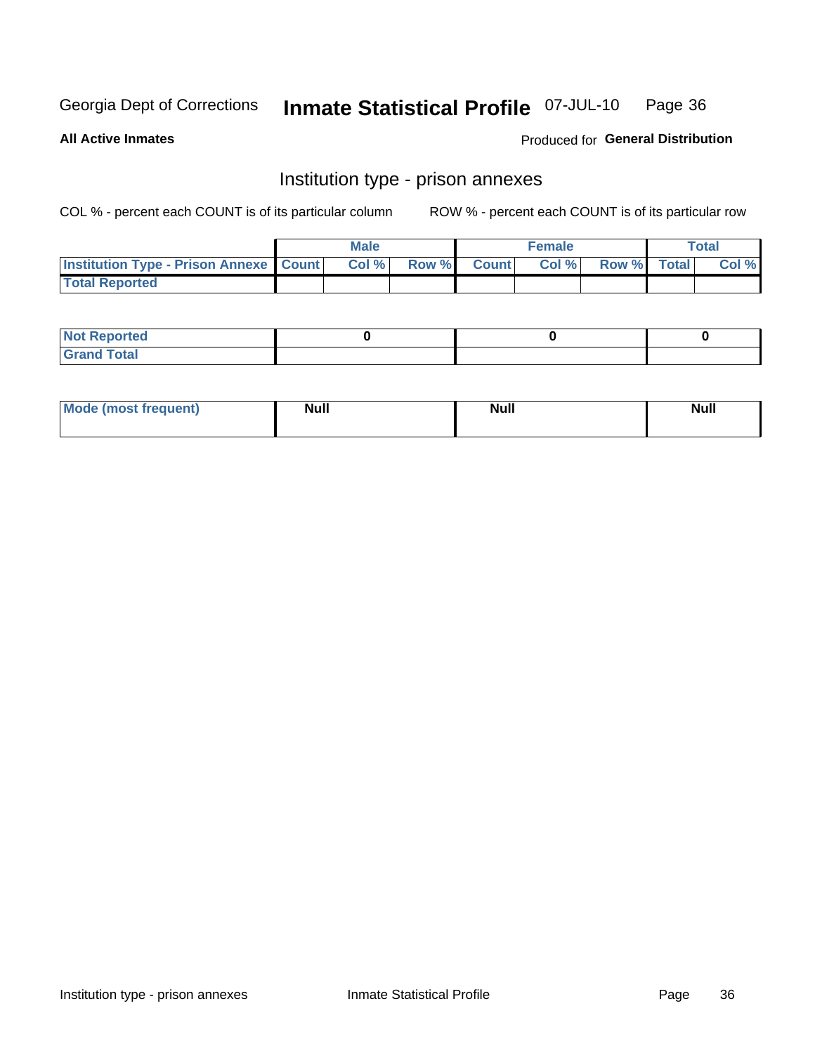Georgia Dept of Corrections **Inmate Statistical Profile** 07-JUL-10

**All Active Inmates**

Produced for **General Distribution**

## Institution type - prison annexes

COL % - percent each COUNT is of its particular column ROW % - percent each COUNT is of its particular row

| | Male | | | Female | | | Total | |
|---|---|---|---|---|---|---|---|---|
| **Institution Type - Prison Annexe** | **Count** | **Col %** | **Row %** | **Count** | **Col %** | **Row %** | **Total** | **Col %** |
| **Total Reported** | | | | | | | | |

| | Male | Female | Total |
|---|---|---|---|
| **Not Reported** | 0 | 0 | 0 |
| **Grand Total** | | | |

| | Male | Female | Total |
|---|---|---|---|
| **Mode (most frequent)** | Null | Null | Null |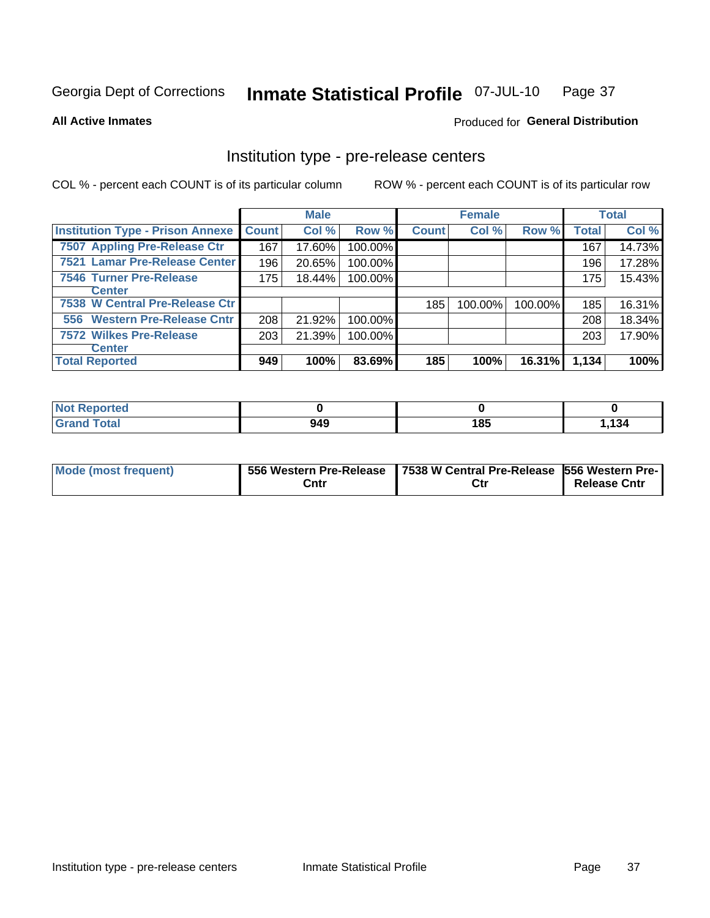Georgia Dept of Corrections **Inmate Statistical Profile** 07-JUL-10

**All Active Inmates**

Produced for **General Distribution**

## Institution type - pre-release centers

COL % - percent each COUNT is of its particular column

ROW % - percent each COUNT is of its particular row

| | Male | | | Female | | | Total | |
|---|---|---|---|---|---|---|---|---|
| **Institution Type - Prison Annexe** | **Count** | **Col %** | **Row %** | **Count** | **Col %** | **Row %** | **Total** | **Col %** |
| 7507 Appling Pre-Release Ctr | 167 | 17.60% | 100.00% | | | | 167 | 14.73% |
| 7521 Lamar Pre-Release Center | 196 | 20.65% | 100.00% | | | | 196 | 17.28% |
| 7546 Turner Pre-Release Center | 175 | 18.44% | 100.00% | | | | 175 | 15.43% |
| 7538 W Central Pre-Release Ctr | | | | 185 | 100.00% | 100.00% | 185 | 16.31% |
| 556 Western Pre-Release Cntr | 208 | 21.92% | 100.00% | | | | 208 | 18.34% |
| 7572 Wilkes Pre-Release Center | 203 | 21.39% | 100.00% | | | | 203 | 17.90% |
| **Total Reported** | **949** | **100%** | **83.69%** | **185** | **100%** | **16.31%** | **1,134** | **100%** |

| | Male | Female | Total |
|---|---|---|---|
| **Not Reported** | **0** | **0** | **0** |
| **Grand Total** | **949** | **185** | **1,134** |

| | Male | Female | Total |
|---|---|---|---|
| **Mode (most frequent)** | **556 Western Pre-Release Cntr** | **7538 W Central Pre-Release Ctr** | **556 Western Pre-Release Cntr** |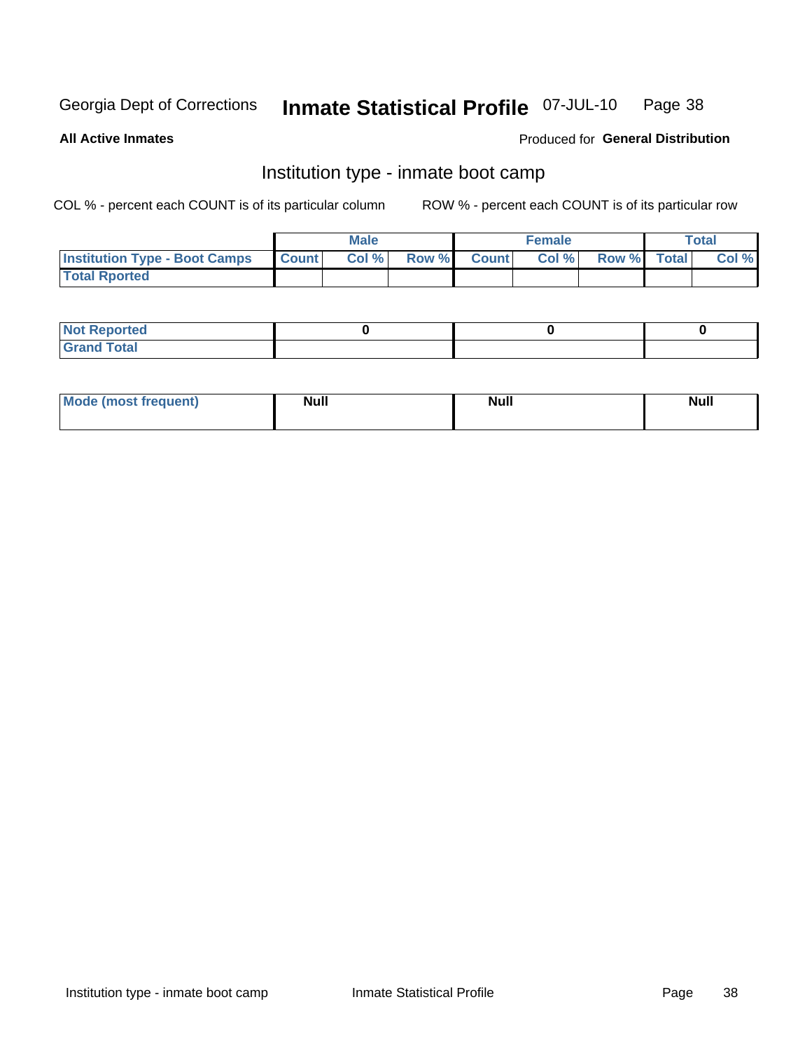Georgia Dept of Corrections **Inmate Statistical Profile** 07-JUL-10

**All Active Inmates**

Produced for **General Distribution**

## Institution type - inmate boot camp

COL % - percent each COUNT is of its particular column

ROW % - percent each COUNT is of its particular row

| | Male | | | Female | | | Total | |
|---|---|---|---|---|---|---|---|---|
| **Institution Type - Boot Camps** | **Count** | **Col %** | **Row %** | **Count** | **Col %** | **Row %** | **Total** | **Col %** |
| **Total Rported** | | | | | | | | |

| | Male | Female | Total |
|---|---|---|---|
| **Not Reported** | 0 | 0 | 0 |
| **Grand Total** | | | |

| | Male | Female | Total |
|---|---|---|---|
| **Mode (most frequent)** | Null | Null | Null |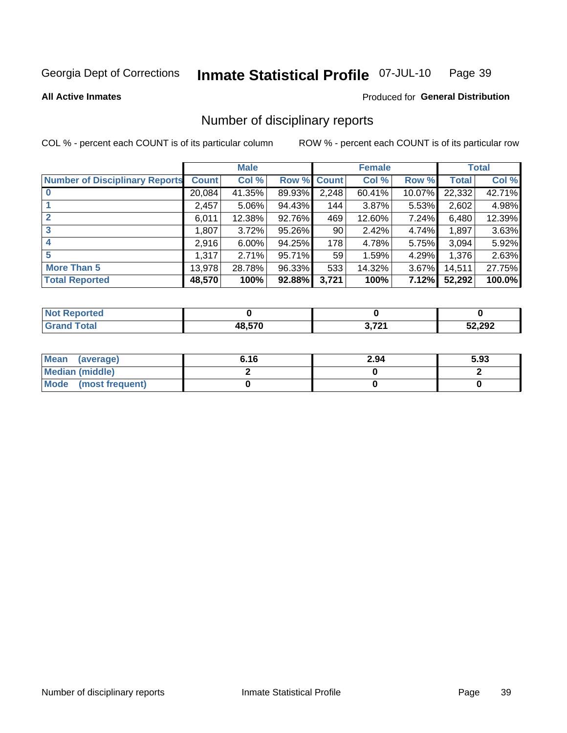Georgia Dept of Corrections **Inmate Statistical Profile** 07-JUL-10

**All Active Inmates**

Produced for **General Distribution**

## Number of disciplinary reports

COL % - percent each COUNT is of its particular column

ROW % - percent each COUNT is of its particular row

| | Male | | | Female | | | Total | |
|---|---|---|---|---|---|---|---|---|
| **Number of Disciplinary Reports** | **Count** | **Col %** | **Row %** | **Count** | **Col %** | **Row %** | **Total** | **Col %** |
| **0** | 20,084 | 41.35% | 89.93% | 2,248 | 60.41% | 10.07% | 22,332 | 42.71% |
| **1** | 2,457 | 5.06% | 94.43% | 144 | 3.87% | 5.53% | 2,602 | 4.98% |
| **2** | 6,011 | 12.38% | 92.76% | 469 | 12.60% | 7.24% | 6,480 | 12.39% |
| **3** | 1,807 | 3.72% | 95.26% | 90 | 2.42% | 4.74% | 1,897 | 3.63% |
| **4** | 2,916 | 6.00% | 94.25% | 178 | 4.78% | 5.75% | 3,094 | 5.92% |
| **5** | 1,317 | 2.71% | 95.71% | 59 | 1.59% | 4.29% | 1,376 | 2.63% |
| **More Than 5** | 13,978 | 28.78% | 96.33% | 533 | 14.32% | 3.67% | 14,511 | 27.75% |
| **Total Reported** | **48,570** | **100%** | **92.88%** | **3,721** | **100%** | **7.12%** | **52,292** | **100.0%** |

| | Male | Female | Total |
|---|---|---|---|
| **Not Reported** | **0** | **0** | **0** |
| **Grand Total** | **48,570** | **3,721** | **52,292** |

| | Male | Female | Total |
|---|---|---|---|
| **Mean (average)** | **6.16** | **2.94** | **5.93** |
| **Median (middle)** | **2** | **0** | **2** |
| **Mode (most frequent)** | **0** | **0** | **0** |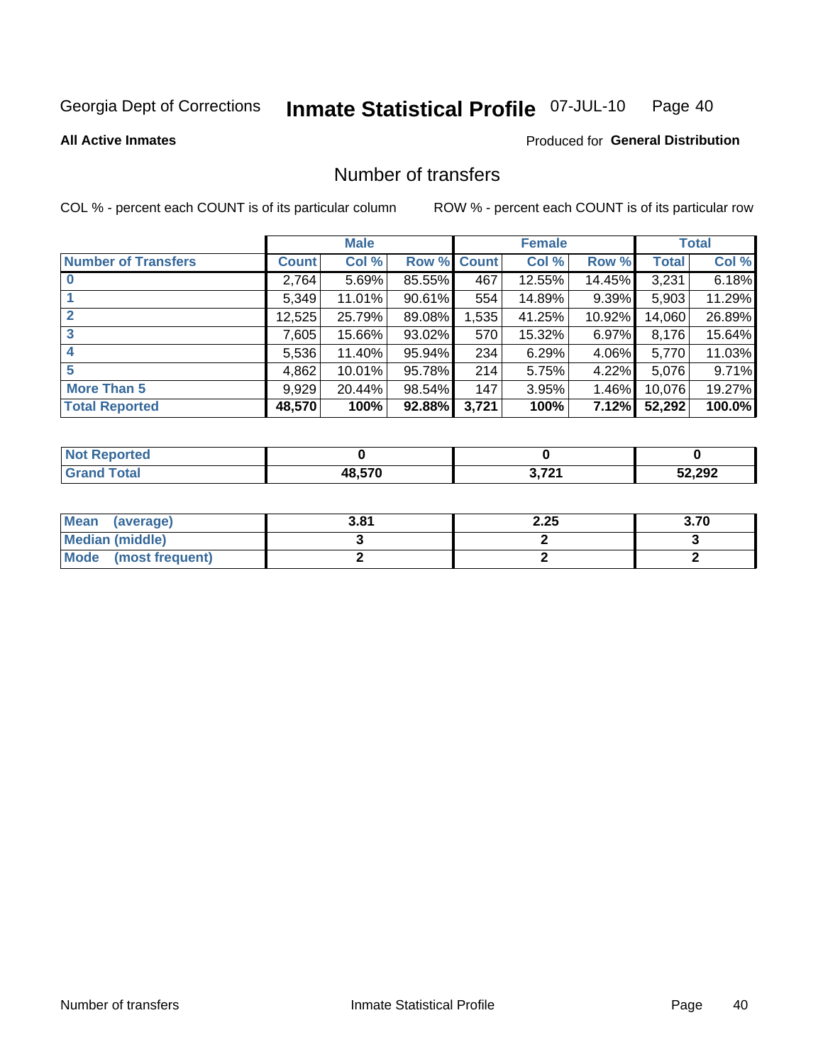Georgia Dept of Corrections **Inmate Statistical Profile** 07-JUL-10

**All Active Inmates**

Produced for **General Distribution**

## Number of transfers

COL % - percent each COUNT is of its particular column

ROW % - percent each COUNT is of its particular row

| | Male | | | Female | | | Total | |
|---|---|---|---|---|---|---|---|---|
| **Number of Transfers** | **Count** | **Col %** | **Row %** | **Count** | **Col %** | **Row %** | **Total** | **Col %** |
| **0** | 2,764 | 5.69% | 85.55% | 467 | 12.55% | 14.45% | 3,231 | 6.18% |
| **1** | 5,349 | 11.01% | 90.61% | 554 | 14.89% | 9.39% | 5,903 | 11.29% |
| **2** | 12,525 | 25.79% | 89.08% | 1,535 | 41.25% | 10.92% | 14,060 | 26.89% |
| **3** | 7,605 | 15.66% | 93.02% | 570 | 15.32% | 6.97% | 8,176 | 15.64% |
| **4** | 5,536 | 11.40% | 95.94% | 234 | 6.29% | 4.06% | 5,770 | 11.03% |
| **5** | 4,862 | 10.01% | 95.78% | 214 | 5.75% | 4.22% | 5,076 | 9.71% |
| **More Than 5** | 9,929 | 20.44% | 98.54% | 147 | 3.95% | 1.46% | 10,076 | 19.27% |
| **Total Reported** | **48,570** | **100%** | **92.88%** | **3,721** | **100%** | **7.12%** | **52,292** | **100.0%** |

| | Male | Female | Total |
|---|---|---|---|
| **Not Reported** | **0** | **0** | **0** |
| **Grand Total** | **48,570** | **3,721** | **52,292** |

| | Male | Female | Total |
|---|---|---|---|
| **Mean (average)** | **3.81** | **2.25** | **3.70** |
| **Median (middle)** | **3** | **2** | **3** |
| **Mode (most frequent)** | **2** | **2** | **2** |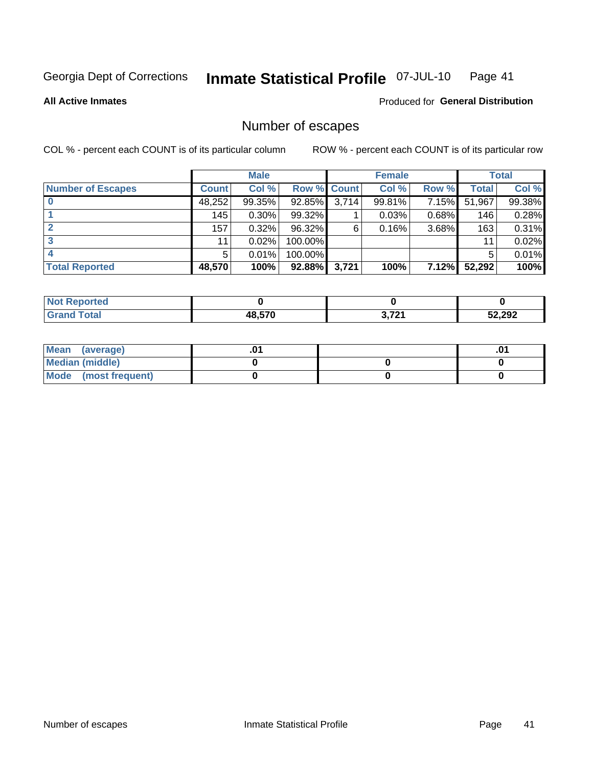Georgia Dept of Corrections **Inmate Statistical Profile** 07-JUL-10

**All Active Inmates**

Produced for **General Distribution**

## Number of escapes

COL % - percent each COUNT is of its particular column

ROW % - percent each COUNT is of its particular row

| | Male | | | Female | | | Total | |
|---|---|---|---|---|---|---|---|---|
| **Number of Escapes** | **Count** | **Col %** | **Row %** | **Count** | **Col %** | **Row %** | **Total** | **Col %** |
| **0** | 48,252 | 99.35% | 92.85% | 3,714 | 99.81% | 7.15% | 51,967 | 99.38% |
| **1** | 145 | 0.30% | 99.32% | 1 | 0.03% | 0.68% | 146 | 0.28% |
| **2** | 157 | 0.32% | 96.32% | 6 | 0.16% | 3.68% | 163 | 0.31% |
| **3** | 11 | 0.02% | 100.00% | | | | 11 | 0.02% |
| **4** | 5 | 0.01% | 100.00% | | | | 5 | 0.01% |
| **Total Reported** | **48,570** | **100%** | **92.88%** | **3,721** | **100%** | **7.12%** | **52,292** | **100%** |

| | Male | Female | Total |
|---|---|---|---|
| **Not Reported** | **0** | **0** | **0** |
| **Grand Total** | **48,570** | **3,721** | **52,292** |

| | Male | Female | Total |
|---|---|---|---|
| **Mean (average)** | **.01** | | **.01** |
| **Median (middle)** | **0** | **0** | **0** |
| **Mode (most frequent)** | **0** | **0** | **0** |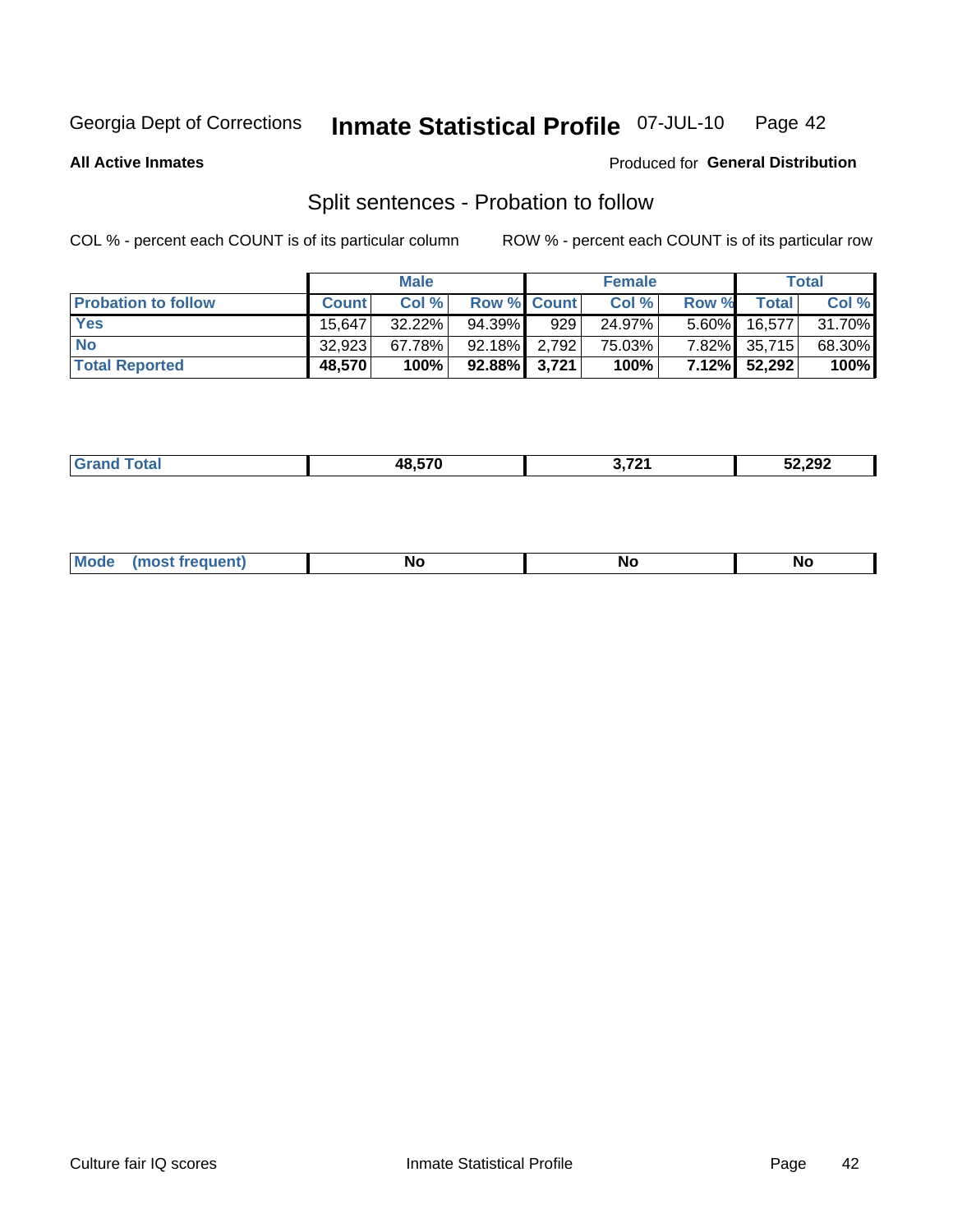Georgia Dept of Corrections **Inmate Statistical Profile** 07-JUL-10

**All Active Inmates**

Produced for **General Distribution**

## Split sentences - Probation to follow

COL % - percent each COUNT is of its particular column

ROW % - percent each COUNT is of its particular row

| | Male | | | Female | | | Total | |
|---|---|---|---|---|---|---|---|---|
| **Probation to follow** | **Count** | **Col %** | **Row %** | **Count** | **Col %** | **Row %** | **Total** | **Col %** |
| **Yes** | 15,647 | 32.22% | 94.39% | 929 | 24.97% | 5.60% | 16,577 | 31.70% |
| **No** | 32,923 | 67.78% | 92.18% | 2,792 | 75.03% | 7.82% | 35,715 | 68.30% |
| **Total Reported** | **48,570** | **100%** | **92.88%** | **3,721** | **100%** | **7.12%** | **52,292** | **100%** |

| | Male | Female | Total |
|---|---|---|---|
| **Grand Total** | **48,570** | **3,721** | **52,292** |

| | Male | Female | Total |
|---|---|---|---|
| **Mode (most frequent)** | **No** | **No** | **No** |

Culture fair IQ scores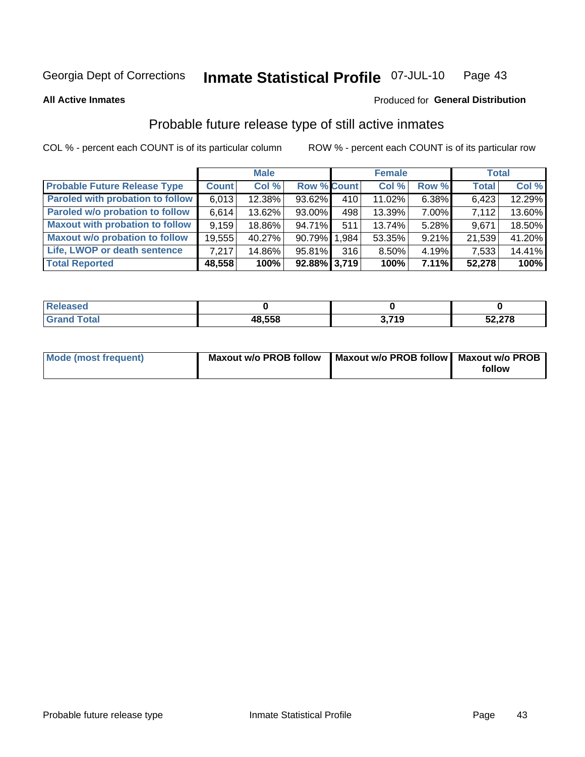Georgia Dept of Corrections **Inmate Statistical Profile** 07-JUL-10

**All Active Inmates**

Produced for **General Distribution**

## Probable future release type of still active inmates

COL % - percent each COUNT is of its particular column ROW % - percent each COUNT is of its particular row

| | Male | | | Female | | | Total | |
|---|---|---|---|---|---|---|---|---|
| **Probable Future Release Type** | **Count** | **Col %** | **Row %** | **Count** | **Col %** | **Row %** | **Total** | **Col %** |
| Paroled with probation to follow | 6,013 | 12.38% | 93.62% | 410 | 11.02% | 6.38% | 6,423 | 12.29% |
| Paroled w/o probation to follow | 6,614 | 13.62% | 93.00% | 498 | 13.39% | 7.00% | 7,112 | 13.60% |
| Maxout with probation to follow | 9,159 | 18.86% | 94.71% | 511 | 13.74% | 5.28% | 9,671 | 18.50% |
| Maxout w/o probation to follow | 19,555 | 40.27% | 90.79% | 1,984 | 53.35% | 9.21% | 21,539 | 41.20% |
| Life, LWOP or death sentence | 7,217 | 14.86% | 95.81% | 316 | 8.50% | 4.19% | 7,533 | 14.41% |
| **Total Reported** | **48,558** | **100%** | **92.88%** | **3,719** | **100%** | **7.11%** | **52,278** | **100%** |

| | Male | Female | Total |
|---|---|---|---|
| Released | 0 | 0 | 0 |
| Grand Total | 48,558 | 3,719 | 52,278 |

| | Male | Female | Total |
|---|---|---|---|
| Mode (most frequent) | Maxout w/o PROB follow | Maxout w/o PROB follow | Maxout w/o PROB follow |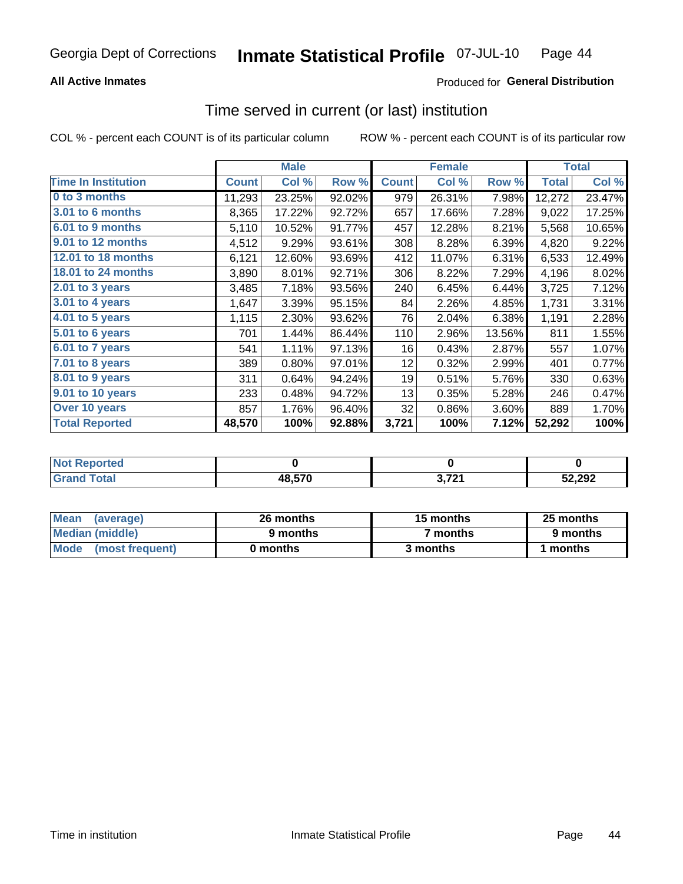Georgia Dept of Corrections **Inmate Statistical Profile** 07-JUL-10

**All Active Inmates**

Produced for **General Distribution**

## Time served in current (or last) institution

COL % - percent each COUNT is of its particular column ROW % - percent each COUNT is of its particular row

| | Male | | | Female | | | Total | |
|---|---|---|---|---|---|---|---|---|
| Time In Institution | Count | Col % | Row % | Count | Col % | Row % | Total | Col % |
| 0 to 3 months | 11,293 | 23.25% | 92.02% | 979 | 26.31% | 7.98% | 12,272 | 23.47% |
| 3.01 to 6 months | 8,365 | 17.22% | 92.72% | 657 | 17.66% | 7.28% | 9,022 | 17.25% |
| 6.01 to 9 months | 5,110 | 10.52% | 91.77% | 457 | 12.28% | 8.21% | 5,568 | 10.65% |
| 9.01 to 12 months | 4,512 | 9.29% | 93.61% | 308 | 8.28% | 6.39% | 4,820 | 9.22% |
| 12.01 to 18 months | 6,121 | 12.60% | 93.69% | 412 | 11.07% | 6.31% | 6,533 | 12.49% |
| 18.01 to 24 months | 3,890 | 8.01% | 92.71% | 306 | 8.22% | 7.29% | 4,196 | 8.02% |
| 2.01 to 3 years | 3,485 | 7.18% | 93.56% | 240 | 6.45% | 6.44% | 3,725 | 7.12% |
| 3.01 to 4 years | 1,647 | 3.39% | 95.15% | 84 | 2.26% | 4.85% | 1,731 | 3.31% |
| 4.01 to 5 years | 1,115 | 2.30% | 93.62% | 76 | 2.04% | 6.38% | 1,191 | 2.28% |
| 5.01 to 6 years | 701 | 1.44% | 86.44% | 110 | 2.96% | 13.56% | 811 | 1.55% |
| 6.01 to 7 years | 541 | 1.11% | 97.13% | 16 | 0.43% | 2.87% | 557 | 1.07% |
| 7.01 to 8 years | 389 | 0.80% | 97.01% | 12 | 0.32% | 2.99% | 401 | 0.77% |
| 8.01 to 9 years | 311 | 0.64% | 94.24% | 19 | 0.51% | 5.76% | 330 | 0.63% |
| 9.01 to 10 years | 233 | 0.48% | 94.72% | 13 | 0.35% | 5.28% | 246 | 0.47% |
| Over 10 years | 857 | 1.76% | 96.40% | 32 | 0.86% | 3.60% | 889 | 1.70% |
| **Total Reported** | **48,570** | **100%** | **92.88%** | **3,721** | **100%** | **7.12%** | **52,292** | **100%** |

| | Male | Female | Total |
|---|---|---|---|
| Not Reported | 0 | 0 | 0 |
| Grand Total | 48,570 | 3,721 | 52,292 |

| | Male | Female | Total |
|---|---|---|---|
| Mean (average) | 26 months | 15 months | 25 months |
| Median (middle) | 9 months | 7 months | 9 months |
| Mode (most frequent) | 0 months | 3 months | 1 months |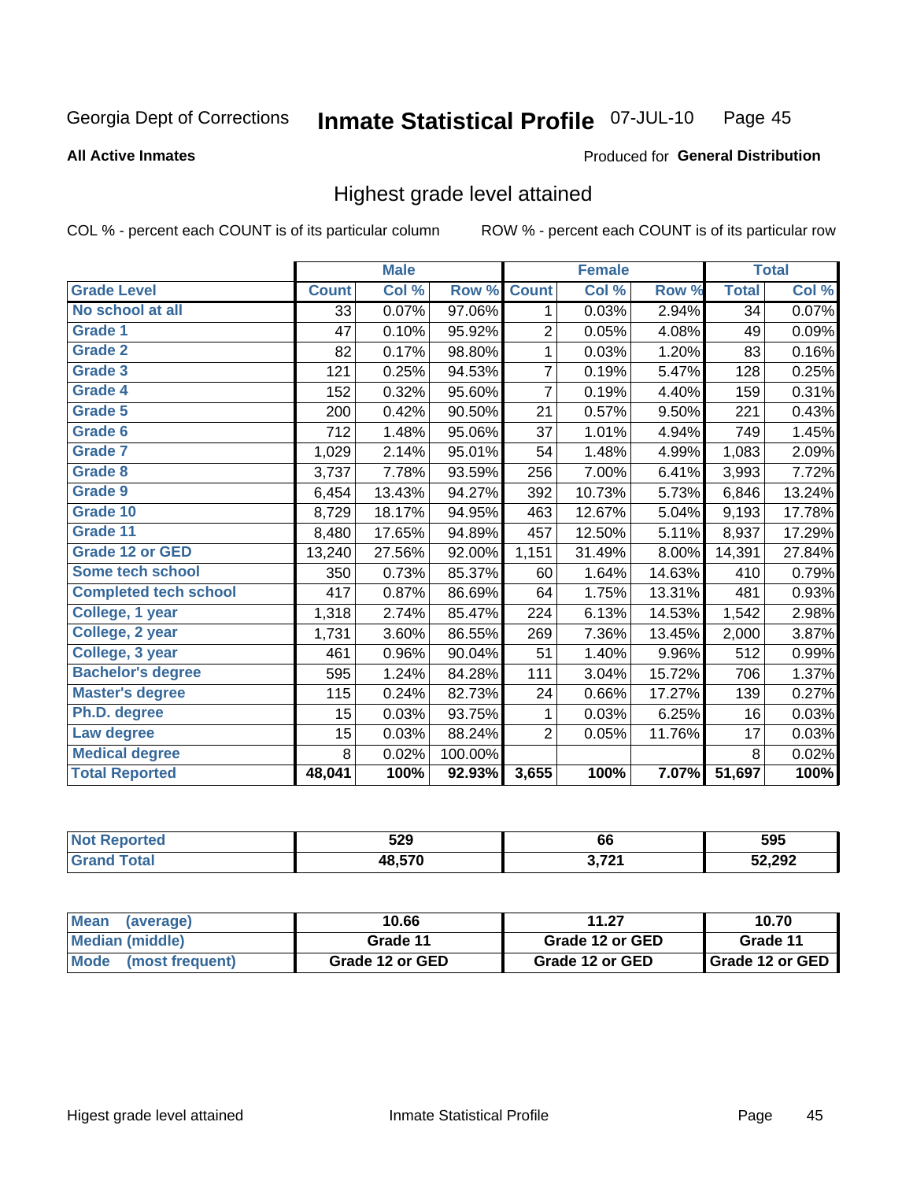Georgia Dept of Corrections **Inmate Statistical Profile** 07-JUL-10

**All Active Inmates**

Produced for **General Distribution**

## Highest grade level attained

COL % - percent each COUNT is of its particular column ROW % - percent each COUNT is of its particular row

| | Male | | | Female | | | Total | |
|---|---|---|---|---|---|---|---|---|
| **Grade Level** | **Count** | **Col %** | **Row %** | **Count** | **Col %** | **Row %** | **Total** | **Col %** |
| No school at all | 33 | 0.07% | 97.06% | 1 | 0.03% | 2.94% | 34 | 0.07% |
| Grade 1 | 47 | 0.10% | 95.92% | 2 | 0.05% | 4.08% | 49 | 0.09% |
| Grade 2 | 82 | 0.17% | 98.80% | 1 | 0.03% | 1.20% | 83 | 0.16% |
| Grade 3 | 121 | 0.25% | 94.53% | 7 | 0.19% | 5.47% | 128 | 0.25% |
| Grade 4 | 152 | 0.32% | 95.60% | 7 | 0.19% | 4.40% | 159 | 0.31% |
| Grade 5 | 200 | 0.42% | 90.50% | 21 | 0.57% | 9.50% | 221 | 0.43% |
| Grade 6 | 712 | 1.48% | 95.06% | 37 | 1.01% | 4.94% | 749 | 1.45% |
| Grade 7 | 1,029 | 2.14% | 95.01% | 54 | 1.48% | 4.99% | 1,083 | 2.09% |
| Grade 8 | 3,737 | 7.78% | 93.59% | 256 | 7.00% | 6.41% | 3,993 | 7.72% |
| Grade 9 | 6,454 | 13.43% | 94.27% | 392 | 10.73% | 5.73% | 6,846 | 13.24% |
| Grade 10 | 8,729 | 18.17% | 94.95% | 463 | 12.67% | 5.04% | 9,193 | 17.78% |
| Grade 11 | 8,480 | 17.65% | 94.89% | 457 | 12.50% | 5.11% | 8,937 | 17.29% |
| Grade 12 or GED | 13,240 | 27.56% | 92.00% | 1,151 | 31.49% | 8.00% | 14,391 | 27.84% |
| Some tech school | 350 | 0.73% | 85.37% | 60 | 1.64% | 14.63% | 410 | 0.79% |
| Completed tech school | 417 | 0.87% | 86.69% | 64 | 1.75% | 13.31% | 481 | 0.93% |
| College, 1 year | 1,318 | 2.74% | 85.47% | 224 | 6.13% | 14.53% | 1,542 | 2.98% |
| College, 2 year | 1,731 | 3.60% | 86.55% | 269 | 7.36% | 13.45% | 2,000 | 3.87% |
| College, 3 year | 461 | 0.96% | 90.04% | 51 | 1.40% | 9.96% | 512 | 0.99% |
| Bachelor's degree | 595 | 1.24% | 84.28% | 111 | 3.04% | 15.72% | 706 | 1.37% |
| Master's degree | 115 | 0.24% | 82.73% | 24 | 0.66% | 17.27% | 139 | 0.27% |
| Ph.D. degree | 15 | 0.03% | 93.75% | 1 | 0.03% | 6.25% | 16 | 0.03% |
| Law degree | 15 | 0.03% | 88.24% | 2 | 0.05% | 11.76% | 17 | 0.03% |
| Medical degree | 8 | 0.02% | 100.00% | | | | 8 | 0.02% |
| **Total Reported** | **48,041** | **100%** | **92.93%** | **3,655** | **100%** | **7.07%** | **51,697** | **100%** |

| | Male | Female | Total |
|---|---|---|---|
| Not Reported | 529 | 66 | 595 |
| Grand Total | 48,570 | 3,721 | 52,292 |

| | Male | Female | Total |
|---|---|---|---|
| Mean (average) | 10.66 | 11.27 | 10.70 |
| Median (middle) | Grade 11 | Grade 12 or GED | Grade 11 |
| Mode (most frequent) | Grade 12 or GED | Grade 12 or GED | Grade 12 or GED |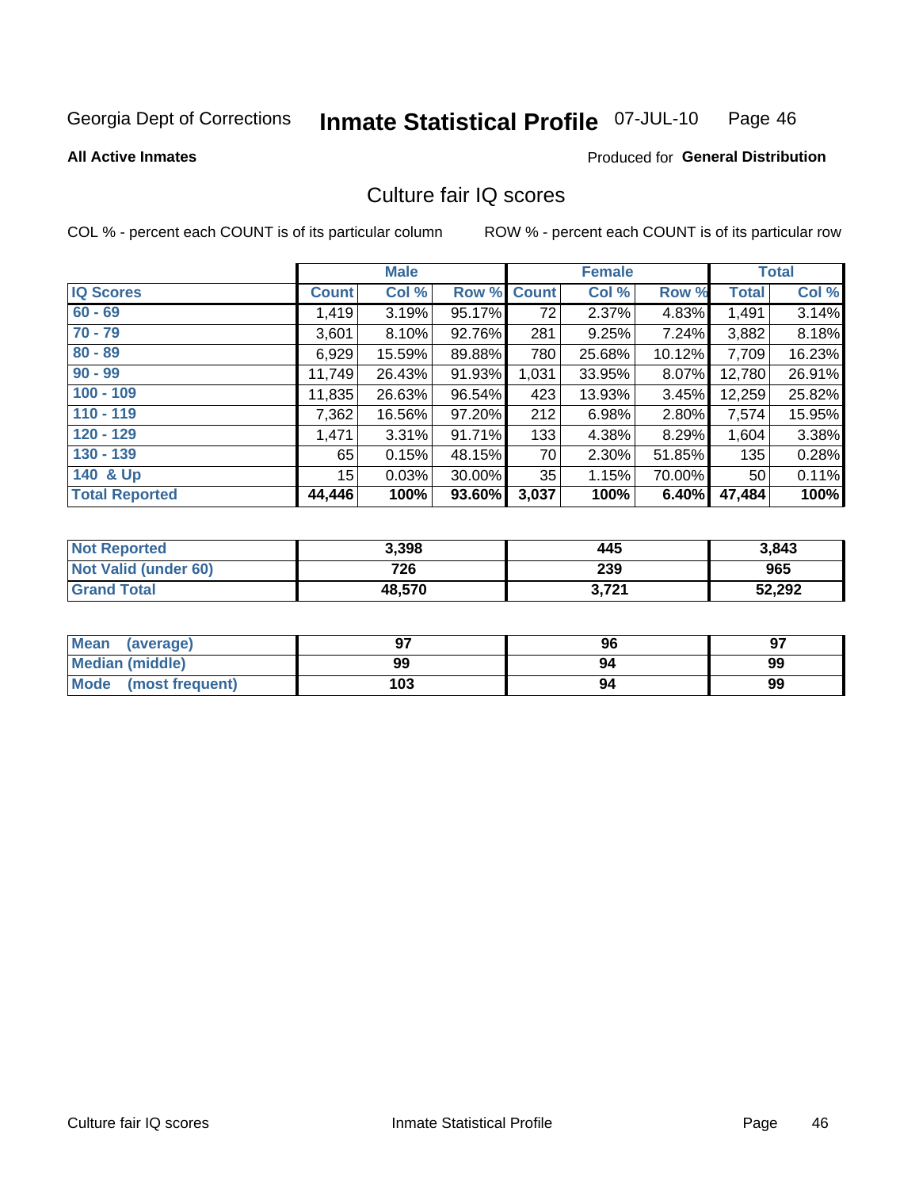Georgia Dept of Corrections **Inmate Statistical Profile** 07-JUL-10

**All Active Inmates**

Produced for **General Distribution**

## Culture fair IQ scores

COL % - percent each COUNT is of its particular column ROW % - percent each COUNT is of its particular row

| | Male | | | Female | | | Total | |
|---|---|---|---|---|---|---|---|---|
| **IQ Scores** | **Count** | **Col %** | **Row %** | **Count** | **Col %** | **Row %** | **Total** | **Col %** |
| 60 - 69 | 1,419 | 3.19% | 95.17% | 72 | 2.37% | 4.83% | 1,491 | 3.14% |
| 70 - 79 | 3,601 | 8.10% | 92.76% | 281 | 9.25% | 7.24% | 3,882 | 8.18% |
| 80 - 89 | 6,929 | 15.59% | 89.88% | 780 | 25.68% | 10.12% | 7,709 | 16.23% |
| 90 - 99 | 11,749 | 26.43% | 91.93% | 1,031 | 33.95% | 8.07% | 12,780 | 26.91% |
| 100 - 109 | 11,835 | 26.63% | 96.54% | 423 | 13.93% | 3.45% | 12,259 | 25.82% |
| 110 - 119 | 7,362 | 16.56% | 97.20% | 212 | 6.98% | 2.80% | 7,574 | 15.95% |
| 120 - 129 | 1,471 | 3.31% | 91.71% | 133 | 4.38% | 8.29% | 1,604 | 3.38% |
| 130 - 139 | 65 | 0.15% | 48.15% | 70 | 2.30% | 51.85% | 135 | 0.28% |
| 140 & Up | 15 | 0.03% | 30.00% | 35 | 1.15% | 70.00% | 50 | 0.11% |
| **Total Reported** | **44,446** | **100%** | **93.60%** | **3,037** | **100%** | **6.40%** | **47,484** | **100%** |

| | Male | Female | Total |
|---|---|---|---|
| Not Reported | 3,398 | 445 | 3,843 |
| Not Valid (under 60) | 726 | 239 | 965 |
| Grand Total | 48,570 | 3,721 | 52,292 |

| | Male | Female | Total |
|---|---|---|---|
| Mean (average) | 97 | 96 | 97 |
| Median (middle) | 99 | 94 | 99 |
| Mode (most frequent) | 103 | 94 | 99 |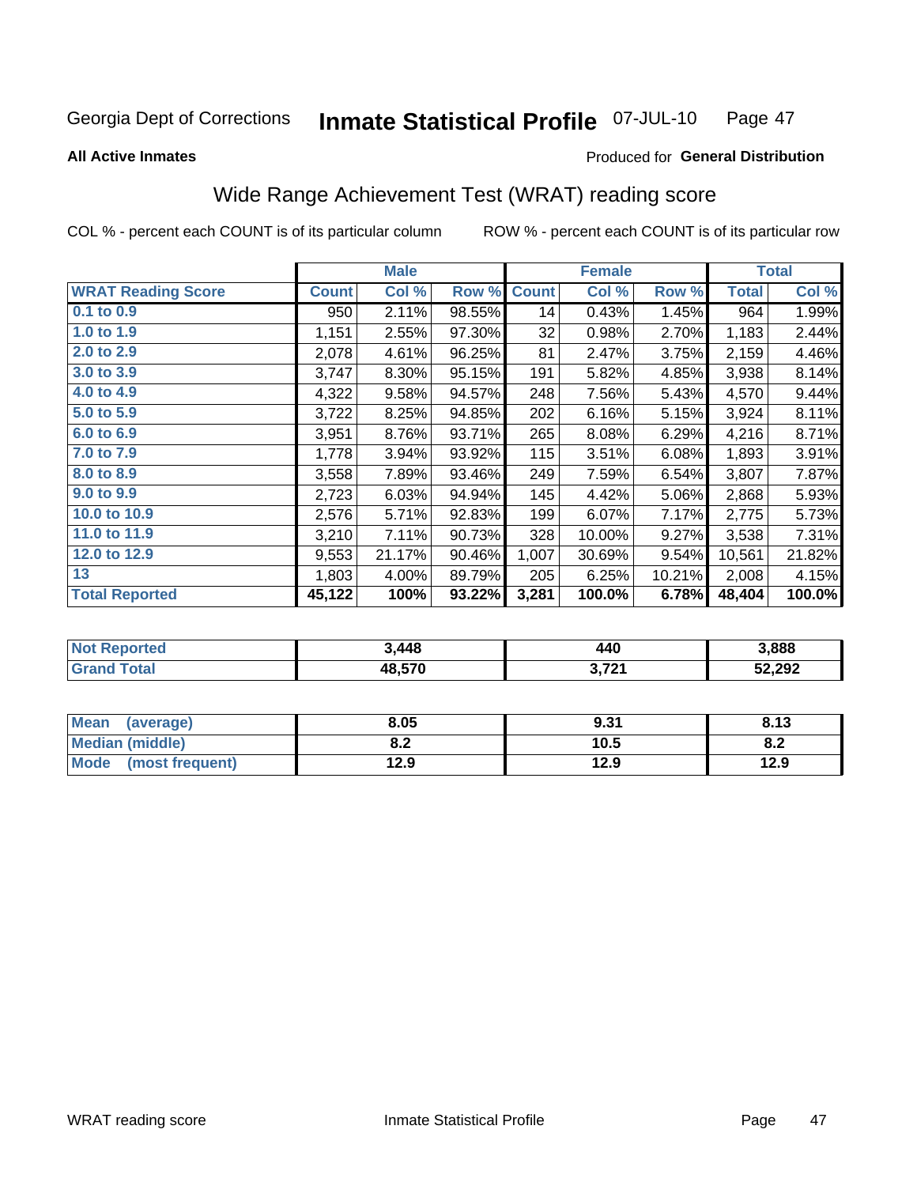Georgia Dept of Corrections **Inmate Statistical Profile** 07-JUL-10

**All Active Inmates**

Produced for **General Distribution**

## Wide Range Achievement Test (WRAT) reading score

COL % - percent each COUNT is of its particular column ROW % - percent each COUNT is of its particular row

| | Male | | | Female | | | Total | |
|---|---|---|---|---|---|---|---|---|
| **WRAT Reading Score** | **Count** | **Col %** | **Row %** | **Count** | **Col %** | **Row %** | **Total** | **Col %** |
| 0.1 to 0.9 | 950 | 2.11% | 98.55% | 14 | 0.43% | 1.45% | 964 | 1.99% |
| 1.0 to 1.9 | 1,151 | 2.55% | 97.30% | 32 | 0.98% | 2.70% | 1,183 | 2.44% |
| 2.0 to 2.9 | 2,078 | 4.61% | 96.25% | 81 | 2.47% | 3.75% | 2,159 | 4.46% |
| 3.0 to 3.9 | 3,747 | 8.30% | 95.15% | 191 | 5.82% | 4.85% | 3,938 | 8.14% |
| 4.0 to 4.9 | 4,322 | 9.58% | 94.57% | 248 | 7.56% | 5.43% | 4,570 | 9.44% |
| 5.0 to 5.9 | 3,722 | 8.25% | 94.85% | 202 | 6.16% | 5.15% | 3,924 | 8.11% |
| 6.0 to 6.9 | 3,951 | 8.76% | 93.71% | 265 | 8.08% | 6.29% | 4,216 | 8.71% |
| 7.0 to 7.9 | 1,778 | 3.94% | 93.92% | 115 | 3.51% | 6.08% | 1,893 | 3.91% |
| 8.0 to 8.9 | 3,558 | 7.89% | 93.46% | 249 | 7.59% | 6.54% | 3,807 | 7.87% |
| 9.0 to 9.9 | 2,723 | 6.03% | 94.94% | 145 | 4.42% | 5.06% | 2,868 | 5.93% |
| 10.0 to 10.9 | 2,576 | 5.71% | 92.83% | 199 | 6.07% | 7.17% | 2,775 | 5.73% |
| 11.0 to 11.9 | 3,210 | 7.11% | 90.73% | 328 | 10.00% | 9.27% | 3,538 | 7.31% |
| 12.0 to 12.9 | 9,553 | 21.17% | 90.46% | 1,007 | 30.69% | 9.54% | 10,561 | 21.82% |
| 13 | 1,803 | 4.00% | 89.79% | 205 | 6.25% | 10.21% | 2,008 | 4.15% |
| **Total Reported** | **45,122** | **100%** | **93.22%** | **3,281** | **100.0%** | **6.78%** | **48,404** | **100.0%** |

| | Male | Female | Total |
|---|---|---|---|
| Not Reported | 3,448 | 440 | 3,888 |
| Grand Total | 48,570 | 3,721 | 52,292 |

| | Male | Female | Total |
|---|---|---|---|
| Mean (average) | 8.05 | 9.31 | 8.13 |
| Median (middle) | 8.2 | 10.5 | 8.2 |
| Mode (most frequent) | 12.9 | 12.9 | 12.9 |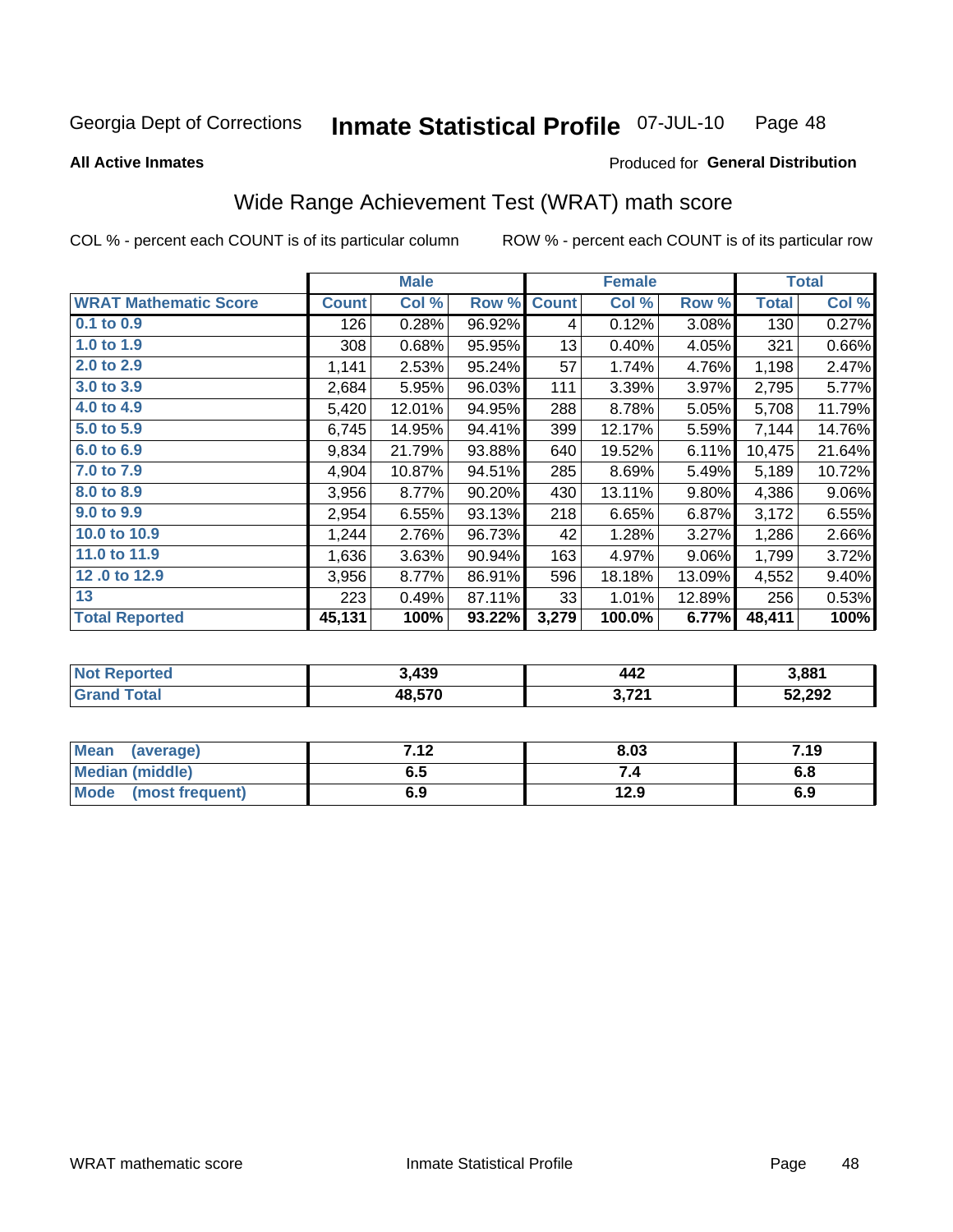Georgia Dept of Corrections **Inmate Statistical Profile** 07-JUL-10

**All Active Inmates**

Produced for **General Distribution**

## Wide Range Achievement Test (WRAT) math score

COL % - percent each COUNT is of its particular column ROW % - percent each COUNT is of its particular row

| | Male | | | Female | | | Total | |
|---|---|---|---|---|---|---|---|---|
| **WRAT Mathematic Score** | **Count** | **Col %** | **Row %** | **Count** | **Col %** | **Row %** | **Total** | **Col %** |
| 0.1 to 0.9 | 126 | 0.28% | 96.92% | 4 | 0.12% | 3.08% | 130 | 0.27% |
| 1.0 to 1.9 | 308 | 0.68% | 95.95% | 13 | 0.40% | 4.05% | 321 | 0.66% |
| 2.0 to 2.9 | 1,141 | 2.53% | 95.24% | 57 | 1.74% | 4.76% | 1,198 | 2.47% |
| 3.0 to 3.9 | 2,684 | 5.95% | 96.03% | 111 | 3.39% | 3.97% | 2,795 | 5.77% |
| 4.0 to 4.9 | 5,420 | 12.01% | 94.95% | 288 | 8.78% | 5.05% | 5,708 | 11.79% |
| 5.0 to 5.9 | 6,745 | 14.95% | 94.41% | 399 | 12.17% | 5.59% | 7,144 | 14.76% |
| 6.0 to 6.9 | 9,834 | 21.79% | 93.88% | 640 | 19.52% | 6.11% | 10,475 | 21.64% |
| 7.0 to 7.9 | 4,904 | 10.87% | 94.51% | 285 | 8.69% | 5.49% | 5,189 | 10.72% |
| 8.0 to 8.9 | 3,956 | 8.77% | 90.20% | 430 | 13.11% | 9.80% | 4,386 | 9.06% |
| 9.0 to 9.9 | 2,954 | 6.55% | 93.13% | 218 | 6.65% | 6.87% | 3,172 | 6.55% |
| 10.0 to 10.9 | 1,244 | 2.76% | 96.73% | 42 | 1.28% | 3.27% | 1,286 | 2.66% |
| 11.0 to 11.9 | 1,636 | 3.63% | 90.94% | 163 | 4.97% | 9.06% | 1,799 | 3.72% |
| 12 .0 to 12.9 | 3,956 | 8.77% | 86.91% | 596 | 18.18% | 13.09% | 4,552 | 9.40% |
| 13 | 223 | 0.49% | 87.11% | 33 | 1.01% | 12.89% | 256 | 0.53% |
| **Total Reported** | **45,131** | **100%** | **93.22%** | **3,279** | **100.0%** | **6.77%** | **48,411** | **100%** |

| | Male | Female | Total |
|---|---|---|---|
| **Not Reported** | **3,439** | **442** | **3,881** |
| **Grand Total** | **48,570** | **3,721** | **52,292** |

| | Male | Female | Total |
|---|---|---|---|
| **Mean (average)** | **7.12** | **8.03** | **7.19** |
| **Median (middle)** | **6.5** | **7.4** | **6.8** |
| **Mode (most frequent)** | **6.9** | **12.9** | **6.9** |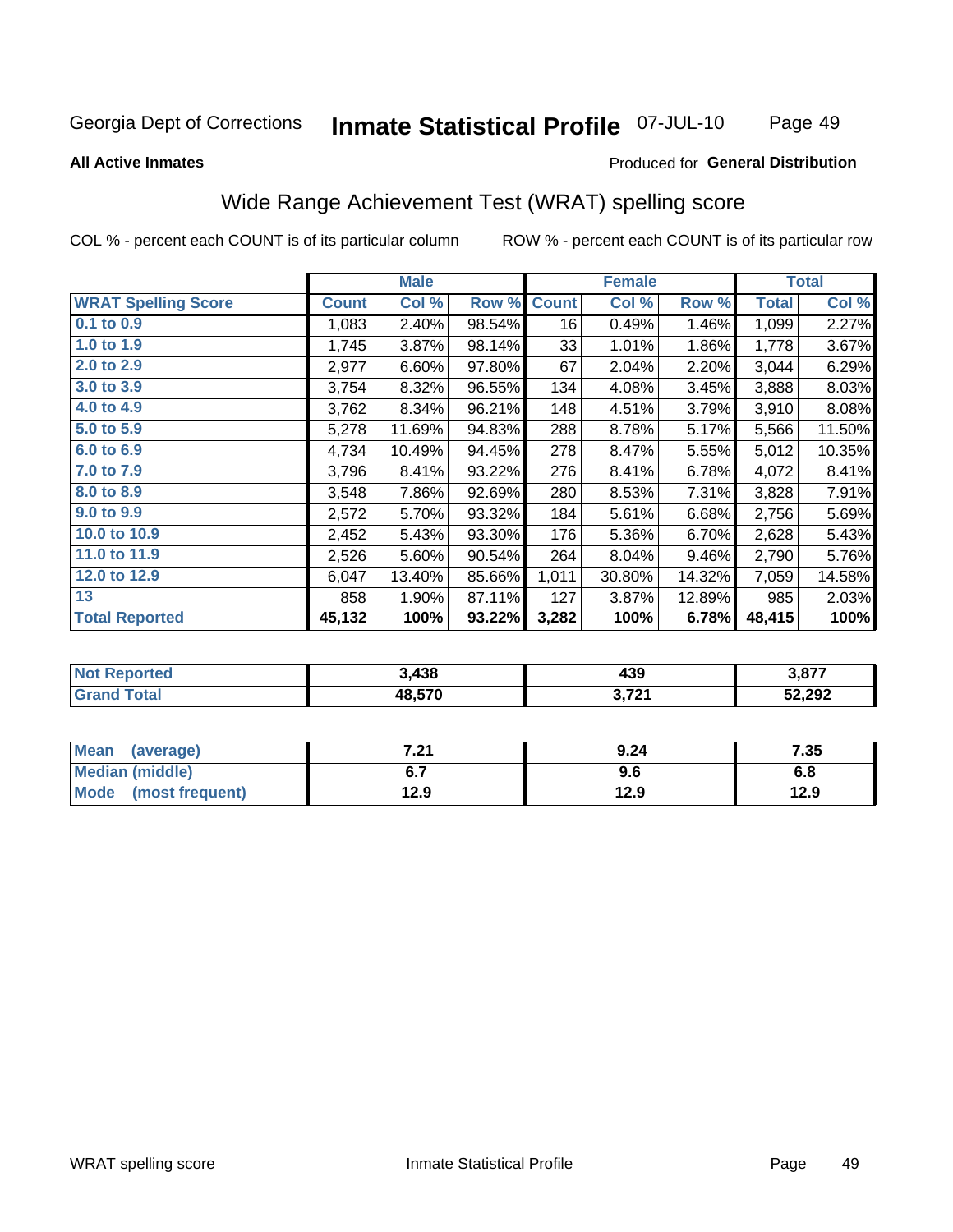Georgia Dept of Corrections **Inmate Statistical Profile** 07-JUL-10

**All Active Inmates**

Produced for **General Distribution**

## Wide Range Achievement Test (WRAT) spelling score

COL % - percent each COUNT is of its particular column ROW % - percent each COUNT is of its particular row

| | Male | | | Female | | | Total | |
|---|---|---|---|---|---|---|---|---|
| **WRAT Spelling Score** | **Count** | **Col %** | **Row %** | **Count** | **Col %** | **Row %** | **Total** | **Col %** |
| 0.1 to 0.9 | 1,083 | 2.40% | 98.54% | 16 | 0.49% | 1.46% | 1,099 | 2.27% |
| 1.0 to 1.9 | 1,745 | 3.87% | 98.14% | 33 | 1.01% | 1.86% | 1,778 | 3.67% |
| 2.0 to 2.9 | 2,977 | 6.60% | 97.80% | 67 | 2.04% | 2.20% | 3,044 | 6.29% |
| 3.0 to 3.9 | 3,754 | 8.32% | 96.55% | 134 | 4.08% | 3.45% | 3,888 | 8.03% |
| 4.0 to 4.9 | 3,762 | 8.34% | 96.21% | 148 | 4.51% | 3.79% | 3,910 | 8.08% |
| 5.0 to 5.9 | 5,278 | 11.69% | 94.83% | 288 | 8.78% | 5.17% | 5,566 | 11.50% |
| 6.0 to 6.9 | 4,734 | 10.49% | 94.45% | 278 | 8.47% | 5.55% | 5,012 | 10.35% |
| 7.0 to 7.9 | 3,796 | 8.41% | 93.22% | 276 | 8.41% | 6.78% | 4,072 | 8.41% |
| 8.0 to 8.9 | 3,548 | 7.86% | 92.69% | 280 | 8.53% | 7.31% | 3,828 | 7.91% |
| 9.0 to 9.9 | 2,572 | 5.70% | 93.32% | 184 | 5.61% | 6.68% | 2,756 | 5.69% |
| 10.0 to 10.9 | 2,452 | 5.43% | 93.30% | 176 | 5.36% | 6.70% | 2,628 | 5.43% |
| 11.0 to 11.9 | 2,526 | 5.60% | 90.54% | 264 | 8.04% | 9.46% | 2,790 | 5.76% |
| 12.0 to 12.9 | 6,047 | 13.40% | 85.66% | 1,011 | 30.80% | 14.32% | 7,059 | 14.58% |
| 13 | 858 | 1.90% | 87.11% | 127 | 3.87% | 12.89% | 985 | 2.03% |
| **Total Reported** | **45,132** | **100%** | **93.22%** | **3,282** | **100%** | **6.78%** | **48,415** | **100%** |

| | Male | Female | Total |
|---|---|---|---|
| Not Reported | 3,438 | 439 | 3,877 |
| Grand Total | 48,570 | 3,721 | 52,292 |

| | Male | Female | Total |
|---|---|---|---|
| Mean (average) | 7.21 | 9.24 | 7.35 |
| Median (middle) | 6.7 | 9.6 | 6.8 |
| Mode (most frequent) | 12.9 | 12.9 | 12.9 |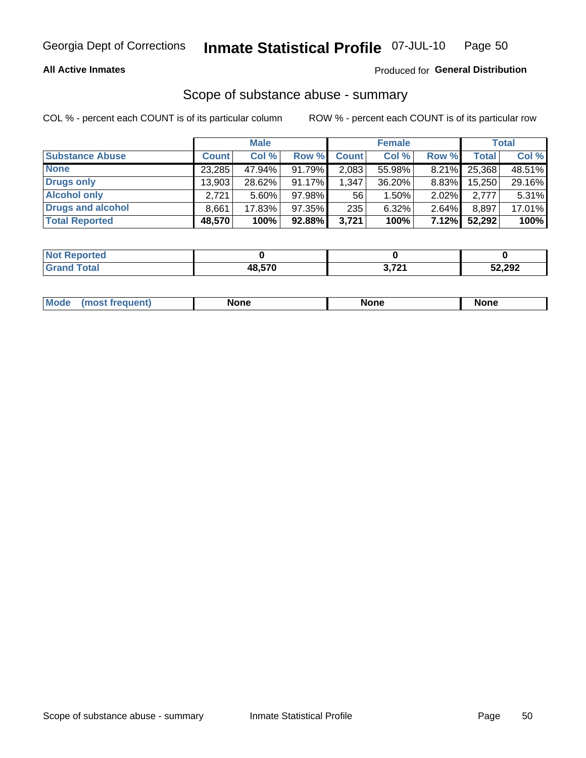Georgia Dept of Corrections **Inmate Statistical Profile** 07-JUL-10

**All Active Inmates**

Produced for **General Distribution**

## Scope of substance abuse - summary

COL % - percent each COUNT is of its particular column

ROW % - percent each COUNT is of its particular row

| | Male | | | Female | | | Total | |
|---|---|---|---|---|---|---|---|---|
| **Substance Abuse** | **Count** | **Col %** | **Row %** | **Count** | **Col %** | **Row %** | **Total** | **Col %** |
| **None** | 23,285 | 47.94% | 91.79% | 2,083 | 55.98% | 8.21% | 25,368 | 48.51% |
| **Drugs only** | 13,903 | 28.62% | 91.17% | 1,347 | 36.20% | 8.83% | 15,250 | 29.16% |
| **Alcohol only** | 2,721 | 5.60% | 97.98% | 56 | 1.50% | 2.02% | 2,777 | 5.31% |
| **Drugs and alcohol** | 8,661 | 17.83% | 97.35% | 235 | 6.32% | 2.64% | 8,897 | 17.01% |
| **Total Reported** | **48,570** | **100%** | **92.88%** | **3,721** | **100%** | **7.12%** | **52,292** | **100%** |

| | Male | Female | Total |
|---|---|---|---|
| **Not Reported** | **0** | **0** | **0** |
| **Grand Total** | **48,570** | **3,721** | **52,292** |

| | Male | Female | Total |
|---|---|---|---|
| **Mode (most frequent)** | **None** | **None** | **None** |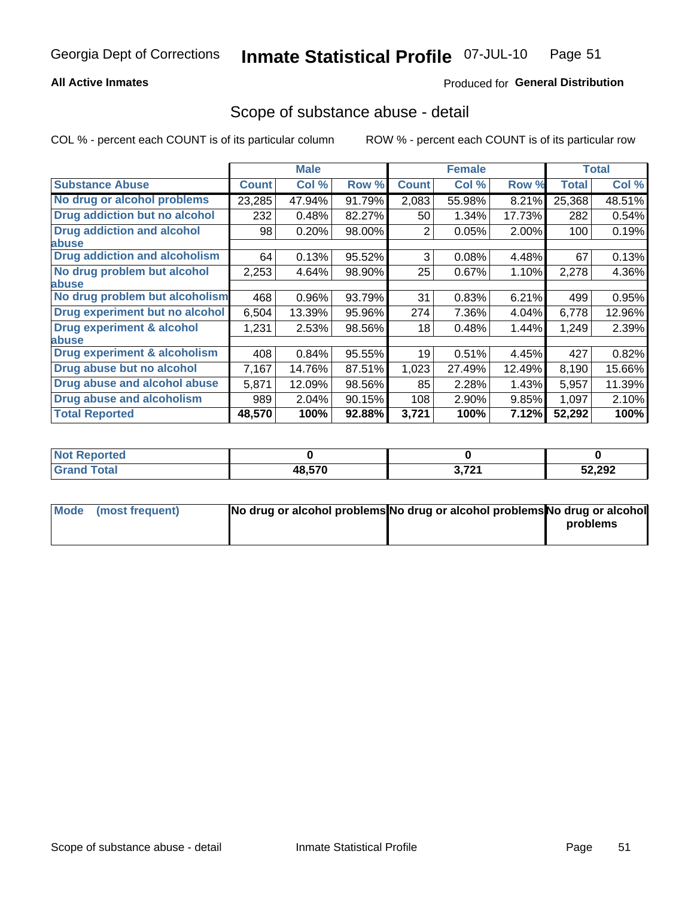Georgia Dept of Corrections **Inmate Statistical Profile** 07-JUL-10

**All Active Inmates** Produced for **General Distribution**

## Scope of substance abuse - detail

COL % - percent each COUNT is of its particular column ROW % - percent each COUNT is of its particular row

| | Male | | | Female | | | Total | |
|---|---|---|---|---|---|---|---|---|
| **Substance Abuse** | **Count** | **Col %** | **Row %** | **Count** | **Col %** | **Row %** | **Total** | **Col %** |
| **No drug or alcohol problems** | 23,285 | 47.94% | 91.79% | 2,083 | 55.98% | 8.21% | 25,368 | 48.51% |
| **Drug addiction but no alcohol** | 232 | 0.48% | 82.27% | 50 | 1.34% | 17.73% | 282 | 0.54% |
| **Drug addiction and alcohol abuse** | 98 | 0.20% | 98.00% | 2 | 0.05% | 2.00% | 100 | 0.19% |
| **Drug addiction and alcoholism** | 64 | 0.13% | 95.52% | 3 | 0.08% | 4.48% | 67 | 0.13% |
| **No drug problem but alcohol abuse** | 2,253 | 4.64% | 98.90% | 25 | 0.67% | 1.10% | 2,278 | 4.36% |
| **No drug problem but alcoholism** | 468 | 0.96% | 93.79% | 31 | 0.83% | 6.21% | 499 | 0.95% |
| **Drug experiment but no alcohol** | 6,504 | 13.39% | 95.96% | 274 | 7.36% | 4.04% | 6,778 | 12.96% |
| **Drug experiment & alcohol abuse** | 1,231 | 2.53% | 98.56% | 18 | 0.48% | 1.44% | 1,249 | 2.39% |
| **Drug experiment & alcoholism** | 408 | 0.84% | 95.55% | 19 | 0.51% | 4.45% | 427 | 0.82% |
| **Drug abuse but no alcohol** | 7,167 | 14.76% | 87.51% | 1,023 | 27.49% | 12.49% | 8,190 | 15.66% |
| **Drug abuse and alcohol abuse** | 5,871 | 12.09% | 98.56% | 85 | 2.28% | 1.43% | 5,957 | 11.39% |
| **Drug abuse and alcoholism** | 989 | 2.04% | 90.15% | 108 | 2.90% | 9.85% | 1,097 | 2.10% |
| **Total Reported** | **48,570** | **100%** | **92.88%** | **3,721** | **100%** | **7.12%** | **52,292** | **100%** |

| | Male | Female | Total |
|---|---|---|---|
| **Not Reported** | **0** | **0** | **0** |
| **Grand Total** | **48,570** | **3,721** | **52,292** |

| | Male | Female | Total |
|---|---|---|---|
| **Mode (most frequent)** | **No drug or alcohol problems** | **No drug or alcohol problems** | **No drug or alcohol problems** |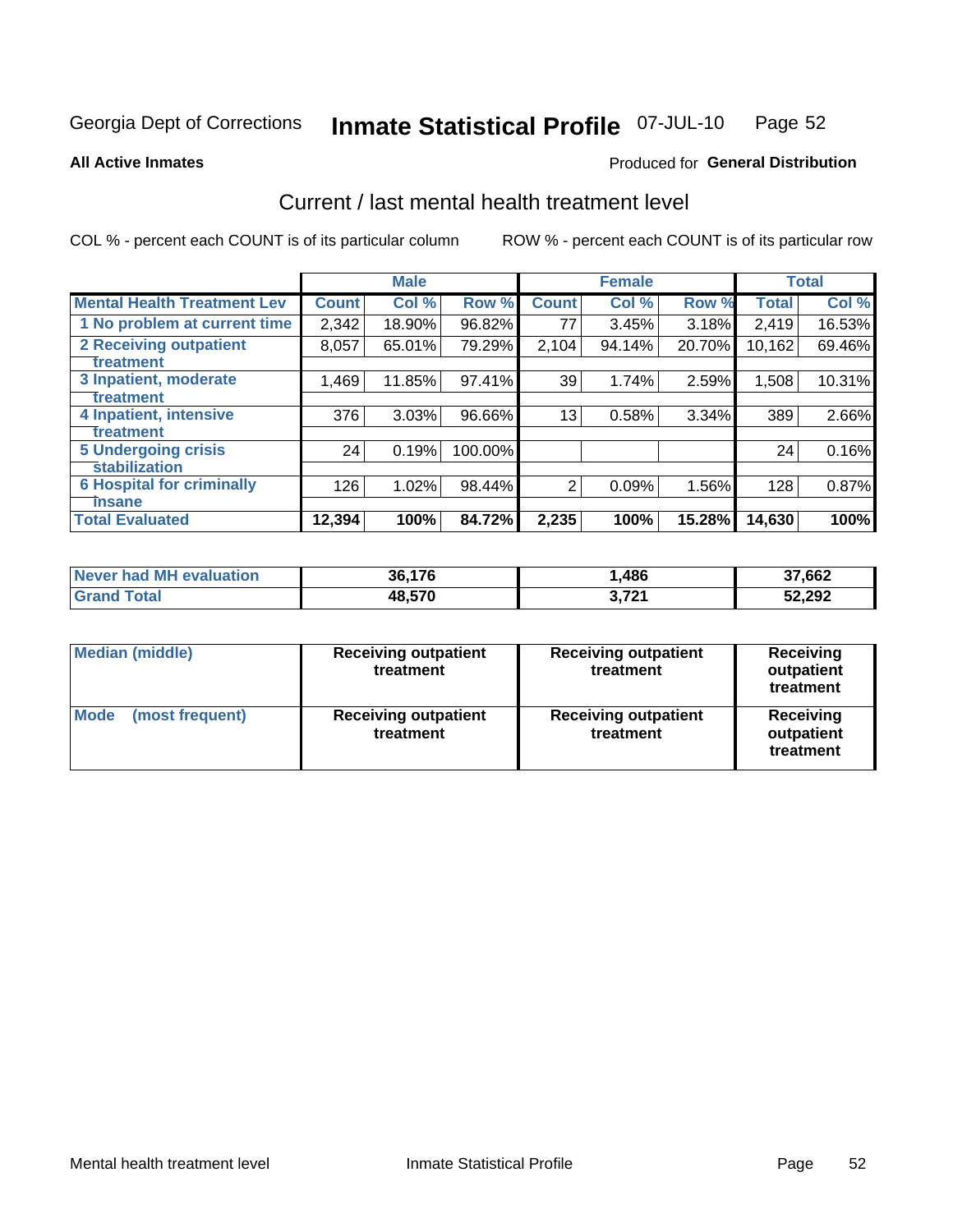Georgia Dept of Corrections **Inmate Statistical Profile** 07-JUL-10

**All Active Inmates**

Produced for **General Distribution**

## Current / last mental health treatment level

COL % - percent each COUNT is of its particular column ROW % - percent each COUNT is of its particular row

| | Male | | | Female | | | Total | |
|---|---|---|---|---|---|---|---|---|
| **Mental Health Treatment Lev** | **Count** | **Col %** | **Row %** | **Count** | **Col %** | **Row %** | **Total** | **Col %** |
| 1 No problem at current time | 2,342 | 18.90% | 96.82% | 77 | 3.45% | 3.18% | 2,419 | 16.53% |
| 2 Receiving outpatient treatment | 8,057 | 65.01% | 79.29% | 2,104 | 94.14% | 20.70% | 10,162 | 69.46% |
| 3 Inpatient, moderate treatment | 1,469 | 11.85% | 97.41% | 39 | 1.74% | 2.59% | 1,508 | 10.31% |
| 4 Inpatient, intensive treatment | 376 | 3.03% | 96.66% | 13 | 0.58% | 3.34% | 389 | 2.66% |
| 5 Undergoing crisis stabilization | 24 | 0.19% | 100.00% | | | | 24 | 0.16% |
| 6 Hospital for criminally insane | 126 | 1.02% | 98.44% | 2 | 0.09% | 1.56% | 128 | 0.87% |
| **Total Evaluated** | **12,394** | **100%** | **84.72%** | **2,235** | **100%** | **15.28%** | **14,630** | **100%** |

| | Male | Female | Total |
|---|---|---|---|
| **Never had MH evaluation** | **36,176** | **1,486** | **37,662** |
| **Grand Total** | **48,570** | **3,721** | **52,292** |

| | Male | Female | Total |
|---|---|---|---|
| **Median (middle)** | **Receiving outpatient treatment** | **Receiving outpatient treatment** | **Receiving outpatient treatment** |
| **Mode (most frequent)** | **Receiving outpatient treatment** | **Receiving outpatient treatment** | **Receiving outpatient treatment** |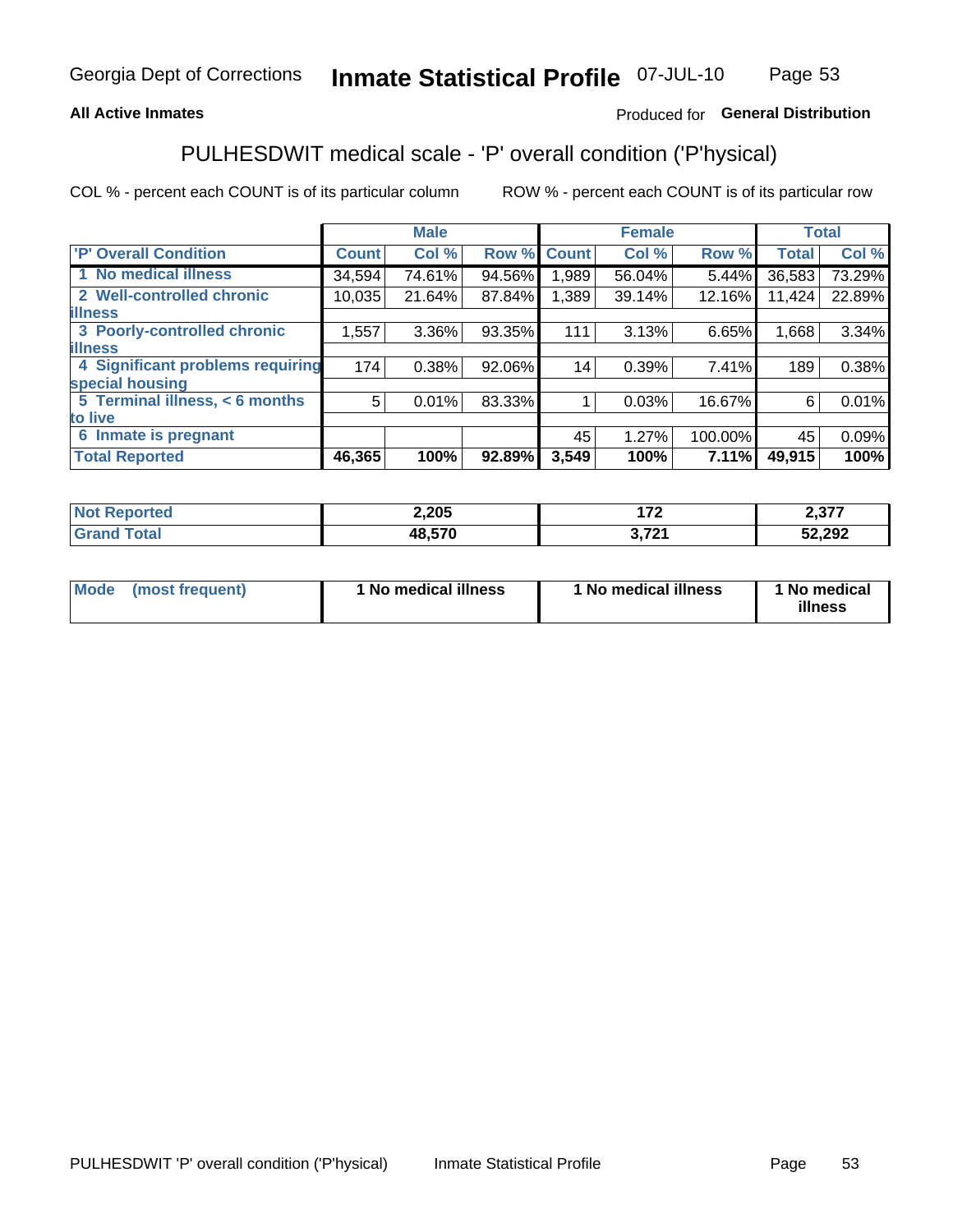Georgia Dept of Corrections **Inmate Statistical Profile** 07-JUL-10

**All Active Inmates**

Produced for **General Distribution**

## PULHESDWIT medical scale - 'P' overall condition ('P'hysical)

COL % - percent each COUNT is of its particular column

ROW % - percent each COUNT is of its particular row

| | Male | | | Female | | | Total | |
|---|---|---|---|---|---|---|---|---|
| **'P' Overall Condition** | **Count** | **Col %** | **Row %** | **Count** | **Col %** | **Row %** | **Total** | **Col %** |
| 1 No medical illness | 34,594 | 74.61% | 94.56% | 1,989 | 56.04% | 5.44% | 36,583 | 73.29% |
| 2 Well-controlled chronic illness | 10,035 | 21.64% | 87.84% | 1,389 | 39.14% | 12.16% | 11,424 | 22.89% |
| 3 Poorly-controlled chronic illness | 1,557 | 3.36% | 93.35% | 111 | 3.13% | 6.65% | 1,668 | 3.34% |
| 4 Significant problems requiring special housing | 174 | 0.38% | 92.06% | 14 | 0.39% | 7.41% | 189 | 0.38% |
| 5 Terminal illness, < 6 months to live | 5 | 0.01% | 83.33% | 1 | 0.03% | 16.67% | 6 | 0.01% |
| 6 Inmate is pregnant | | | | 45 | 1.27% | 100.00% | 45 | 0.09% |
| **Total Reported** | **46,365** | **100%** | **92.89%** | **3,549** | **100%** | **7.11%** | **49,915** | **100%** |

| | Male | Female | Total |
|---|---|---|---|
| **Not Reported** | **2,205** | **172** | **2,377** |
| **Grand Total** | **48,570** | **3,721** | **52,292** |

| | Male | Female | Total |
|---|---|---|---|
| **Mode (most frequent)** | **1 No medical illness** | **1 No medical illness** | **1 No medical illness** |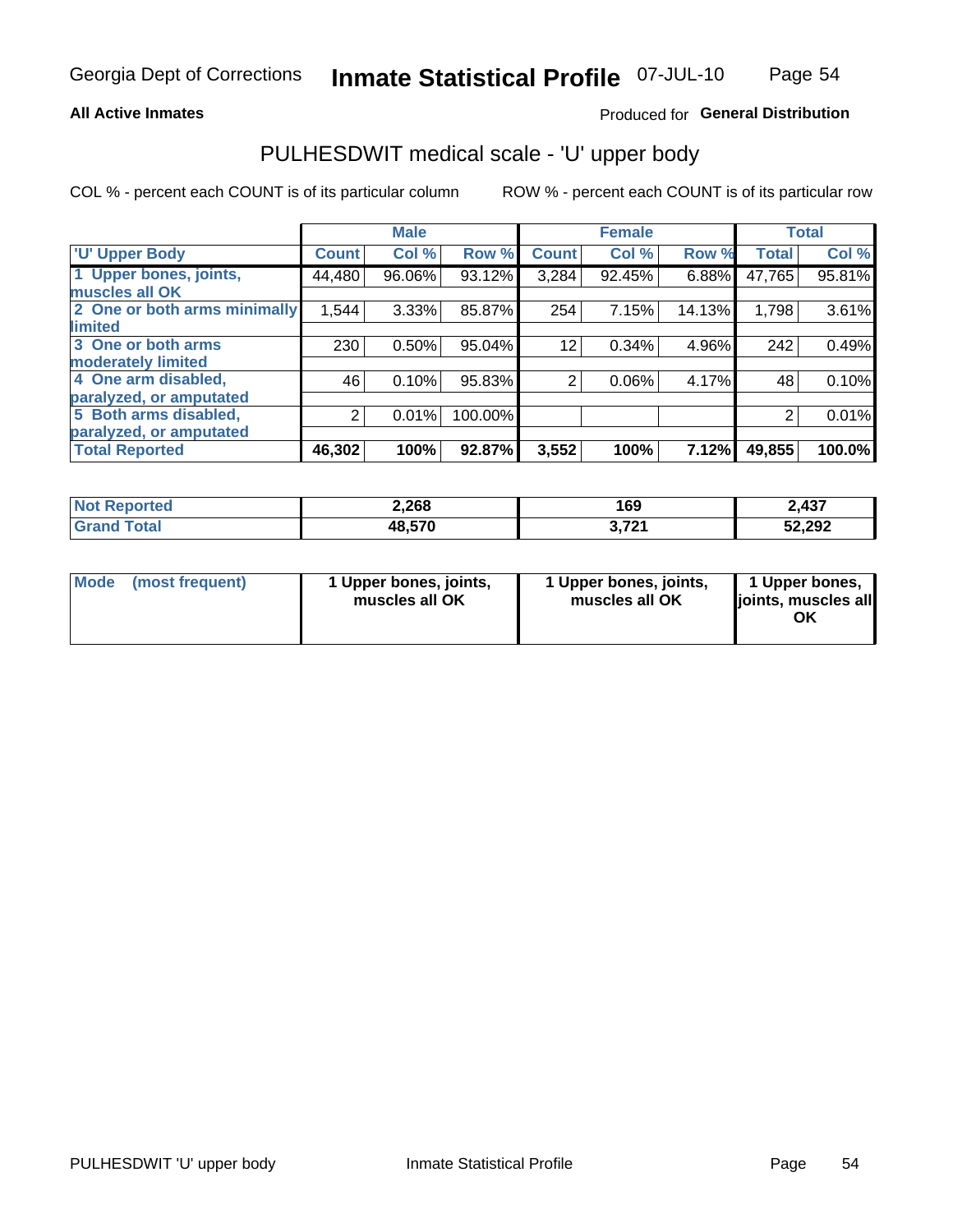**All Active Inmates**

Produced for **General Distribution**

# PULHESDWIT medical scale - 'U' upper body

COL % - percent each COUNT is of its particular column

ROW % - percent each COUNT is of its particular row

| | Male | | | Female | | | Total | |
|---|---|---|---|---|---|---|---|---|
| 'U' Upper Body | Count | Col % | Row % | Count | Col % | Row % | Total | Col % |
| 1 Upper bones, joints, muscles all OK | 44,480 | 96.06% | 93.12% | 3,284 | 92.45% | 6.88% | 47,765 | 95.81% |
| 2 One or both arms minimally limited | 1,544 | 3.33% | 85.87% | 254 | 7.15% | 14.13% | 1,798 | 3.61% |
| 3 One or both arms moderately limited | 230 | 0.50% | 95.04% | 12 | 0.34% | 4.96% | 242 | 0.49% |
| 4 One arm disabled, paralyzed, or amputated | 46 | 0.10% | 95.83% | 2 | 0.06% | 4.17% | 48 | 0.10% |
| 5 Both arms disabled, paralyzed, or amputated | 2 | 0.01% | 100.00% | | | | 2 | 0.01% |
| Total Reported | 46,302 | 100% | 92.87% | 3,552 | 100% | 7.12% | 49,855 | 100.0% |

| | Male | Female | Total |
|---|---|---|---|
| Not Reported | 2,268 | 169 | 2,437 |
| Grand Total | 48,570 | 3,721 | 52,292 |

| | Male | Female | Total |
|---|---|---|---|
| Mode (most frequent) | 1 Upper bones, joints, muscles all OK | 1 Upper bones, joints, muscles all OK | 1 Upper bones, joints, muscles all OK |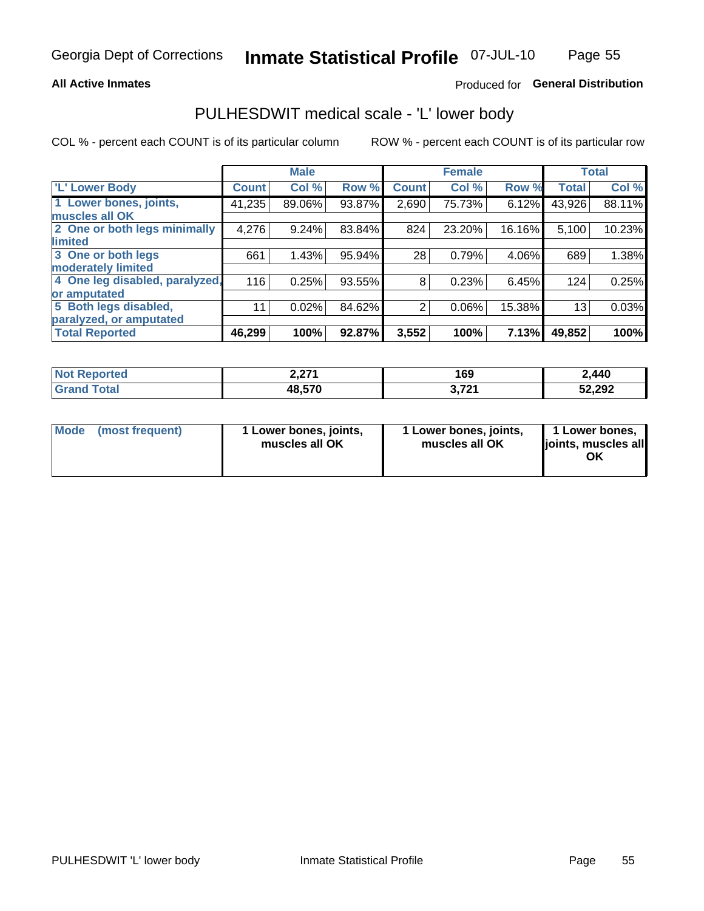Georgia Dept of Corrections **Inmate Statistical Profile** 07-JUL-10

**All Active Inmates**

Produced for **General Distribution**

## PULHESDWIT medical scale - 'L' lower body

COL % - percent each COUNT is of its particular column

ROW % - percent each COUNT is of its particular row

| | Male | | | Female | | | Total | |
|---|---|---|---|---|---|---|---|---|
| 'L' Lower Body | Count | Col % | Row % | Count | Col % | Row % | Total | Col % |
| 1 Lower bones, joints, muscles all OK | 41,235 | 89.06% | 93.87% | 2,690 | 75.73% | 6.12% | 43,926 | 88.11% |
| 2 One or both legs minimally limited | 4,276 | 9.24% | 83.84% | 824 | 23.20% | 16.16% | 5,100 | 10.23% |
| 3 One or both legs moderately limited | 661 | 1.43% | 95.94% | 28 | 0.79% | 4.06% | 689 | 1.38% |
| 4 One leg disabled, paralyzed, or amputated | 116 | 0.25% | 93.55% | 8 | 0.23% | 6.45% | 124 | 0.25% |
| 5 Both legs disabled, paralyzed, or amputated | 11 | 0.02% | 84.62% | 2 | 0.06% | 15.38% | 13 | 0.03% |
| **Total Reported** | **46,299** | **100%** | **92.87%** | **3,552** | **100%** | **7.13%** | **49,852** | **100%** |

| | Male | Female | Total |
|---|---|---|---|
| Not Reported | 2,271 | 169 | 2,440 |
| Grand Total | 48,570 | 3,721 | 52,292 |

| | Male | Female | Total |
|---|---|---|---|
| Mode (most frequent) | 1 Lower bones, joints, muscles all OK | 1 Lower bones, joints, muscles all OK | 1 Lower bones, joints, muscles all OK |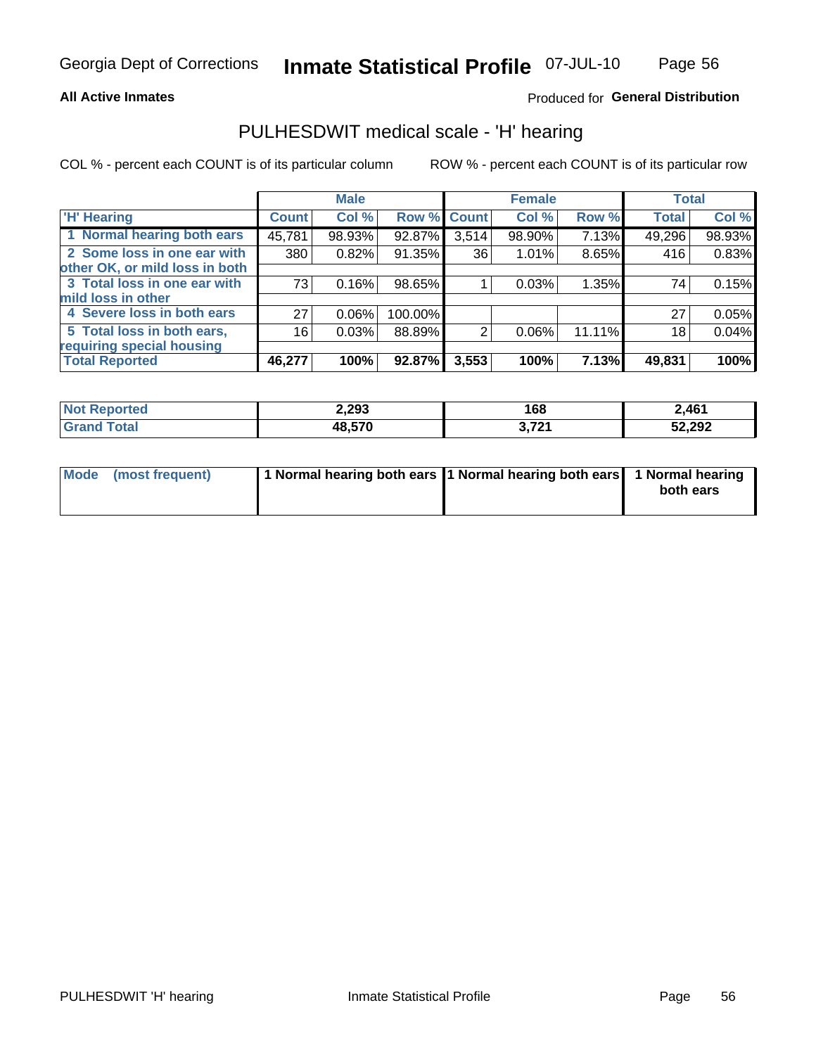**All Active Inmates**

Produced for **General Distribution**

## PULHESDWIT medical scale - 'H' hearing

COL % - percent each COUNT is of its particular column

ROW % - percent each COUNT is of its particular row

| | Male | | | Female | | | Total | |
|---|---|---|---|---|---|---|---|---|
| 'H' Hearing | Count | Col % | Row % | Count | Col % | Row % | Total | Col % |
| 1 Normal hearing both ears | 45,781 | 98.93% | 92.87% | 3,514 | 98.90% | 7.13% | 49,296 | 98.93% |
| 2 Some loss in one ear with other OK, or mild loss in both | 380 | 0.82% | 91.35% | 36 | 1.01% | 8.65% | 416 | 0.83% |
| 3 Total loss in one ear with mild loss in other | 73 | 0.16% | 98.65% | 1 | 0.03% | 1.35% | 74 | 0.15% |
| 4 Severe loss in both ears | 27 | 0.06% | 100.00% | | | | 27 | 0.05% |
| 5 Total loss in both ears, requiring special housing | 16 | 0.03% | 88.89% | 2 | 0.06% | 11.11% | 18 | 0.04% |
| **Total Reported** | **46,277** | **100%** | **92.87%** | **3,553** | **100%** | **7.13%** | **49,831** | **100%** |

| | Male | Female | Total |
|---|---|---|---|
| Not Reported | 2,293 | 168 | 2,461 |
| Grand Total | 48,570 | 3,721 | 52,292 |

| | Male | Female | Total |
|---|---|---|---|
| Mode (most frequent) | 1 Normal hearing both ears | 1 Normal hearing both ears | 1 Normal hearing both ears |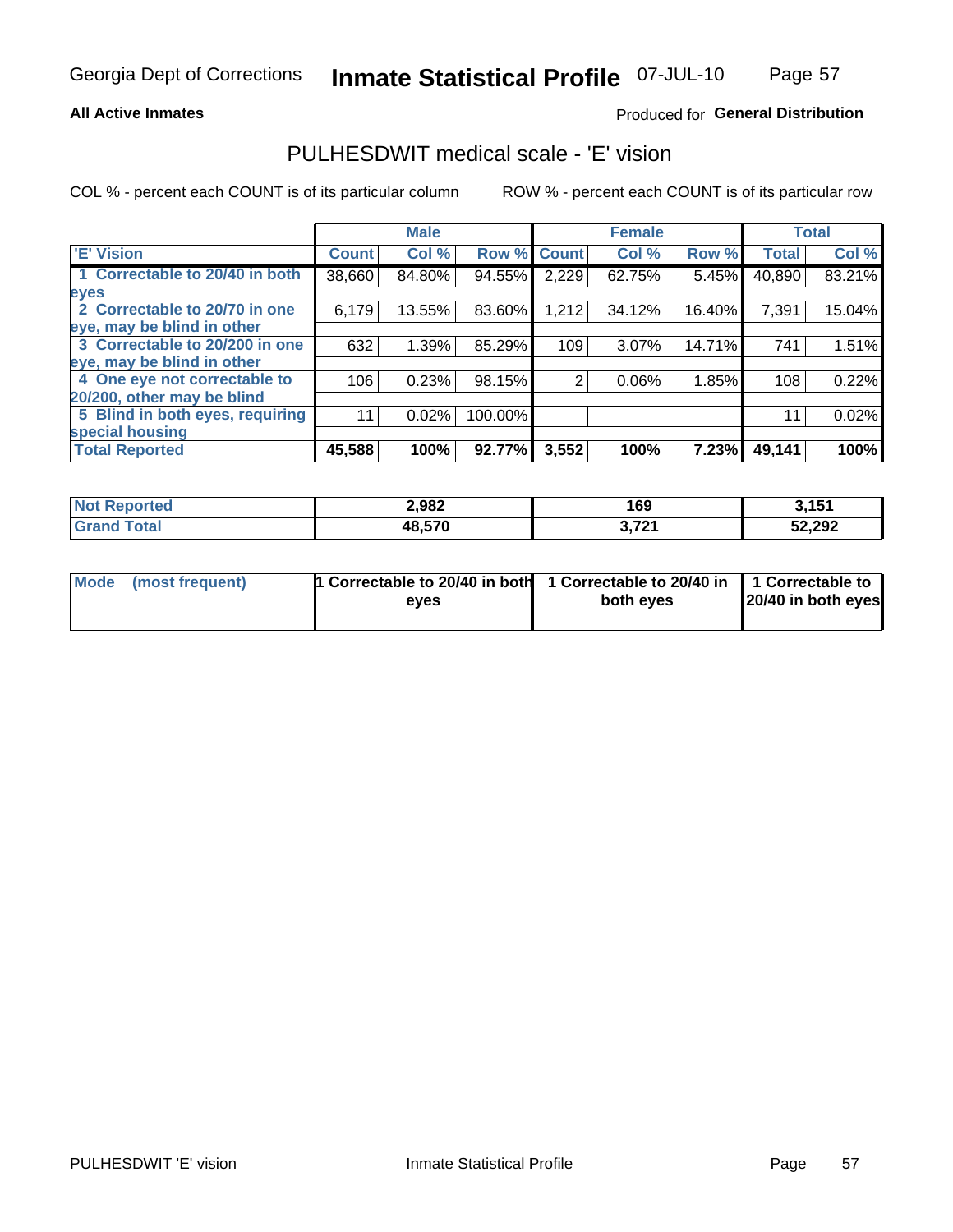Georgia Dept of Corrections **Inmate Statistical Profile** 07-JUL-10

**All Active Inmates**

Produced for **General Distribution**

## PULHESDWIT medical scale - 'E' vision

COL % - percent each COUNT is of its particular column

ROW % - percent each COUNT is of its particular row

| | Male | | | Female | | | Total | |
|---|---|---|---|---|---|---|---|---|
| 'E' Vision | Count | Col % | Row % | Count | Col % | Row % | Total | Col % |
| 1 Correctable to 20/40 in both eyes | 38,660 | 84.80% | 94.55% | 2,229 | 62.75% | 5.45% | 40,890 | 83.21% |
| 2 Correctable to 20/70 in one eye, may be blind in other | 6,179 | 13.55% | 83.60% | 1,212 | 34.12% | 16.40% | 7,391 | 15.04% |
| 3 Correctable to 20/200 in one eye, may be blind in other | 632 | 1.39% | 85.29% | 109 | 3.07% | 14.71% | 741 | 1.51% |
| 4 One eye not correctable to 20/200, other may be blind | 106 | 0.23% | 98.15% | 2 | 0.06% | 1.85% | 108 | 0.22% |
| 5 Blind in both eyes, requiring special housing | 11 | 0.02% | 100.00% | | | | 11 | 0.02% |
| **Total Reported** | **45,588** | **100%** | **92.77%** | **3,552** | **100%** | **7.23%** | **49,141** | **100%** |

| | Male | Female | Total |
|---|---|---|---|
| **Not Reported** | **2,982** | **169** | **3,151** |
| **Grand Total** | **48,570** | **3,721** | **52,292** |

| | Male | Female | Total |
|---|---|---|---|
| Mode (most frequent) | 1 Correctable to 20/40 in both eyes | 1 Correctable to 20/40 in both eyes | 1 Correctable to 20/40 in both eyes |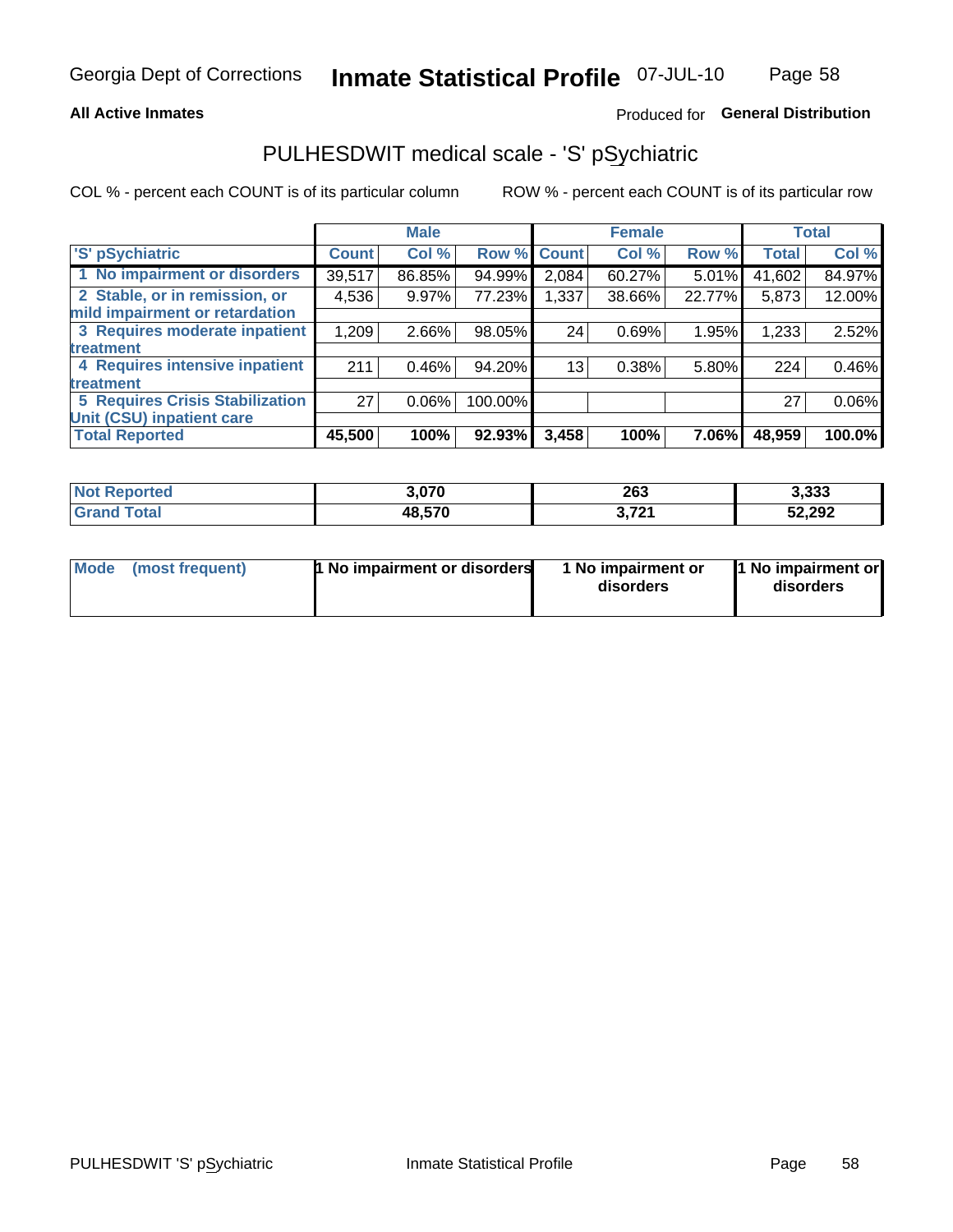**All Active Inmates**

Produced for **General Distribution**

## PULHESDWIT medical scale - 'S' pSychiatric

COL % - percent each COUNT is of its particular column

ROW % - percent each COUNT is of its particular row

| | Male | | | Female | | | Total | |
|---|---|---|---|---|---|---|---|---|
| 'S' pSychiatric | Count | Col % | Row % | Count | Col % | Row % | Total | Col % |
| 1 No impairment or disorders | 39,517 | 86.85% | 94.99% | 2,084 | 60.27% | 5.01% | 41,602 | 84.97% |
| 2 Stable, or in remission, or mild impairment or retardation | 4,536 | 9.97% | 77.23% | 1,337 | 38.66% | 22.77% | 5,873 | 12.00% |
| 3 Requires moderate inpatient treatment | 1,209 | 2.66% | 98.05% | 24 | 0.69% | 1.95% | 1,233 | 2.52% |
| 4 Requires intensive inpatient treatment | 211 | 0.46% | 94.20% | 13 | 0.38% | 5.80% | 224 | 0.46% |
| 5 Requires Crisis Stabilization Unit (CSU) inpatient care | 27 | 0.06% | 100.00% | | | | 27 | 0.06% |
| **Total Reported** | **45,500** | **100%** | **92.93%** | **3,458** | **100%** | **7.06%** | **48,959** | **100.0%** |

| | Male | Female | Total |
|---|---|---|---|
| Not Reported | 3,070 | 263 | 3,333 |
| Grand Total | 48,570 | 3,721 | 52,292 |

| | Male | Female | Total |
|---|---|---|---|
| Mode (most frequent) | 1 No impairment or disorders | 1 No impairment or disorders | 1 No impairment or disorders |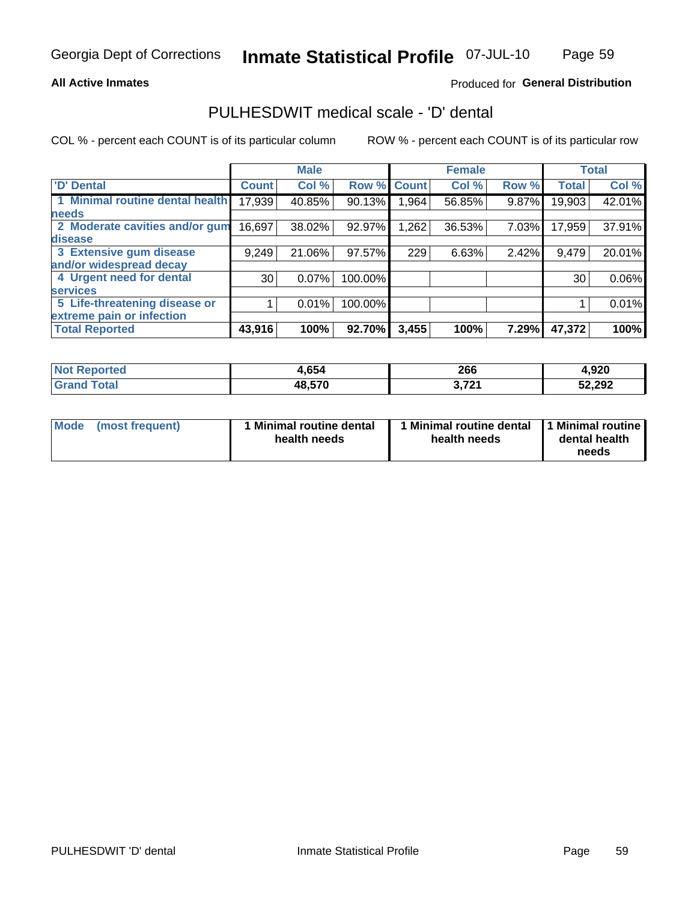Georgia Dept of Corrections **Inmate Statistical Profile** 07-JUL-10

**All Active Inmates**

Produced for **General Distribution**

## PULHESDWIT medical scale - 'D' dental

COL % - percent each COUNT is of its particular column

ROW % - percent each COUNT is of its particular row

| | Male | | | Female | | | Total | |
|---|---|---|---|---|---|---|---|---|
| **'D' Dental** | **Count** | **Col %** | **Row %** | **Count** | **Col %** | **Row %** | **Total** | **Col %** |
| **1 Minimal routine dental health needs** | 17,939 | 40.85% | 90.13% | 1,964 | 56.85% | 9.87% | 19,903 | 42.01% |
| **2 Moderate cavities and/or gum disease** | 16,697 | 38.02% | 92.97% | 1,262 | 36.53% | 7.03% | 17,959 | 37.91% |
| **3 Extensive gum disease and/or widespread decay** | 9,249 | 21.06% | 97.57% | 229 | 6.63% | 2.42% | 9,479 | 20.01% |
| **4 Urgent need for dental services** | 30 | 0.07% | 100.00% | | | | 30 | 0.06% |
| **5 Life-threatening disease or extreme pain or infection** | 1 | 0.01% | 100.00% | | | | 1 | 0.01% |
| **Total Reported** | **43,916** | **100%** | **92.70%** | **3,455** | **100%** | **7.29%** | **47,372** | **100%** |

| | Male | Female | Total |
|---|---|---|---|
| **Not Reported** | **4,654** | **266** | **4,920** |
| **Grand Total** | **48,570** | **3,721** | **52,292** |

| | Male | Female | Total |
|---|---|---|---|
| **Mode (most frequent)** | **1 Minimal routine dental health needs** | **1 Minimal routine dental health needs** | **1 Minimal routine dental health needs** |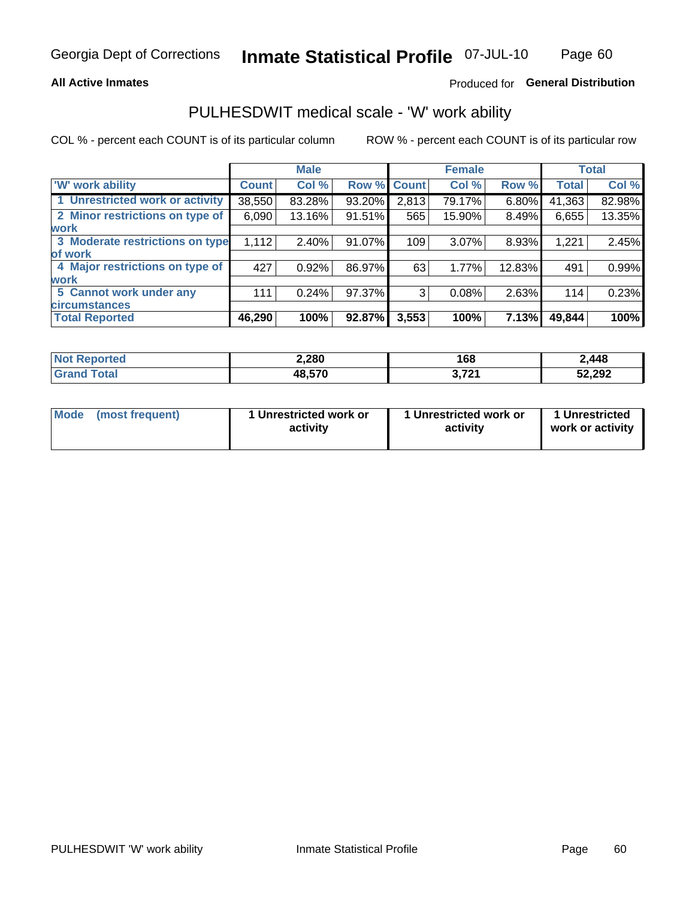**All Active Inmates**

Produced for **General Distribution**

## PULHESDWIT medical scale - 'W' work ability

COL % - percent each COUNT is of its particular column

ROW % - percent each COUNT is of its particular row

| | Male | | | Female | | | Total | |
|---|---|---|---|---|---|---|---|---|
| 'W' work ability | Count | Col % | Row % | Count | Col % | Row % | Total | Col % |
| 1 Unrestricted work or activity | 38,550 | 83.28% | 93.20% | 2,813 | 79.17% | 6.80% | 41,363 | 82.98% |
| 2 Minor restrictions on type of work | 6,090 | 13.16% | 91.51% | 565 | 15.90% | 8.49% | 6,655 | 13.35% |
| 3 Moderate restrictions on type of work | 1,112 | 2.40% | 91.07% | 109 | 3.07% | 8.93% | 1,221 | 2.45% |
| 4 Major restrictions on type of work | 427 | 0.92% | 86.97% | 63 | 1.77% | 12.83% | 491 | 0.99% |
| 5 Cannot work under any circumstances | 111 | 0.24% | 97.37% | 3 | 0.08% | 2.63% | 114 | 0.23% |
| **Total Reported** | **46,290** | **100%** | **92.87%** | **3,553** | **100%** | **7.13%** | **49,844** | **100%** |

| | Male | Female | Total |
|---|---|---|---|
| Not Reported | 2,280 | 168 | 2,448 |
| Grand Total | 48,570 | 3,721 | 52,292 |

| | Male | Female | Total |
|---|---|---|---|
| Mode (most frequent) | 1 Unrestricted work or activity | 1 Unrestricted work or activity | 1 Unrestricted work or activity |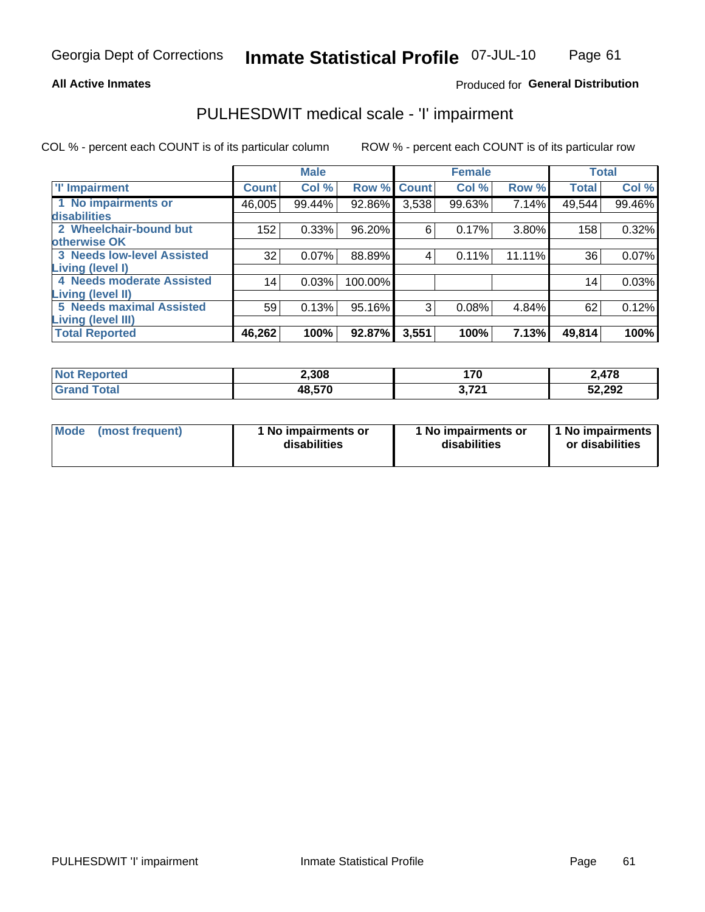**All Active Inmates**

Produced for **General Distribution**

## PULHESDWIT medical scale - 'I' impairment

COL % - percent each COUNT is of its particular column        ROW % - percent each COUNT is of its particular row

| | Male | | | Female | | | Total | |
|---|---|---|---|---|---|---|---|---|
| **'I' Impairment** | **Count** | **Col %** | **Row %** | **Count** | **Col %** | **Row %** | **Total** | **Col %** |
| **1 No impairments or disabilities** | 46,005 | 99.44% | 92.86% | 3,538 | 99.63% | 7.14% | 49,544 | 99.46% |
| **2 Wheelchair-bound but otherwise OK** | 152 | 0.33% | 96.20% | 6 | 0.17% | 3.80% | 158 | 0.32% |
| **3 Needs low-level Assisted Living (level I)** | 32 | 0.07% | 88.89% | 4 | 0.11% | 11.11% | 36 | 0.07% |
| **4 Needs moderate Assisted Living (level II)** | 14 | 0.03% | 100.00% | | | | 14 | 0.03% |
| **5 Needs maximal Assisted Living (level III)** | 59 | 0.13% | 95.16% | 3 | 0.08% | 4.84% | 62 | 0.12% |
| **Total Reported** | **46,262** | **100%** | **92.87%** | **3,551** | **100%** | **7.13%** | **49,814** | **100%** |

| | Male | Female | Total |
|---|---|---|---|
| **Not Reported** | **2,308** | **170** | **2,478** |
| **Grand Total** | **48,570** | **3,721** | **52,292** |

| | Male | Female | Total |
|---|---|---|---|
| **Mode (most frequent)** | **1 No impairments or disabilities** | **1 No impairments or disabilities** | **1 No impairments or disabilities** |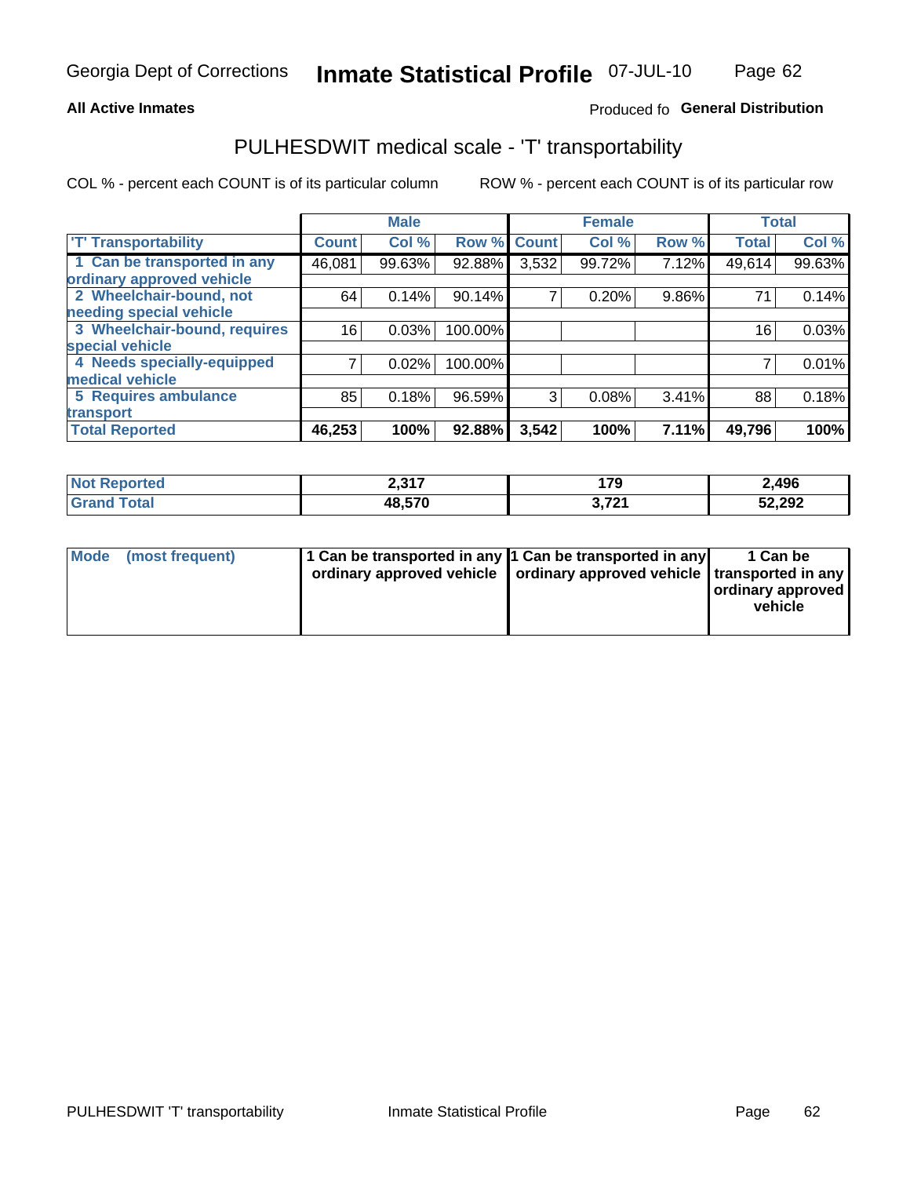Georgia Dept of Corrections **Inmate Statistical Profile** 07-JUL-10

**All Active Inmates**

Produced fo **General Distribution**

## PULHESDWIT medical scale - 'T' transportability

COL % - percent each COUNT is of its particular column ROW % - percent each COUNT is of its particular row

| | Male | | | Female | | | Total | |
|---|---|---|---|---|---|---|---|---|
| 'T' Transportability | Count | Col % | Row % | Count | Col % | Row % | Total | Col % |
| 1 Can be transported in any ordinary approved vehicle | 46,081 | 99.63% | 92.88% | 3,532 | 99.72% | 7.12% | 49,614 | 99.63% |
| 2 Wheelchair-bound, not needing special vehicle | 64 | 0.14% | 90.14% | 7 | 0.20% | 9.86% | 71 | 0.14% |
| 3 Wheelchair-bound, requires special vehicle | 16 | 0.03% | 100.00% | | | | 16 | 0.03% |
| 4 Needs specially-equipped medical vehicle | 7 | 0.02% | 100.00% | | | | 7 | 0.01% |
| 5 Requires ambulance transport | 85 | 0.18% | 96.59% | 3 | 0.08% | 3.41% | 88 | 0.18% |
| **Total Reported** | **46,253** | **100%** | **92.88%** | **3,542** | **100%** | **7.11%** | **49,796** | **100%** |

| | Male | Female | Total |
|---|---|---|---|
| **Not Reported** | **2,317** | **179** | **2,496** |
| **Grand Total** | **48,570** | **3,721** | **52,292** |

| | Male | Female | Total |
|---|---|---|---|
| **Mode (most frequent)** | **1 Can be transported in any ordinary approved vehicle** | **1 Can be transported in any ordinary approved vehicle** | **1 Can be transported in any ordinary approved vehicle** |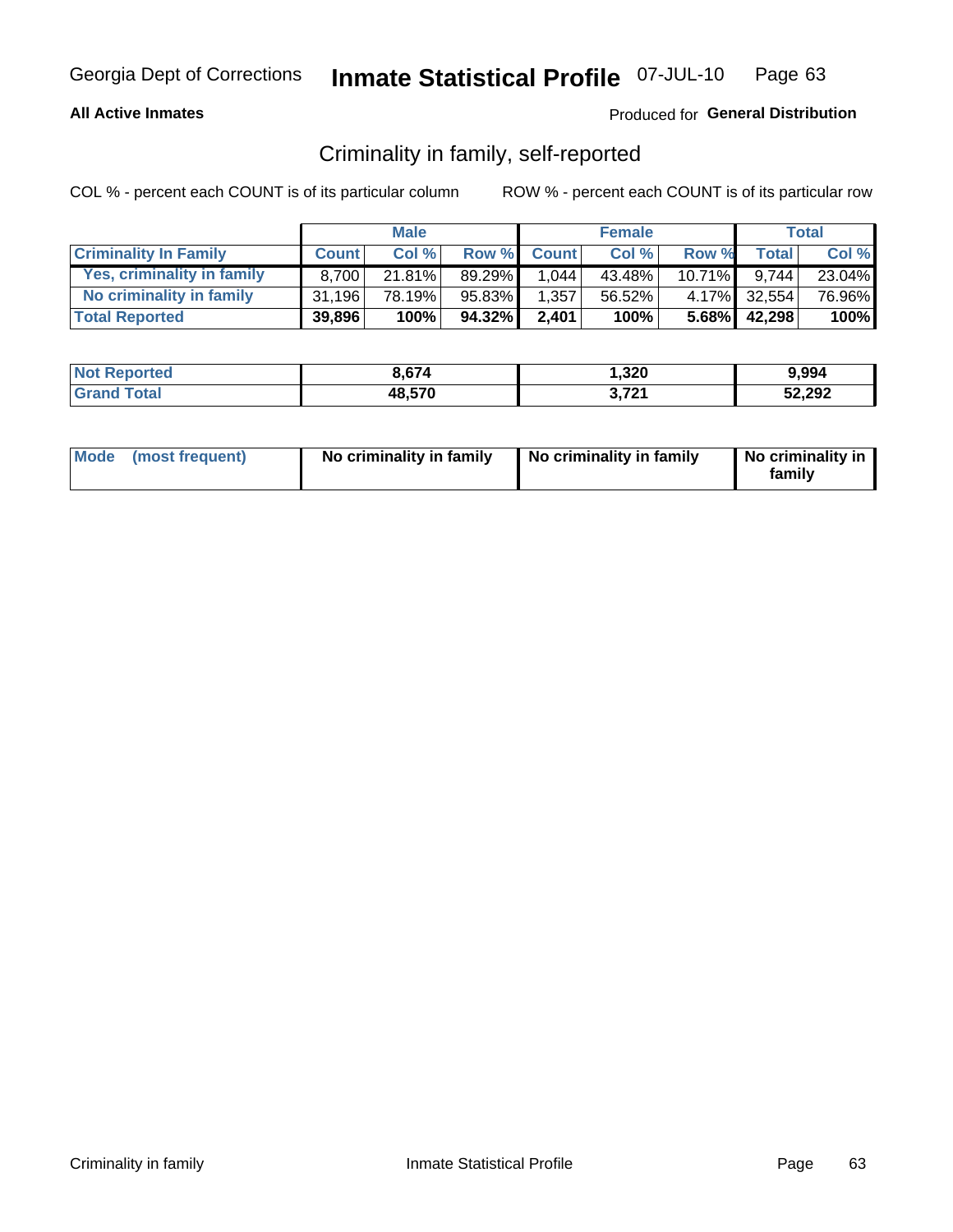Georgia Dept of Corrections **Inmate Statistical Profile** 07-JUL-10

**All Active Inmates**

Produced for **General Distribution**

## Criminality in family, self-reported

COL % - percent each COUNT is of its particular column

ROW % - percent each COUNT is of its particular row

| | Male | | | Female | | | Total | |
|---|---|---|---|---|---|---|---|---|
| **Criminality In Family** | **Count** | **Col %** | **Row %** | **Count** | **Col %** | **Row %** | **Total** | **Col %** |
| Yes, criminality in family | 8,700 | 21.81% | 89.29% | 1,044 | 43.48% | 10.71% | 9,744 | 23.04% |
| No criminality in family | 31,196 | 78.19% | 95.83% | 1,357 | 56.52% | 4.17% | 32,554 | 76.96% |
| **Total Reported** | **39,896** | **100%** | **94.32%** | **2,401** | **100%** | **5.68%** | **42,298** | **100%** |

| | Male | Female | Total |
|---|---|---|---|
| **Not Reported** | **8,674** | **1,320** | **9,994** |
| **Grand Total** | **48,570** | **3,721** | **52,292** |

| | Male | Female | Total |
|---|---|---|---|
| **Mode (most frequent)** | **No criminality in family** | **No criminality in family** | **No criminality in family** |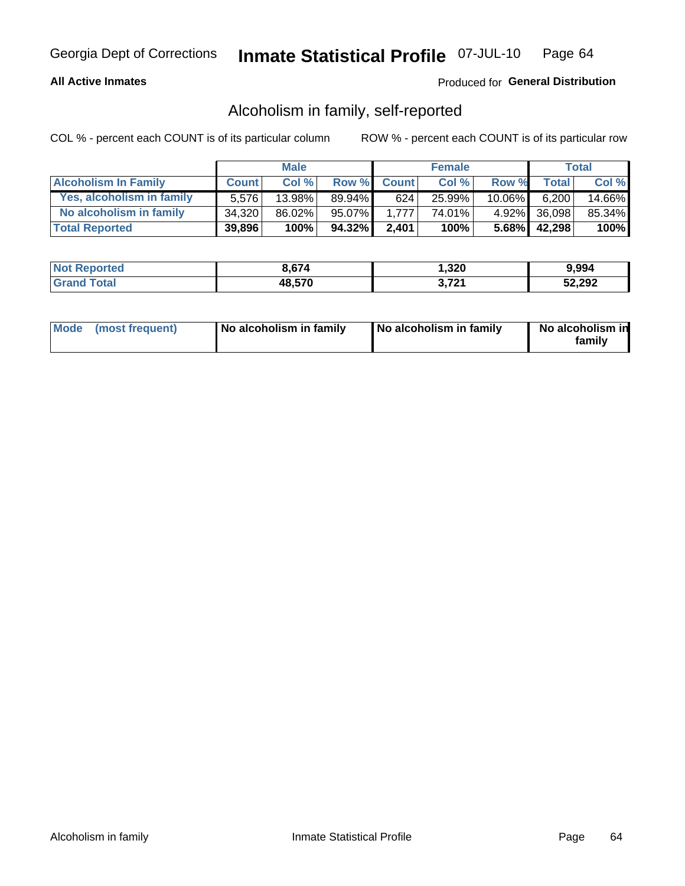Georgia Dept of Corrections **Inmate Statistical Profile** 07-JUL-10

**All Active Inmates**

Produced for **General Distribution**

## Alcoholism in family, self-reported

COL % - percent each COUNT is of its particular column ROW % - percent each COUNT is of its particular row

| | Male | | | Female | | | Total | |
|---|---|---|---|---|---|---|---|---|
| **Alcoholism In Family** | **Count** | **Col %** | **Row %** | **Count** | **Col %** | **Row %** | **Total** | **Col %** |
| **Yes, alcoholism in family** | 5,576 | 13.98% | 89.94% | 624 | 25.99% | 10.06% | 6,200 | 14.66% |
| **No alcoholism in family** | 34,320 | 86.02% | 95.07% | 1,777 | 74.01% | 4.92% | 36,098 | 85.34% |
| **Total Reported** | **39,896** | **100%** | **94.32%** | **2,401** | **100%** | **5.68%** | **42,298** | **100%** |

| | Male | Female | Total |
|---|---|---|---|
| **Not Reported** | **8,674** | **1,320** | **9,994** |
| **Grand Total** | **48,570** | **3,721** | **52,292** |

| | Male | Female | Total |
|---|---|---|---|
| **Mode (most frequent)** | **No alcoholism in family** | **No alcoholism in family** | **No alcoholism in family** |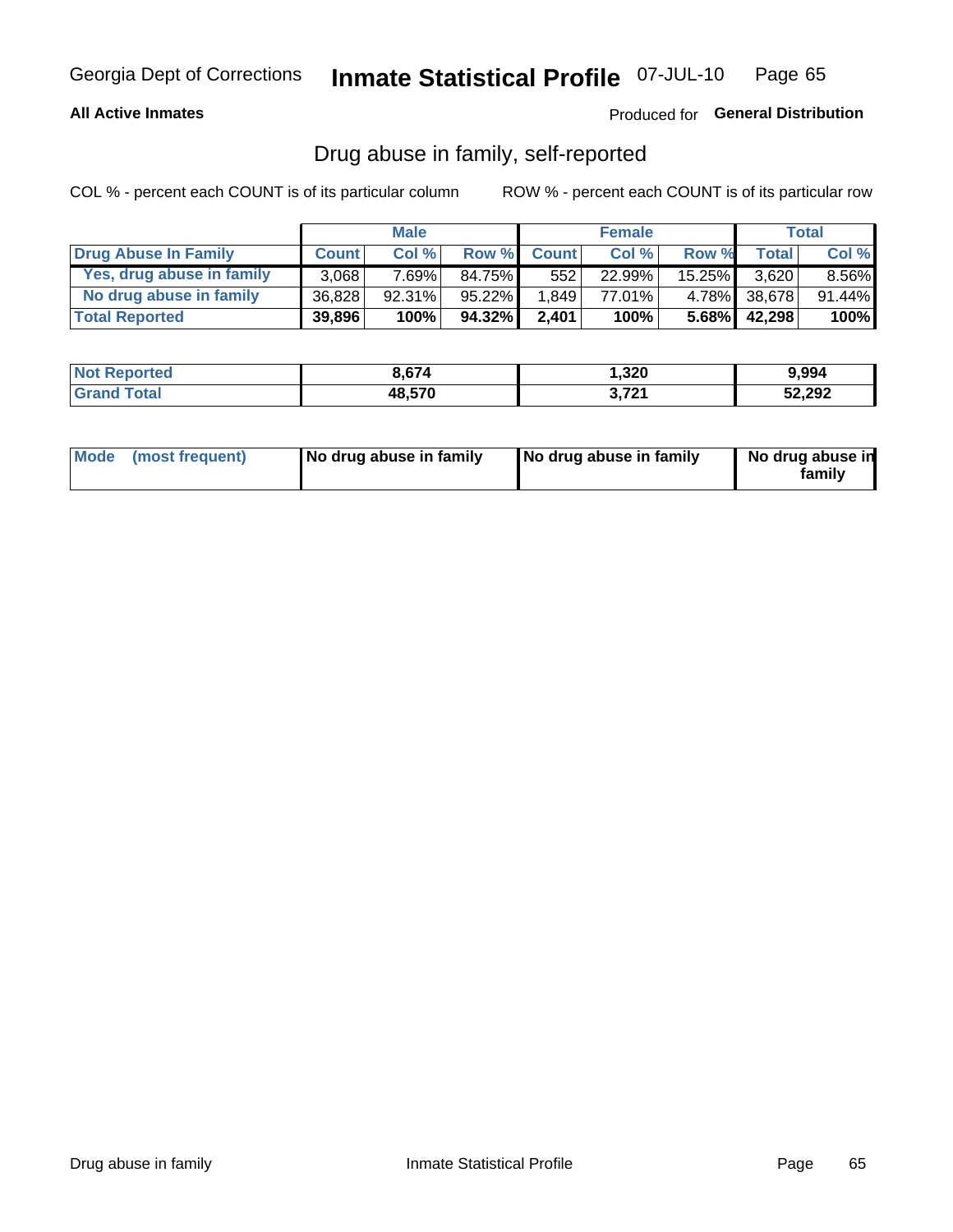**All Active Inmates**

Produced for **General Distribution**

## Drug abuse in family, self-reported

COL % - percent each COUNT is of its particular column

ROW % - percent each COUNT is of its particular row

| | Male | | | Female | | | Total | |
|---|---|---|---|---|---|---|---|---|
| **Drug Abuse In Family** | **Count** | **Col %** | **Row %** | **Count** | **Col %** | **Row %** | **Total** | **Col %** |
| Yes, drug abuse in family | 3,068 | 7.69% | 84.75% | 552 | 22.99% | 15.25% | 3,620 | 8.56% |
| No drug abuse in family | 36,828 | 92.31% | 95.22% | 1,849 | 77.01% | 4.78% | 38,678 | 91.44% |
| **Total Reported** | **39,896** | **100%** | **94.32%** | **2,401** | **100%** | **5.68%** | **42,298** | **100%** |

| | Male | Female | Total |
|---|---|---|---|
| **Not Reported** | **8,674** | **1,320** | **9,994** |
| **Grand Total** | **48,570** | **3,721** | **52,292** |

| | Male | Female | Total |
|---|---|---|---|
| **Mode (most frequent)** | **No drug abuse in family** | **No drug abuse in family** | **No drug abuse in family** |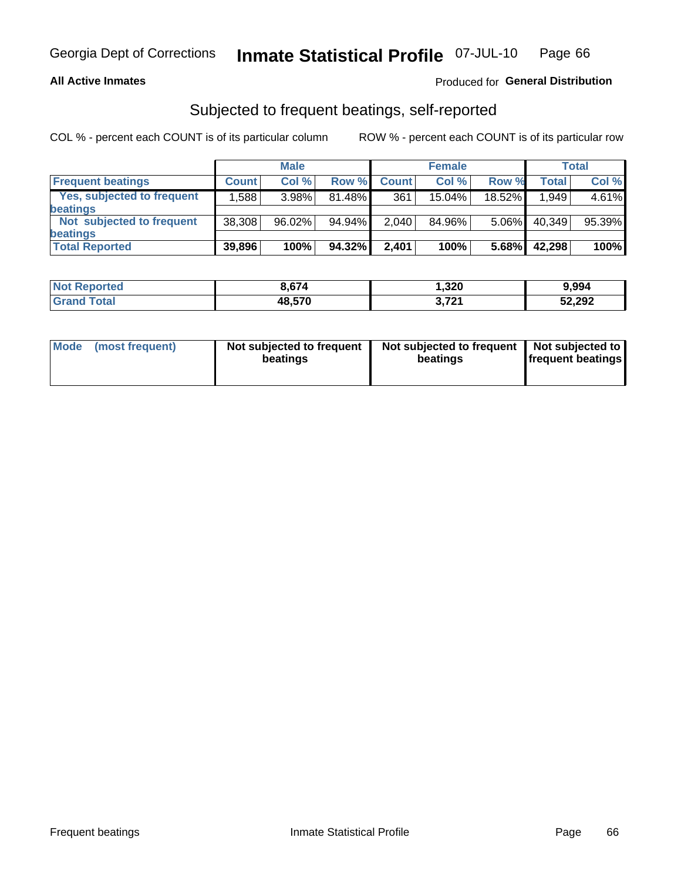Georgia Dept of Corrections **Inmate Statistical Profile** 07-JUL-10

**All Active Inmates**

Produced for **General Distribution**

## Subjected to frequent beatings, self-reported

COL % - percent each COUNT is of its particular column

ROW % - percent each COUNT is of its particular row

| | Male | | | Female | | | Total | |
|---|---|---|---|---|---|---|---|---|
| **Frequent beatings** | **Count** | **Col %** | **Row %** | **Count** | **Col %** | **Row %** | **Total** | **Col %** |
| **Yes, subjected to frequent beatings** | 1,588 | 3.98% | 81.48% | 361 | 15.04% | 18.52% | 1,949 | 4.61% |
| **Not subjected to frequent beatings** | 38,308 | 96.02% | 94.94% | 2,040 | 84.96% | 5.06% | 40,349 | 95.39% |
| **Total Reported** | **39,896** | **100%** | **94.32%** | **2,401** | **100%** | **5.68%** | **42,298** | **100%** |

| | Male | Female | Total |
|---|---|---|---|
| **Not Reported** | **8,674** | **1,320** | **9,994** |
| **Grand Total** | **48,570** | **3,721** | **52,292** |

| | Male | Female | Total |
|---|---|---|---|
| **Mode (most frequent)** | **Not subjected to frequent beatings** | **Not subjected to frequent beatings** | **Not subjected to frequent beatings** |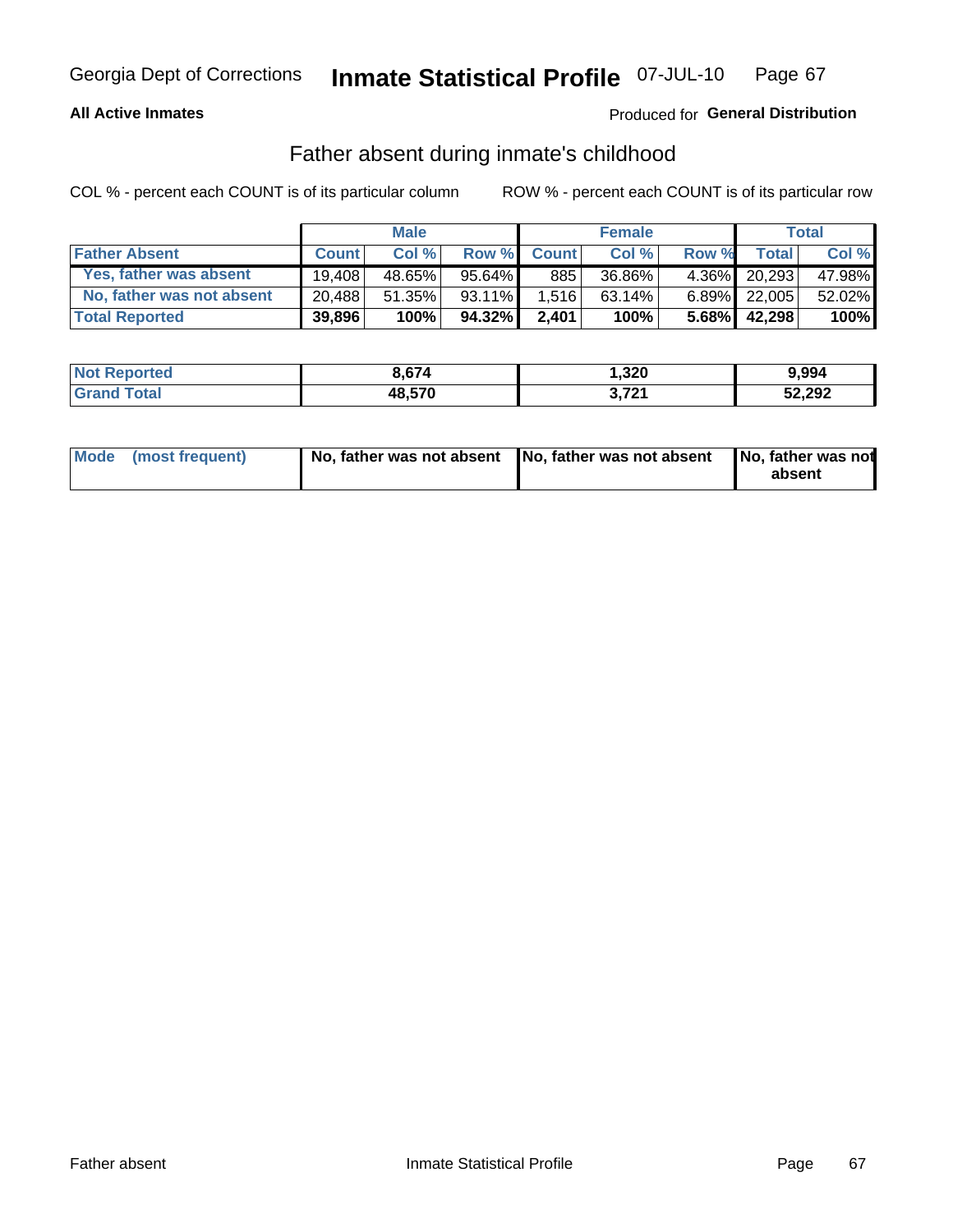Georgia Dept of Corrections **Inmate Statistical Profile** 07-JUL-10

**All Active Inmates**

Produced for **General Distribution**

## Father absent during inmate's childhood

COL % - percent each COUNT is of its particular column

ROW % - percent each COUNT is of its particular row

| | Male | | | Female | | | Total | |
|---|---|---|---|---|---|---|---|---|
| **Father Absent** | **Count** | **Col %** | **Row %** | **Count** | **Col %** | **Row %** | **Total** | **Col %** |
| **Yes, father was absent** | 19,408 | 48.65% | 95.64% | 885 | 36.86% | 4.36% | 20,293 | 47.98% |
| **No, father was not absent** | 20,488 | 51.35% | 93.11% | 1,516 | 63.14% | 6.89% | 22,005 | 52.02% |
| **Total Reported** | **39,896** | **100%** | **94.32%** | **2,401** | **100%** | **5.68%** | **42,298** | **100%** |

| | Male | Female | Total |
|---|---|---|---|
| **Not Reported** | **8,674** | **1,320** | **9,994** |
| **Grand Total** | **48,570** | **3,721** | **52,292** |

| | Male | Female | Total |
|---|---|---|---|
| **Mode (most frequent)** | **No, father was not absent** | **No, father was not absent** | **No, father was not absent** |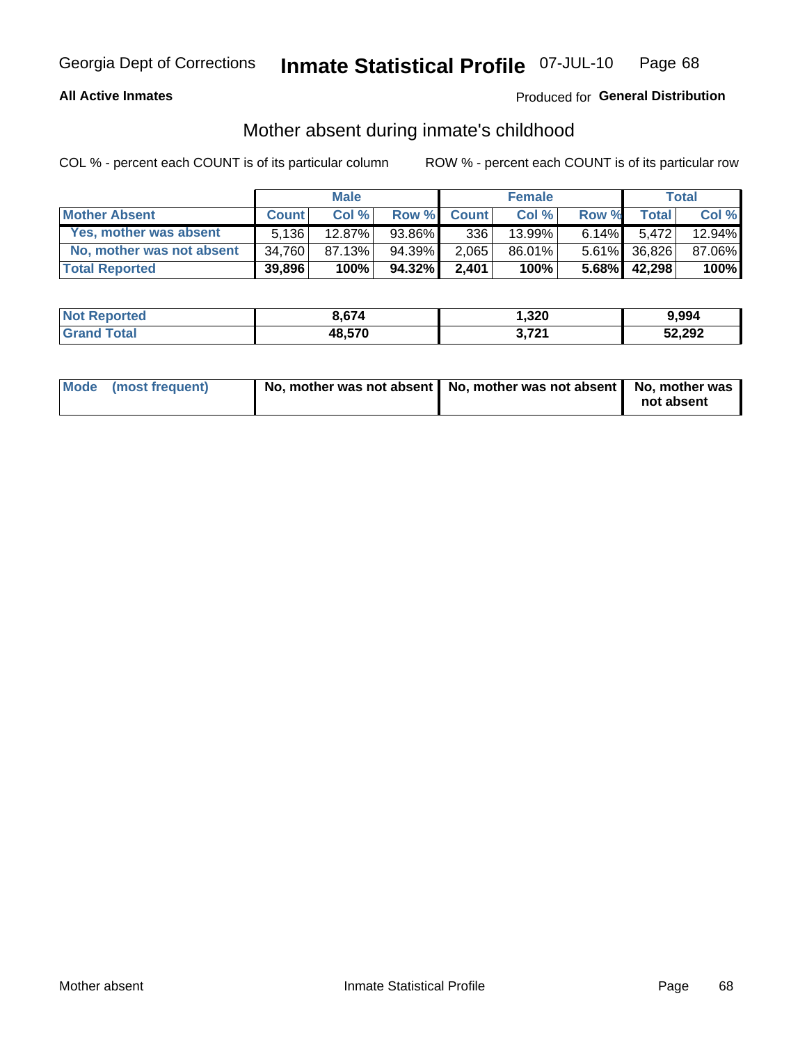Georgia Dept of Corrections **Inmate Statistical Profile** 07-JUL-10

**All Active Inmates**

Produced for **General Distribution**

## Mother absent during inmate's childhood

COL % - percent each COUNT is of its particular column ROW % - percent each COUNT is of its particular row

| | Male | | | Female | | | Total | |
|---|---|---|---|---|---|---|---|---|
| **Mother Absent** | **Count** | **Col %** | **Row %** | **Count** | **Col %** | **Row %** | **Total** | **Col %** |
| **Yes, mother was absent** | 5,136 | 12.87% | 93.86% | 336 | 13.99% | 6.14% | 5,472 | 12.94% |
| **No, mother was not absent** | 34,760 | 87.13% | 94.39% | 2,065 | 86.01% | 5.61% | 36,826 | 87.06% |
| **Total Reported** | **39,896** | **100%** | **94.32%** | **2,401** | **100%** | **5.68%** | **42,298** | **100%** |

| | Male | Female | Total |
|---|---|---|---|
| **Not Reported** | **8,674** | **1,320** | **9,994** |
| **Grand Total** | **48,570** | **3,721** | **52,292** |

| | Male | Female | Total |
|---|---|---|---|
| **Mode (most frequent)** | **No, mother was not absent** | **No, mother was not absent** | **No, mother was not absent** |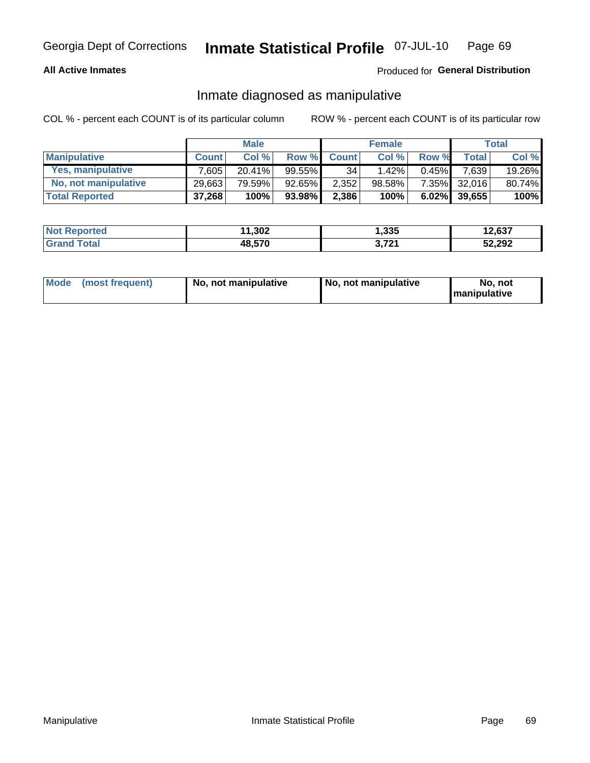Georgia Dept of Corrections **Inmate Statistical Profile** 07-JUL-10

**All Active Inmates**

Produced for **General Distribution**

## Inmate diagnosed as manipulative

COL % - percent each COUNT is of its particular column

ROW % - percent each COUNT is of its particular row

| | Male | | | Female | | | Total | |
|---|---|---|---|---|---|---|---|---|
| **Manipulative** | **Count** | **Col %** | **Row %** | **Count** | **Col %** | **Row %** | **Total** | **Col %** |
| **Yes, manipulative** | 7,605 | 20.41% | 99.55% | 34 | 1.42% | 0.45% | 7,639 | 19.26% |
| **No, not manipulative** | 29,663 | 79.59% | 92.65% | 2,352 | 98.58% | 7.35% | 32,016 | 80.74% |
| **Total Reported** | **37,268** | **100%** | **93.98%** | **2,386** | **100%** | **6.02%** | **39,655** | **100%** |

| | Male | Female | Total |
|---|---|---|---|
| **Not Reported** | **11,302** | **1,335** | **12,637** |
| **Grand Total** | **48,570** | **3,721** | **52,292** |

| | Male | Female | Total |
|---|---|---|---|
| **Mode (most frequent)** | **No, not manipulative** | **No, not manipulative** | **No, not manipulative** |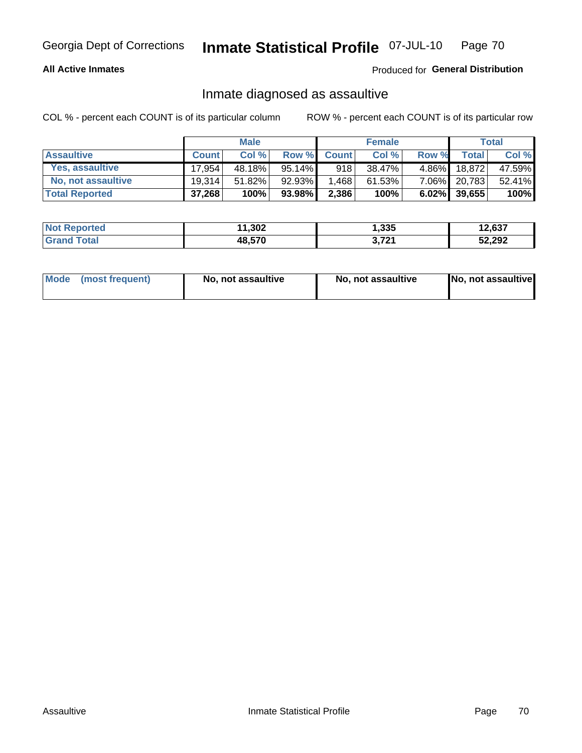Georgia Dept of Corrections **Inmate Statistical Profile** 07-JUL-10

**All Active Inmates**

Produced for **General Distribution**

## Inmate diagnosed as assaultive

COL % - percent each COUNT is of its particular column

ROW % - percent each COUNT is of its particular row

| | Male | | | Female | | | Total | |
|---|---|---|---|---|---|---|---|---|
| **Assaultive** | **Count** | **Col %** | **Row %** | **Count** | **Col %** | **Row %** | **Total** | **Col %** |
| Yes, assaultive | 17,954 | 48.18% | 95.14% | 918 | 38.47% | 4.86% | 18,872 | 47.59% |
| No, not assaultive | 19,314 | 51.82% | 92.93% | 1,468 | 61.53% | 7.06% | 20,783 | 52.41% |
| **Total Reported** | **37,268** | **100%** | **93.98%** | **2,386** | **100%** | **6.02%** | **39,655** | **100%** |

| | Male | Female | Total |
|---|---|---|---|
| **Not Reported** | **11,302** | **1,335** | **12,637** |
| **Grand Total** | **48,570** | **3,721** | **52,292** |

| | Male | Female | Total |
|---|---|---|---|
| **Mode (most frequent)** | **No, not assaultive** | **No, not assaultive** | **No, not assaultive** |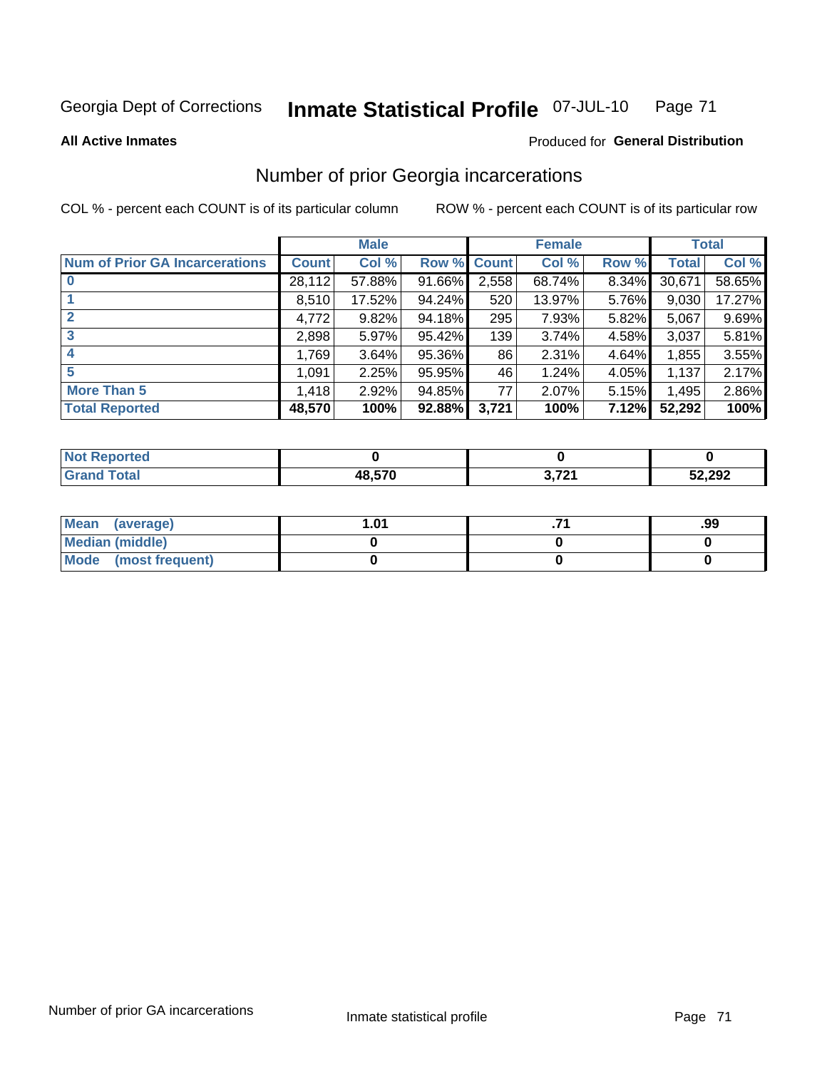Georgia Dept of Corrections **Inmate Statistical Profile** 07-JUL-10

**All Active Inmates**

Produced for **General Distribution**

## Number of prior Georgia incarcerations

COL % - percent each COUNT is of its particular column

ROW % - percent each COUNT is of its particular row

| | Male | | | Female | | | Total | |
|---|---|---|---|---|---|---|---|---|
| **Num of Prior GA Incarcerations** | **Count** | **Col %** | **Row %** | **Count** | **Col %** | **Row %** | **Total** | **Col %** |
| **0** | 28,112 | 57.88% | 91.66% | 2,558 | 68.74% | 8.34% | 30,671 | 58.65% |
| **1** | 8,510 | 17.52% | 94.24% | 520 | 13.97% | 5.76% | 9,030 | 17.27% |
| **2** | 4,772 | 9.82% | 94.18% | 295 | 7.93% | 5.82% | 5,067 | 9.69% |
| **3** | 2,898 | 5.97% | 95.42% | 139 | 3.74% | 4.58% | 3,037 | 5.81% |
| **4** | 1,769 | 3.64% | 95.36% | 86 | 2.31% | 4.64% | 1,855 | 3.55% |
| **5** | 1,091 | 2.25% | 95.95% | 46 | 1.24% | 4.05% | 1,137 | 2.17% |
| **More Than 5** | 1,418 | 2.92% | 94.85% | 77 | 2.07% | 5.15% | 1,495 | 2.86% |
| **Total Reported** | **48,570** | **100%** | **92.88%** | **3,721** | **100%** | **7.12%** | **52,292** | **100%** |

| | Male | Female | Total |
|---|---|---|---|
| **Not Reported** | **0** | **0** | **0** |
| **Grand Total** | **48,570** | **3,721** | **52,292** |

| | Male | Female | Total |
|---|---|---|---|
| **Mean (average)** | **1.01** | **.71** | **.99** |
| **Median (middle)** | **0** | **0** | **0** |
| **Mode (most frequent)** | **0** | **0** | **0** |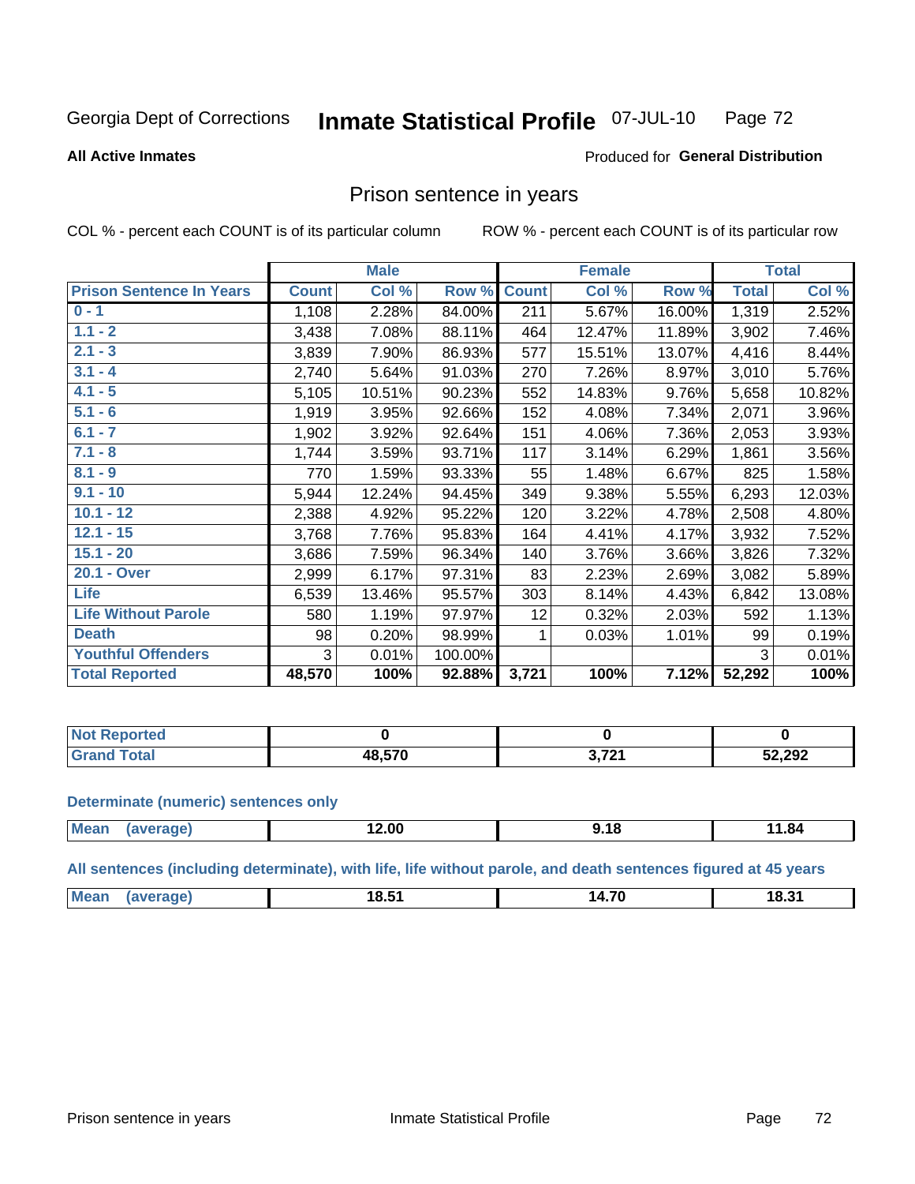Georgia Dept of Corrections **Inmate Statistical Profile** 07-JUL-10

**All Active Inmates**

Produced for **General Distribution**

## Prison sentence in years

COL % - percent each COUNT is of its particular column ROW % - percent each COUNT is of its particular row

| | Male | | | Female | | | Total | |
|---|---|---|---|---|---|---|---|---|
| **Prison Sentence In Years** | **Count** | **Col %** | **Row %** | **Count** | **Col %** | **Row %** | **Total** | **Col %** |
| 0 - 1 | 1,108 | 2.28% | 84.00% | 211 | 5.67% | 16.00% | 1,319 | 2.52% |
| 1.1 - 2 | 3,438 | 7.08% | 88.11% | 464 | 12.47% | 11.89% | 3,902 | 7.46% |
| 2.1 - 3 | 3,839 | 7.90% | 86.93% | 577 | 15.51% | 13.07% | 4,416 | 8.44% |
| 3.1 - 4 | 2,740 | 5.64% | 91.03% | 270 | 7.26% | 8.97% | 3,010 | 5.76% |
| 4.1 - 5 | 5,105 | 10.51% | 90.23% | 552 | 14.83% | 9.76% | 5,658 | 10.82% |
| 5.1 - 6 | 1,919 | 3.95% | 92.66% | 152 | 4.08% | 7.34% | 2,071 | 3.96% |
| 6.1 - 7 | 1,902 | 3.92% | 92.64% | 151 | 4.06% | 7.36% | 2,053 | 3.93% |
| 7.1 - 8 | 1,744 | 3.59% | 93.71% | 117 | 3.14% | 6.29% | 1,861 | 3.56% |
| 8.1 - 9 | 770 | 1.59% | 93.33% | 55 | 1.48% | 6.67% | 825 | 1.58% |
| 9.1 - 10 | 5,944 | 12.24% | 94.45% | 349 | 9.38% | 5.55% | 6,293 | 12.03% |
| 10.1 - 12 | 2,388 | 4.92% | 95.22% | 120 | 3.22% | 4.78% | 2,508 | 4.80% |
| 12.1 - 15 | 3,768 | 7.76% | 95.83% | 164 | 4.41% | 4.17% | 3,932 | 7.52% |
| 15.1 - 20 | 3,686 | 7.59% | 96.34% | 140 | 3.76% | 3.66% | 3,826 | 7.32% |
| 20.1 - Over | 2,999 | 6.17% | 97.31% | 83 | 2.23% | 2.69% | 3,082 | 5.89% |
| Life | 6,539 | 13.46% | 95.57% | 303 | 8.14% | 4.43% | 6,842 | 13.08% |
| Life Without Parole | 580 | 1.19% | 97.97% | 12 | 0.32% | 2.03% | 592 | 1.13% |
| Death | 98 | 0.20% | 98.99% | 1 | 0.03% | 1.01% | 99 | 0.19% |
| Youthful Offenders | 3 | 0.01% | 100.00% | | | | 3 | 0.01% |
| **Total Reported** | **48,570** | **100%** | **92.88%** | **3,721** | **100%** | **7.12%** | **52,292** | **100%** |

| | Male | Female | Total |
|---|---|---|---|
| Not Reported | 0 | 0 | 0 |
| Grand Total | 48,570 | 3,721 | 52,292 |

**Determinate (numeric) sentences only**

| | Male | Female | Total |
|---|---|---|---|
| Mean (average) | 12.00 | 9.18 | 11.84 |

**All sentences (including determinate), with life, life without parole, and death sentences figured at 45 years**

| | Male | Female | Total |
|---|---|---|---|
| Mean (average) | 18.51 | 14.70 | 18.31 |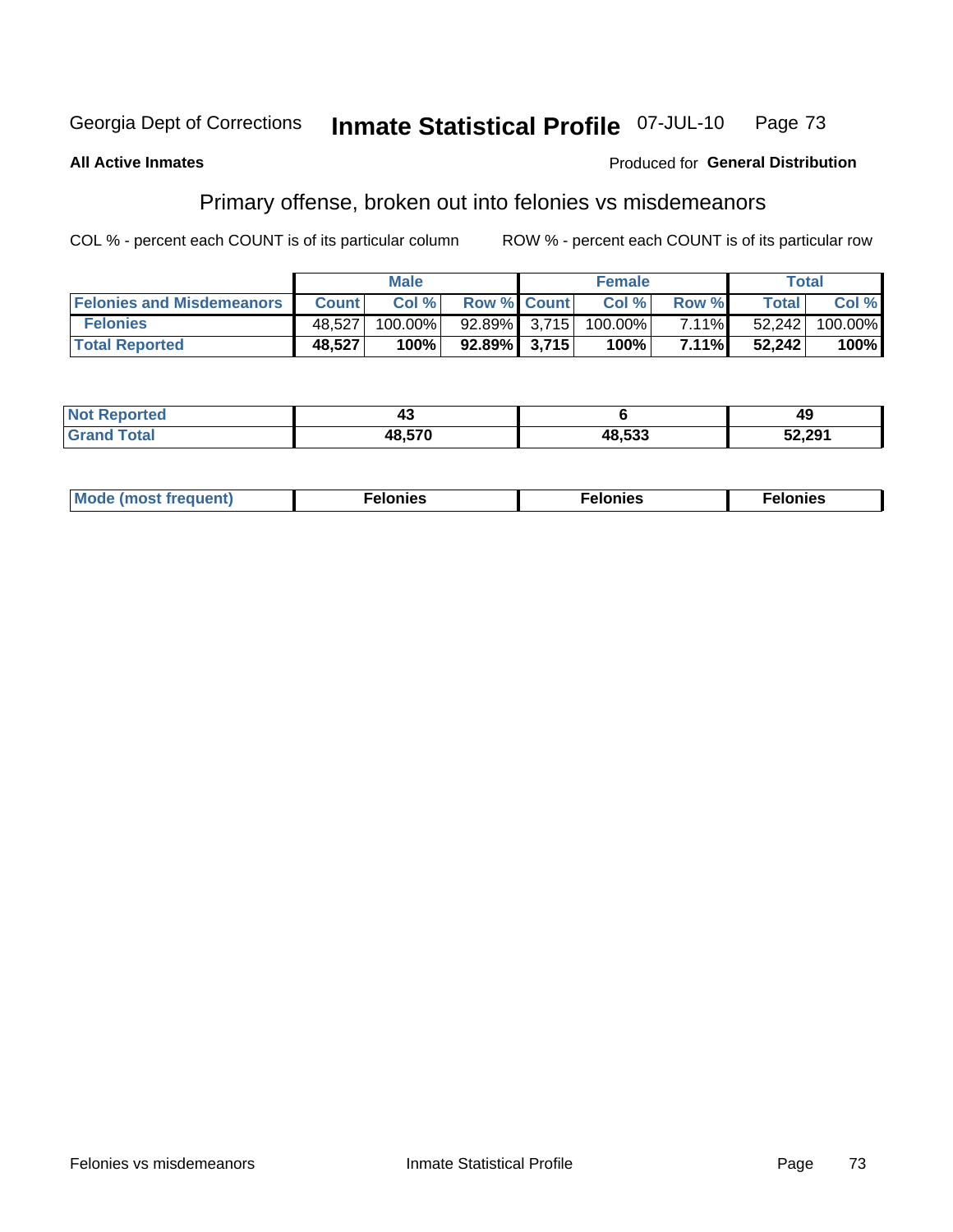Georgia Dept of Corrections **Inmate Statistical Profile** 07-JUL-10

**All Active Inmates**

Produced for **General Distribution**

## Primary offense, broken out into felonies vs misdemeanors

COL % - percent each COUNT is of its particular column

ROW % - percent each COUNT is of its particular row

| | Male | | | Female | | | Total | |
|---|---|---|---|---|---|---|---|---|
| **Felonies and Misdemeanors** | **Count** | **Col %** | **Row %** | **Count** | **Col %** | **Row %** | **Total** | **Col %** |
| **Felonies** | 48,527 | 100.00% | 92.89% | 3,715 | 100.00% | 7.11% | 52,242 | 100.00% |
| **Total Reported** | **48,527** | **100%** | **92.89%** | **3,715** | **100%** | **7.11%** | **52,242** | **100%** |

| | Male | Female | Total |
|---|---|---|---|
| **Not Reported** | **43** | **6** | **49** |
| **Grand Total** | **48,570** | **48,533** | **52,291** |

| | Male | Female | Total |
|---|---|---|---|
| **Mode (most frequent)** | **Felonies** | **Felonies** | **Felonies** |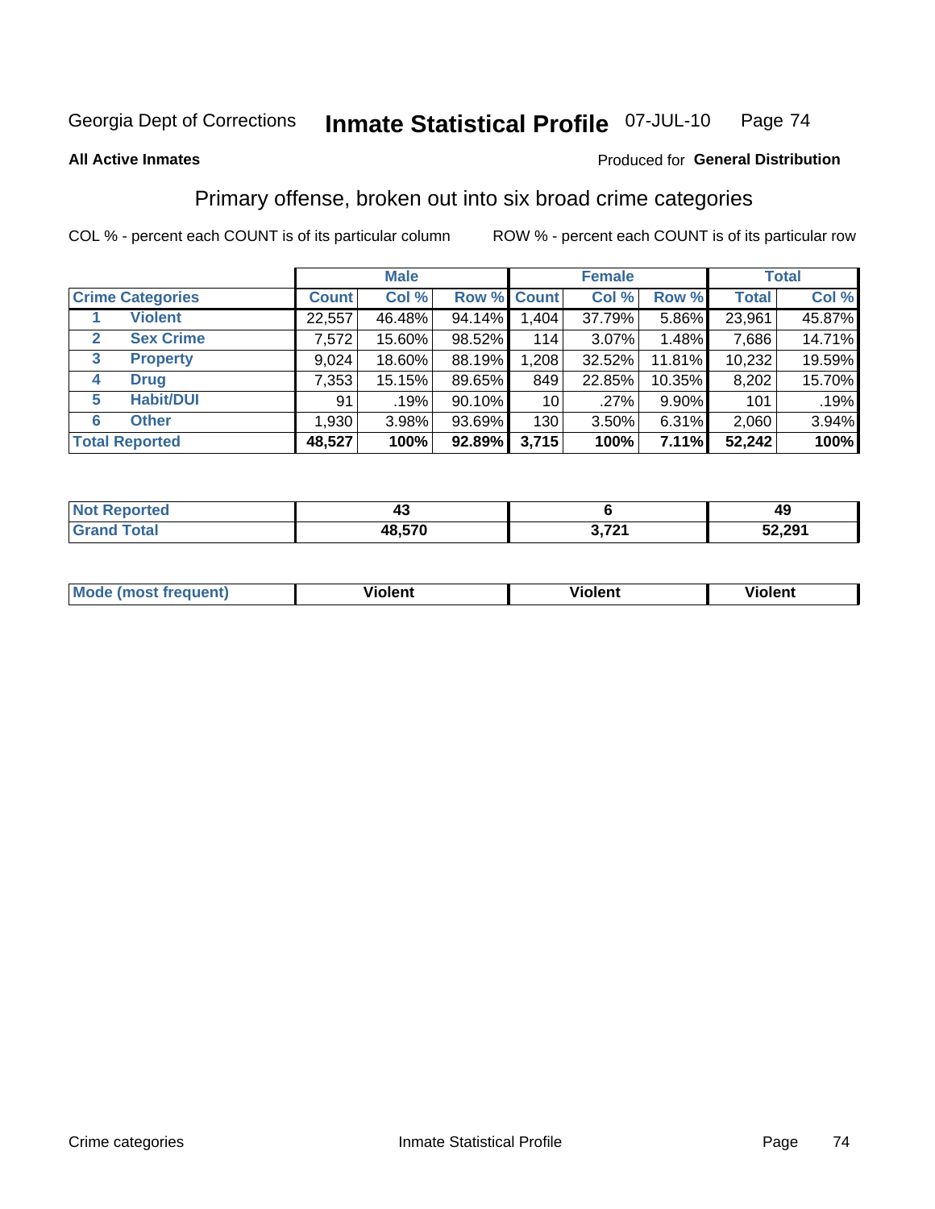Georgia Dept of Corrections **Inmate Statistical Profile** 07-JUL-10

**All Active Inmates**

Produced for **General Distribution**

## Primary offense, broken out into six broad crime categories

COL % - percent each COUNT is of its particular column

ROW % - percent each COUNT is of its particular row

| | | Male | | | Female | | | Total | |
|---|---|---|---|---|---|---|---|---|---|
| **Crime Categories** | | **Count** | **Col %** | **Row %** | **Count** | **Col %** | **Row %** | **Total** | **Col %** |
| 1 | **Violent** | 22,557 | 46.48% | 94.14% | 1,404 | 37.79% | 5.86% | 23,961 | 45.87% |
| 2 | **Sex Crime** | 7,572 | 15.60% | 98.52% | 114 | 3.07% | 1.48% | 7,686 | 14.71% |
| 3 | **Property** | 9,024 | 18.60% | 88.19% | 1,208 | 32.52% | 11.81% | 10,232 | 19.59% |
| 4 | **Drug** | 7,353 | 15.15% | 89.65% | 849 | 22.85% | 10.35% | 8,202 | 15.70% |
| 5 | **Habit/DUI** | 91 | .19% | 90.10% | 10 | .27% | 9.90% | 101 | .19% |
| 6 | **Other** | 1,930 | 3.98% | 93.69% | 130 | 3.50% | 6.31% | 2,060 | 3.94% |
| **Total Reported** | | **48,527** | **100%** | **92.89%** | **3,715** | **100%** | **7.11%** | **52,242** | **100%** |

| | Male | Female | Total |
|---|---|---|---|
| **Not Reported** | **43** | **6** | **49** |
| **Grand Total** | **48,570** | **3,721** | **52,291** |

| | Male | Female | Total |
|---|---|---|---|
| **Mode (most frequent)** | **Violent** | **Violent** | **Violent** |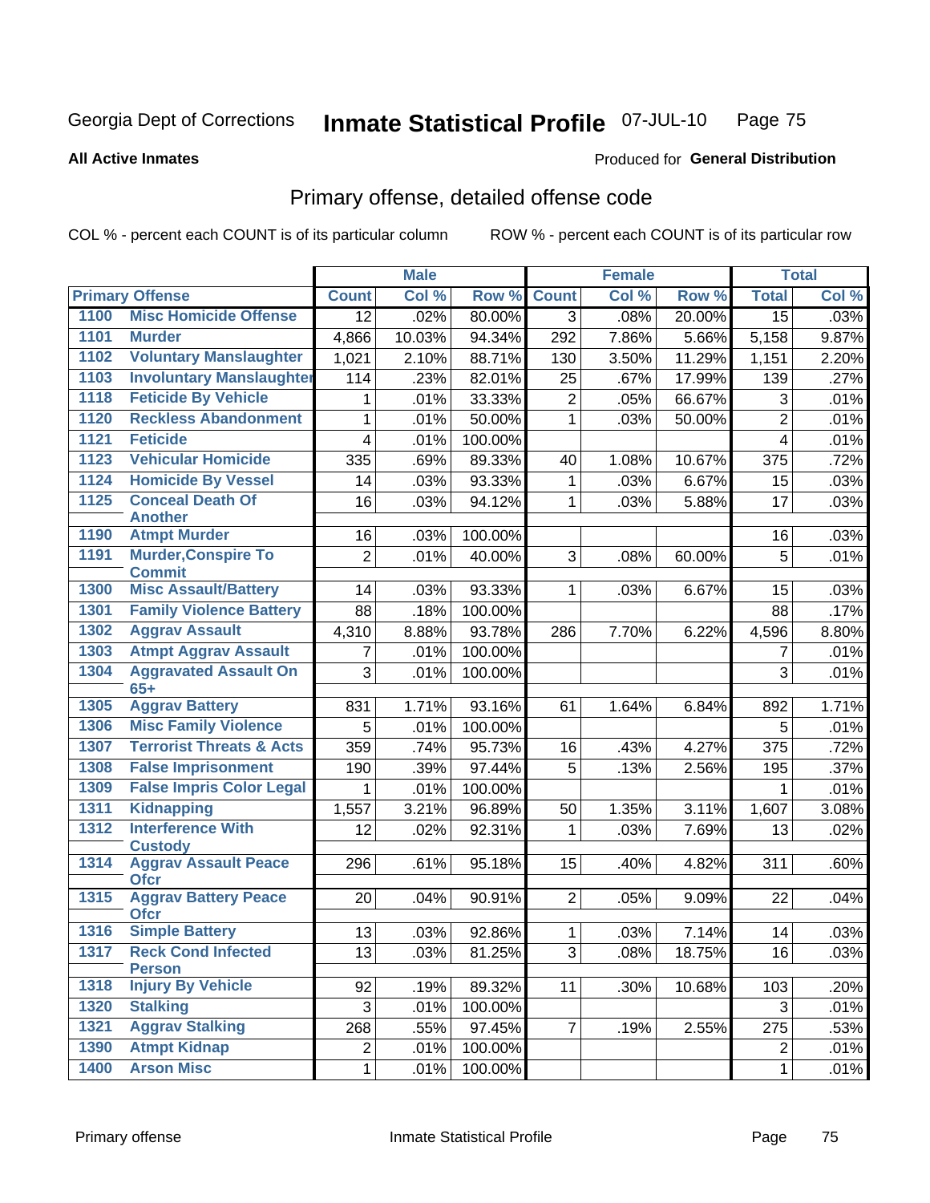Georgia Dept of Corrections **Inmate Statistical Profile** 07-JUL-10

**All Active Inmates**

Produced for **General Distribution**

## Primary offense, detailed offense code

COL % - percent each COUNT is of its particular column ROW % - percent each COUNT is of its particular row

| Primary Offense | | Male | | | Female | | | Total | |
|---|---|---|---|---|---|---|---|---|---|
| | | Count | Col % | Row % | Count | Col % | Row % | Total | Col % |
| 1100 | Misc Homicide Offense | 12 | .02% | 80.00% | 3 | .08% | 20.00% | 15 | .03% |
| 1101 | Murder | 4,866 | 10.03% | 94.34% | 292 | 7.86% | 5.66% | 5,158 | 9.87% |
| 1102 | Voluntary Manslaughter | 1,021 | 2.10% | 88.71% | 130 | 3.50% | 11.29% | 1,151 | 2.20% |
| 1103 | Involuntary Manslaughter | 114 | .23% | 82.01% | 25 | .67% | 17.99% | 139 | .27% |
| 1118 | Feticide By Vehicle | 1 | .01% | 33.33% | 2 | .05% | 66.67% | 3 | .01% |
| 1120 | Reckless Abandonment | 1 | .01% | 50.00% | 1 | .03% | 50.00% | 2 | .01% |
| 1121 | Feticide | 4 | .01% | 100.00% | | | | 4 | .01% |
| 1123 | Vehicular Homicide | 335 | .69% | 89.33% | 40 | 1.08% | 10.67% | 375 | .72% |
| 1124 | Homicide By Vessel | 14 | .03% | 93.33% | 1 | .03% | 6.67% | 15 | .03% |
| 1125 | Conceal Death Of Another | 16 | .03% | 94.12% | 1 | .03% | 5.88% | 17 | .03% |
| 1190 | Atmpt Murder | 16 | .03% | 100.00% | | | | 16 | .03% |
| 1191 | Murder,Conspire To Commit | 2 | .01% | 40.00% | 3 | .08% | 60.00% | 5 | .01% |
| 1300 | Misc Assault/Battery | 14 | .03% | 93.33% | 1 | .03% | 6.67% | 15 | .03% |
| 1301 | Family Violence Battery | 88 | .18% | 100.00% | | | | 88 | .17% |
| 1302 | Aggrav Assault | 4,310 | 8.88% | 93.78% | 286 | 7.70% | 6.22% | 4,596 | 8.80% |
| 1303 | Atmpt Aggrav Assault | 7 | .01% | 100.00% | | | | 7 | .01% |
| 1304 | Aggravated Assault On 65+ | 3 | .01% | 100.00% | | | | 3 | .01% |
| 1305 | Aggrav Battery | 831 | 1.71% | 93.16% | 61 | 1.64% | 6.84% | 892 | 1.71% |
| 1306 | Misc Family Violence | 5 | .01% | 100.00% | | | | 5 | .01% |
| 1307 | Terrorist Threats & Acts | 359 | .74% | 95.73% | 16 | .43% | 4.27% | 375 | .72% |
| 1308 | False Imprisonment | 190 | .39% | 97.44% | 5 | .13% | 2.56% | 195 | .37% |
| 1309 | False Impris Color Legal | 1 | .01% | 100.00% | | | | 1 | .01% |
| 1311 | Kidnapping | 1,557 | 3.21% | 96.89% | 50 | 1.35% | 3.11% | 1,607 | 3.08% |
| 1312 | Interference With Custody | 12 | .02% | 92.31% | 1 | .03% | 7.69% | 13 | .02% |
| 1314 | Aggrav Assault Peace Ofcr | 296 | .61% | 95.18% | 15 | .40% | 4.82% | 311 | .60% |
| 1315 | Aggrav Battery Peace Ofcr | 20 | .04% | 90.91% | 2 | .05% | 9.09% | 22 | .04% |
| 1316 | Simple Battery | 13 | .03% | 92.86% | 1 | .03% | 7.14% | 14 | .03% |
| 1317 | Reck Cond Infected Person | 13 | .03% | 81.25% | 3 | .08% | 18.75% | 16 | .03% |
| 1318 | Injury By Vehicle | 92 | .19% | 89.32% | 11 | .30% | 10.68% | 103 | .20% |
| 1320 | Stalking | 3 | .01% | 100.00% | | | | 3 | .01% |
| 1321 | Aggrav Stalking | 268 | .55% | 97.45% | 7 | .19% | 2.55% | 275 | .53% |
| 1390 | Atmpt Kidnap | 2 | .01% | 100.00% | | | | 2 | .01% |
| 1400 | Arson Misc | 1 | .01% | 100.00% | | | | 1 | .01% |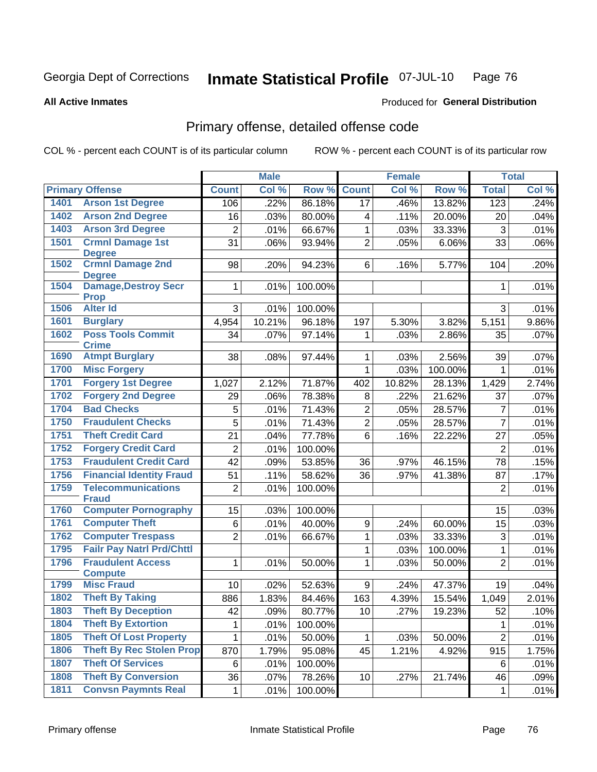Georgia Dept of Corrections **Inmate Statistical Profile** 07-JUL-10

**All Active Inmates** Produced for **General Distribution**

## Primary offense, detailed offense code

COL % - percent each COUNT is of its particular column ROW % - percent each COUNT is of its particular row

| Primary Offense | | Male | | | Female | | | Total | |
|---|---|---|---|---|---|---|---|---|---|
| | | Count | Col % | Row % | Count | Col % | Row % | Total | Col % |
| 1401 | Arson 1st Degree | 106 | .22% | 86.18% | 17 | .46% | 13.82% | 123 | .24% |
| 1402 | Arson 2nd Degree | 16 | .03% | 80.00% | 4 | .11% | 20.00% | 20 | .04% |
| 1403 | Arson 3rd Degree | 2 | .01% | 66.67% | 1 | .03% | 33.33% | 3 | .01% |
| 1501 | Crmnl Damage 1st Degree | 31 | .06% | 93.94% | 2 | .05% | 6.06% | 33 | .06% |
| 1502 | Crmnl Damage 2nd Degree | 98 | .20% | 94.23% | 6 | .16% | 5.77% | 104 | .20% |
| 1504 | Damage,Destroy Secr Prop | 1 | .01% | 100.00% | | | | 1 | .01% |
| 1506 | Alter Id | 3 | .01% | 100.00% | | | | 3 | .01% |
| 1601 | Burglary | 4,954 | 10.21% | 96.18% | 197 | 5.30% | 3.82% | 5,151 | 9.86% |
| 1602 | Poss Tools Commit Crime | 34 | .07% | 97.14% | 1 | .03% | 2.86% | 35 | .07% |
| 1690 | Atmpt Burglary | 38 | .08% | 97.44% | 1 | .03% | 2.56% | 39 | .07% |
| 1700 | Misc Forgery | | | | 1 | .03% | 100.00% | 1 | .01% |
| 1701 | Forgery 1st Degree | 1,027 | 2.12% | 71.87% | 402 | 10.82% | 28.13% | 1,429 | 2.74% |
| 1702 | Forgery 2nd Degree | 29 | .06% | 78.38% | 8 | .22% | 21.62% | 37 | .07% |
| 1704 | Bad Checks | 5 | .01% | 71.43% | 2 | .05% | 28.57% | 7 | .01% |
| 1750 | Fraudulent Checks | 5 | .01% | 71.43% | 2 | .05% | 28.57% | 7 | .01% |
| 1751 | Theft Credit Card | 21 | .04% | 77.78% | 6 | .16% | 22.22% | 27 | .05% |
| 1752 | Forgery Credit Card | 2 | .01% | 100.00% | | | | 2 | .01% |
| 1753 | Fraudulent Credit Card | 42 | .09% | 53.85% | 36 | .97% | 46.15% | 78 | .15% |
| 1756 | Financial Identity Fraud | 51 | .11% | 58.62% | 36 | .97% | 41.38% | 87 | .17% |
| 1759 | Telecommunications Fraud | 2 | .01% | 100.00% | | | | 2 | .01% |
| 1760 | Computer Pornography | 15 | .03% | 100.00% | | | | 15 | .03% |
| 1761 | Computer Theft | 6 | .01% | 40.00% | 9 | .24% | 60.00% | 15 | .03% |
| 1762 | Computer Trespass | 2 | .01% | 66.67% | 1 | .03% | 33.33% | 3 | .01% |
| 1795 | Failr Pay Natrl Prd/Chttl | | | | 1 | .03% | 100.00% | 1 | .01% |
| 1796 | Fraudulent Access Compute | 1 | .01% | 50.00% | 1 | .03% | 50.00% | 2 | .01% |
| 1799 | Misc Fraud | 10 | .02% | 52.63% | 9 | .24% | 47.37% | 19 | .04% |
| 1802 | Theft By Taking | 886 | 1.83% | 84.46% | 163 | 4.39% | 15.54% | 1,049 | 2.01% |
| 1803 | Theft By Deception | 42 | .09% | 80.77% | 10 | .27% | 19.23% | 52 | .10% |
| 1804 | Theft By Extortion | 1 | .01% | 100.00% | | | | 1 | .01% |
| 1805 | Theft Of Lost Property | 1 | .01% | 50.00% | 1 | .03% | 50.00% | 2 | .01% |
| 1806 | Theft By Rec Stolen Prop | 870 | 1.79% | 95.08% | 45 | 1.21% | 4.92% | 915 | 1.75% |
| 1807 | Theft Of Services | 6 | .01% | 100.00% | | | | 6 | .01% |
| 1808 | Theft By Conversion | 36 | .07% | 78.26% | 10 | .27% | 21.74% | 46 | .09% |
| 1811 | Convsn Paymnts Real | 1 | .01% | 100.00% | | | | 1 | .01% |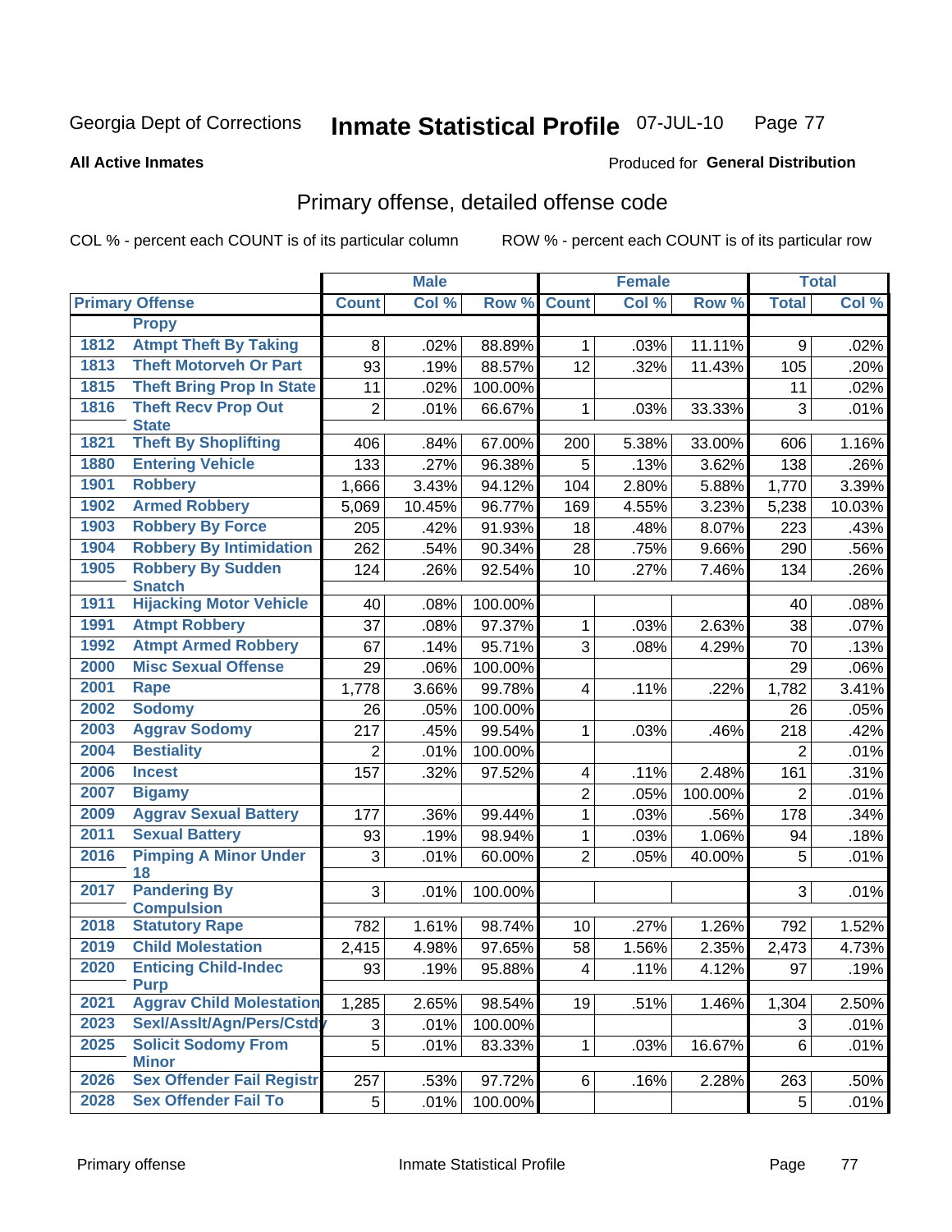Georgia Dept of Corrections **Inmate Statistical Profile** 07-JUL-10

**All Active Inmates**

Produced for **General Distribution**

## Primary offense, detailed offense code

COL % - percent each COUNT is of its particular column ROW % - percent each COUNT is of its particular row

| Primary Offense | | Male | | | Female | | | Total | |
|---|---|---|---|---|---|---|---|---|---|
| | | Count | Col % | Row % | Count | Col % | Row % | Total | Col % |
| | Propy | | | | | | | | |
| 1812 | Atmpt Theft By Taking | 8 | .02% | 88.89% | 1 | .03% | 11.11% | 9 | .02% |
| 1813 | Theft Motorveh Or Part | 93 | .19% | 88.57% | 12 | .32% | 11.43% | 105 | .20% |
| 1815 | Theft Bring Prop In State | 11 | .02% | 100.00% | | | | 11 | .02% |
| 1816 | Theft Recv Prop Out State | 2 | .01% | 66.67% | 1 | .03% | 33.33% | 3 | .01% |
| 1821 | Theft By Shoplifting | 406 | .84% | 67.00% | 200 | 5.38% | 33.00% | 606 | 1.16% |
| 1880 | Entering Vehicle | 133 | .27% | 96.38% | 5 | .13% | 3.62% | 138 | .26% |
| 1901 | Robbery | 1,666 | 3.43% | 94.12% | 104 | 2.80% | 5.88% | 1,770 | 3.39% |
| 1902 | Armed Robbery | 5,069 | 10.45% | 96.77% | 169 | 4.55% | 3.23% | 5,238 | 10.03% |
| 1903 | Robbery By Force | 205 | .42% | 91.93% | 18 | .48% | 8.07% | 223 | .43% |
| 1904 | Robbery By Intimidation | 262 | .54% | 90.34% | 28 | .75% | 9.66% | 290 | .56% |
| 1905 | Robbery By Sudden Snatch | 124 | .26% | 92.54% | 10 | .27% | 7.46% | 134 | .26% |
| 1911 | Hijacking Motor Vehicle | 40 | .08% | 100.00% | | | | 40 | .08% |
| 1991 | Atmpt Robbery | 37 | .08% | 97.37% | 1 | .03% | 2.63% | 38 | .07% |
| 1992 | Atmpt Armed Robbery | 67 | .14% | 95.71% | 3 | .08% | 4.29% | 70 | .13% |
| 2000 | Misc Sexual Offense | 29 | .06% | 100.00% | | | | 29 | .06% |
| 2001 | Rape | 1,778 | 3.66% | 99.78% | 4 | .11% | .22% | 1,782 | 3.41% |
| 2002 | Sodomy | 26 | .05% | 100.00% | | | | 26 | .05% |
| 2003 | Aggrav Sodomy | 217 | .45% | 99.54% | 1 | .03% | .46% | 218 | .42% |
| 2004 | Bestiality | 2 | .01% | 100.00% | | | | 2 | .01% |
| 2006 | Incest | 157 | .32% | 97.52% | 4 | .11% | 2.48% | 161 | .31% |
| 2007 | Bigamy | | | | 2 | .05% | 100.00% | 2 | .01% |
| 2009 | Aggrav Sexual Battery | 177 | .36% | 99.44% | 1 | .03% | .56% | 178 | .34% |
| 2011 | Sexual Battery | 93 | .19% | 98.94% | 1 | .03% | 1.06% | 94 | .18% |
| 2016 | Pimping A Minor Under 18 | 3 | .01% | 60.00% | 2 | .05% | 40.00% | 5 | .01% |
| 2017 | Pandering By Compulsion | 3 | .01% | 100.00% | | | | 3 | .01% |
| 2018 | Statutory Rape | 782 | 1.61% | 98.74% | 10 | .27% | 1.26% | 792 | 1.52% |
| 2019 | Child Molestation | 2,415 | 4.98% | 97.65% | 58 | 1.56% | 2.35% | 2,473 | 4.73% |
| 2020 | Enticing Child-Indec Purp | 93 | .19% | 95.88% | 4 | .11% | 4.12% | 97 | .19% |
| 2021 | Aggrav Child Molestation | 1,285 | 2.65% | 98.54% | 19 | .51% | 1.46% | 1,304 | 2.50% |
| 2023 | Sexl/Asslt/Agn/Pers/Cstdy | 3 | .01% | 100.00% | | | | 3 | .01% |
| 2025 | Solicit Sodomy From Minor | 5 | .01% | 83.33% | 1 | .03% | 16.67% | 6 | .01% |
| 2026 | Sex Offender Fail Registr | 257 | .53% | 97.72% | 6 | .16% | 2.28% | 263 | .50% |
| 2028 | Sex Offender Fail To | 5 | .01% | 100.00% | | | | 5 | .01% |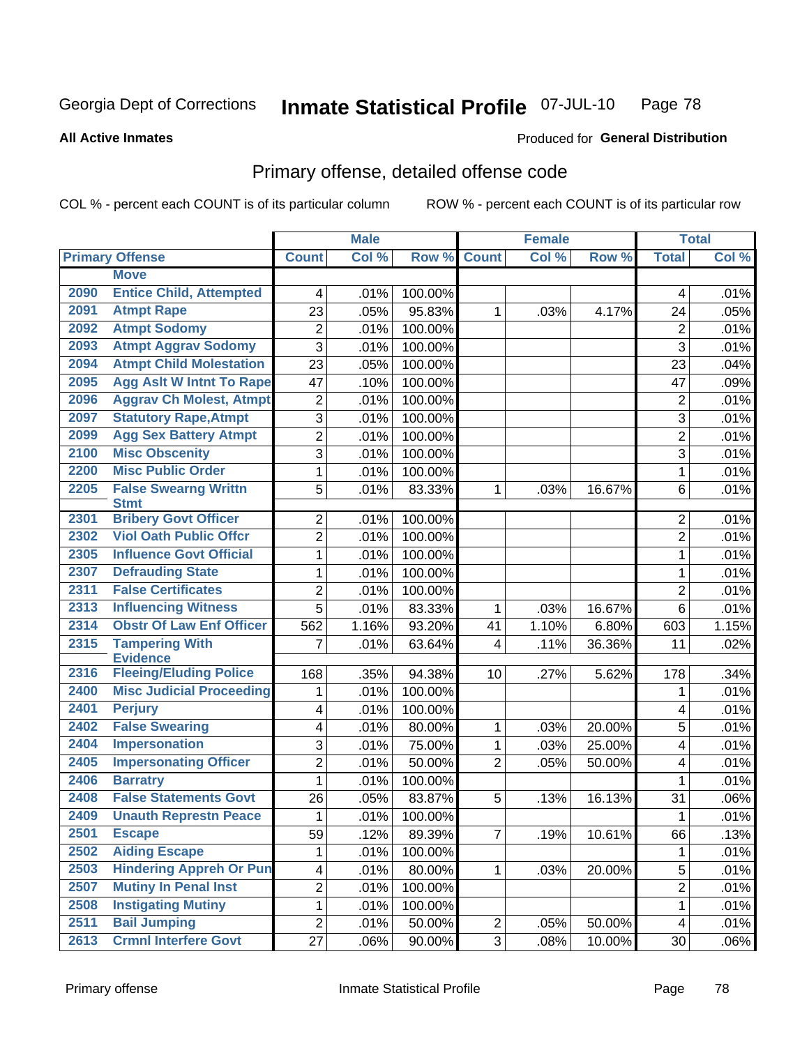Georgia Dept of Corrections **Inmate Statistical Profile** 07-JUL-10

**All Active Inmates**

Produced for **General Distribution**

## Primary offense, detailed offense code

COL % - percent each COUNT is of its particular column ROW % - percent each COUNT is of its particular row

| Primary Offense | | Male | | | Female | | | Total | |
|---|---|---|---|---|---|---|---|---|---|
| | | Count | Col % | Row % | Count | Col % | Row % | Total | Col % |
| | Move | | | | | | | | |
| 2090 | Entice Child, Attempted | 4 | .01% | 100.00% | | | | 4 | .01% |
| 2091 | Atmpt Rape | 23 | .05% | 95.83% | 1 | .03% | 4.17% | 24 | .05% |
| 2092 | Atmpt Sodomy | 2 | .01% | 100.00% | | | | 2 | .01% |
| 2093 | Atmpt Aggrav Sodomy | 3 | .01% | 100.00% | | | | 3 | .01% |
| 2094 | Atmpt Child Molestation | 23 | .05% | 100.00% | | | | 23 | .04% |
| 2095 | Agg Aslt W Intnt To Rape | 47 | .10% | 100.00% | | | | 47 | .09% |
| 2096 | Aggrav Ch Molest, Atmpt | 2 | .01% | 100.00% | | | | 2 | .01% |
| 2097 | Statutory Rape,Atmpt | 3 | .01% | 100.00% | | | | 3 | .01% |
| 2099 | Agg Sex Battery Atmpt | 2 | .01% | 100.00% | | | | 2 | .01% |
| 2100 | Misc Obscenity | 3 | .01% | 100.00% | | | | 3 | .01% |
| 2200 | Misc Public Order | 1 | .01% | 100.00% | | | | 1 | .01% |
| 2205 | False Swearng Writtn Stmt | 5 | .01% | 83.33% | 1 | .03% | 16.67% | 6 | .01% |
| 2301 | Bribery Govt Officer | 2 | .01% | 100.00% | | | | 2 | .01% |
| 2302 | Viol Oath Public Offcr | 2 | .01% | 100.00% | | | | 2 | .01% |
| 2305 | Influence Govt Official | 1 | .01% | 100.00% | | | | 1 | .01% |
| 2307 | Defrauding State | 1 | .01% | 100.00% | | | | 1 | .01% |
| 2311 | False Certificates | 2 | .01% | 100.00% | | | | 2 | .01% |
| 2313 | Influencing Witness | 5 | .01% | 83.33% | 1 | .03% | 16.67% | 6 | .01% |
| 2314 | Obstr Of Law Enf Officer | 562 | 1.16% | 93.20% | 41 | 1.10% | 6.80% | 603 | 1.15% |
| 2315 | Tampering With Evidence | 7 | .01% | 63.64% | 4 | .11% | 36.36% | 11 | .02% |
| 2316 | Fleeing/Eluding Police | 168 | .35% | 94.38% | 10 | .27% | 5.62% | 178 | .34% |
| 2400 | Misc Judicial Proceeding | 1 | .01% | 100.00% | | | | 1 | .01% |
| 2401 | Perjury | 4 | .01% | 100.00% | | | | 4 | .01% |
| 2402 | False Swearing | 4 | .01% | 80.00% | 1 | .03% | 20.00% | 5 | .01% |
| 2404 | Impersonation | 3 | .01% | 75.00% | 1 | .03% | 25.00% | 4 | .01% |
| 2405 | Impersonating Officer | 2 | .01% | 50.00% | 2 | .05% | 50.00% | 4 | .01% |
| 2406 | Barratry | 1 | .01% | 100.00% | | | | 1 | .01% |
| 2408 | False Statements Govt | 26 | .05% | 83.87% | 5 | .13% | 16.13% | 31 | .06% |
| 2409 | Unauth Represtn Peace | 1 | .01% | 100.00% | | | | 1 | .01% |
| 2501 | Escape | 59 | .12% | 89.39% | 7 | .19% | 10.61% | 66 | .13% |
| 2502 | Aiding Escape | 1 | .01% | 100.00% | | | | 1 | .01% |
| 2503 | Hindering Appreh Or Pun | 4 | .01% | 80.00% | 1 | .03% | 20.00% | 5 | .01% |
| 2507 | Mutiny In Penal Inst | 2 | .01% | 100.00% | | | | 2 | .01% |
| 2508 | Instigating Mutiny | 1 | .01% | 100.00% | | | | 1 | .01% |
| 2511 | Bail Jumping | 2 | .01% | 50.00% | 2 | .05% | 50.00% | 4 | .01% |
| 2613 | Crmnl Interfere Govt | 27 | .06% | 90.00% | 3 | .08% | 10.00% | 30 | .06% |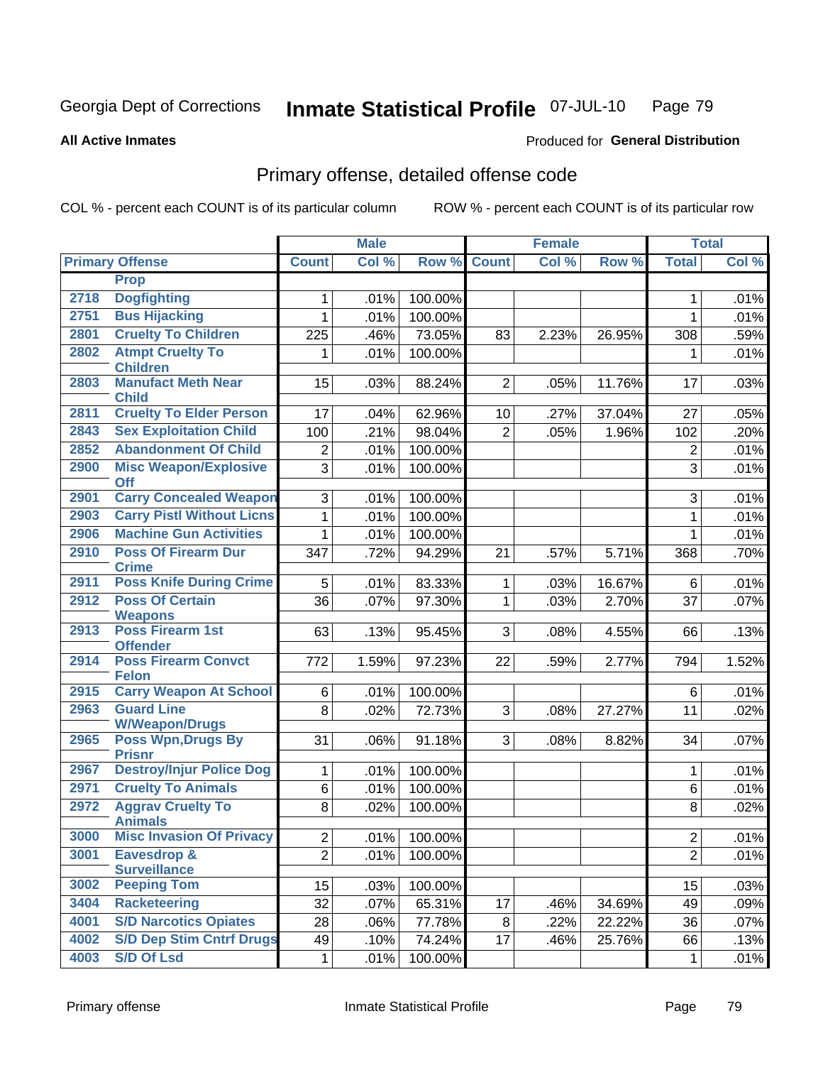Georgia Dept of Corrections **Inmate Statistical Profile** 07-JUL-10

**All Active Inmates**

Produced for **General Distribution**

## Primary offense, detailed offense code

COL % - percent each COUNT is of its particular column

ROW % - percent each COUNT is of its particular row

| Primary Offense | | Male | | | Female | | | Total | |
|---|---|---|---|---|---|---|---|---|---|
| | | Count | Col % | Row % | Count | Col % | Row % | Total | Col % |
| | Prop | | | | | | | | |
| 2718 | Dogfighting | 1 | .01% | 100.00% | | | | 1 | .01% |
| 2751 | Bus Hijacking | 1 | .01% | 100.00% | | | | 1 | .01% |
| 2801 | Cruelty To Children | 225 | .46% | 73.05% | 83 | 2.23% | 26.95% | 308 | .59% |
| 2802 | Atmpt Cruelty To Children | 1 | .01% | 100.00% | | | | 1 | .01% |
| 2803 | Manufact Meth Near Child | 15 | .03% | 88.24% | 2 | .05% | 11.76% | 17 | .03% |
| 2811 | Cruelty To Elder Person | 17 | .04% | 62.96% | 10 | .27% | 37.04% | 27 | .05% |
| 2843 | Sex Exploitation Child | 100 | .21% | 98.04% | 2 | .05% | 1.96% | 102 | .20% |
| 2852 | Abandonment Of Child | 2 | .01% | 100.00% | | | | 2 | .01% |
| 2900 | Misc Weapon/Explosive Off | 3 | .01% | 100.00% | | | | 3 | .01% |
| 2901 | Carry Concealed Weapon | 3 | .01% | 100.00% | | | | 3 | .01% |
| 2903 | Carry Pistl Without Licns | 1 | .01% | 100.00% | | | | 1 | .01% |
| 2906 | Machine Gun Activities | 1 | .01% | 100.00% | | | | 1 | .01% |
| 2910 | Poss Of Firearm Dur Crime | 347 | .72% | 94.29% | 21 | .57% | 5.71% | 368 | .70% |
| 2911 | Poss Knife During Crime | 5 | .01% | 83.33% | 1 | .03% | 16.67% | 6 | .01% |
| 2912 | Poss Of Certain Weapons | 36 | .07% | 97.30% | 1 | .03% | 2.70% | 37 | .07% |
| 2913 | Poss Firearm 1st Offender | 63 | .13% | 95.45% | 3 | .08% | 4.55% | 66 | .13% |
| 2914 | Poss Firearm Convct Felon | 772 | 1.59% | 97.23% | 22 | .59% | 2.77% | 794 | 1.52% |
| 2915 | Carry Weapon At School | 6 | .01% | 100.00% | | | | 6 | .01% |
| 2963 | Guard Line W/Weapon/Drugs | 8 | .02% | 72.73% | 3 | .08% | 27.27% | 11 | .02% |
| 2965 | Poss Wpn,Drugs By Prisnr | 31 | .06% | 91.18% | 3 | .08% | 8.82% | 34 | .07% |
| 2967 | Destroy/Injur Police Dog | 1 | .01% | 100.00% | | | | 1 | .01% |
| 2971 | Cruelty To Animals | 6 | .01% | 100.00% | | | | 6 | .01% |
| 2972 | Aggrav Cruelty To Animals | 8 | .02% | 100.00% | | | | 8 | .02% |
| 3000 | Misc Invasion Of Privacy | 2 | .01% | 100.00% | | | | 2 | .01% |
| 3001 | Eavesdrop & Surveillance | 2 | .01% | 100.00% | | | | 2 | .01% |
| 3002 | Peeping Tom | 15 | .03% | 100.00% | | | | 15 | .03% |
| 3404 | Racketeering | 32 | .07% | 65.31% | 17 | .46% | 34.69% | 49 | .09% |
| 4001 | S/D Narcotics Opiates | 28 | .06% | 77.78% | 8 | .22% | 22.22% | 36 | .07% |
| 4002 | S/D Dep Stim Cntrf Drugs | 49 | .10% | 74.24% | 17 | .46% | 25.76% | 66 | .13% |
| 4003 | S/D Of Lsd | 1 | .01% | 100.00% | | | | 1 | .01% |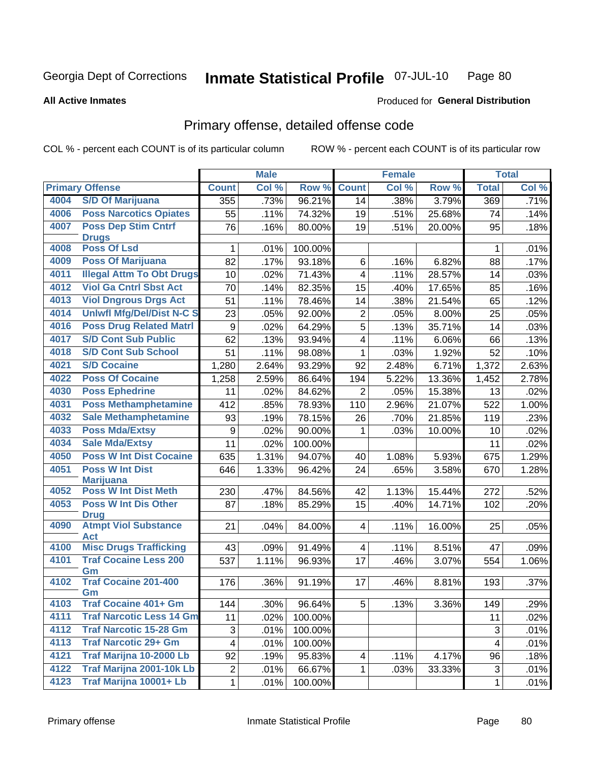Georgia Dept of Corrections **Inmate Statistical Profile** 07-JUL-10

**All Active Inmates**

Produced for **General Distribution**

## Primary offense, detailed offense code

COL % - percent each COUNT is of its particular column ROW % - percent each COUNT is of its particular row

| Primary Offense | | Male | | | Female | | | Total | |
|---|---|---|---|---|---|---|---|---|---|
| | | Count | Col % | Row % | Count | Col % | Row % | Total | Col % |
| 4004 | S/D Of Marijuana | 355 | .73% | 96.21% | 14 | .38% | 3.79% | 369 | .71% |
| 4006 | Poss Narcotics Opiates | 55 | .11% | 74.32% | 19 | .51% | 25.68% | 74 | .14% |
| 4007 | Poss Dep Stim Cntrf Drugs | 76 | .16% | 80.00% | 19 | .51% | 20.00% | 95 | .18% |
| 4008 | Poss Of Lsd | 1 | .01% | 100.00% | | | | 1 | .01% |
| 4009 | Poss Of Marijuana | 82 | .17% | 93.18% | 6 | .16% | 6.82% | 88 | .17% |
| 4011 | Illegal Attm To Obt Drugs | 10 | .02% | 71.43% | 4 | .11% | 28.57% | 14 | .03% |
| 4012 | Viol Ga Cntrl Sbst Act | 70 | .14% | 82.35% | 15 | .40% | 17.65% | 85 | .16% |
| 4013 | Viol Dngrous Drgs Act | 51 | .11% | 78.46% | 14 | .38% | 21.54% | 65 | .12% |
| 4014 | Unlwfl Mfg/Del/Dist N-C S | 23 | .05% | 92.00% | 2 | .05% | 8.00% | 25 | .05% |
| 4016 | Poss Drug Related Matrl | 9 | .02% | 64.29% | 5 | .13% | 35.71% | 14 | .03% |
| 4017 | S/D Cont Sub Public | 62 | .13% | 93.94% | 4 | .11% | 6.06% | 66 | .13% |
| 4018 | S/D Cont Sub School | 51 | .11% | 98.08% | 1 | .03% | 1.92% | 52 | .10% |
| 4021 | S/D Cocaine | 1,280 | 2.64% | 93.29% | 92 | 2.48% | 6.71% | 1,372 | 2.63% |
| 4022 | Poss Of Cocaine | 1,258 | 2.59% | 86.64% | 194 | 5.22% | 13.36% | 1,452 | 2.78% |
| 4030 | Poss Ephedrine | 11 | .02% | 84.62% | 2 | .05% | 15.38% | 13 | .02% |
| 4031 | Poss Methamphetamine | 412 | .85% | 78.93% | 110 | 2.96% | 21.07% | 522 | 1.00% |
| 4032 | Sale Methamphetamine | 93 | .19% | 78.15% | 26 | .70% | 21.85% | 119 | .23% |
| 4033 | Poss Mda/Extsy | 9 | .02% | 90.00% | 1 | .03% | 10.00% | 10 | .02% |
| 4034 | Sale Mda/Extsy | 11 | .02% | 100.00% | | | | 11 | .02% |
| 4050 | Poss W Int Dist Cocaine | 635 | 1.31% | 94.07% | 40 | 1.08% | 5.93% | 675 | 1.29% |
| 4051 | Poss W Int Dist Marijuana | 646 | 1.33% | 96.42% | 24 | .65% | 3.58% | 670 | 1.28% |
| 4052 | Poss W Int Dist Meth | 230 | .47% | 84.56% | 42 | 1.13% | 15.44% | 272 | .52% |
| 4053 | Poss W Int Dis Other Drug | 87 | .18% | 85.29% | 15 | .40% | 14.71% | 102 | .20% |
| 4090 | Atmpt Viol Substance Act | 21 | .04% | 84.00% | 4 | .11% | 16.00% | 25 | .05% |
| 4100 | Misc Drugs Trafficking | 43 | .09% | 91.49% | 4 | .11% | 8.51% | 47 | .09% |
| 4101 | Traf Cocaine Less 200 Gm | 537 | 1.11% | 96.93% | 17 | .46% | 3.07% | 554 | 1.06% |
| 4102 | Traf Cocaine 201-400 Gm | 176 | .36% | 91.19% | 17 | .46% | 8.81% | 193 | .37% |
| 4103 | Traf Cocaine 401+ Gm | 144 | .30% | 96.64% | 5 | .13% | 3.36% | 149 | .29% |
| 4111 | Traf Narcotic Less 14 Gm | 11 | .02% | 100.00% | | | | 11 | .02% |
| 4112 | Traf Narcotic 15-28 Gm | 3 | .01% | 100.00% | | | | 3 | .01% |
| 4113 | Traf Narcotic 29+ Gm | 4 | .01% | 100.00% | | | | 4 | .01% |
| 4121 | Traf Marijna 10-2000 Lb | 92 | .19% | 95.83% | 4 | .11% | 4.17% | 96 | .18% |
| 4122 | Traf Marijna 2001-10k Lb | 2 | .01% | 66.67% | 1 | .03% | 33.33% | 3 | .01% |
| 4123 | Traf Marijna 10001+ Lb | 1 | .01% | 100.00% | | | | 1 | .01% |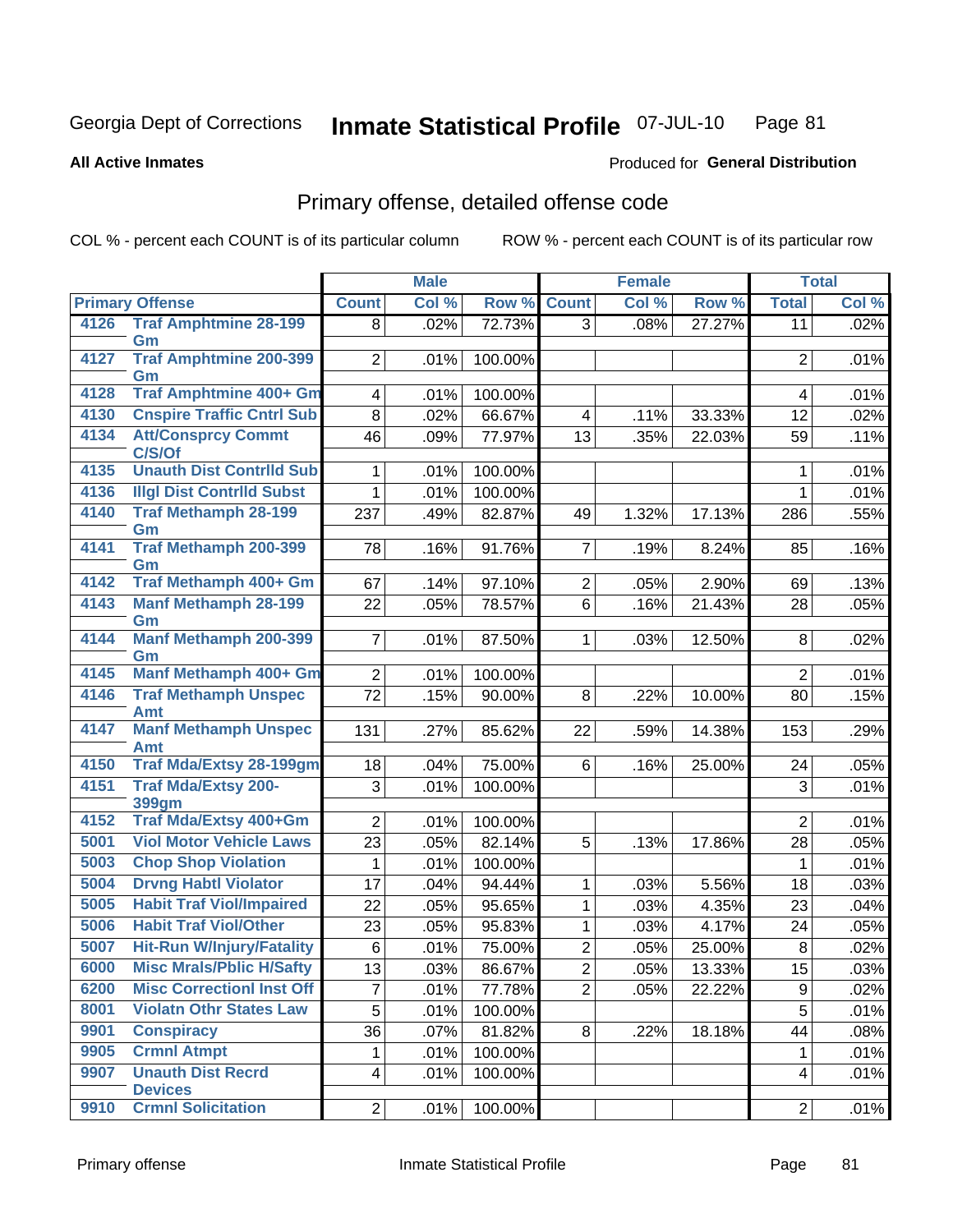Georgia Dept of Corrections **Inmate Statistical Profile** 07-JUL-10

**All Active Inmates**

Produced for **General Distribution**

## Primary offense, detailed offense code

COL % - percent each COUNT is of its particular column ROW % - percent each COUNT is of its particular row

| Primary Offense | | Male | | | Female | | | Total | |
|---|---|---|---|---|---|---|---|---|---|
| | | Count | Col % | Row % | Count | Col % | Row % | Total | Col % |
| 4126 | Traf Amphtmine 28-199 Gm | 8 | .02% | 72.73% | 3 | .08% | 27.27% | 11 | .02% |
| 4127 | Traf Amphtmine 200-399 Gm | 2 | .01% | 100.00% | | | | 2 | .01% |
| 4128 | Traf Amphtmine 400+ Gm | 4 | .01% | 100.00% | | | | 4 | .01% |
| 4130 | Cnspire Traffic Cntrl Sub | 8 | .02% | 66.67% | 4 | .11% | 33.33% | 12 | .02% |
| 4134 | Att/Consprcy Commt C/S/Of | 46 | .09% | 77.97% | 13 | .35% | 22.03% | 59 | .11% |
| 4135 | Unauth Dist Contrlld Sub | 1 | .01% | 100.00% | | | | 1 | .01% |
| 4136 | Illgl Dist Contrlld Subst | 1 | .01% | 100.00% | | | | 1 | .01% |
| 4140 | Traf Methamph 28-199 Gm | 237 | .49% | 82.87% | 49 | 1.32% | 17.13% | 286 | .55% |
| 4141 | Traf Methamph 200-399 Gm | 78 | .16% | 91.76% | 7 | .19% | 8.24% | 85 | .16% |
| 4142 | Traf Methamph 400+ Gm | 67 | .14% | 97.10% | 2 | .05% | 2.90% | 69 | .13% |
| 4143 | Manf Methamph 28-199 Gm | 22 | .05% | 78.57% | 6 | .16% | 21.43% | 28 | .05% |
| 4144 | Manf Methamph 200-399 Gm | 7 | .01% | 87.50% | 1 | .03% | 12.50% | 8 | .02% |
| 4145 | Manf Methamph 400+ Gm | 2 | .01% | 100.00% | | | | 2 | .01% |
| 4146 | Traf Methamph Unspec Amt | 72 | .15% | 90.00% | 8 | .22% | 10.00% | 80 | .15% |
| 4147 | Manf Methamph Unspec Amt | 131 | .27% | 85.62% | 22 | .59% | 14.38% | 153 | .29% |
| 4150 | Traf Mda/Extsy 28-199gm | 18 | .04% | 75.00% | 6 | .16% | 25.00% | 24 | .05% |
| 4151 | Traf Mda/Extsy 200-399gm | 3 | .01% | 100.00% | | | | 3 | .01% |
| 4152 | Traf Mda/Extsy 400+Gm | 2 | .01% | 100.00% | | | | 2 | .01% |
| 5001 | Viol Motor Vehicle Laws | 23 | .05% | 82.14% | 5 | .13% | 17.86% | 28 | .05% |
| 5003 | Chop Shop Violation | 1 | .01% | 100.00% | | | | 1 | .01% |
| 5004 | Drvng Habtl Violator | 17 | .04% | 94.44% | 1 | .03% | 5.56% | 18 | .03% |
| 5005 | Habit Traf Viol/Impaired | 22 | .05% | 95.65% | 1 | .03% | 4.35% | 23 | .04% |
| 5006 | Habit Traf Viol/Other | 23 | .05% | 95.83% | 1 | .03% | 4.17% | 24 | .05% |
| 5007 | Hit-Run W/Injury/Fatality | 6 | .01% | 75.00% | 2 | .05% | 25.00% | 8 | .02% |
| 6000 | Misc Mrals/Pblic H/Safty | 13 | .03% | 86.67% | 2 | .05% | 13.33% | 15 | .03% |
| 6200 | Misc Correctionl Inst Off | 7 | .01% | 77.78% | 2 | .05% | 22.22% | 9 | .02% |
| 8001 | Violatn Othr States Law | 5 | .01% | 100.00% | | | | 5 | .01% |
| 9901 | Conspiracy | 36 | .07% | 81.82% | 8 | .22% | 18.18% | 44 | .08% |
| 9905 | Crmnl Atmpt | 1 | .01% | 100.00% | | | | 1 | .01% |
| 9907 | Unauth Dist Recrd Devices | 4 | .01% | 100.00% | | | | 4 | .01% |
| 9910 | Crmnl Solicitation | 2 | .01% | 100.00% | | | | 2 | .01% |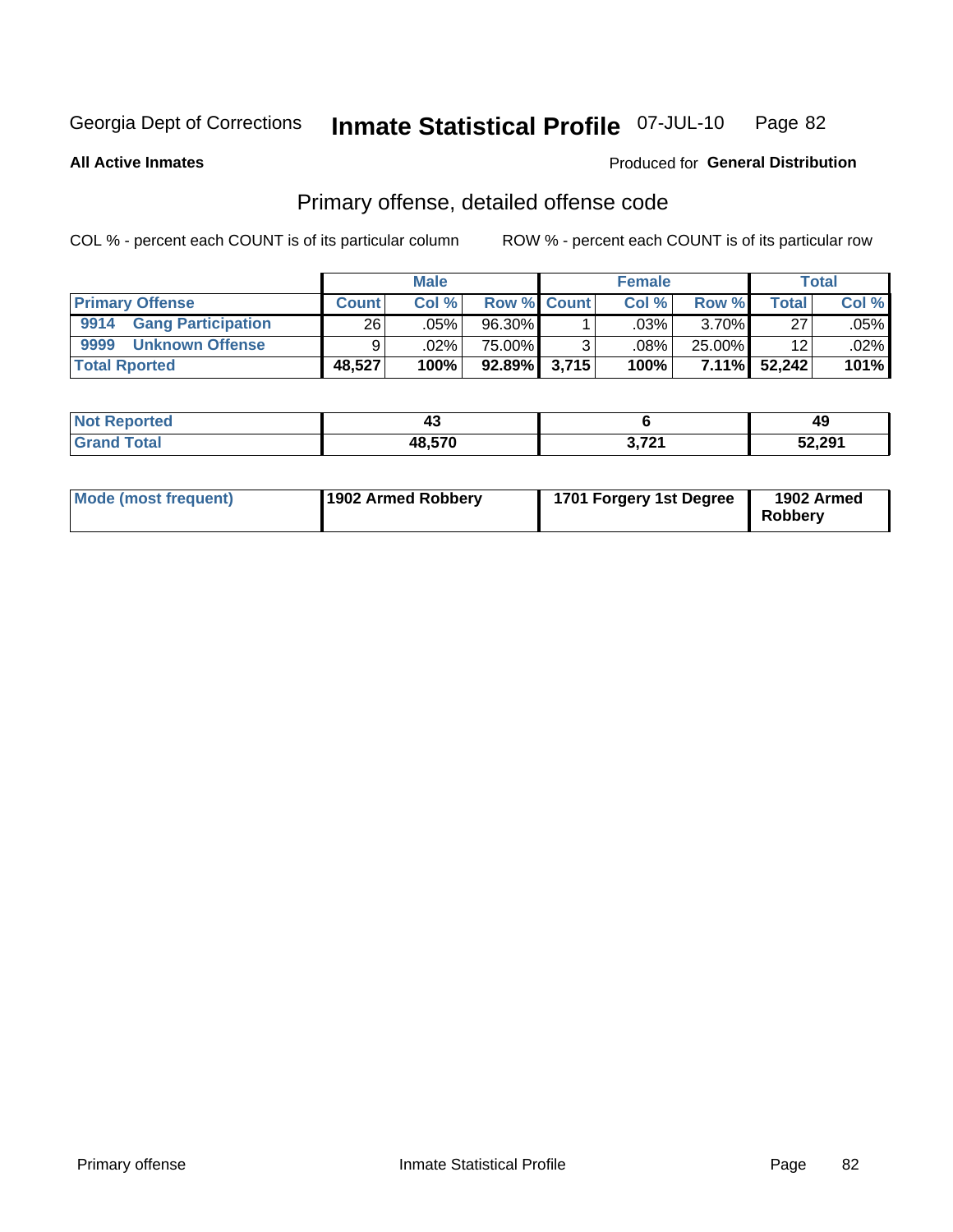Georgia Dept of Corrections **Inmate Statistical Profile** 07-JUL-10

**All Active Inmates**

Produced for **General Distribution**

## Primary offense, detailed offense code

COL % - percent each COUNT is of its particular column    ROW % - percent each COUNT is of its particular row

| | Male | | | Female | | | Total | |
|---|---|---|---|---|---|---|---|---|
| **Primary Offense** | **Count** | **Col %** | **Row %** | **Count** | **Col %** | **Row %** | **Total** | **Col %** |
| **9914 Gang Participation** | 26 | .05% | 96.30% | 1 | .03% | 3.70% | 27 | .05% |
| **9999 Unknown Offense** | 9 | .02% | 75.00% | 3 | .08% | 25.00% | 12 | .02% |
| **Total Rported** | **48,527** | **100%** | **92.89%** | **3,715** | **100%** | **7.11%** | **52,242** | **101%** |

| | Male | Female | Total |
|---|---|---|---|
| **Not Reported** | **43** | **6** | **49** |
| **Grand Total** | **48,570** | **3,721** | **52,291** |

| | Male | Female | Total |
|---|---|---|---|
| **Mode (most frequent)** | **1902 Armed Robbery** | **1701 Forgery 1st Degree** | **1902 Armed Robbery** |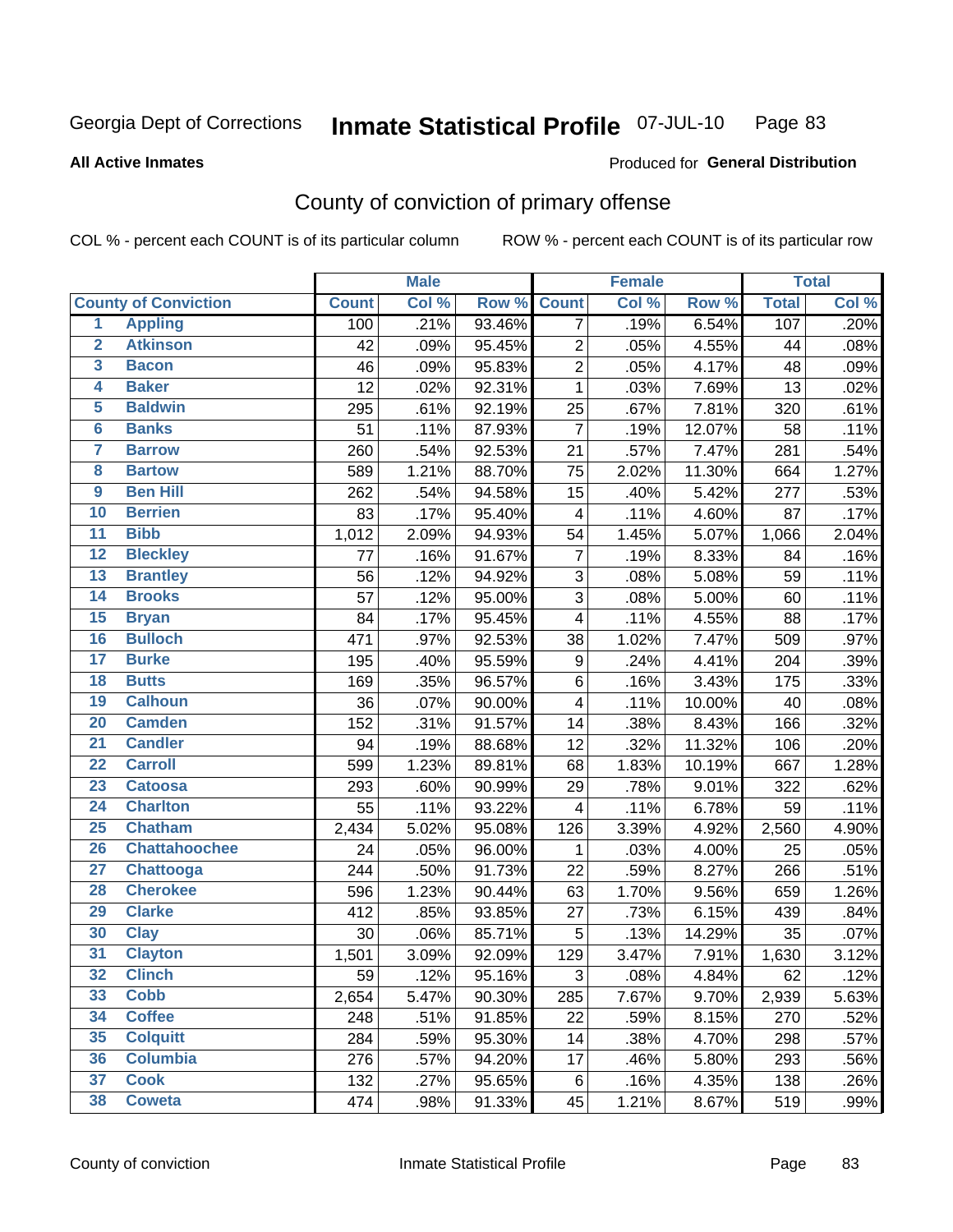Georgia Dept of Corrections **Inmate Statistical Profile** 07-JUL-10

**All Active Inmates**

Produced for **General Distribution**

## County of conviction of primary offense

COL % - percent each COUNT is of its particular column    ROW % - percent each COUNT is of its particular row

| | | Male | | | Female | | | Total | |
|---|---|---|---|---|---|---|---|---|---|
| **County of Conviction** | | **Count** | **Col %** | **Row %** | **Count** | **Col %** | **Row %** | **Total** | **Col %** |
| 1 | Appling | 100 | .21% | 93.46% | 7 | .19% | 6.54% | 107 | .20% |
| 2 | Atkinson | 42 | .09% | 95.45% | 2 | .05% | 4.55% | 44 | .08% |
| 3 | Bacon | 46 | .09% | 95.83% | 2 | .05% | 4.17% | 48 | .09% |
| 4 | Baker | 12 | .02% | 92.31% | 1 | .03% | 7.69% | 13 | .02% |
| 5 | Baldwin | 295 | .61% | 92.19% | 25 | .67% | 7.81% | 320 | .61% |
| 6 | Banks | 51 | .11% | 87.93% | 7 | .19% | 12.07% | 58 | .11% |
| 7 | Barrow | 260 | .54% | 92.53% | 21 | .57% | 7.47% | 281 | .54% |
| 8 | Bartow | 589 | 1.21% | 88.70% | 75 | 2.02% | 11.30% | 664 | 1.27% |
| 9 | Ben Hill | 262 | .54% | 94.58% | 15 | .40% | 5.42% | 277 | .53% |
| 10 | Berrien | 83 | .17% | 95.40% | 4 | .11% | 4.60% | 87 | .17% |
| 11 | Bibb | 1,012 | 2.09% | 94.93% | 54 | 1.45% | 5.07% | 1,066 | 2.04% |
| 12 | Bleckley | 77 | .16% | 91.67% | 7 | .19% | 8.33% | 84 | .16% |
| 13 | Brantley | 56 | .12% | 94.92% | 3 | .08% | 5.08% | 59 | .11% |
| 14 | Brooks | 57 | .12% | 95.00% | 3 | .08% | 5.00% | 60 | .11% |
| 15 | Bryan | 84 | .17% | 95.45% | 4 | .11% | 4.55% | 88 | .17% |
| 16 | Bulloch | 471 | .97% | 92.53% | 38 | 1.02% | 7.47% | 509 | .97% |
| 17 | Burke | 195 | .40% | 95.59% | 9 | .24% | 4.41% | 204 | .39% |
| 18 | Butts | 169 | .35% | 96.57% | 6 | .16% | 3.43% | 175 | .33% |
| 19 | Calhoun | 36 | .07% | 90.00% | 4 | .11% | 10.00% | 40 | .08% |
| 20 | Camden | 152 | .31% | 91.57% | 14 | .38% | 8.43% | 166 | .32% |
| 21 | Candler | 94 | .19% | 88.68% | 12 | .32% | 11.32% | 106 | .20% |
| 22 | Carroll | 599 | 1.23% | 89.81% | 68 | 1.83% | 10.19% | 667 | 1.28% |
| 23 | Catoosa | 293 | .60% | 90.99% | 29 | .78% | 9.01% | 322 | .62% |
| 24 | Charlton | 55 | .11% | 93.22% | 4 | .11% | 6.78% | 59 | .11% |
| 25 | Chatham | 2,434 | 5.02% | 95.08% | 126 | 3.39% | 4.92% | 2,560 | 4.90% |
| 26 | Chattahoochee | 24 | .05% | 96.00% | 1 | .03% | 4.00% | 25 | .05% |
| 27 | Chattooga | 244 | .50% | 91.73% | 22 | .59% | 8.27% | 266 | .51% |
| 28 | Cherokee | 596 | 1.23% | 90.44% | 63 | 1.70% | 9.56% | 659 | 1.26% |
| 29 | Clarke | 412 | .85% | 93.85% | 27 | .73% | 6.15% | 439 | .84% |
| 30 | Clay | 30 | .06% | 85.71% | 5 | .13% | 14.29% | 35 | .07% |
| 31 | Clayton | 1,501 | 3.09% | 92.09% | 129 | 3.47% | 7.91% | 1,630 | 3.12% |
| 32 | Clinch | 59 | .12% | 95.16% | 3 | .08% | 4.84% | 62 | .12% |
| 33 | Cobb | 2,654 | 5.47% | 90.30% | 285 | 7.67% | 9.70% | 2,939 | 5.63% |
| 34 | Coffee | 248 | .51% | 91.85% | 22 | .59% | 8.15% | 270 | .52% |
| 35 | Colquitt | 284 | .59% | 95.30% | 14 | .38% | 4.70% | 298 | .57% |
| 36 | Columbia | 276 | .57% | 94.20% | 17 | .46% | 5.80% | 293 | .56% |
| 37 | Cook | 132 | .27% | 95.65% | 6 | .16% | 4.35% | 138 | .26% |
| 38 | Coweta | 474 | .98% | 91.33% | 45 | 1.21% | 8.67% | 519 | .99% |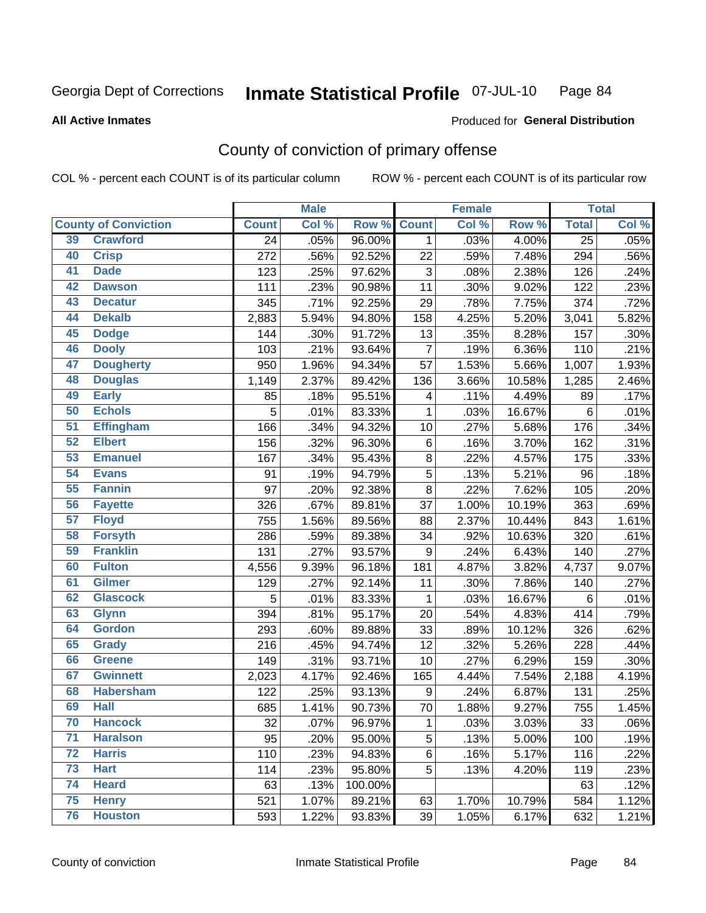Georgia Dept of Corrections **Inmate Statistical Profile** 07-JUL-10 Page 84

**All Active Inmates**

Produced for **General Distribution**

## County of conviction of primary offense

COL % - percent each COUNT is of its particular column ROW % - percent each COUNT is of its particular row

| County of Conviction | | Male | | | Female | | | Total | |
|---|---|---|---|---|---|---|---|---|---|
| | | Count | Col % | Row % | Count | Col % | Row % | Total | Col % |
| 39 | Crawford | 24 | .05% | 96.00% | 1 | .03% | 4.00% | 25 | .05% |
| 40 | Crisp | 272 | .56% | 92.52% | 22 | .59% | 7.48% | 294 | .56% |
| 41 | Dade | 123 | .25% | 97.62% | 3 | .08% | 2.38% | 126 | .24% |
| 42 | Dawson | 111 | .23% | 90.98% | 11 | .30% | 9.02% | 122 | .23% |
| 43 | Decatur | 345 | .71% | 92.25% | 29 | .78% | 7.75% | 374 | .72% |
| 44 | Dekalb | 2,883 | 5.94% | 94.80% | 158 | 4.25% | 5.20% | 3,041 | 5.82% |
| 45 | Dodge | 144 | .30% | 91.72% | 13 | .35% | 8.28% | 157 | .30% |
| 46 | Dooly | 103 | .21% | 93.64% | 7 | .19% | 6.36% | 110 | .21% |
| 47 | Dougherty | 950 | 1.96% | 94.34% | 57 | 1.53% | 5.66% | 1,007 | 1.93% |
| 48 | Douglas | 1,149 | 2.37% | 89.42% | 136 | 3.66% | 10.58% | 1,285 | 2.46% |
| 49 | Early | 85 | .18% | 95.51% | 4 | .11% | 4.49% | 89 | .17% |
| 50 | Echols | 5 | .01% | 83.33% | 1 | .03% | 16.67% | 6 | .01% |
| 51 | Effingham | 166 | .34% | 94.32% | 10 | .27% | 5.68% | 176 | .34% |
| 52 | Elbert | 156 | .32% | 96.30% | 6 | .16% | 3.70% | 162 | .31% |
| 53 | Emanuel | 167 | .34% | 95.43% | 8 | .22% | 4.57% | 175 | .33% |
| 54 | Evans | 91 | .19% | 94.79% | 5 | .13% | 5.21% | 96 | .18% |
| 55 | Fannin | 97 | .20% | 92.38% | 8 | .22% | 7.62% | 105 | .20% |
| 56 | Fayette | 326 | .67% | 89.81% | 37 | 1.00% | 10.19% | 363 | .69% |
| 57 | Floyd | 755 | 1.56% | 89.56% | 88 | 2.37% | 10.44% | 843 | 1.61% |
| 58 | Forsyth | 286 | .59% | 89.38% | 34 | .92% | 10.63% | 320 | .61% |
| 59 | Franklin | 131 | .27% | 93.57% | 9 | .24% | 6.43% | 140 | .27% |
| 60 | Fulton | 4,556 | 9.39% | 96.18% | 181 | 4.87% | 3.82% | 4,737 | 9.07% |
| 61 | Gilmer | 129 | .27% | 92.14% | 11 | .30% | 7.86% | 140 | .27% |
| 62 | Glascock | 5 | .01% | 83.33% | 1 | .03% | 16.67% | 6 | .01% |
| 63 | Glynn | 394 | .81% | 95.17% | 20 | .54% | 4.83% | 414 | .79% |
| 64 | Gordon | 293 | .60% | 89.88% | 33 | .89% | 10.12% | 326 | .62% |
| 65 | Grady | 216 | .45% | 94.74% | 12 | .32% | 5.26% | 228 | .44% |
| 66 | Greene | 149 | .31% | 93.71% | 10 | .27% | 6.29% | 159 | .30% |
| 67 | Gwinnett | 2,023 | 4.17% | 92.46% | 165 | 4.44% | 7.54% | 2,188 | 4.19% |
| 68 | Habersham | 122 | .25% | 93.13% | 9 | .24% | 6.87% | 131 | .25% |
| 69 | Hall | 685 | 1.41% | 90.73% | 70 | 1.88% | 9.27% | 755 | 1.45% |
| 70 | Hancock | 32 | .07% | 96.97% | 1 | .03% | 3.03% | 33 | .06% |
| 71 | Haralson | 95 | .20% | 95.00% | 5 | .13% | 5.00% | 100 | .19% |
| 72 | Harris | 110 | .23% | 94.83% | 6 | .16% | 5.17% | 116 | .22% |
| 73 | Hart | 114 | .23% | 95.80% | 5 | .13% | 4.20% | 119 | .23% |
| 74 | Heard | 63 | .13% | 100.00% | | | | 63 | .12% |
| 75 | Henry | 521 | 1.07% | 89.21% | 63 | 1.70% | 10.79% | 584 | 1.12% |
| 76 | Houston | 593 | 1.22% | 93.83% | 39 | 1.05% | 6.17% | 632 | 1.21% |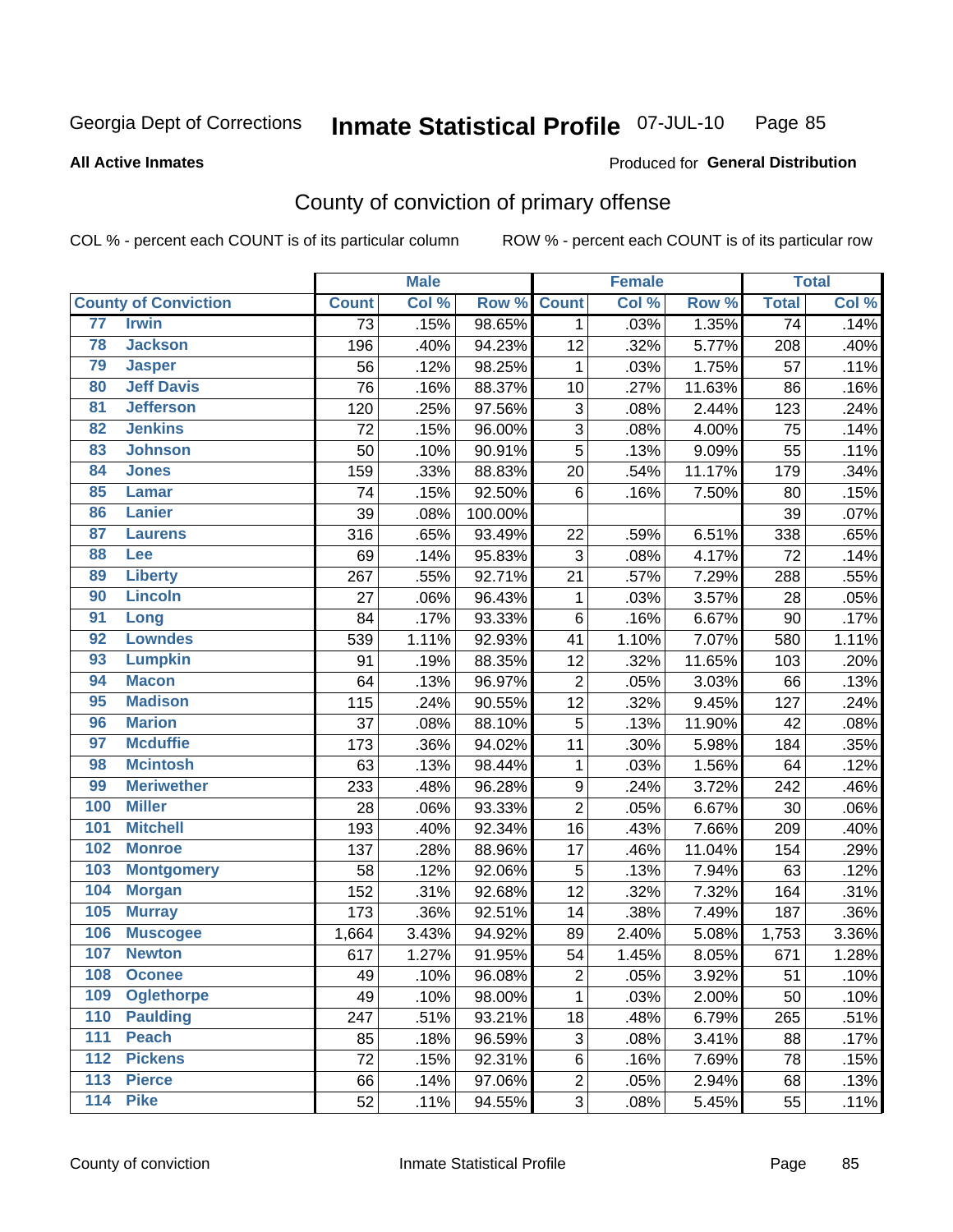Georgia Dept of Corrections **Inmate Statistical Profile** 07-JUL-10 Page 85

**All Active Inmates** Produced for **General Distribution**

## County of conviction of primary offense

COL % - percent each COUNT is of its particular column ROW % - percent each COUNT is of its particular row

| County of Conviction | | Male | | | Female | | | Total | |
|---|---|---|---|---|---|---|---|---|---|
| | | Count | Col % | Row % | Count | Col % | Row % | Total | Col % |
| 77 | Irwin | 73 | .15% | 98.65% | 1 | .03% | 1.35% | 74 | .14% |
| 78 | Jackson | 196 | .40% | 94.23% | 12 | .32% | 5.77% | 208 | .40% |
| 79 | Jasper | 56 | .12% | 98.25% | 1 | .03% | 1.75% | 57 | .11% |
| 80 | Jeff Davis | 76 | .16% | 88.37% | 10 | .27% | 11.63% | 86 | .16% |
| 81 | Jefferson | 120 | .25% | 97.56% | 3 | .08% | 2.44% | 123 | .24% |
| 82 | Jenkins | 72 | .15% | 96.00% | 3 | .08% | 4.00% | 75 | .14% |
| 83 | Johnson | 50 | .10% | 90.91% | 5 | .13% | 9.09% | 55 | .11% |
| 84 | Jones | 159 | .33% | 88.83% | 20 | .54% | 11.17% | 179 | .34% |
| 85 | Lamar | 74 | .15% | 92.50% | 6 | .16% | 7.50% | 80 | .15% |
| 86 | Lanier | 39 | .08% | 100.00% | | | | 39 | .07% |
| 87 | Laurens | 316 | .65% | 93.49% | 22 | .59% | 6.51% | 338 | .65% |
| 88 | Lee | 69 | .14% | 95.83% | 3 | .08% | 4.17% | 72 | .14% |
| 89 | Liberty | 267 | .55% | 92.71% | 21 | .57% | 7.29% | 288 | .55% |
| 90 | Lincoln | 27 | .06% | 96.43% | 1 | .03% | 3.57% | 28 | .05% |
| 91 | Long | 84 | .17% | 93.33% | 6 | .16% | 6.67% | 90 | .17% |
| 92 | Lowndes | 539 | 1.11% | 92.93% | 41 | 1.10% | 7.07% | 580 | 1.11% |
| 93 | Lumpkin | 91 | .19% | 88.35% | 12 | .32% | 11.65% | 103 | .20% |
| 94 | Macon | 64 | .13% | 96.97% | 2 | .05% | 3.03% | 66 | .13% |
| 95 | Madison | 115 | .24% | 90.55% | 12 | .32% | 9.45% | 127 | .24% |
| 96 | Marion | 37 | .08% | 88.10% | 5 | .13% | 11.90% | 42 | .08% |
| 97 | Mcduffie | 173 | .36% | 94.02% | 11 | .30% | 5.98% | 184 | .35% |
| 98 | Mcintosh | 63 | .13% | 98.44% | 1 | .03% | 1.56% | 64 | .12% |
| 99 | Meriwether | 233 | .48% | 96.28% | 9 | .24% | 3.72% | 242 | .46% |
| 100 | Miller | 28 | .06% | 93.33% | 2 | .05% | 6.67% | 30 | .06% |
| 101 | Mitchell | 193 | .40% | 92.34% | 16 | .43% | 7.66% | 209 | .40% |
| 102 | Monroe | 137 | .28% | 88.96% | 17 | .46% | 11.04% | 154 | .29% |
| 103 | Montgomery | 58 | .12% | 92.06% | 5 | .13% | 7.94% | 63 | .12% |
| 104 | Morgan | 152 | .31% | 92.68% | 12 | .32% | 7.32% | 164 | .31% |
| 105 | Murray | 173 | .36% | 92.51% | 14 | .38% | 7.49% | 187 | .36% |
| 106 | Muscogee | 1,664 | 3.43% | 94.92% | 89 | 2.40% | 5.08% | 1,753 | 3.36% |
| 107 | Newton | 617 | 1.27% | 91.95% | 54 | 1.45% | 8.05% | 671 | 1.28% |
| 108 | Oconee | 49 | .10% | 96.08% | 2 | .05% | 3.92% | 51 | .10% |
| 109 | Oglethorpe | 49 | .10% | 98.00% | 1 | .03% | 2.00% | 50 | .10% |
| 110 | Paulding | 247 | .51% | 93.21% | 18 | .48% | 6.79% | 265 | .51% |
| 111 | Peach | 85 | .18% | 96.59% | 3 | .08% | 3.41% | 88 | .17% |
| 112 | Pickens | 72 | .15% | 92.31% | 6 | .16% | 7.69% | 78 | .15% |
| 113 | Pierce | 66 | .14% | 97.06% | 2 | .05% | 2.94% | 68 | .13% |
| 114 | Pike | 52 | .11% | 94.55% | 3 | .08% | 5.45% | 55 | .11% |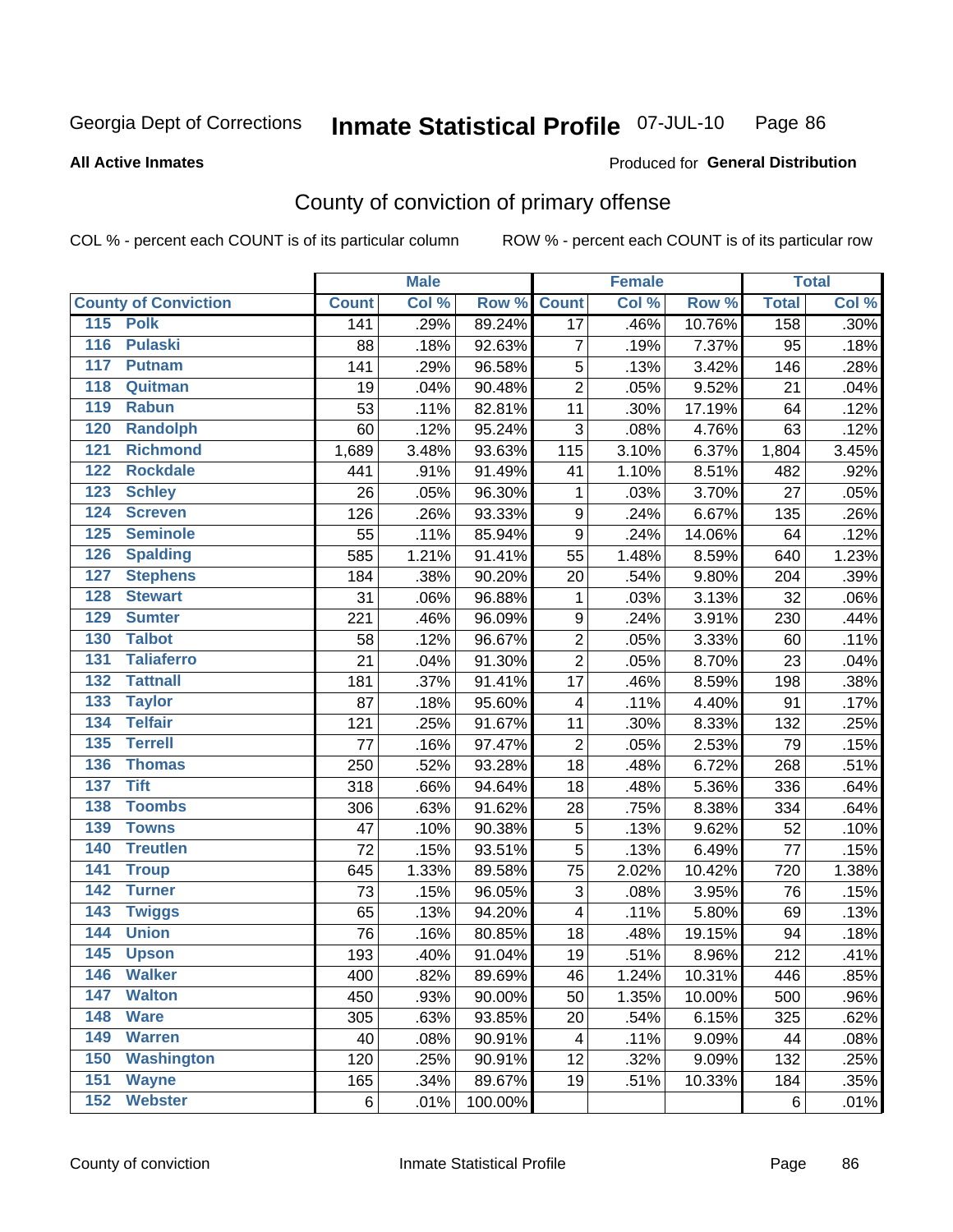Georgia Dept of Corrections **Inmate Statistical Profile** 07-JUL-10

**All Active Inmates**

Produced for **General Distribution**

## County of conviction of primary offense

COL % - percent each COUNT is of its particular column

ROW % - percent each COUNT is of its particular row

| | Male | | | Female | | | Total | |
|---|---|---|---|---|---|---|---|---|
| **County of Conviction** | **Count** | **Col %** | **Row %** | **Count** | **Col %** | **Row %** | **Total** | **Col %** |
| 115 Polk | 141 | .29% | 89.24% | 17 | .46% | 10.76% | 158 | .30% |
| 116 Pulaski | 88 | .18% | 92.63% | 7 | .19% | 7.37% | 95 | .18% |
| 117 Putnam | 141 | .29% | 96.58% | 5 | .13% | 3.42% | 146 | .28% |
| 118 Quitman | 19 | .04% | 90.48% | 2 | .05% | 9.52% | 21 | .04% |
| 119 Rabun | 53 | .11% | 82.81% | 11 | .30% | 17.19% | 64 | .12% |
| 120 Randolph | 60 | .12% | 95.24% | 3 | .08% | 4.76% | 63 | .12% |
| 121 Richmond | 1,689 | 3.48% | 93.63% | 115 | 3.10% | 6.37% | 1,804 | 3.45% |
| 122 Rockdale | 441 | .91% | 91.49% | 41 | 1.10% | 8.51% | 482 | .92% |
| 123 Schley | 26 | .05% | 96.30% | 1 | .03% | 3.70% | 27 | .05% |
| 124 Screven | 126 | .26% | 93.33% | 9 | .24% | 6.67% | 135 | .26% |
| 125 Seminole | 55 | .11% | 85.94% | 9 | .24% | 14.06% | 64 | .12% |
| 126 Spalding | 585 | 1.21% | 91.41% | 55 | 1.48% | 8.59% | 640 | 1.23% |
| 127 Stephens | 184 | .38% | 90.20% | 20 | .54% | 9.80% | 204 | .39% |
| 128 Stewart | 31 | .06% | 96.88% | 1 | .03% | 3.13% | 32 | .06% |
| 129 Sumter | 221 | .46% | 96.09% | 9 | .24% | 3.91% | 230 | .44% |
| 130 Talbot | 58 | .12% | 96.67% | 2 | .05% | 3.33% | 60 | .11% |
| 131 Taliaferro | 21 | .04% | 91.30% | 2 | .05% | 8.70% | 23 | .04% |
| 132 Tattnall | 181 | .37% | 91.41% | 17 | .46% | 8.59% | 198 | .38% |
| 133 Taylor | 87 | .18% | 95.60% | 4 | .11% | 4.40% | 91 | .17% |
| 134 Telfair | 121 | .25% | 91.67% | 11 | .30% | 8.33% | 132 | .25% |
| 135 Terrell | 77 | .16% | 97.47% | 2 | .05% | 2.53% | 79 | .15% |
| 136 Thomas | 250 | .52% | 93.28% | 18 | .48% | 6.72% | 268 | .51% |
| 137 Tift | 318 | .66% | 94.64% | 18 | .48% | 5.36% | 336 | .64% |
| 138 Toombs | 306 | .63% | 91.62% | 28 | .75% | 8.38% | 334 | .64% |
| 139 Towns | 47 | .10% | 90.38% | 5 | .13% | 9.62% | 52 | .10% |
| 140 Treutlen | 72 | .15% | 93.51% | 5 | .13% | 6.49% | 77 | .15% |
| 141 Troup | 645 | 1.33% | 89.58% | 75 | 2.02% | 10.42% | 720 | 1.38% |
| 142 Turner | 73 | .15% | 96.05% | 3 | .08% | 3.95% | 76 | .15% |
| 143 Twiggs | 65 | .13% | 94.20% | 4 | .11% | 5.80% | 69 | .13% |
| 144 Union | 76 | .16% | 80.85% | 18 | .48% | 19.15% | 94 | .18% |
| 145 Upson | 193 | .40% | 91.04% | 19 | .51% | 8.96% | 212 | .41% |
| 146 Walker | 400 | .82% | 89.69% | 46 | 1.24% | 10.31% | 446 | .85% |
| 147 Walton | 450 | .93% | 90.00% | 50 | 1.35% | 10.00% | 500 | .96% |
| 148 Ware | 305 | .63% | 93.85% | 20 | .54% | 6.15% | 325 | .62% |
| 149 Warren | 40 | .08% | 90.91% | 4 | .11% | 9.09% | 44 | .08% |
| 150 Washington | 120 | .25% | 90.91% | 12 | .32% | 9.09% | 132 | .25% |
| 151 Wayne | 165 | .34% | 89.67% | 19 | .51% | 10.33% | 184 | .35% |
| 152 Webster | 6 | .01% | 100.00% | | | | 6 | .01% |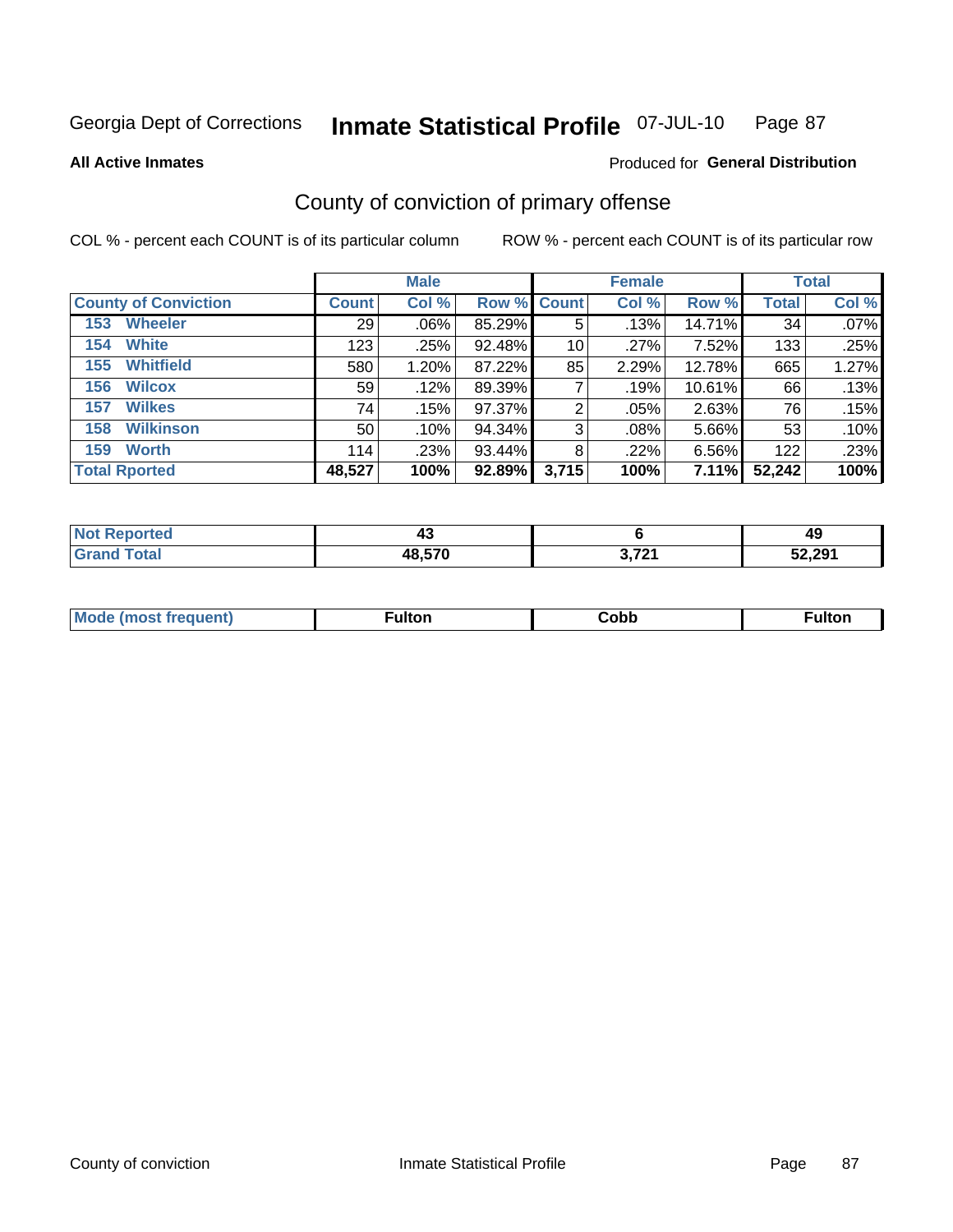Georgia Dept of Corrections **Inmate Statistical Profile** 07-JUL-10

**All Active Inmates** Produced for **General Distribution**

## County of conviction of primary offense

COL % - percent each COUNT is of its particular column ROW % - percent each COUNT is of its particular row

| | Male | | | Female | | | Total | |
|---|---|---|---|---|---|---|---|---|
| **County of Conviction** | **Count** | **Col %** | **Row %** | **Count** | **Col %** | **Row %** | **Total** | **Col %** |
| 153 Wheeler | 29 | .06% | 85.29% | 5 | .13% | 14.71% | 34 | .07% |
| 154 White | 123 | .25% | 92.48% | 10 | .27% | 7.52% | 133 | .25% |
| 155 Whitfield | 580 | 1.20% | 87.22% | 85 | 2.29% | 12.78% | 665 | 1.27% |
| 156 Wilcox | 59 | .12% | 89.39% | 7 | .19% | 10.61% | 66 | .13% |
| 157 Wilkes | 74 | .15% | 97.37% | 2 | .05% | 2.63% | 76 | .15% |
| 158 Wilkinson | 50 | .10% | 94.34% | 3 | .08% | 5.66% | 53 | .10% |
| 159 Worth | 114 | .23% | 93.44% | 8 | .22% | 6.56% | 122 | .23% |
| **Total Rported** | **48,527** | **100%** | **92.89%** | **3,715** | **100%** | **7.11%** | **52,242** | **100%** |

| | Male | Female | Total |
|---|---|---|---|
| Not Reported | 43 | 6 | 49 |
| Grand Total | 48,570 | 3,721 | 52,291 |

| | Male | Female | Total |
|---|---|---|---|
| Mode (most frequent) | Fulton | Cobb | Fulton |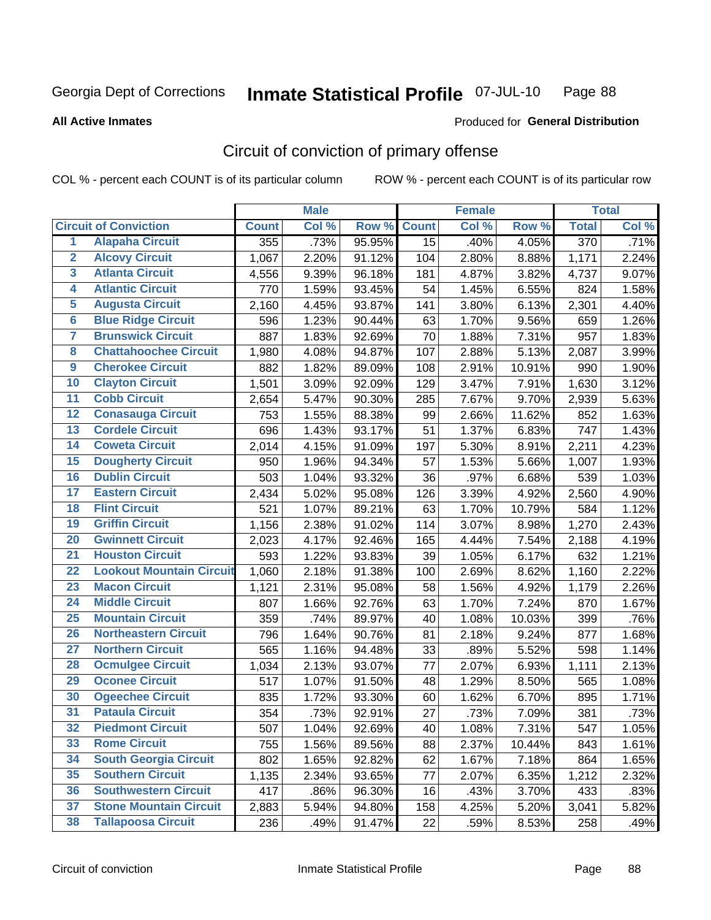Georgia Dept of Corrections **Inmate Statistical Profile** 07-JUL-10 Page 88

**All Active Inmates**

Produced for **General Distribution**

## Circuit of conviction of primary offense

COL % - percent each COUNT is of its particular column    ROW % - percent each COUNT is of its particular row

| Circuit of Conviction | | Male | | | Female | | | Total | |
|---|---|---|---|---|---|---|---|---|---|
| | | Count | Col % | Row % | Count | Col % | Row % | Total | Col % |
| 1 | Alapaha Circuit | 355 | .73% | 95.95% | 15 | .40% | 4.05% | 370 | .71% |
| 2 | Alcovy Circuit | 1,067 | 2.20% | 91.12% | 104 | 2.80% | 8.88% | 1,171 | 2.24% |
| 3 | Atlanta Circuit | 4,556 | 9.39% | 96.18% | 181 | 4.87% | 3.82% | 4,737 | 9.07% |
| 4 | Atlantic Circuit | 770 | 1.59% | 93.45% | 54 | 1.45% | 6.55% | 824 | 1.58% |
| 5 | Augusta Circuit | 2,160 | 4.45% | 93.87% | 141 | 3.80% | 6.13% | 2,301 | 4.40% |
| 6 | Blue Ridge Circuit | 596 | 1.23% | 90.44% | 63 | 1.70% | 9.56% | 659 | 1.26% |
| 7 | Brunswick Circuit | 887 | 1.83% | 92.69% | 70 | 1.88% | 7.31% | 957 | 1.83% |
| 8 | Chattahoochee Circuit | 1,980 | 4.08% | 94.87% | 107 | 2.88% | 5.13% | 2,087 | 3.99% |
| 9 | Cherokee Circuit | 882 | 1.82% | 89.09% | 108 | 2.91% | 10.91% | 990 | 1.90% |
| 10 | Clayton Circuit | 1,501 | 3.09% | 92.09% | 129 | 3.47% | 7.91% | 1,630 | 3.12% |
| 11 | Cobb Circuit | 2,654 | 5.47% | 90.30% | 285 | 7.67% | 9.70% | 2,939 | 5.63% |
| 12 | Conasauga Circuit | 753 | 1.55% | 88.38% | 99 | 2.66% | 11.62% | 852 | 1.63% |
| 13 | Cordele Circuit | 696 | 1.43% | 93.17% | 51 | 1.37% | 6.83% | 747 | 1.43% |
| 14 | Coweta Circuit | 2,014 | 4.15% | 91.09% | 197 | 5.30% | 8.91% | 2,211 | 4.23% |
| 15 | Dougherty Circuit | 950 | 1.96% | 94.34% | 57 | 1.53% | 5.66% | 1,007 | 1.93% |
| 16 | Dublin Circuit | 503 | 1.04% | 93.32% | 36 | .97% | 6.68% | 539 | 1.03% |
| 17 | Eastern Circuit | 2,434 | 5.02% | 95.08% | 126 | 3.39% | 4.92% | 2,560 | 4.90% |
| 18 | Flint Circuit | 521 | 1.07% | 89.21% | 63 | 1.70% | 10.79% | 584 | 1.12% |
| 19 | Griffin Circuit | 1,156 | 2.38% | 91.02% | 114 | 3.07% | 8.98% | 1,270 | 2.43% |
| 20 | Gwinnett Circuit | 2,023 | 4.17% | 92.46% | 165 | 4.44% | 7.54% | 2,188 | 4.19% |
| 21 | Houston Circuit | 593 | 1.22% | 93.83% | 39 | 1.05% | 6.17% | 632 | 1.21% |
| 22 | Lookout Mountain Circuit | 1,060 | 2.18% | 91.38% | 100 | 2.69% | 8.62% | 1,160 | 2.22% |
| 23 | Macon Circuit | 1,121 | 2.31% | 95.08% | 58 | 1.56% | 4.92% | 1,179 | 2.26% |
| 24 | Middle Circuit | 807 | 1.66% | 92.76% | 63 | 1.70% | 7.24% | 870 | 1.67% |
| 25 | Mountain Circuit | 359 | .74% | 89.97% | 40 | 1.08% | 10.03% | 399 | .76% |
| 26 | Northeastern Circuit | 796 | 1.64% | 90.76% | 81 | 2.18% | 9.24% | 877 | 1.68% |
| 27 | Northern Circuit | 565 | 1.16% | 94.48% | 33 | .89% | 5.52% | 598 | 1.14% |
| 28 | Ocmulgee Circuit | 1,034 | 2.13% | 93.07% | 77 | 2.07% | 6.93% | 1,111 | 2.13% |
| 29 | Oconee Circuit | 517 | 1.07% | 91.50% | 48 | 1.29% | 8.50% | 565 | 1.08% |
| 30 | Ogeechee Circuit | 835 | 1.72% | 93.30% | 60 | 1.62% | 6.70% | 895 | 1.71% |
| 31 | Pataula Circuit | 354 | .73% | 92.91% | 27 | .73% | 7.09% | 381 | .73% |
| 32 | Piedmont Circuit | 507 | 1.04% | 92.69% | 40 | 1.08% | 7.31% | 547 | 1.05% |
| 33 | Rome Circuit | 755 | 1.56% | 89.56% | 88 | 2.37% | 10.44% | 843 | 1.61% |
| 34 | South Georgia Circuit | 802 | 1.65% | 92.82% | 62 | 1.67% | 7.18% | 864 | 1.65% |
| 35 | Southern Circuit | 1,135 | 2.34% | 93.65% | 77 | 2.07% | 6.35% | 1,212 | 2.32% |
| 36 | Southwestern Circuit | 417 | .86% | 96.30% | 16 | .43% | 3.70% | 433 | .83% |
| 37 | Stone Mountain Circuit | 2,883 | 5.94% | 94.80% | 158 | 4.25% | 5.20% | 3,041 | 5.82% |
| 38 | Tallapoosa Circuit | 236 | .49% | 91.47% | 22 | .59% | 8.53% | 258 | .49% |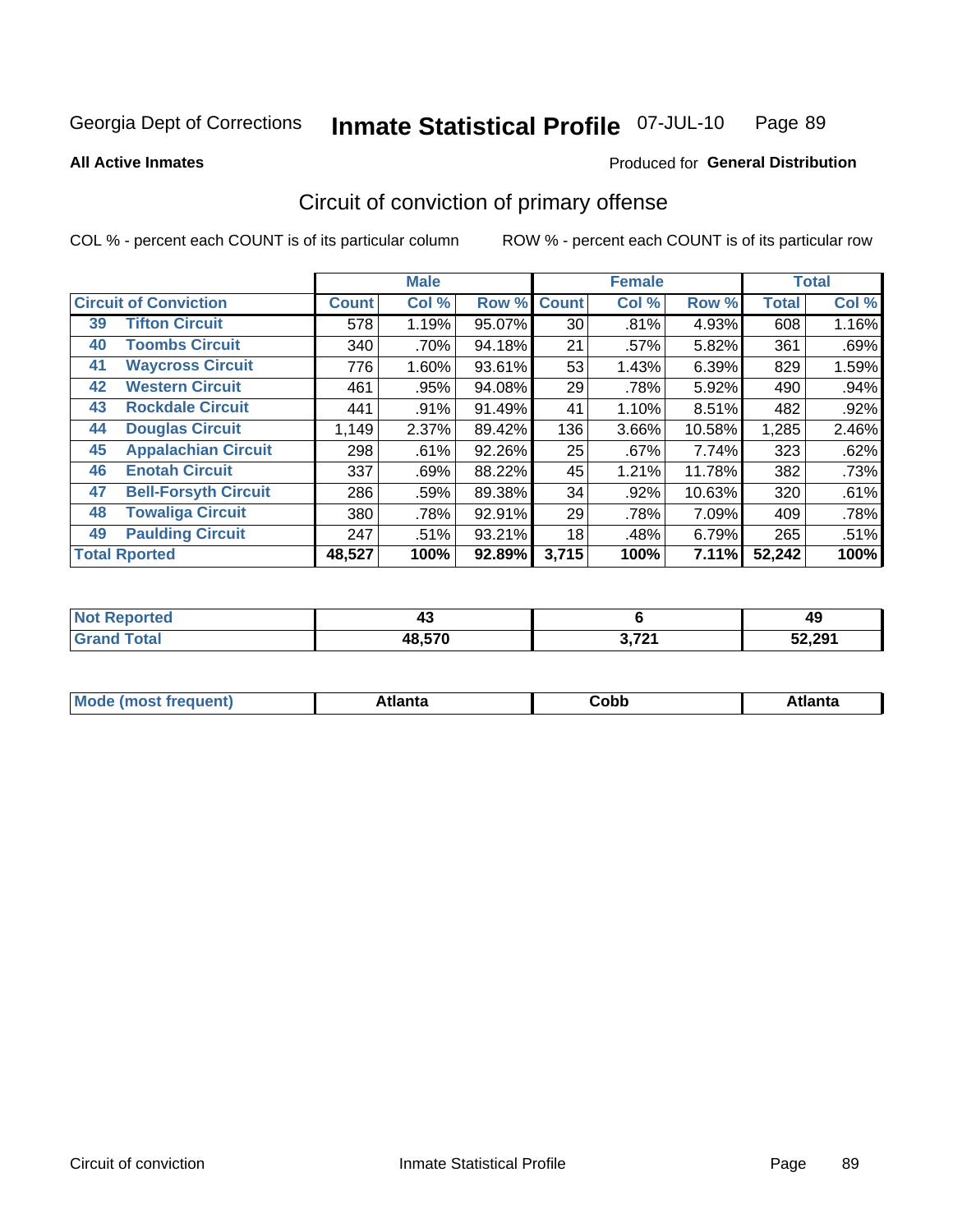Georgia Dept of Corrections **Inmate Statistical Profile** 07-JUL-10 Page 89

**All Active Inmates**

Produced for **General Distribution**

## Circuit of conviction of primary offense

COL % - percent each COUNT is of its particular column ROW % - percent each COUNT is of its particular row

| Circuit of Conviction | | Male | | | Female | | | Total | |
|---|---|---|---|---|---|---|---|---|---|
| | | Count | Col % | Row % | Count | Col % | Row % | Total | Col % |
| 39 | Tifton Circuit | 578 | 1.19% | 95.07% | 30 | .81% | 4.93% | 608 | 1.16% |
| 40 | Toombs Circuit | 340 | .70% | 94.18% | 21 | .57% | 5.82% | 361 | .69% |
| 41 | Waycross Circuit | 776 | 1.60% | 93.61% | 53 | 1.43% | 6.39% | 829 | 1.59% |
| 42 | Western Circuit | 461 | .95% | 94.08% | 29 | .78% | 5.92% | 490 | .94% |
| 43 | Rockdale Circuit | 441 | .91% | 91.49% | 41 | 1.10% | 8.51% | 482 | .92% |
| 44 | Douglas Circuit | 1,149 | 2.37% | 89.42% | 136 | 3.66% | 10.58% | 1,285 | 2.46% |
| 45 | Appalachian Circuit | 298 | .61% | 92.26% | 25 | .67% | 7.74% | 323 | .62% |
| 46 | Enotah Circuit | 337 | .69% | 88.22% | 45 | 1.21% | 11.78% | 382 | .73% |
| 47 | Bell-Forsyth Circuit | 286 | .59% | 89.38% | 34 | .92% | 10.63% | 320 | .61% |
| 48 | Towaliga Circuit | 380 | .78% | 92.91% | 29 | .78% | 7.09% | 409 | .78% |
| 49 | Paulding Circuit | 247 | .51% | 93.21% | 18 | .48% | 6.79% | 265 | .51% |
| **Total Rported** | | **48,527** | **100%** | **92.89%** | **3,715** | **100%** | **7.11%** | **52,242** | **100%** |

| | Male | Female | Total |
|---|---|---|---|
| Not Reported | 43 | 6 | 49 |
| Grand Total | 48,570 | 3,721 | 52,291 |

| | Male | Female | Total |
|---|---|---|---|
| Mode (most frequent) | Atlanta | Cobb | Atlanta |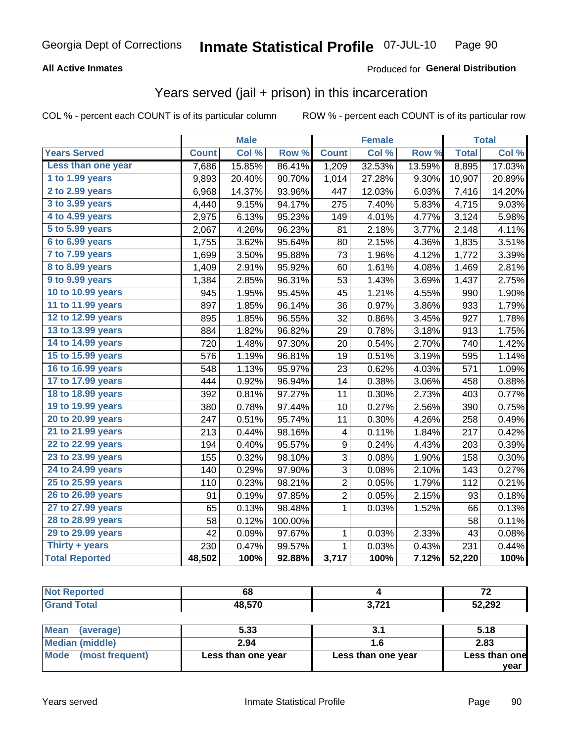# Years served (jail + prison) in this incarceration

**All Active Inmates**

Produced for **General Distribution**

COL % - percent each COUNT is of its particular column

ROW % - percent each COUNT is of its particular row

| | Male | | | Female | | | Total | |
|---|---|---|---|---|---|---|---|---|
| **Years Served** | **Count** | **Col %** | **Row %** | **Count** | **Col %** | **Row %** | **Total** | **Col %** |
| Less than one year | 7,686 | 15.85% | 86.41% | 1,209 | 32.53% | 13.59% | 8,895 | 17.03% |
| 1 to 1.99 years | 9,893 | 20.40% | 90.70% | 1,014 | 27.28% | 9.30% | 10,907 | 20.89% |
| 2 to 2.99 years | 6,968 | 14.37% | 93.96% | 447 | 12.03% | 6.03% | 7,416 | 14.20% |
| 3 to 3.99 years | 4,440 | 9.15% | 94.17% | 275 | 7.40% | 5.83% | 4,715 | 9.03% |
| 4 to 4.99 years | 2,975 | 6.13% | 95.23% | 149 | 4.01% | 4.77% | 3,124 | 5.98% |
| 5 to 5.99 years | 2,067 | 4.26% | 96.23% | 81 | 2.18% | 3.77% | 2,148 | 4.11% |
| 6 to 6.99 years | 1,755 | 3.62% | 95.64% | 80 | 2.15% | 4.36% | 1,835 | 3.51% |
| 7 to 7.99 years | 1,699 | 3.50% | 95.88% | 73 | 1.96% | 4.12% | 1,772 | 3.39% |
| 8 to 8.99 years | 1,409 | 2.91% | 95.92% | 60 | 1.61% | 4.08% | 1,469 | 2.81% |
| 9 to 9.99 years | 1,384 | 2.85% | 96.31% | 53 | 1.43% | 3.69% | 1,437 | 2.75% |
| 10 to 10.99 years | 945 | 1.95% | 95.45% | 45 | 1.21% | 4.55% | 990 | 1.90% |
| 11 to 11.99 years | 897 | 1.85% | 96.14% | 36 | 0.97% | 3.86% | 933 | 1.79% |
| 12 to 12.99 years | 895 | 1.85% | 96.55% | 32 | 0.86% | 3.45% | 927 | 1.78% |
| 13 to 13.99 years | 884 | 1.82% | 96.82% | 29 | 0.78% | 3.18% | 913 | 1.75% |
| 14 to 14.99 years | 720 | 1.48% | 97.30% | 20 | 0.54% | 2.70% | 740 | 1.42% |
| 15 to 15.99 years | 576 | 1.19% | 96.81% | 19 | 0.51% | 3.19% | 595 | 1.14% |
| 16 to 16.99 years | 548 | 1.13% | 95.97% | 23 | 0.62% | 4.03% | 571 | 1.09% |
| 17 to 17.99 years | 444 | 0.92% | 96.94% | 14 | 0.38% | 3.06% | 458 | 0.88% |
| 18 to 18.99 years | 392 | 0.81% | 97.27% | 11 | 0.30% | 2.73% | 403 | 0.77% |
| 19 to 19.99 years | 380 | 0.78% | 97.44% | 10 | 0.27% | 2.56% | 390 | 0.75% |
| 20 to 20.99 years | 247 | 0.51% | 95.74% | 11 | 0.30% | 4.26% | 258 | 0.49% |
| 21 to 21.99 years | 213 | 0.44% | 98.16% | 4 | 0.11% | 1.84% | 217 | 0.42% |
| 22 to 22.99 years | 194 | 0.40% | 95.57% | 9 | 0.24% | 4.43% | 203 | 0.39% |
| 23 to 23.99 years | 155 | 0.32% | 98.10% | 3 | 0.08% | 1.90% | 158 | 0.30% |
| 24 to 24.99 years | 140 | 0.29% | 97.90% | 3 | 0.08% | 2.10% | 143 | 0.27% |
| 25 to 25.99 years | 110 | 0.23% | 98.21% | 2 | 0.05% | 1.79% | 112 | 0.21% |
| 26 to 26.99 years | 91 | 0.19% | 97.85% | 2 | 0.05% | 2.15% | 93 | 0.18% |
| 27 to 27.99 years | 65 | 0.13% | 98.48% | 1 | 0.03% | 1.52% | 66 | 0.13% |
| 28 to 28.99 years | 58 | 0.12% | 100.00% | | | | 58 | 0.11% |
| 29 to 29.99 years | 42 | 0.09% | 97.67% | 1 | 0.03% | 2.33% | 43 | 0.08% |
| Thirty + years | 230 | 0.47% | 99.57% | 1 | 0.03% | 0.43% | 231 | 0.44% |
| **Total Reported** | **48,502** | **100%** | **92.88%** | **3,717** | **100%** | **7.12%** | **52,220** | **100%** |

| | Male | Female | Total |
|---|---|---|---|
| Not Reported | 68 | 4 | 72 |
| Grand Total | 48,570 | 3,721 | 52,292 |

| | Male | Female | Total |
|---|---|---|---|
| Mean (average) | 5.33 | 3.1 | 5.18 |
| Median (middle) | 2.94 | 1.6 | 2.83 |
| Mode (most frequent) | Less than one year | Less than one year | Less than one year |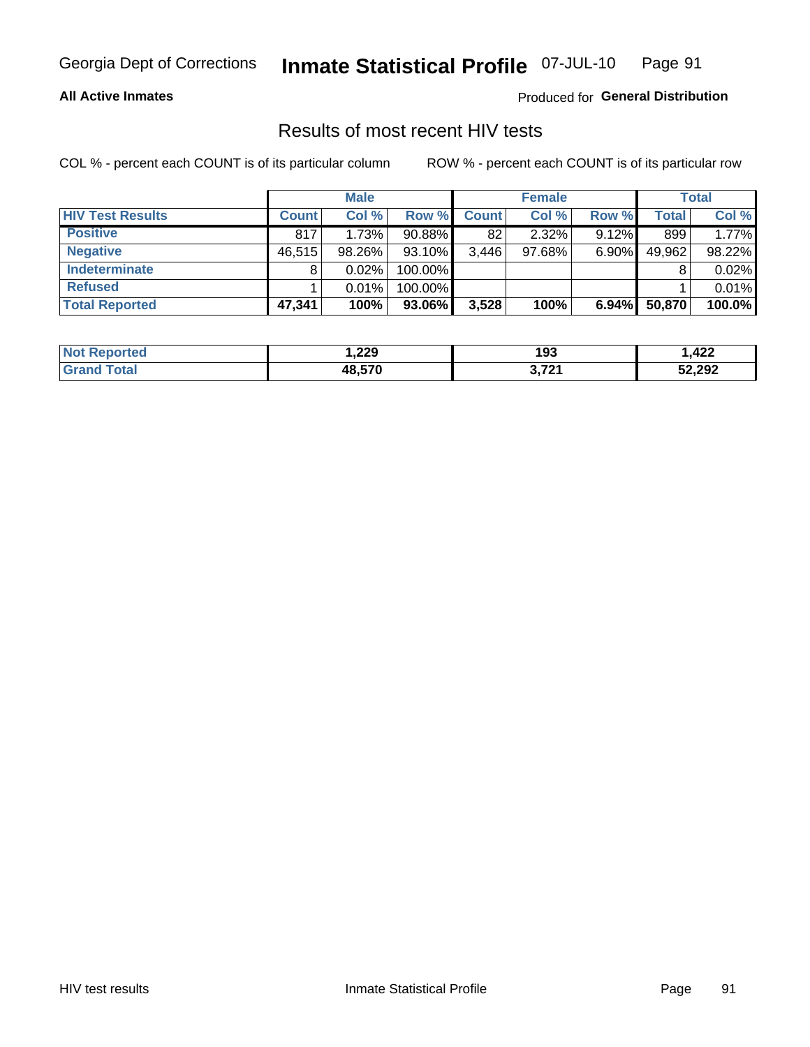# Inmate Statistical Profile

Georgia Dept of Corrections — 07-JUL-10

**All Active Inmates** — Produced for **General Distribution**

## Results of most recent HIV tests

COL % - percent each COUNT is of its particular column    ROW % - percent each COUNT is of its particular row

| | Male | | | Female | | | Total | |
|---|---|---|---|---|---|---|---|---|
| **HIV Test Results** | **Count** | **Col %** | **Row %** | **Count** | **Col %** | **Row %** | **Total** | **Col %** |
| **Positive** | 817 | 1.73% | 90.88% | 82 | 2.32% | 9.12% | 899 | 1.77% |
| **Negative** | 46,515 | 98.26% | 93.10% | 3,446 | 97.68% | 6.90% | 49,962 | 98.22% |
| **Indeterminate** | 8 | 0.02% | 100.00% | | | | 8 | 0.02% |
| **Refused** | 1 | 0.01% | 100.00% | | | | 1 | 0.01% |
| **Total Reported** | **47,341** | **100%** | **93.06%** | **3,528** | **100%** | **6.94%** | **50,870** | **100.0%** |

| | Male | Female | Total |
|---|---|---|---|
| **Not Reported** | **1,229** | **193** | **1,422** |
| **Grand Total** | **48,570** | **3,721** | **52,292** |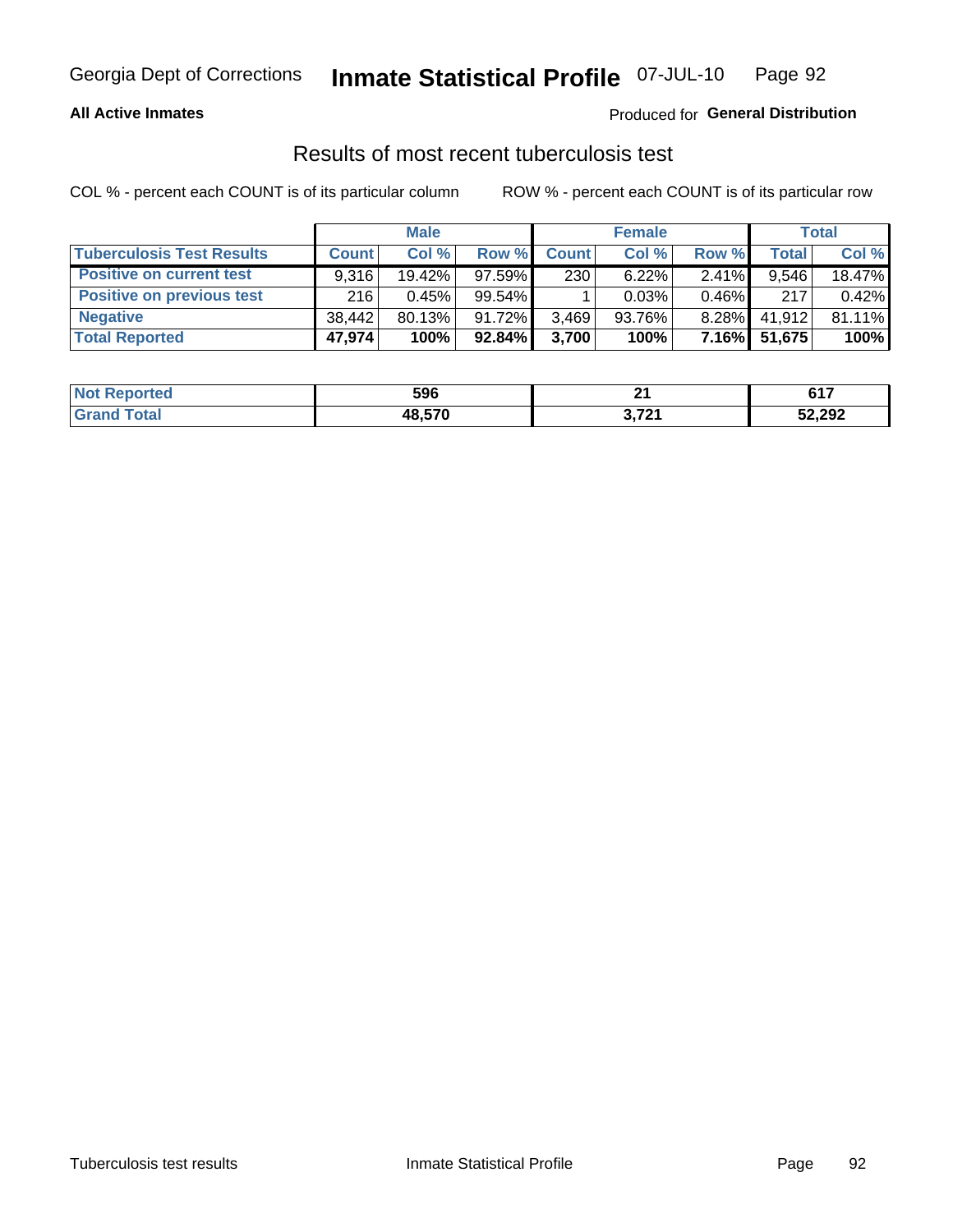Georgia Dept of Corrections **Inmate Statistical Profile** 07-JUL-10

**All Active Inmates**

Produced for **General Distribution**

## Results of most recent tuberculosis test

COL % - percent each COUNT is of its particular column

ROW % - percent each COUNT is of its particular row

| | Male | | | Female | | | Total | |
|---|---|---|---|---|---|---|---|---|
| **Tuberculosis Test Results** | **Count** | **Col %** | **Row %** | **Count** | **Col %** | **Row %** | **Total** | **Col %** |
| **Positive on current test** | 9,316 | 19.42% | 97.59% | 230 | 6.22% | 2.41% | 9,546 | 18.47% |
| **Positive on previous test** | 216 | 0.45% | 99.54% | 1 | 0.03% | 0.46% | 217 | 0.42% |
| **Negative** | 38,442 | 80.13% | 91.72% | 3,469 | 93.76% | 8.28% | 41,912 | 81.11% |
| **Total Reported** | **47,974** | **100%** | **92.84%** | **3,700** | **100%** | **7.16%** | **51,675** | **100%** |

| | Male | Female | Total |
|---|---|---|---|
| **Not Reported** | **596** | **21** | **617** |
| **Grand Total** | **48,570** | **3,721** | **52,292** |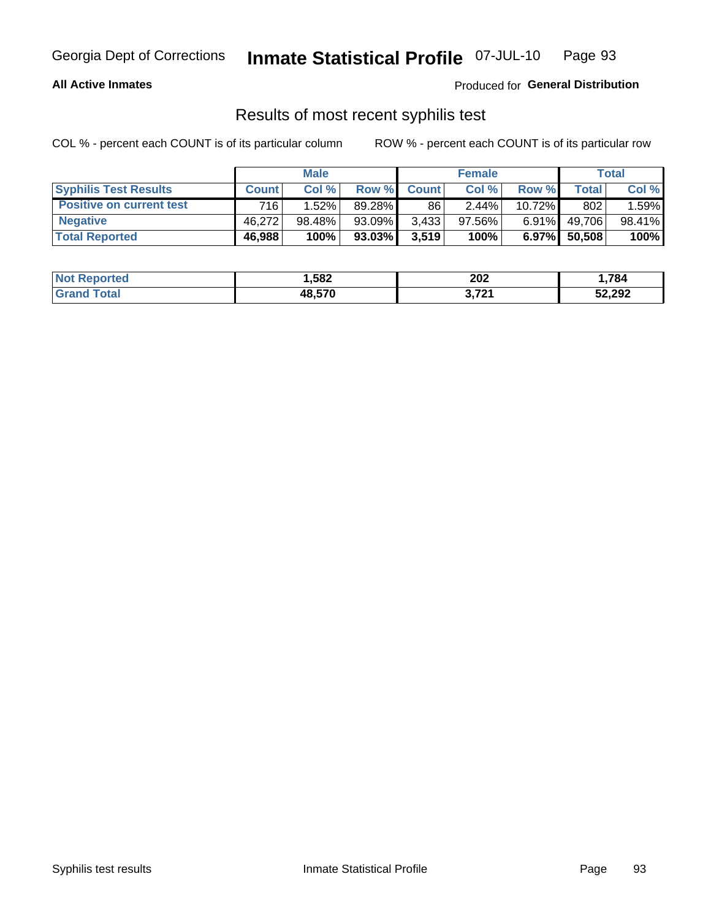Georgia Dept of Corrections **Inmate Statistical Profile** 07-JUL-10

**All Active Inmates** Produced for **General Distribution**

## Results of most recent syphilis test

COL % - percent each COUNT is of its particular column ROW % - percent each COUNT is of its particular row

| | Male | | | Female | | | Total | |
|---|---|---|---|---|---|---|---|---|
| **Syphilis Test Results** | **Count** | **Col %** | **Row %** | **Count** | **Col %** | **Row %** | **Total** | **Col %** |
| **Positive on current test** | 716 | 1.52% | 89.28% | 86 | 2.44% | 10.72% | 802 | 1.59% |
| **Negative** | 46,272 | 98.48% | 93.09% | 3,433 | 97.56% | 6.91% | 49,706 | 98.41% |
| **Total Reported** | **46,988** | **100%** | **93.03%** | **3,519** | **100%** | **6.97%** | **50,508** | **100%** |

| | Male | Female | Total |
|---|---|---|---|
| **Not Reported** | **1,582** | **202** | **1,784** |
| **Grand Total** | **48,570** | **3,721** | **52,292** |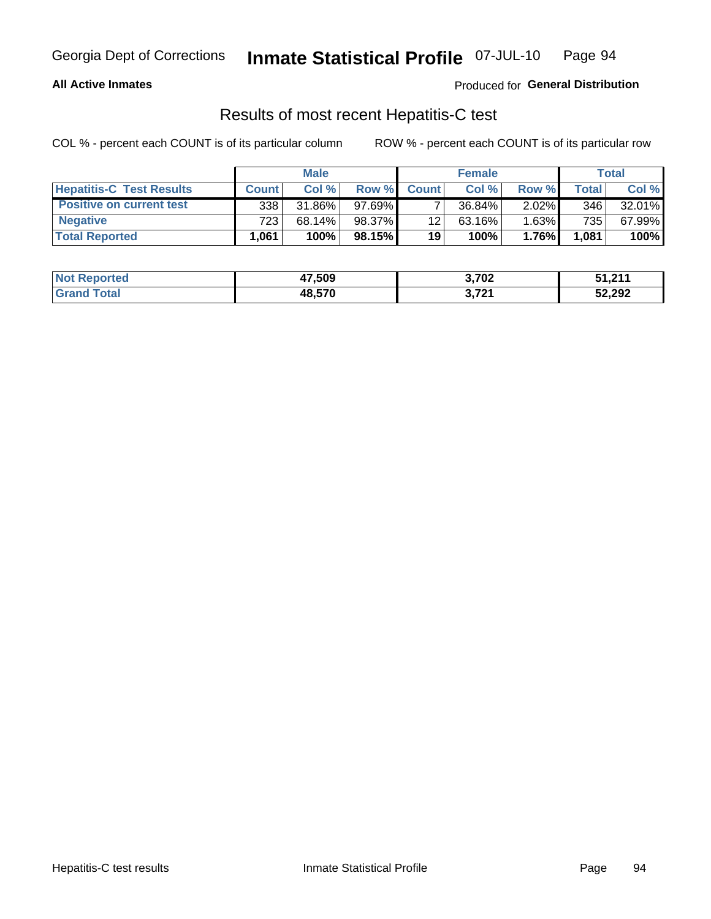## All Active Inmates

Produced for **General Distribution**

# Results of most recent Hepatitis-C test

COL % - percent each COUNT is of its particular column

ROW % - percent each COUNT is of its particular row

| | Male | | | Female | | | Total | |
|---|---|---|---|---|---|---|---|---|
| **Hepatitis-C Test Results** | **Count** | **Col %** | **Row %** | **Count** | **Col %** | **Row %** | **Total** | **Col %** |
| **Positive on current test** | 338 | 31.86% | 97.69% | 7 | 36.84% | 2.02% | 346 | 32.01% |
| **Negative** | 723 | 68.14% | 98.37% | 12 | 63.16% | 1.63% | 735 | 67.99% |
| **Total Reported** | **1,061** | **100%** | **98.15%** | **19** | **100%** | **1.76%** | **1,081** | **100%** |

| | Male | Female | Total |
|---|---|---|---|
| **Not Reported** | **47,509** | **3,702** | **51,211** |
| **Grand Total** | **48,570** | **3,721** | **52,292** |